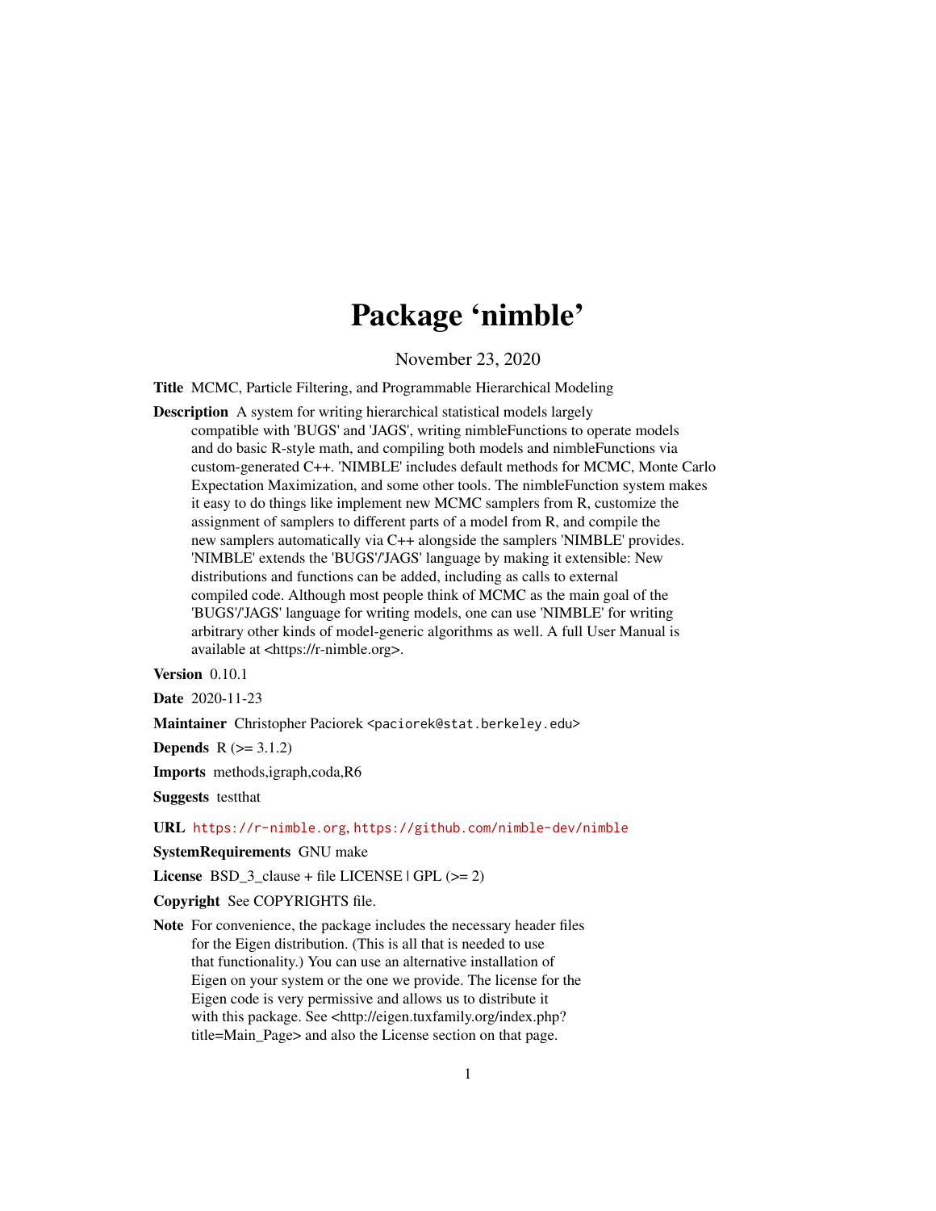# Package 'nimble'

November 23, 2020

**Title** MCMC, Particle Filtering, and Programmable Hierarchical Modeling

**Description** A system for writing hierarchical statistical models largely compatible with 'BUGS' and 'JAGS', writing nimbleFunctions to operate models and do basic R-style math, and compiling both models and nimbleFunctions via custom-generated C++. 'NIMBLE' includes default methods for MCMC, Monte Carlo Expectation Maximization, and some other tools. The nimbleFunction system makes it easy to do things like implement new MCMC samplers from R, customize the assignment of samplers to different parts of a model from R, and compile the new samplers automatically via C++ alongside the samplers 'NIMBLE' provides. 'NIMBLE' extends the 'BUGS'/'JAGS' language by making it extensible: New distributions and functions can be added, including as calls to external compiled code. Although most people think of MCMC as the main goal of the 'BUGS'/'JAGS' language for writing models, one can use 'NIMBLE' for writing arbitrary other kinds of model-generic algorithms as well. A full User Manual is available at <https://r-nimble.org>.

**Version** 0.10.1

**Date** 2020-11-23

**Maintainer** Christopher Paciorek <paciorek@stat.berkeley.edu>

**Depends** R (>= 3.1.2)

**Imports** methods,igraph,coda,R6

**Suggests** testthat

**URL** https://r-nimble.org, https://github.com/nimble-dev/nimble

**SystemRequirements** GNU make

**License** BSD_3_clause + file LICENSE | GPL (>= 2)

**Copyright** See COPYRIGHTS file.

**Note** For convenience, the package includes the necessary header files for the Eigen distribution. (This is all that is needed to use that functionality.) You can use an alternative installation of Eigen on your system or the one we provide. The license for the Eigen code is very permissive and allows us to distribute it with this package. See <http://eigen.tuxfamily.org/index.php?title=Main_Page> and also the License section on that page.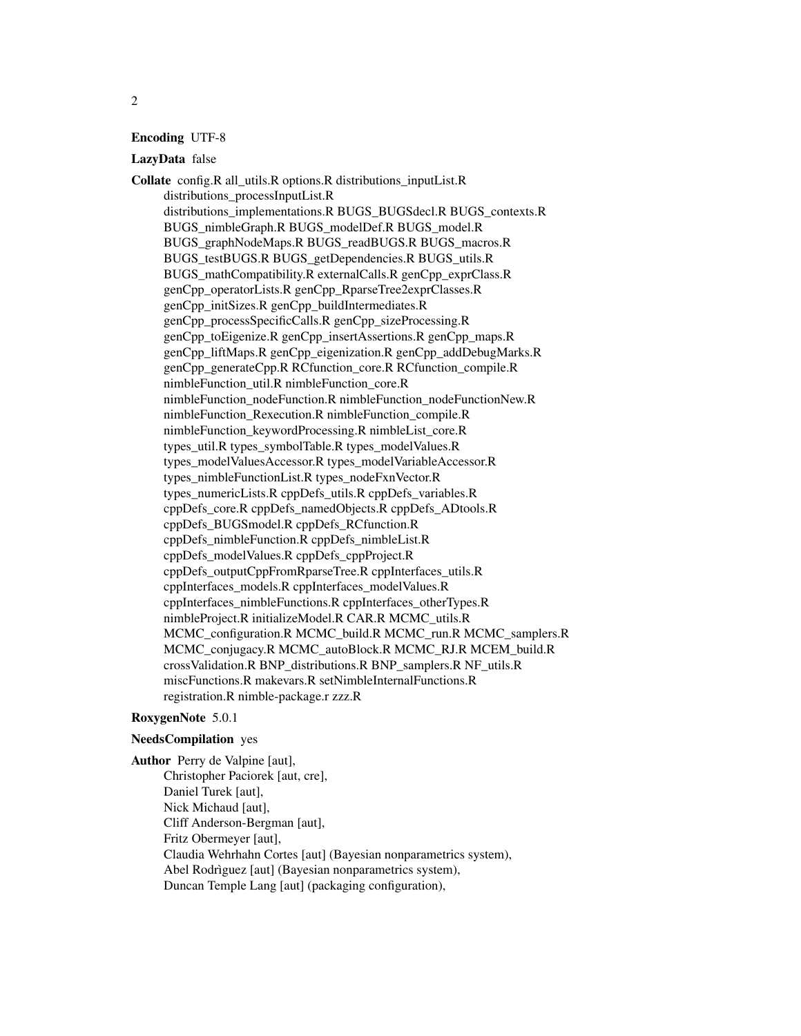**Encoding** UTF-8

**LazyData** false

**Collate** config.R all_utils.R options.R distributions_inputList.R distributions_processInputList.R distributions_implementations.R BUGS_BUGSdecl.R BUGS_contexts.R BUGS_nimbleGraph.R BUGS_modelDef.R BUGS_model.R BUGS_graphNodeMaps.R BUGS_readBUGS.R BUGS_macros.R BUGS_testBUGS.R BUGS_getDependencies.R BUGS_utils.R BUGS_mathCompatibility.R externalCalls.R genCpp_exprClass.R genCpp_operatorLists.R genCpp_RparseTree2exprClasses.R genCpp_initSizes.R genCpp_buildIntermediates.R genCpp_processSpecificCalls.R genCpp_sizeProcessing.R genCpp_toEigenize.R genCpp_insertAssertions.R genCpp_maps.R genCpp_liftMaps.R genCpp_eigenization.R genCpp_addDebugMarks.R genCpp_generateCpp.R RCfunction_core.R RCfunction_compile.R nimbleFunction_util.R nimbleFunction_core.R nimbleFunction_nodeFunction.R nimbleFunction_nodeFunctionNew.R nimbleFunction_Rexecution.R nimbleFunction_compile.R nimbleFunction_keywordProcessing.R nimbleList_core.R types_util.R types_symbolTable.R types_modelValues.R types_modelValuesAccessor.R types_modelVariableAccessor.R types_nimbleFunctionList.R types_nodeFxnVector.R types_numericLists.R cppDefs_utils.R cppDefs_variables.R cppDefs_core.R cppDefs_namedObjects.R cppDefs_ADtools.R cppDefs_BUGSmodel.R cppDefs_RCfunction.R cppDefs_nimbleFunction.R cppDefs_nimbleList.R cppDefs_modelValues.R cppDefs_cppProject.R cppDefs_outputCppFromRparseTree.R cppInterfaces_utils.R cppInterfaces_models.R cppInterfaces_modelValues.R cppInterfaces_nimbleFunctions.R cppInterfaces_otherTypes.R nimbleProject.R initializeModel.R CAR.R MCMC_utils.R MCMC_configuration.R MCMC_build.R MCMC_run.R MCMC_samplers.R MCMC_conjugacy.R MCMC_autoBlock.R MCMC_RJ.R MCEM_build.R crossValidation.R BNP_distributions.R BNP_samplers.R NF_utils.R miscFunctions.R makevars.R setNimbleInternalFunctions.R registration.R nimble-package.r zzz.R

**RoxygenNote** 5.0.1

**NeedsCompilation** yes

**Author** Perry de Valpine [aut],
Christopher Paciorek [aut, cre],
Daniel Turek [aut],
Nick Michaud [aut],
Cliff Anderson-Bergman [aut],
Fritz Obermeyer [aut],
Claudia Wehrhahn Cortes [aut] (Bayesian nonparametrics system),
Abel Rodrìguez [aut] (Bayesian nonparametrics system),
Duncan Temple Lang [aut] (packaging configuration),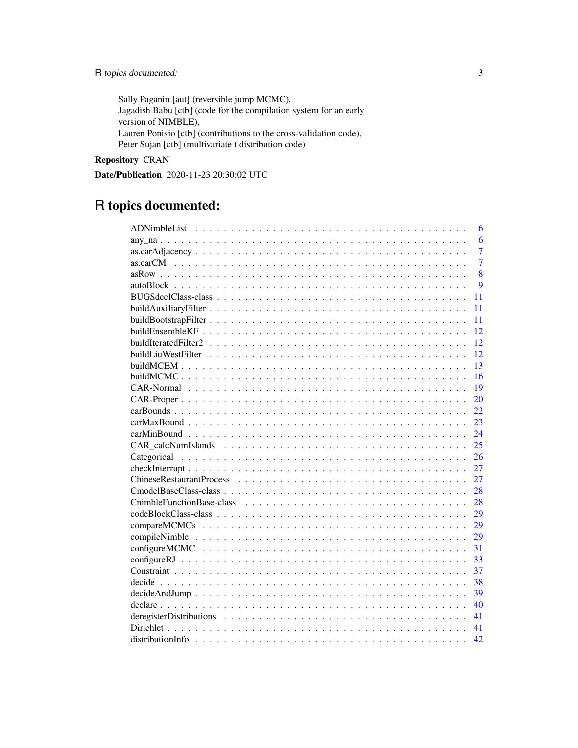Sally Paganin [aut] (reversible jump MCMC),
Jagadish Babu [ctb] (code for the compilation system for an early version of NIMBLE),
Lauren Ponisio [ctb] (contributions to the cross-validation code),
Peter Sujan [ctb] (multivariate t distribution code)

**Repository** CRAN

**Date/Publication** 2020-11-23 20:30:02 UTC

# R topics documented:

| | |
|---|---|
| ADNimbleList | 6 |
| any_na | 6 |
| as.carAdjacency | 7 |
| as.carCM | 7 |
| asRow | 8 |
| autoBlock | 9 |
| BUGSdeclClass-class | 11 |
| buildAuxiliaryFilter | 11 |
| buildBootstrapFilter | 11 |
| buildEnsembleKF | 12 |
| buildIteratedFilter2 | 12 |
| buildLiuWestFilter | 12 |
| buildMCEM | 13 |
| buildMCMC | 16 |
| CAR-Normal | 19 |
| CAR-Proper | 20 |
| carBounds | 22 |
| carMaxBound | 23 |
| carMinBound | 24 |
| CAR_calcNumIslands | 25 |
| Categorical | 26 |
| checkInterrupt | 27 |
| ChineseRestaurantProcess | 27 |
| CmodelBaseClass-class | 28 |
| CnimbleFunctionBase-class | 28 |
| codeBlockClass-class | 29 |
| compareMCMCs | 29 |
| compileNimble | 29 |
| configureMCMC | 31 |
| configureRJ | 33 |
| Constraint | 37 |
| decide | 38 |
| decideAndJump | 39 |
| declare | 40 |
| deregisterDistributions | 41 |
| Dirichlet | 41 |
| distributionInfo | 42 |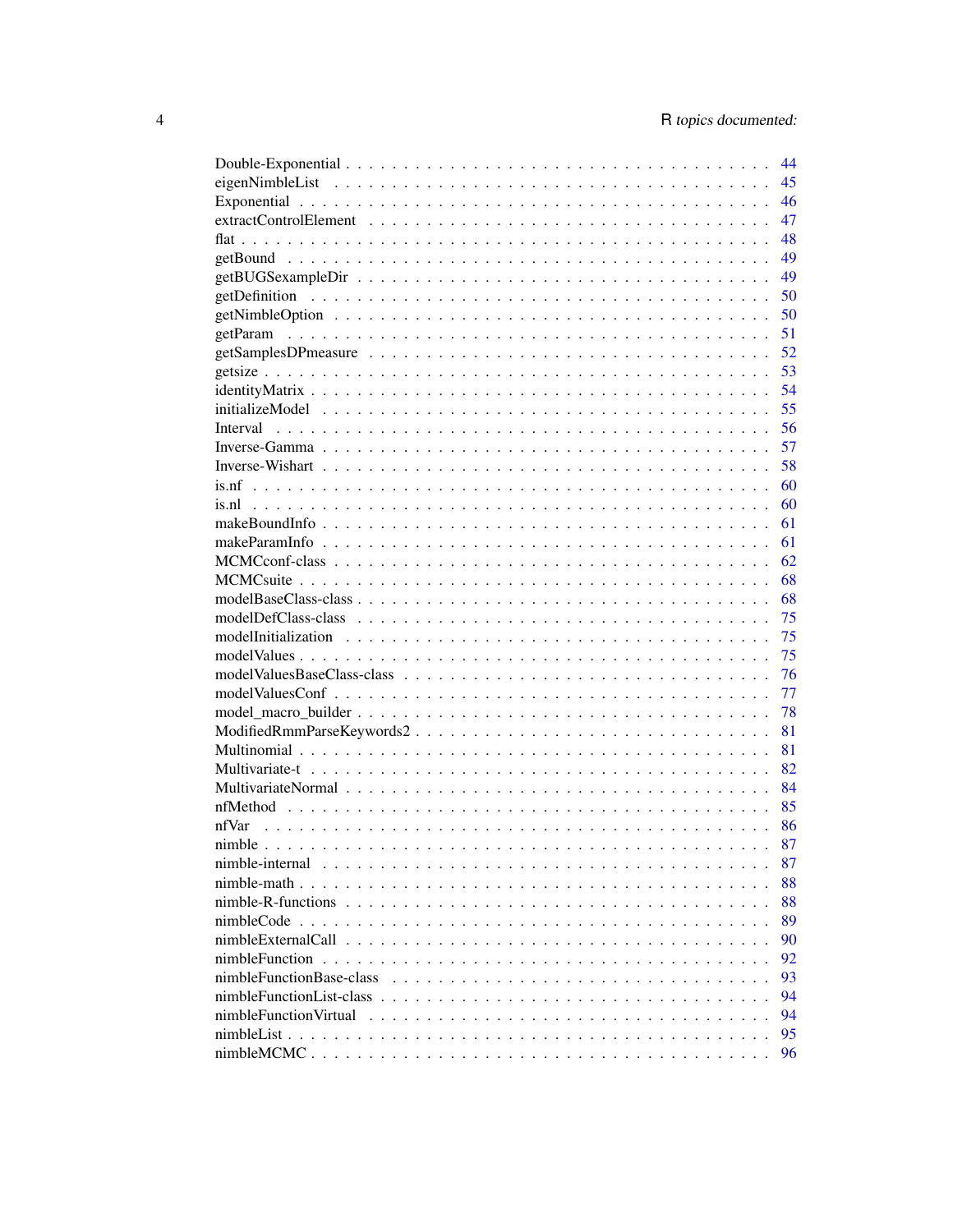Double-Exponential . . . . . . . . . . . . . . . . . . . . . . . . . . . . . . . . . . . . . 44
eigenNimbleList . . . . . . . . . . . . . . . . . . . . . . . . . . . . . . . . . . . . . 45
Exponential . . . . . . . . . . . . . . . . . . . . . . . . . . . . . . . . . . . . . 46
extractControlElement . . . . . . . . . . . . . . . . . . . . . . . . . . . . . . . . . 47
flat . . . . . . . . . . . . . . . . . . . . . . . . . . . . . . . . . . . . . . . . 48
getBound . . . . . . . . . . . . . . . . . . . . . . . . . . . . . . . . . . . . . . 49
getBUGSexampleDir . . . . . . . . . . . . . . . . . . . . . . . . . . . . . . . . . 49
getDefinition . . . . . . . . . . . . . . . . . . . . . . . . . . . . . . . . . . . . 50
getNimbleOption . . . . . . . . . . . . . . . . . . . . . . . . . . . . . . . . . . . 50
getParam . . . . . . . . . . . . . . . . . . . . . . . . . . . . . . . . . . . . . . 51
getSamplesDPmeasure . . . . . . . . . . . . . . . . . . . . . . . . . . . . . . . . 52
getsize . . . . . . . . . . . . . . . . . . . . . . . . . . . . . . . . . . . . . . . 53
identityMatrix . . . . . . . . . . . . . . . . . . . . . . . . . . . . . . . . . . . . 54
initializeModel . . . . . . . . . . . . . . . . . . . . . . . . . . . . . . . . . . . 55
Interval . . . . . . . . . . . . . . . . . . . . . . . . . . . . . . . . . . . . . . 56
Inverse-Gamma . . . . . . . . . . . . . . . . . . . . . . . . . . . . . . . . . . . 57
Inverse-Wishart . . . . . . . . . . . . . . . . . . . . . . . . . . . . . . . . . . . 58
is.nf . . . . . . . . . . . . . . . . . . . . . . . . . . . . . . . . . . . . . . . . 60
is.nl . . . . . . . . . . . . . . . . . . . . . . . . . . . . . . . . . . . . . . . . 60
makeBoundInfo . . . . . . . . . . . . . . . . . . . . . . . . . . . . . . . . . . . 61
makeParamInfo . . . . . . . . . . . . . . . . . . . . . . . . . . . . . . . . . . . 61
MCMCconf-class . . . . . . . . . . . . . . . . . . . . . . . . . . . . . . . . . . 62
MCMCsuite . . . . . . . . . . . . . . . . . . . . . . . . . . . . . . . . . . . . . 68
modelBaseClass-class . . . . . . . . . . . . . . . . . . . . . . . . . . . . . . . . 68
modelDefClass-class . . . . . . . . . . . . . . . . . . . . . . . . . . . . . . . . 75
modelInitialization . . . . . . . . . . . . . . . . . . . . . . . . . . . . . . . . . 75
modelValues . . . . . . . . . . . . . . . . . . . . . . . . . . . . . . . . . . . . 75
modelValuesBaseClass-class . . . . . . . . . . . . . . . . . . . . . . . . . . . . 76
modelValuesConf . . . . . . . . . . . . . . . . . . . . . . . . . . . . . . . . . . 77
model_macro_builder . . . . . . . . . . . . . . . . . . . . . . . . . . . . . . . . 78
ModifiedRmmParseKeywords2 . . . . . . . . . . . . . . . . . . . . . . . . . . . . 81
Multinomial . . . . . . . . . . . . . . . . . . . . . . . . . . . . . . . . . . . . 81
Multivariate-t . . . . . . . . . . . . . . . . . . . . . . . . . . . . . . . . . . . 82
MultivariateNormal . . . . . . . . . . . . . . . . . . . . . . . . . . . . . . . . . 84
nfMethod . . . . . . . . . . . . . . . . . . . . . . . . . . . . . . . . . . . . . . 85
nfVar . . . . . . . . . . . . . . . . . . . . . . . . . . . . . . . . . . . . . . . 86
nimble . . . . . . . . . . . . . . . . . . . . . . . . . . . . . . . . . . . . . . . 87
nimble-internal . . . . . . . . . . . . . . . . . . . . . . . . . . . . . . . . . . . 87
nimble-math . . . . . . . . . . . . . . . . . . . . . . . . . . . . . . . . . . . . 88
nimble-R-functions . . . . . . . . . . . . . . . . . . . . . . . . . . . . . . . . . 88
nimbleCode . . . . . . . . . . . . . . . . . . . . . . . . . . . . . . . . . . . . . 89
nimbleExternalCall . . . . . . . . . . . . . . . . . . . . . . . . . . . . . . . . . 90
nimbleFunction . . . . . . . . . . . . . . . . . . . . . . . . . . . . . . . . . . . 92
nimbleFunctionBase-class . . . . . . . . . . . . . . . . . . . . . . . . . . . . . . 93
nimbleFunctionList-class . . . . . . . . . . . . . . . . . . . . . . . . . . . . . . 94
nimbleFunctionVirtual . . . . . . . . . . . . . . . . . . . . . . . . . . . . . . . 94
nimbleList . . . . . . . . . . . . . . . . . . . . . . . . . . . . . . . . . . . . . 95
nimbleMCMC . . . . . . . . . . . . . . . . . . . . . . . . . . . . . . . . . . . . 96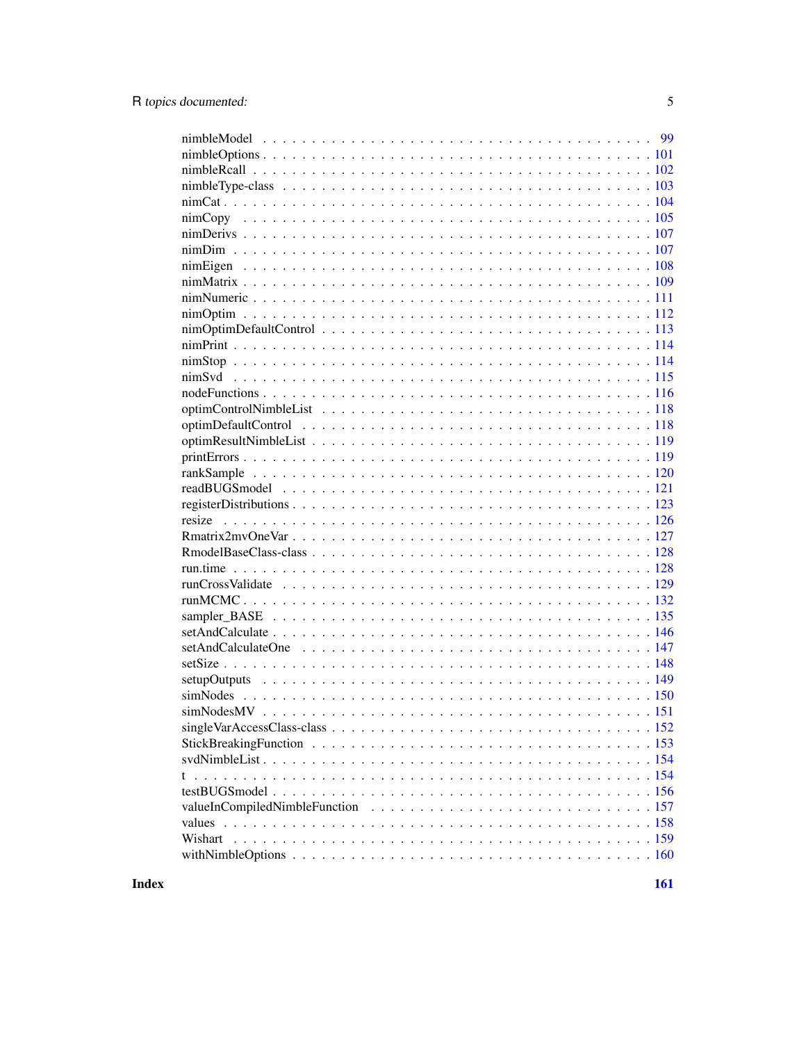nimbleModel . . . . . . . . . . . . . . . . . . . . . . . . . . . . . . . . . . . . . 99
nimbleOptions . . . . . . . . . . . . . . . . . . . . . . . . . . . . . . . . . . . . 101
nimbleRcall . . . . . . . . . . . . . . . . . . . . . . . . . . . . . . . . . . . . . 102
nimbleType-class . . . . . . . . . . . . . . . . . . . . . . . . . . . . . . . . . . 103
nimCat . . . . . . . . . . . . . . . . . . . . . . . . . . . . . . . . . . . . . . . 104
nimCopy . . . . . . . . . . . . . . . . . . . . . . . . . . . . . . . . . . . . . . . 105
nimDerivs . . . . . . . . . . . . . . . . . . . . . . . . . . . . . . . . . . . . . . 107
nimDim . . . . . . . . . . . . . . . . . . . . . . . . . . . . . . . . . . . . . . . 107
nimEigen . . . . . . . . . . . . . . . . . . . . . . . . . . . . . . . . . . . . . . 108
nimMatrix . . . . . . . . . . . . . . . . . . . . . . . . . . . . . . . . . . . . . . 109
nimNumeric . . . . . . . . . . . . . . . . . . . . . . . . . . . . . . . . . . . . . 111
nimOptim . . . . . . . . . . . . . . . . . . . . . . . . . . . . . . . . . . . . . . 112
nimOptimDefaultControl . . . . . . . . . . . . . . . . . . . . . . . . . . . . . . . 113
nimPrint . . . . . . . . . . . . . . . . . . . . . . . . . . . . . . . . . . . . . . 114
nimStop . . . . . . . . . . . . . . . . . . . . . . . . . . . . . . . . . . . . . . . 114
nimSvd . . . . . . . . . . . . . . . . . . . . . . . . . . . . . . . . . . . . . . . 115
nodeFunctions . . . . . . . . . . . . . . . . . . . . . . . . . . . . . . . . . . . . 116
optimControlNimbleList . . . . . . . . . . . . . . . . . . . . . . . . . . . . . . . 118
optimDefaultControl . . . . . . . . . . . . . . . . . . . . . . . . . . . . . . . . . 118
optimResultNimbleList . . . . . . . . . . . . . . . . . . . . . . . . . . . . . . . . 119
printErrors . . . . . . . . . . . . . . . . . . . . . . . . . . . . . . . . . . . . . 119
rankSample . . . . . . . . . . . . . . . . . . . . . . . . . . . . . . . . . . . . . 120
readBUGSmodel . . . . . . . . . . . . . . . . . . . . . . . . . . . . . . . . . . . 121
registerDistributions . . . . . . . . . . . . . . . . . . . . . . . . . . . . . . . . 123
resize . . . . . . . . . . . . . . . . . . . . . . . . . . . . . . . . . . . . . . . 126
Rmatrix2mvOneVar . . . . . . . . . . . . . . . . . . . . . . . . . . . . . . . . . 127
RmodelBaseClass-class . . . . . . . . . . . . . . . . . . . . . . . . . . . . . . . 128
run.time . . . . . . . . . . . . . . . . . . . . . . . . . . . . . . . . . . . . . . 128
runCrossValidate . . . . . . . . . . . . . . . . . . . . . . . . . . . . . . . . . . 129
runMCMC . . . . . . . . . . . . . . . . . . . . . . . . . . . . . . . . . . . . . . 132
sampler_BASE . . . . . . . . . . . . . . . . . . . . . . . . . . . . . . . . . . . 135
setAndCalculate . . . . . . . . . . . . . . . . . . . . . . . . . . . . . . . . . . 146
setAndCalculateOne . . . . . . . . . . . . . . . . . . . . . . . . . . . . . . . . 147
setSize . . . . . . . . . . . . . . . . . . . . . . . . . . . . . . . . . . . . . . . 148
setupOutputs . . . . . . . . . . . . . . . . . . . . . . . . . . . . . . . . . . . . 149
simNodes . . . . . . . . . . . . . . . . . . . . . . . . . . . . . . . . . . . . . . 150
simNodesMV . . . . . . . . . . . . . . . . . . . . . . . . . . . . . . . . . . . . 151
singleVarAccessClass-class . . . . . . . . . . . . . . . . . . . . . . . . . . . . . 152
StickBreakingFunction . . . . . . . . . . . . . . . . . . . . . . . . . . . . . . . 153
svdNimbleList . . . . . . . . . . . . . . . . . . . . . . . . . . . . . . . . . . . . 154
t . . . . . . . . . . . . . . . . . . . . . . . . . . . . . . . . . . . . . . . . . . 154
testBUGSmodel . . . . . . . . . . . . . . . . . . . . . . . . . . . . . . . . . . . 156
valueInCompiledNimbleFunction . . . . . . . . . . . . . . . . . . . . . . . . . . 157
values . . . . . . . . . . . . . . . . . . . . . . . . . . . . . . . . . . . . . . . 158
Wishart . . . . . . . . . . . . . . . . . . . . . . . . . . . . . . . . . . . . . . . 159
withNimbleOptions . . . . . . . . . . . . . . . . . . . . . . . . . . . . . . . . . 160

**Index** **161**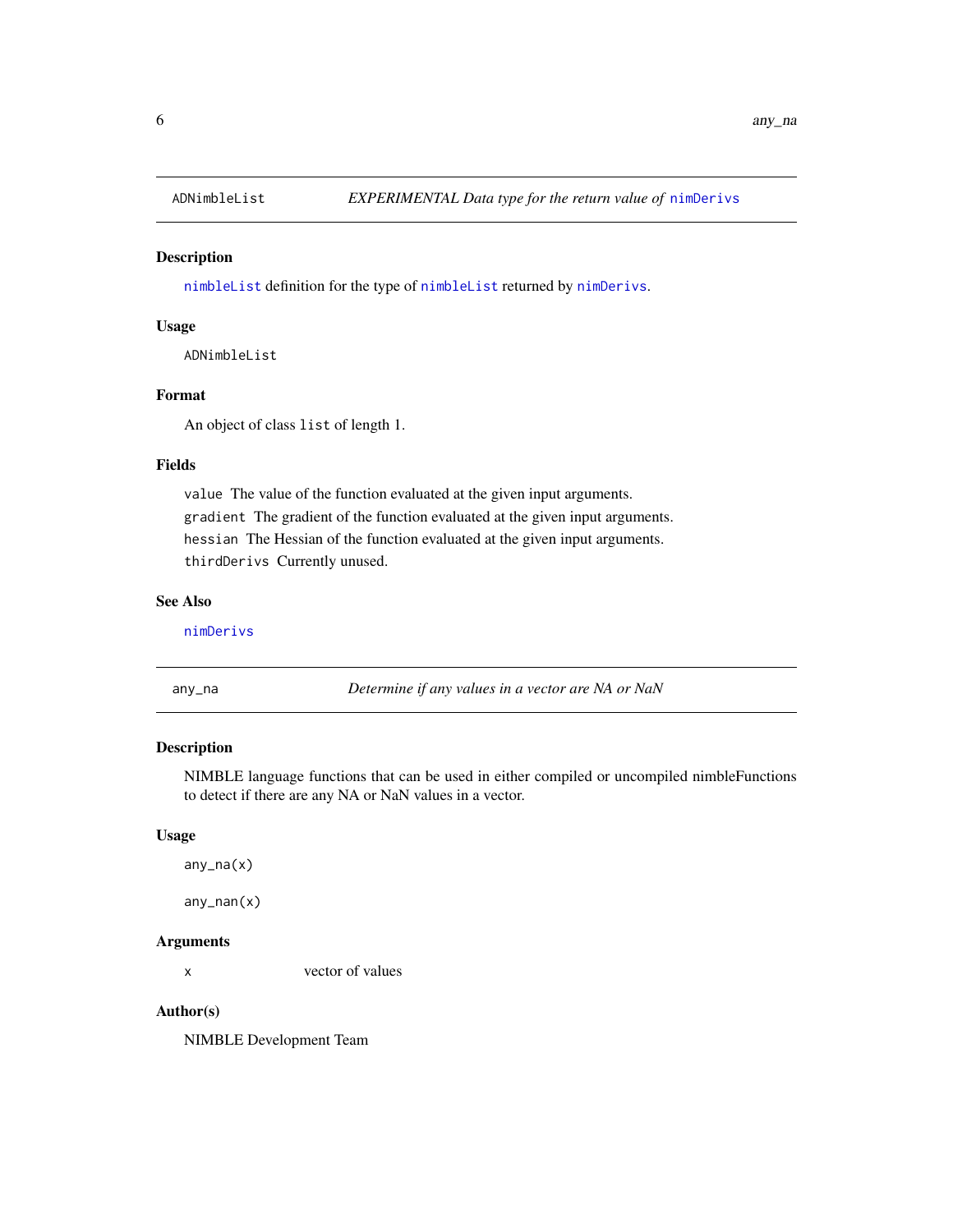## ADNimbleList — *EXPERIMENTAL Data type for the return value of* `nimDerivs`

### Description

`nimbleList` definition for the type of `nimbleList` returned by `nimDerivs`.

### Usage

```
ADNimbleList
```

### Format

An object of class `list` of length 1.

### Fields

- `value` The value of the function evaluated at the given input arguments.
- `gradient` The gradient of the function evaluated at the given input arguments.
- `hessian` The Hessian of the function evaluated at the given input arguments.
- `thirdDerivs` Currently unused.

### See Also

`nimDerivs`

## any_na — *Determine if any values in a vector are NA or NaN*

### Description

NIMBLE language functions that can be used in either compiled or uncompiled nimbleFunctions to detect if there are any NA or NaN values in a vector.

### Usage

```
any_na(x)

any_nan(x)
```

### Arguments

| | |
|---|---|
| x | vector of values |

### Author(s)

NIMBLE Development Team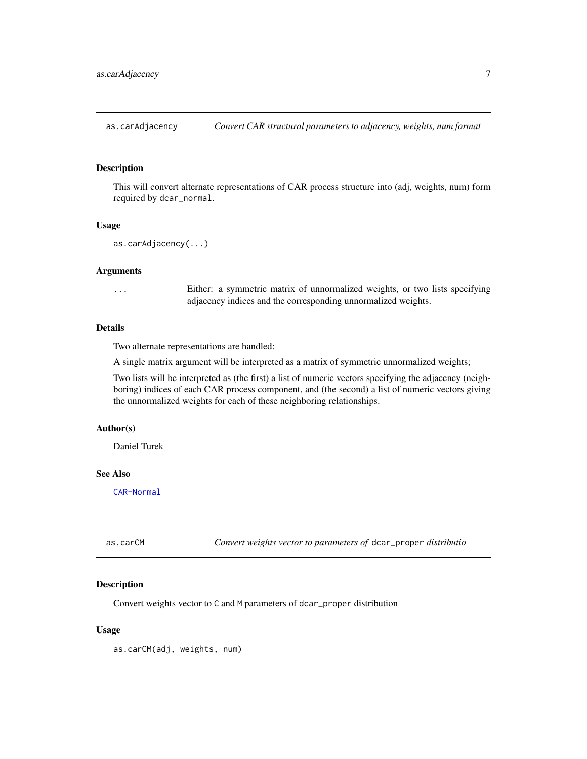## as.carAdjacency — *Convert CAR structural parameters to adjacency, weights, num format*

### Description

This will convert alternate representations of CAR process structure into (adj, weights, num) form required by `dcar_normal`.

### Usage

```
as.carAdjacency(...)
```

### Arguments

| | |
|---|---|
| `...` | Either: a symmetric matrix of unnormalized weights, or two lists specifying adjacency indices and the corresponding unnormalized weights. |

### Details

Two alternate representations are handled:

A single matrix argument will be interpreted as a matrix of symmetric unnormalized weights;

Two lists will be interpreted as (the first) a list of numeric vectors specifying the adjacency (neighboring) indices of each CAR process component, and (the second) a list of numeric vectors giving the unnormalized weights for each of these neighboring relationships.

### Author(s)

Daniel Turek

### See Also

CAR-Normal

## as.carCM — *Convert weights vector to parameters of* `dcar_proper` *distributio*

### Description

Convert weights vector to `C` and `M` parameters of `dcar_proper` distribution

### Usage

```
as.carCM(adj, weights, num)
```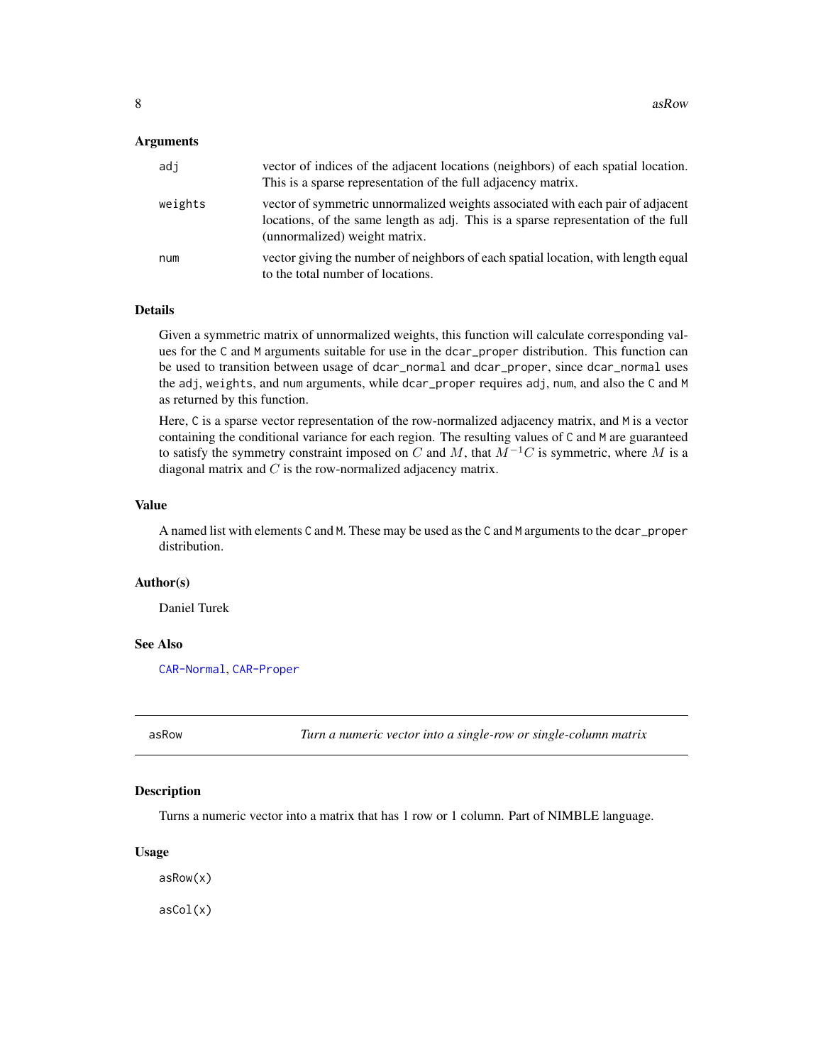### Arguments

| | |
|---|---|
| adj | vector of indices of the adjacent locations (neighbors) of each spatial location. This is a sparse representation of the full adjacency matrix. |
| weights | vector of symmetric unnormalized weights associated with each pair of adjacent locations, of the same length as adj. This is a sparse representation of the full (unnormalized) weight matrix. |
| num | vector giving the number of neighbors of each spatial location, with length equal to the total number of locations. |

### Details

Given a symmetric matrix of unnormalized weights, this function will calculate corresponding values for the C and M arguments suitable for use in the dcar_proper distribution. This function can be used to transition between usage of dcar_normal and dcar_proper, since dcar_normal uses the adj, weights, and num arguments, while dcar_proper requires adj, num, and also the C and M as returned by this function.

Here, C is a sparse vector representation of the row-normalized adjacency matrix, and M is a vector containing the conditional variance for each region. The resulting values of C and M are guaranteed to satisfy the symmetry constraint imposed on $C$ and $M$, that $M^{-1}C$ is symmetric, where $M$ is a diagonal matrix and $C$ is the row-normalized adjacency matrix.

### Value

A named list with elements C and M. These may be used as the C and M arguments to the dcar_proper distribution.

### Author(s)

Daniel Turek

### See Also

CAR-Normal, CAR-Proper

---

## asRow — *Turn a numeric vector into a single-row or single-column matrix*

### Description

Turns a numeric vector into a matrix that has 1 row or 1 column. Part of NIMBLE language.

### Usage

```
asRow(x)

asCol(x)
```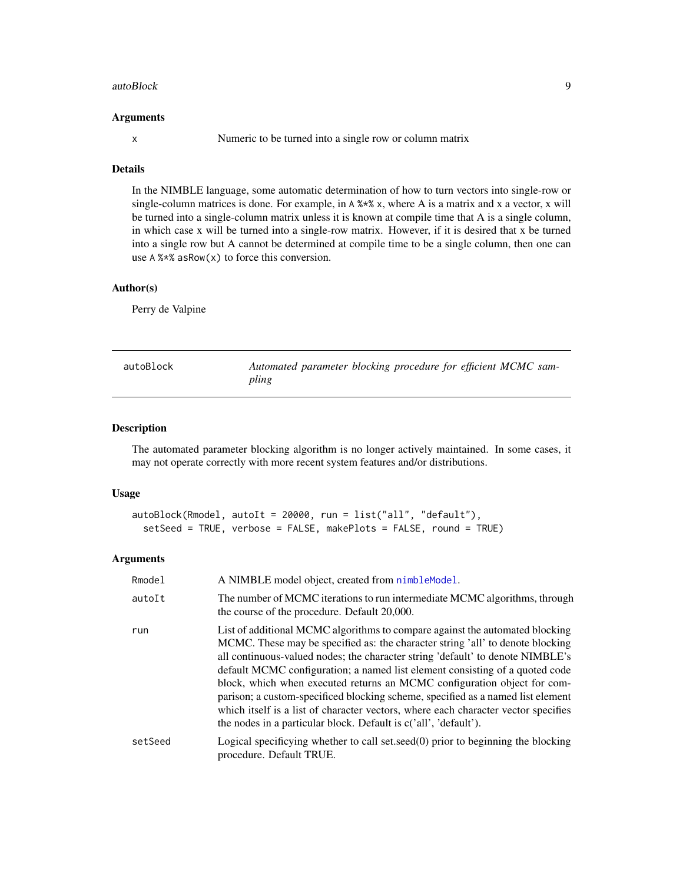### Arguments

x  Numeric to be turned into a single row or column matrix

### Details

In the NIMBLE language, some automatic determination of how to turn vectors into single-row or single-column matrices is done. For example, in `A %*% x`, where A is a matrix and x a vector, x will be turned into a single-column matrix unless it is known at compile time that A is a single column, in which case x will be turned into a single-row matrix. However, if it is desired that x be turned into a single row but A cannot be determined at compile time to be a single column, then one can use `A %*% asRow(x)` to force this conversion.

### Author(s)

Perry de Valpine

---

## autoBlock — *Automated parameter blocking procedure for efficient MCMC sampling*

### Description

The automated parameter blocking algorithm is no longer actively maintained. In some cases, it may not operate correctly with more recent system features and/or distributions.

### Usage

```
autoBlock(Rmodel, autoIt = 20000, run = list("all", "default"),
  setSeed = TRUE, verbose = FALSE, makePlots = FALSE, round = TRUE)
```

### Arguments

| | |
|---|---|
| Rmodel | A NIMBLE model object, created from nimbleModel. |
| autoIt | The number of MCMC iterations to run intermediate MCMC algorithms, through the course of the procedure. Default 20,000. |
| run | List of additional MCMC algorithms to compare against the automated blocking MCMC. These may be specified as: the character string 'all' to denote blocking all continuous-valued nodes; the character string 'default' to denote NIMBLE's default MCMC configuration; a named list element consisting of a quoted code block, which when executed returns an MCMC configuration object for comparison; a custom-specificed blocking scheme, specified as a named list element which itself is a list of character vectors, where each character vector specifies the nodes in a particular block. Default is c('all', 'default'). |
| setSeed | Logical specificying whether to call set.seed(0) prior to beginning the blocking procedure. Default TRUE. |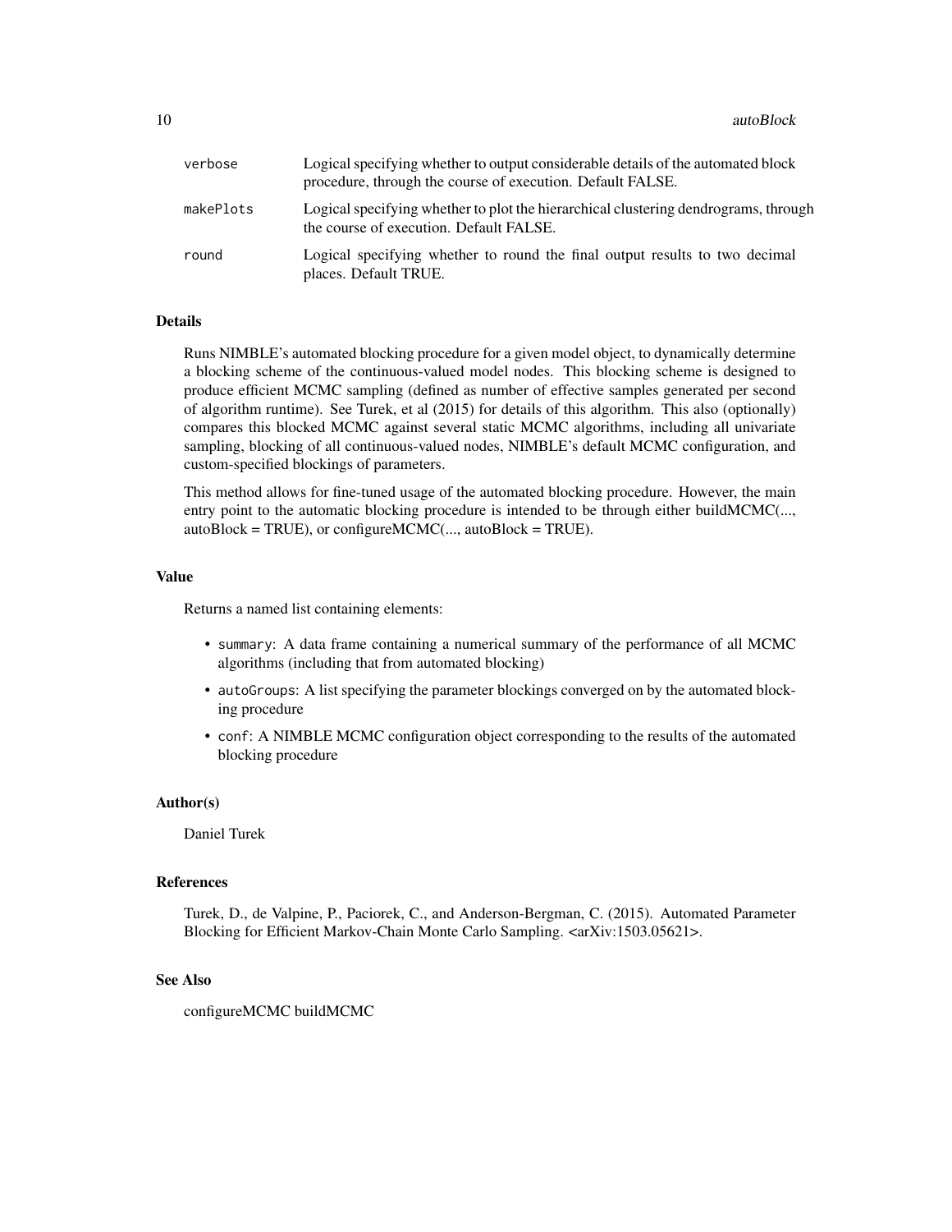| | |
|---|---|
| verbose | Logical specifying whether to output considerable details of the automated block procedure, through the course of execution. Default FALSE. |
| makePlots | Logical specifying whether to plot the hierarchical clustering dendrograms, through the course of execution. Default FALSE. |
| round | Logical specifying whether to round the final output results to two decimal places. Default TRUE. |

### Details

Runs NIMBLE's automated blocking procedure for a given model object, to dynamically determine a blocking scheme of the continuous-valued model nodes. This blocking scheme is designed to produce efficient MCMC sampling (defined as number of effective samples generated per second of algorithm runtime). See Turek, et al (2015) for details of this algorithm. This also (optionally) compares this blocked MCMC against several static MCMC algorithms, including all univariate sampling, blocking of all continuous-valued nodes, NIMBLE's default MCMC configuration, and custom-specified blockings of parameters.

This method allows for fine-tuned usage of the automated blocking procedure. However, the main entry point to the automatic blocking procedure is intended to be through either buildMCMC(..., autoBlock = TRUE), or configureMCMC(..., autoBlock = TRUE).

### Value

Returns a named list containing elements:

- `summary`: A data frame containing a numerical summary of the performance of all MCMC algorithms (including that from automated blocking)
- `autoGroups`: A list specifying the parameter blockings converged on by the automated blocking procedure
- `conf`: A NIMBLE MCMC configuration object corresponding to the results of the automated blocking procedure

### Author(s)

Daniel Turek

### References

Turek, D., de Valpine, P., Paciorek, C., and Anderson-Bergman, C. (2015). Automated Parameter Blocking for Efficient Markov-Chain Monte Carlo Sampling. <arXiv:1503.05621>.

### See Also

configureMCMC buildMCMC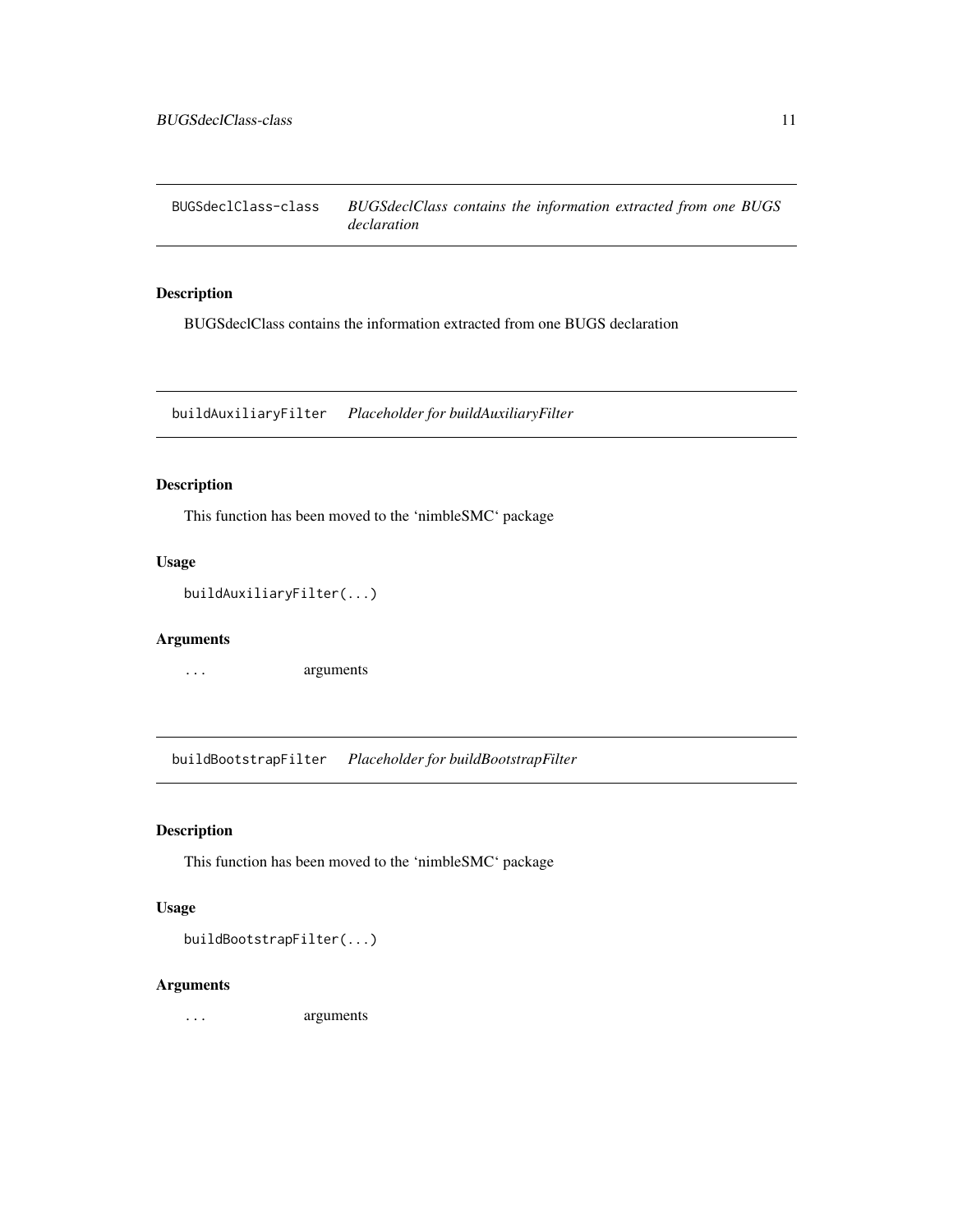## BUGSdeclClass-class — *BUGSdeclClass contains the information extracted from one BUGS declaration*

### Description

BUGSdeclClass contains the information extracted from one BUGS declaration

## buildAuxiliaryFilter — *Placeholder for buildAuxiliaryFilter*

### Description

This function has been moved to the 'nimbleSMC' package

### Usage

```
buildAuxiliaryFilter(...)
```

### Arguments

| | |
|---|---|
| ... | arguments |

## buildBootstrapFilter — *Placeholder for buildBootstrapFilter*

### Description

This function has been moved to the 'nimbleSMC' package

### Usage

```
buildBootstrapFilter(...)
```

### Arguments

| | |
|---|---|
| ... | arguments |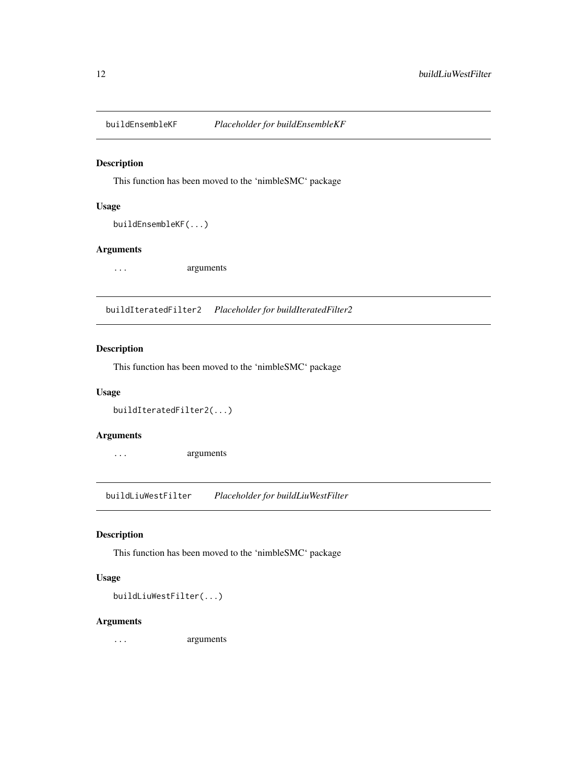## buildEnsembleKF *Placeholder for buildEnsembleKF*

### Description

This function has been moved to the 'nimbleSMC' package

### Usage

```
buildEnsembleKF(...)
```

### Arguments

`...` arguments

## buildIteratedFilter2 *Placeholder for buildIteratedFilter2*

### Description

This function has been moved to the 'nimbleSMC' package

### Usage

```
buildIteratedFilter2(...)
```

### Arguments

`...` arguments

## buildLiuWestFilter *Placeholder for buildLiuWestFilter*

### Description

This function has been moved to the 'nimbleSMC' package

### Usage

```
buildLiuWestFilter(...)
```

### Arguments

`...` arguments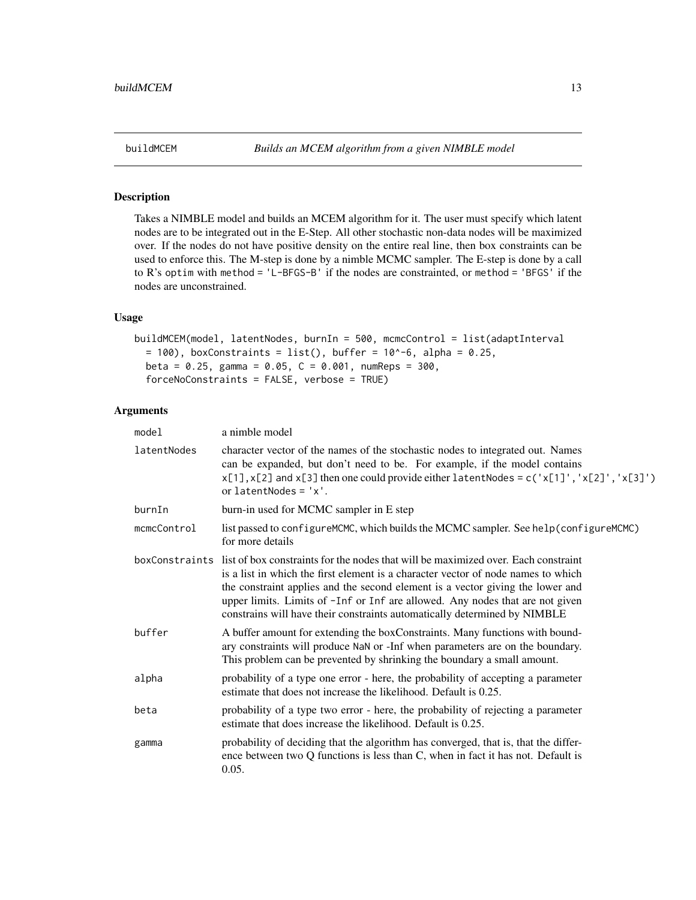# buildMCEM — *Builds an MCEM algorithm from a given NIMBLE model*

## Description

Takes a NIMBLE model and builds an MCEM algorithm for it. The user must specify which latent nodes are to be integrated out in the E-Step. All other stochastic non-data nodes will be maximized over. If the nodes do not have positive density on the entire real line, then box constraints can be used to enforce this. The M-step is done by a nimble MCMC sampler. The E-step is done by a call to R's `optim` with `method = 'L-BFGS-B'` if the nodes are constrainted, or `method = 'BFGS'` if the nodes are unconstrained.

## Usage

```
buildMCEM(model, latentNodes, burnIn = 500, mcmcControl = list(adaptInterval
  = 100), boxConstraints = list(), buffer = 10^-6, alpha = 0.25,
  beta = 0.25, gamma = 0.05, C = 0.001, numReps = 300,
  forceNoConstraints = FALSE, verbose = TRUE)
```

## Arguments

| Argument | Description |
|---|---|
| `model` | a nimble model |
| `latentNodes` | character vector of the names of the stochastic nodes to integrated out. Names can be expanded, but don't need to be. For example, if the model contains `x[1]`, `x[2]` and `x[3]` then one could provide either `latentNodes = c('x[1]','x[2]','x[3]')` or `latentNodes = 'x'`. |
| `burnIn` | burn-in used for MCMC sampler in E step |
| `mcmcControl` | list passed to `configureMCMC`, which builds the MCMC sampler. See `help(configureMCMC)` for more details |
| `boxConstraints` | list of box constraints for the nodes that will be maximized over. Each constraint is a list in which the first element is a character vector of node names to which the constraint applies and the second element is a vector giving the lower and upper limits. Limits of `-Inf` or `Inf` are allowed. Any nodes that are not given constrains will have their constraints automatically determined by NIMBLE |
| `buffer` | A buffer amount for extending the boxConstraints. Many functions with boundary constraints will produce `NaN` or -Inf when parameters are on the boundary. This problem can be prevented by shrinking the boundary a small amount. |
| `alpha` | probability of a type one error - here, the probability of accepting a parameter estimate that does not increase the likelihood. Default is 0.25. |
| `beta` | probability of a type two error - here, the probability of rejecting a parameter estimate that does increase the likelihood. Default is 0.25. |
| `gamma` | probability of deciding that the algorithm has converged, that is, that the difference between two Q functions is less than C, when in fact it has not. Default is 0.05. |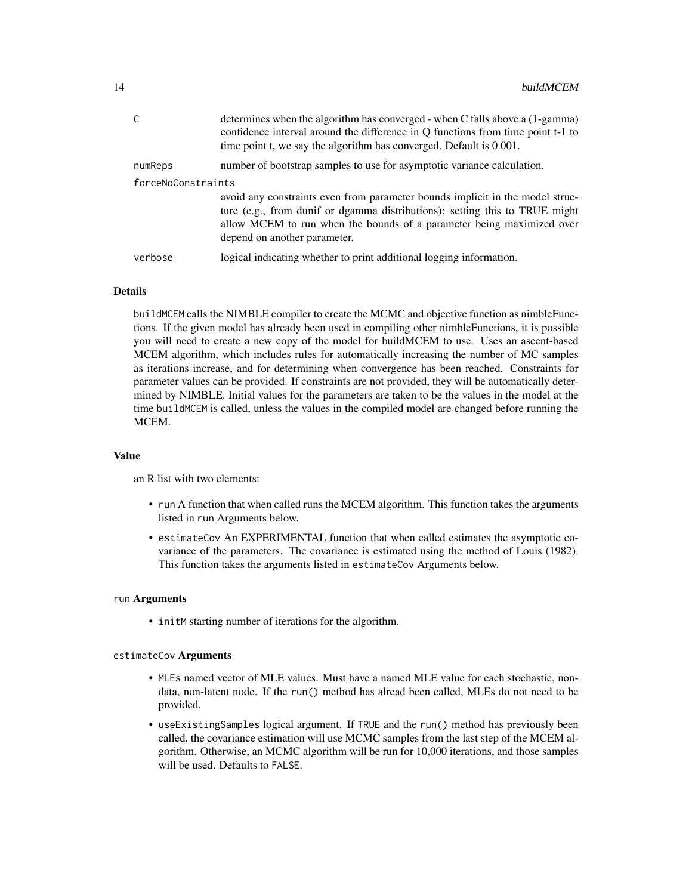| | |
|---|---|
| C | determines when the algorithm has converged - when C falls above a (1-gamma) confidence interval around the difference in Q functions from time point t-1 to time point t, we say the algorithm has converged. Default is 0.001. |
| numReps | number of bootstrap samples to use for asymptotic variance calculation. |
| forceNoConstraints | avoid any constraints even from parameter bounds implicit in the model structure (e.g., from dunif or dgamma distributions); setting this to TRUE might allow MCEM to run when the bounds of a parameter being maximized over depend on another parameter. |
| verbose | logical indicating whether to print additional logging information. |

## Details

buildMCEM calls the NIMBLE compiler to create the MCMC and objective function as nimbleFunctions. If the given model has already been used in compiling other nimbleFunctions, it is possible you will need to create a new copy of the model for buildMCEM to use. Uses an ascent-based MCEM algorithm, which includes rules for automatically increasing the number of MC samples as iterations increase, and for determining when convergence has been reached. Constraints for parameter values can be provided. If constraints are not provided, they will be automatically determined by NIMBLE. Initial values for the parameters are taken to be the values in the model at the time buildMCEM is called, unless the values in the compiled model are changed before running the MCEM.

## Value

an R list with two elements:

- run A function that when called runs the MCEM algorithm. This function takes the arguments listed in run Arguments below.
- estimateCov An EXPERIMENTAL function that when called estimates the asymptotic covariance of the parameters. The covariance is estimated using the method of Louis (1982). This function takes the arguments listed in estimateCov Arguments below.

## run Arguments

- initM starting number of iterations for the algorithm.

## estimateCov Arguments

- MLEs named vector of MLE values. Must have a named MLE value for each stochastic, non-data, non-latent node. If the run() method has alread been called, MLEs do not need to be provided.
- useExistingSamples logical argument. If TRUE and the run() method has previously been called, the covariance estimation will use MCMC samples from the last step of the MCEM algorithm. Otherwise, an MCMC algorithm will be run for 10,000 iterations, and those samples will be used. Defaults to FALSE.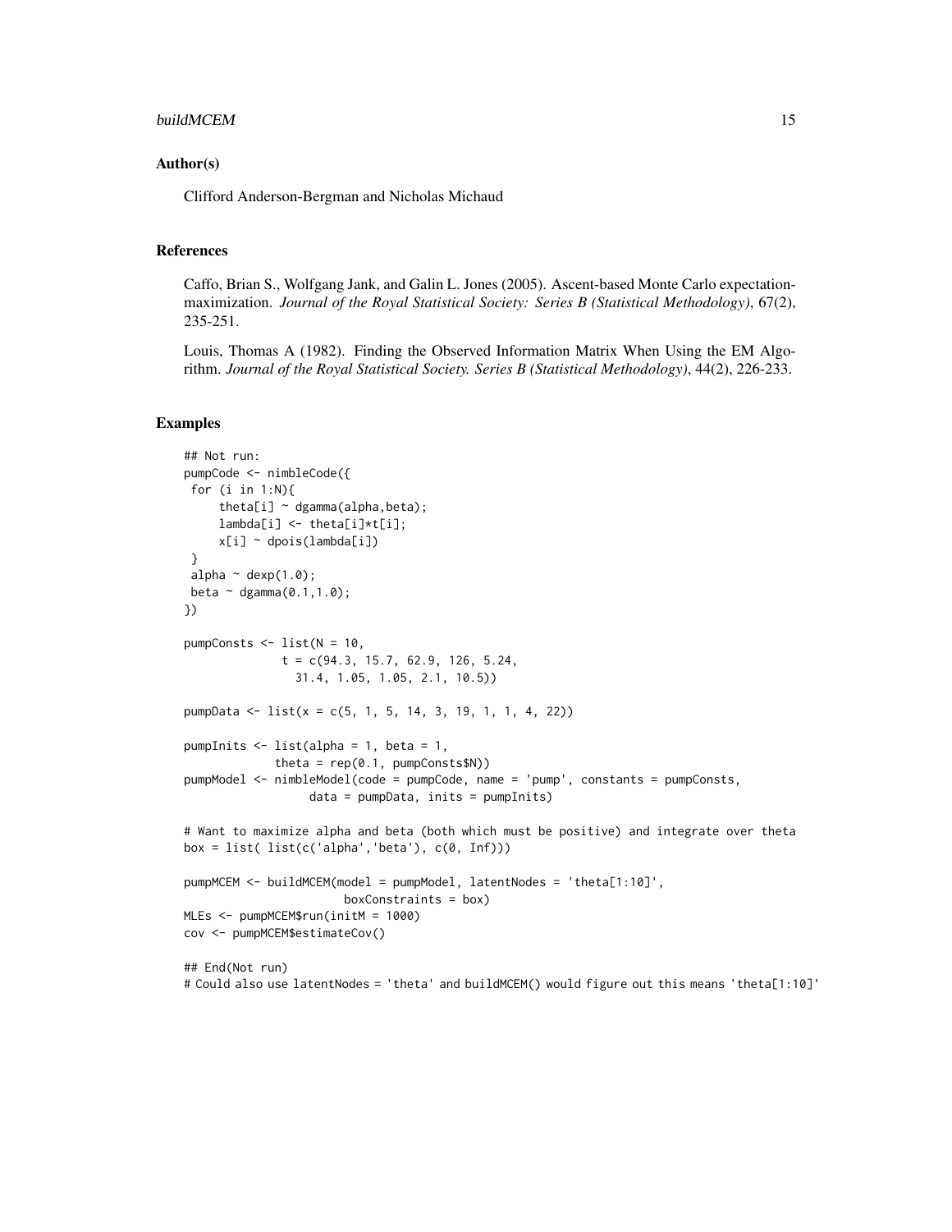## Author(s)

Clifford Anderson-Bergman and Nicholas Michaud

## References

Caffo, Brian S., Wolfgang Jank, and Galin L. Jones (2005). Ascent-based Monte Carlo expectation-maximization. *Journal of the Royal Statistical Society: Series B (Statistical Methodology)*, 67(2), 235-251.

Louis, Thomas A (1982). Finding the Observed Information Matrix When Using the EM Algorithm. *Journal of the Royal Statistical Society. Series B (Statistical Methodology)*, 44(2), 226-233.

## Examples

```
## Not run:
pumpCode <- nimbleCode({
 for (i in 1:N){
     theta[i] ~ dgamma(alpha,beta);
     lambda[i] <- theta[i]*t[i];
     x[i] ~ dpois(lambda[i])
 }
 alpha ~ dexp(1.0);
 beta ~ dgamma(0.1,1.0);
})

pumpConsts <- list(N = 10,
              t = c(94.3, 15.7, 62.9, 126, 5.24,
                31.4, 1.05, 1.05, 2.1, 10.5))

pumpData <- list(x = c(5, 1, 5, 14, 3, 19, 1, 1, 4, 22))

pumpInits <- list(alpha = 1, beta = 1,
             theta = rep(0.1, pumpConsts$N))
pumpModel <- nimbleModel(code = pumpCode, name = 'pump', constants = pumpConsts,
                  data = pumpData, inits = pumpInits)

# Want to maximize alpha and beta (both which must be positive) and integrate over theta
box = list( list(c('alpha','beta'), c(0, Inf)))

pumpMCEM <- buildMCEM(model = pumpModel, latentNodes = 'theta[1:10]',
                       boxConstraints = box)
MLEs <- pumpMCEM$run(initM = 1000)
cov <- pumpMCEM$estimateCov()

## End(Not run)
# Could also use latentNodes = 'theta' and buildMCEM() would figure out this means 'theta[1:10]'
```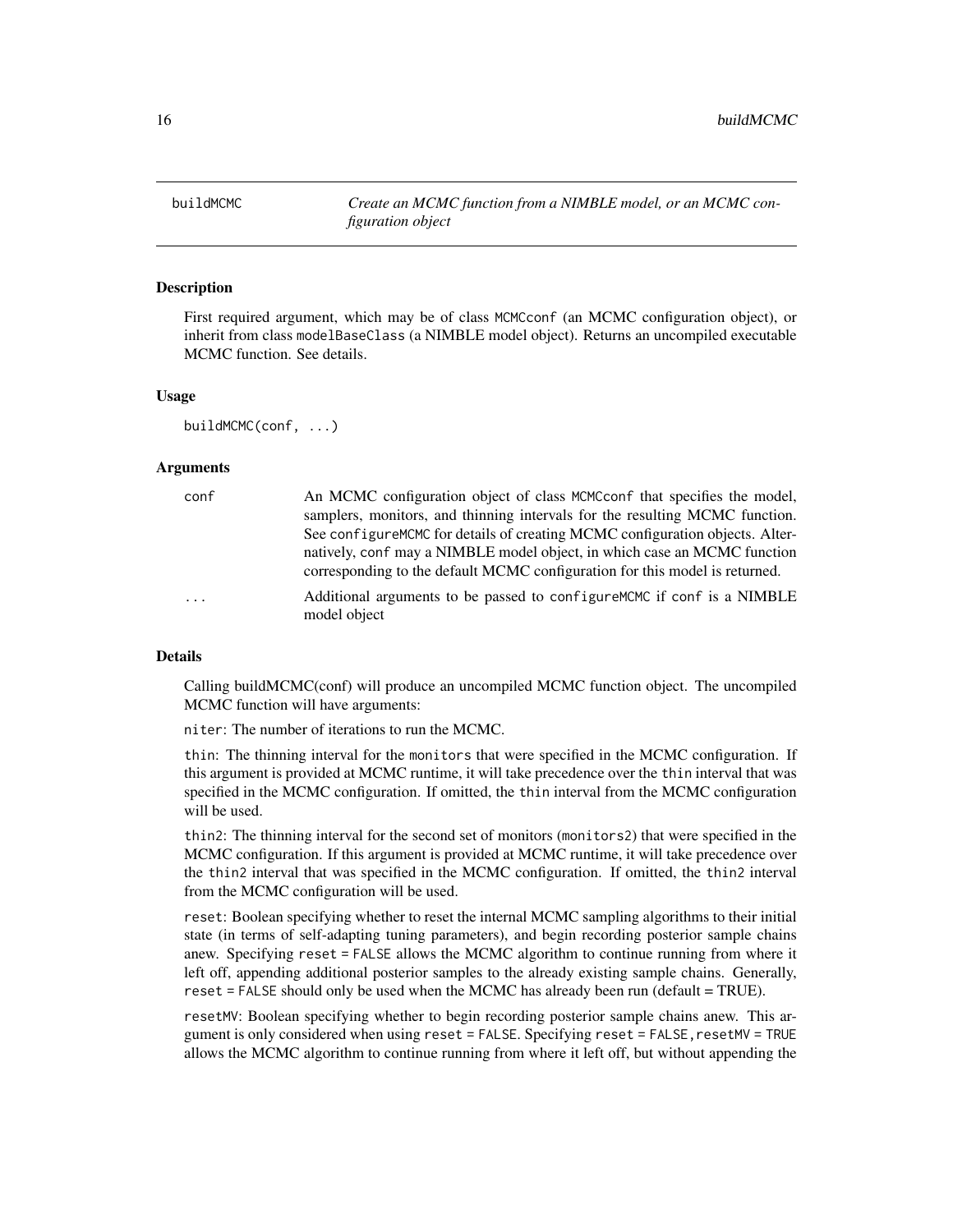## buildMCMC

*Create an MCMC function from a NIMBLE model, or an MCMC configuration object*

### Description

First required argument, which may be of class `MCMCconf` (an MCMC configuration object), or inherit from class `modelBaseClass` (a NIMBLE model object). Returns an uncompiled executable MCMC function. See details.

### Usage

```
buildMCMC(conf, ...)
```

### Arguments

| | |
|---|---|
| `conf` | An MCMC configuration object of class `MCMCconf` that specifies the model, samplers, monitors, and thinning intervals for the resulting MCMC function. See `configureMCMC` for details of creating MCMC configuration objects. Alternatively, `conf` may a NIMBLE model object, in which case an MCMC function corresponding to the default MCMC configuration for this model is returned. |
| `...` | Additional arguments to be passed to `configureMCMC` if `conf` is a NIMBLE model object |

### Details

Calling buildMCMC(conf) will produce an uncompiled MCMC function object. The uncompiled MCMC function will have arguments:

`niter`: The number of iterations to run the MCMC.

`thin`: The thinning interval for the `monitors` that were specified in the MCMC configuration. If this argument is provided at MCMC runtime, it will take precedence over the `thin` interval that was specified in the MCMC configuration. If omitted, the `thin` interval from the MCMC configuration will be used.

`thin2`: The thinning interval for the second set of monitors (`monitors2`) that were specified in the MCMC configuration. If this argument is provided at MCMC runtime, it will take precedence over the `thin2` interval that was specified in the MCMC configuration. If omitted, the `thin2` interval from the MCMC configuration will be used.

`reset`: Boolean specifying whether to reset the internal MCMC sampling algorithms to their initial state (in terms of self-adapting tuning parameters), and begin recording posterior sample chains anew. Specifying `reset = FALSE` allows the MCMC algorithm to continue running from where it left off, appending additional posterior samples to the already existing sample chains. Generally, `reset = FALSE` should only be used when the MCMC has already been run (default = TRUE).

`resetMV`: Boolean specifying whether to begin recording posterior sample chains anew. This argument is only considered when using `reset = FALSE`. Specifying `reset = FALSE,resetMV = TRUE` allows the MCMC algorithm to continue running from where it left off, but without appending the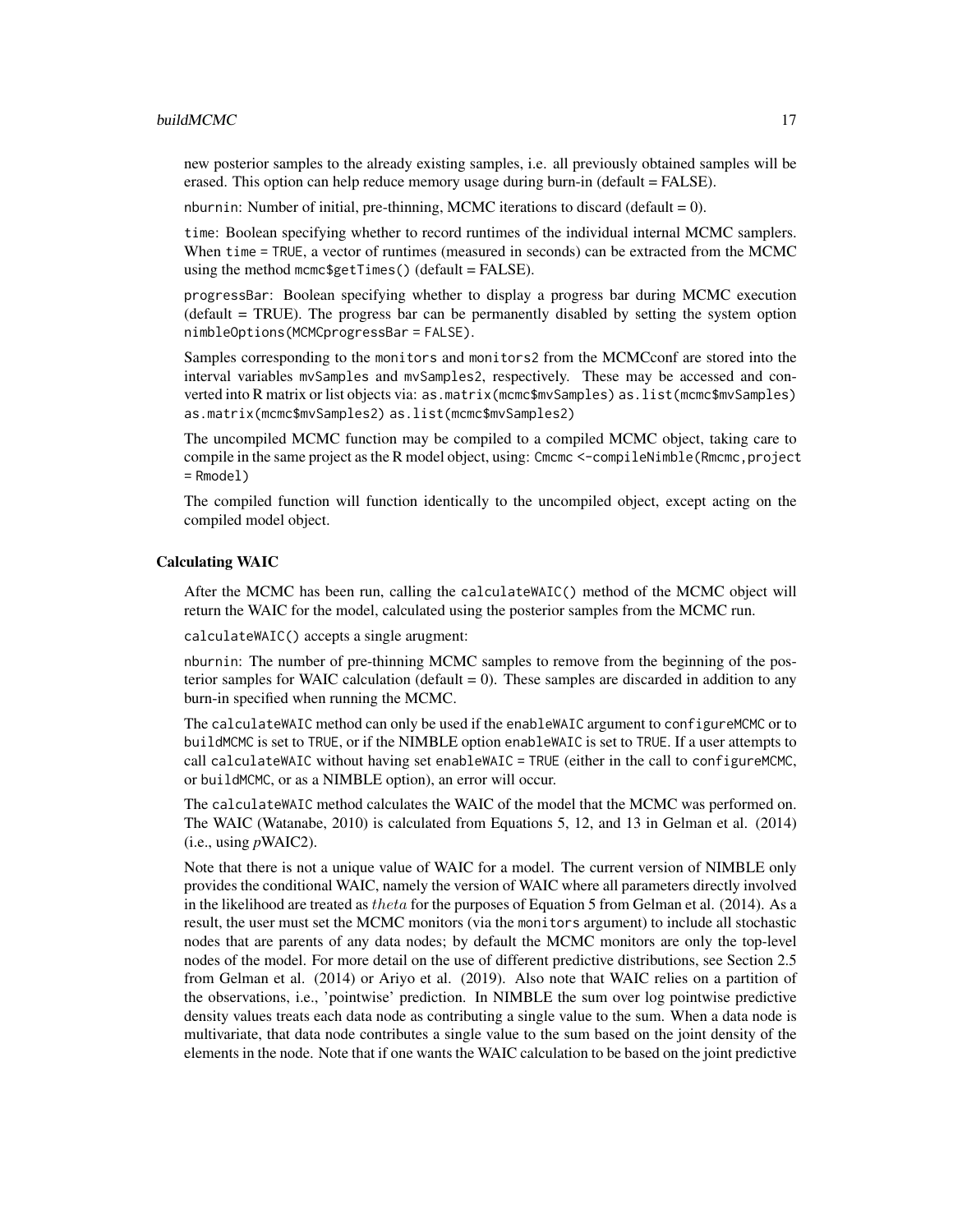new posterior samples to the already existing samples, i.e. all previously obtained samples will be erased. This option can help reduce memory usage during burn-in (default = FALSE).

`nburnin`: Number of initial, pre-thinning, MCMC iterations to discard (default = 0).

`time`: Boolean specifying whether to record runtimes of the individual internal MCMC samplers. When `time = TRUE`, a vector of runtimes (measured in seconds) can be extracted from the MCMC using the method `mcmc$getTimes()` (default = FALSE).

`progressBar`: Boolean specifying whether to display a progress bar during MCMC execution (default = TRUE). The progress bar can be permanently disabled by setting the system option `nimbleOptions(MCMCprogressBar = FALSE)`.

Samples corresponding to the `monitors` and `monitors2` from the MCMCconf are stored into the interval variables `mvSamples` and `mvSamples2`, respectively. These may be accessed and converted into R matrix or list objects via: `as.matrix(mcmc$mvSamples)` `as.list(mcmc$mvSamples)` `as.matrix(mcmc$mvSamples2)` `as.list(mcmc$mvSamples2)`

The uncompiled MCMC function may be compiled to a compiled MCMC object, taking care to compile in the same project as the R model object, using: `Cmcmc <-compileNimble(Rmcmc,project = Rmodel)`

The compiled function will function identically to the uncompiled object, except acting on the compiled model object.

### Calculating WAIC

After the MCMC has been run, calling the `calculateWAIC()` method of the MCMC object will return the WAIC for the model, calculated using the posterior samples from the MCMC run.

`calculateWAIC()` accepts a single arugment:

`nburnin`: The number of pre-thinning MCMC samples to remove from the beginning of the posterior samples for WAIC calculation (default = 0). These samples are discarded in addition to any burn-in specified when running the MCMC.

The `calculateWAIC` method can only be used if the `enableWAIC` argument to `configureMCMC` or to `buildMCMC` is set to `TRUE`, or if the NIMBLE option `enableWAIC` is set to `TRUE`. If a user attempts to call `calculateWAIC` without having set `enableWAIC = TRUE` (either in the call to `configureMCMC`, or `buildMCMC`, or as a NIMBLE option), an error will occur.

The `calculateWAIC` method calculates the WAIC of the model that the MCMC was performed on. The WAIC (Watanabe, 2010) is calculated from Equations 5, 12, and 13 in Gelman et al. (2014) (i.e., using *p*WAIC2).

Note that there is not a unique value of WAIC for a model. The current version of NIMBLE only provides the conditional WAIC, namely the version of WAIC where all parameters directly involved in the likelihood are treated as $theta$ for the purposes of Equation 5 from Gelman et al. (2014). As a result, the user must set the MCMC monitors (via the `monitors` argument) to include all stochastic nodes that are parents of any data nodes; by default the MCMC monitors are only the top-level nodes of the model. For more detail on the use of different predictive distributions, see Section 2.5 from Gelman et al. (2014) or Ariyo et al. (2019). Also note that WAIC relies on a partition of the observations, i.e., 'pointwise' prediction. In NIMBLE the sum over log pointwise predictive density values treats each data node as contributing a single value to the sum. When a data node is multivariate, that data node contributes a single value to the sum based on the joint density of the elements in the node. Note that if one wants the WAIC calculation to be based on the joint predictive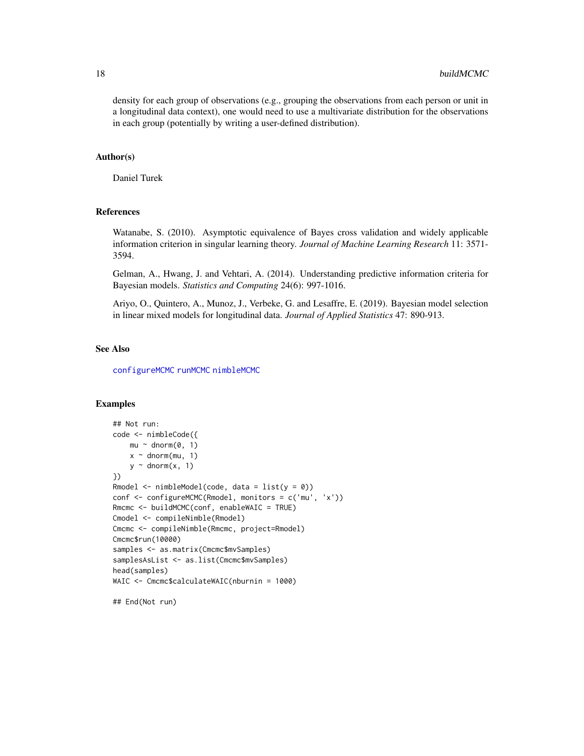density for each group of observations (e.g., grouping the observations from each person or unit in a longitudinal data context), one would need to use a multivariate distribution for the observations in each group (potentially by writing a user-defined distribution).

## Author(s)

Daniel Turek

## References

Watanabe, S. (2010). Asymptotic equivalence of Bayes cross validation and widely applicable information criterion in singular learning theory. *Journal of Machine Learning Research* 11: 3571-3594.

Gelman, A., Hwang, J. and Vehtari, A. (2014). Understanding predictive information criteria for Bayesian models. *Statistics and Computing* 24(6): 997-1016.

Ariyo, O., Quintero, A., Munoz, J., Verbeke, G. and Lesaffre, E. (2019). Bayesian model selection in linear mixed models for longitudinal data. *Journal of Applied Statistics* 47: 890-913.

## See Also

configureMCMC runMCMC nimbleMCMC

## Examples

```
## Not run:
code <- nimbleCode({
    mu ~ dnorm(0, 1)
    x ~ dnorm(mu, 1)
    y ~ dnorm(x, 1)
})
Rmodel <- nimbleModel(code, data = list(y = 0))
conf <- configureMCMC(Rmodel, monitors = c('mu', 'x'))
Rmcmc <- buildMCMC(conf, enableWAIC = TRUE)
Cmodel <- compileNimble(Rmodel)
Cmcmc <- compileNimble(Rmcmc, project=Rmodel)
Cmcmc$run(10000)
samples <- as.matrix(Cmcmc$mvSamples)
samplesAsList <- as.list(Cmcmc$mvSamples)
head(samples)
WAIC <- Cmcmc$calculateWAIC(nburnin = 1000)

## End(Not run)
```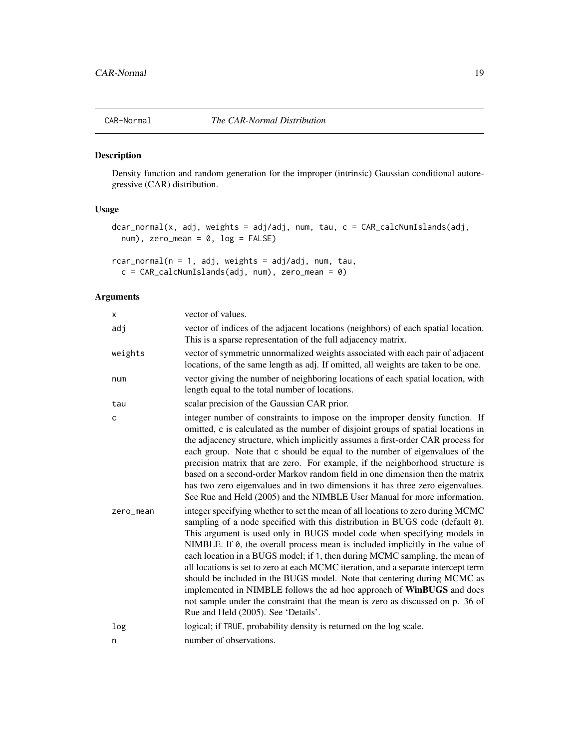## CAR-Normal *The CAR-Normal Distribution*

### Description

Density function and random generation for the improper (intrinsic) Gaussian conditional autoregressive (CAR) distribution.

### Usage

```
dcar_normal(x, adj, weights = adj/adj, num, tau, c = CAR_calcNumIslands(adj,
  num), zero_mean = 0, log = FALSE)

rcar_normal(n = 1, adj, weights = adj/adj, num, tau,
  c = CAR_calcNumIslands(adj, num), zero_mean = 0)
```

### Arguments

| | |
|---|---|
| x | vector of values. |
| adj | vector of indices of the adjacent locations (neighbors) of each spatial location. This is a sparse representation of the full adjacency matrix. |
| weights | vector of symmetric unnormalized weights associated with each pair of adjacent locations, of the same length as adj. If omitted, all weights are taken to be one. |
| num | vector giving the number of neighboring locations of each spatial location, with length equal to the total number of locations. |
| tau | scalar precision of the Gaussian CAR prior. |
| c | integer number of constraints to impose on the improper density function. If omitted, c is calculated as the number of disjoint groups of spatial locations in the adjacency structure, which implicitly assumes a first-order CAR process for each group. Note that c should be equal to the number of eigenvalues of the precision matrix that are zero. For example, if the neighborhood structure is based on a second-order Markov random field in one dimension then the matrix has two zero eigenvalues and in two dimensions it has three zero eigenvalues. See Rue and Held (2005) and the NIMBLE User Manual for more information. |
| zero_mean | integer specifying whether to set the mean of all locations to zero during MCMC sampling of a node specified with this distribution in BUGS code (default 0). This argument is used only in BUGS model code when specifying models in NIMBLE. If 0, the overall process mean is included implicitly in the value of each location in a BUGS model; if 1, then during MCMC sampling, the mean of all locations is set to zero at each MCMC iteration, and a separate intercept term should be included in the BUGS model. Note that centering during MCMC as implemented in NIMBLE follows the ad hoc approach of **WinBUGS** and does not sample under the constraint that the mean is zero as discussed on p. 36 of Rue and Held (2005). See 'Details'. |
| log | logical; if TRUE, probability density is returned on the log scale. |
| n | number of observations. |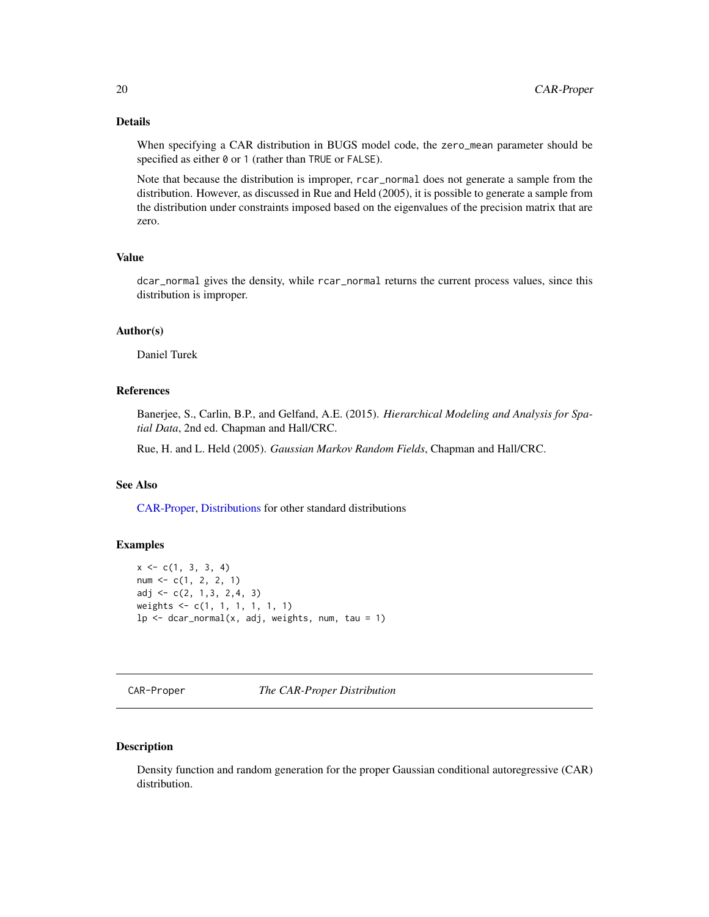### Details

When specifying a CAR distribution in BUGS model code, the `zero_mean` parameter should be specified as either `0` or `1` (rather than `TRUE` or `FALSE`).

Note that because the distribution is improper, `rcar_normal` does not generate a sample from the distribution. However, as discussed in Rue and Held (2005), it is possible to generate a sample from the distribution under constraints imposed based on the eigenvalues of the precision matrix that are zero.

### Value

`dcar_normal` gives the density, while `rcar_normal` returns the current process values, since this distribution is improper.

### Author(s)

Daniel Turek

### References

Banerjee, S., Carlin, B.P., and Gelfand, A.E. (2015). *Hierarchical Modeling and Analysis for Spatial Data*, 2nd ed. Chapman and Hall/CRC.

Rue, H. and L. Held (2005). *Gaussian Markov Random Fields*, Chapman and Hall/CRC.

### See Also

CAR-Proper, Distributions for other standard distributions

### Examples

```
x <- c(1, 3, 3, 4)
num <- c(1, 2, 2, 1)
adj <- c(2, 1,3, 2,4, 3)
weights <- c(1, 1, 1, 1, 1, 1)
lp <- dcar_normal(x, adj, weights, num, tau = 1)
```

---

## CAR-Proper — *The CAR-Proper Distribution*

### Description

Density function and random generation for the proper Gaussian conditional autoregressive (CAR) distribution.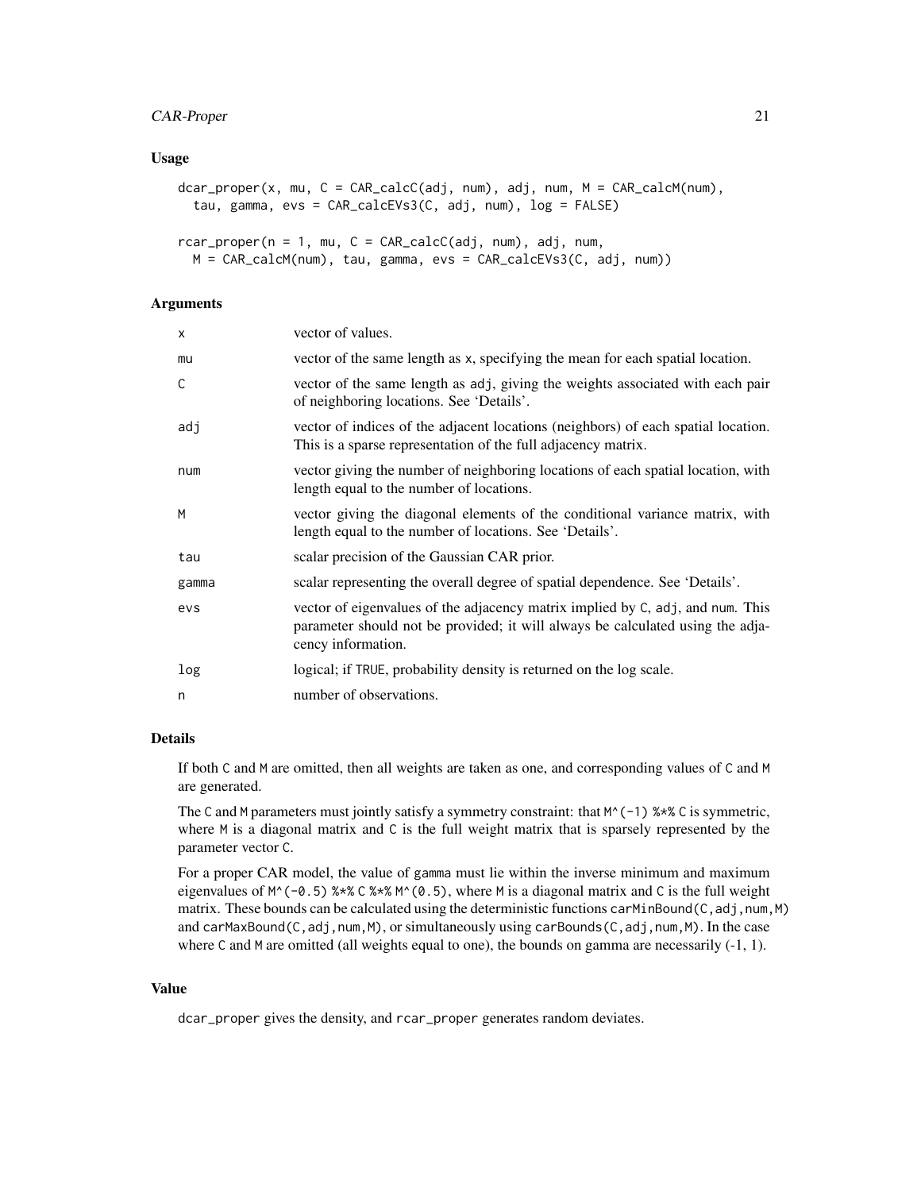### Usage

```
dcar_proper(x, mu, C = CAR_calcC(adj, num), adj, num, M = CAR_calcM(num),
  tau, gamma, evs = CAR_calcEVs3(C, adj, num), log = FALSE)

rcar_proper(n = 1, mu, C = CAR_calcC(adj, num), adj, num,
  M = CAR_calcM(num), tau, gamma, evs = CAR_calcEVs3(C, adj, num))
```

### Arguments

| | |
|---|---|
| x | vector of values. |
| mu | vector of the same length as x, specifying the mean for each spatial location. |
| C | vector of the same length as adj, giving the weights associated with each pair of neighboring locations. See 'Details'. |
| adj | vector of indices of the adjacent locations (neighbors) of each spatial location. This is a sparse representation of the full adjacency matrix. |
| num | vector giving the number of neighboring locations of each spatial location, with length equal to the number of locations. |
| M | vector giving the diagonal elements of the conditional variance matrix, with length equal to the number of locations. See 'Details'. |
| tau | scalar precision of the Gaussian CAR prior. |
| gamma | scalar representing the overall degree of spatial dependence. See 'Details'. |
| evs | vector of eigenvalues of the adjacency matrix implied by C, adj, and num. This parameter should not be provided; it will always be calculated using the adjacency information. |
| log | logical; if TRUE, probability density is returned on the log scale. |
| n | number of observations. |

### Details

If both C and M are omitted, then all weights are taken as one, and corresponding values of C and M are generated.

The C and M parameters must jointly satisfy a symmetry constraint: that `M^(-1) %*% C` is symmetric, where M is a diagonal matrix and C is the full weight matrix that is sparsely represented by the parameter vector C.

For a proper CAR model, the value of gamma must lie within the inverse minimum and maximum eigenvalues of `M^(-0.5) %*% C %*% M^(0.5)`, where M is a diagonal matrix and C is the full weight matrix. These bounds can be calculated using the deterministic functions `carMinBound(C,adj,num,M)` and `carMaxBound(C,adj,num,M)`, or simultaneously using `carBounds(C,adj,num,M)`. In the case where C and M are omitted (all weights equal to one), the bounds on gamma are necessarily (-1, 1).

### Value

dcar_proper gives the density, and rcar_proper generates random deviates.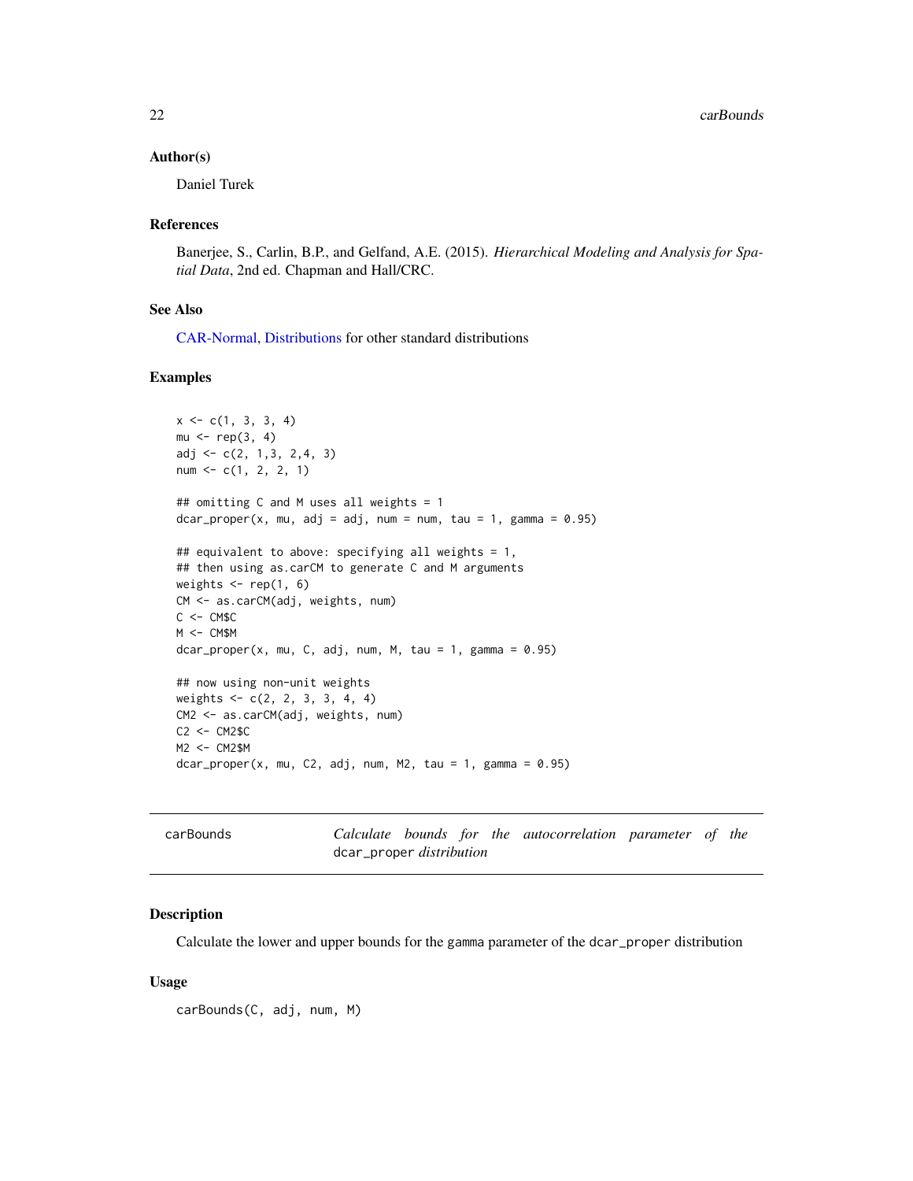### Author(s)

Daniel Turek

### References

Banerjee, S., Carlin, B.P., and Gelfand, A.E. (2015). *Hierarchical Modeling and Analysis for Spatial Data*, 2nd ed. Chapman and Hall/CRC.

### See Also

CAR-Normal, Distributions for other standard distributions

### Examples

```
x <- c(1, 3, 3, 4)
mu <- rep(3, 4)
adj <- c(2, 1,3, 2,4, 3)
num <- c(1, 2, 2, 1)

## omitting C and M uses all weights = 1
dcar_proper(x, mu, adj = adj, num = num, tau = 1, gamma = 0.95)

## equivalent to above: specifying all weights = 1,
## then using as.carCM to generate C and M arguments
weights <- rep(1, 6)
CM <- as.carCM(adj, weights, num)
C <- CM$C
M <- CM$M
dcar_proper(x, mu, C, adj, num, M, tau = 1, gamma = 0.95)

## now using non-unit weights
weights <- c(2, 2, 3, 3, 4, 4)
CM2 <- as.carCM(adj, weights, num)
C2 <- CM2$C
M2 <- CM2$M
dcar_proper(x, mu, C2, adj, num, M2, tau = 1, gamma = 0.95)
```

---

## carBounds — *Calculate bounds for the autocorrelation parameter of the* `dcar_proper` *distribution*

### Description

Calculate the lower and upper bounds for the gamma parameter of the dcar_proper distribution

### Usage

```
carBounds(C, adj, num, M)
```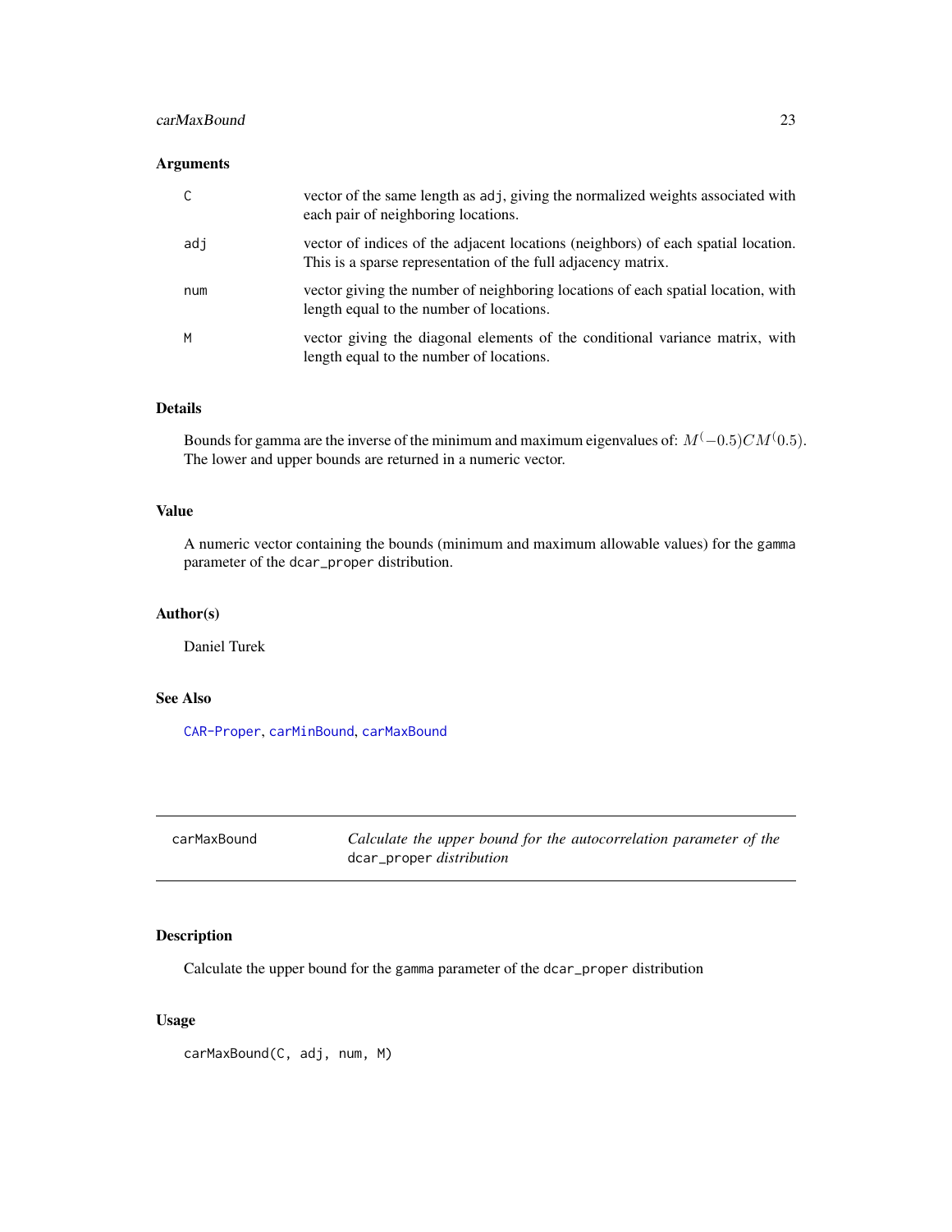### Arguments

| | |
|---|---|
| C | vector of the same length as adj, giving the normalized weights associated with each pair of neighboring locations. |
| adj | vector of indices of the adjacent locations (neighbors) of each spatial location. This is a sparse representation of the full adjacency matrix. |
| num | vector giving the number of neighboring locations of each spatial location, with length equal to the number of locations. |
| M | vector giving the diagonal elements of the conditional variance matrix, with length equal to the number of locations. |

### Details

Bounds for gamma are the inverse of the minimum and maximum eigenvalues of: $M^(-0.5)CM^(0.5)$. The lower and upper bounds are returned in a numeric vector.

### Value

A numeric vector containing the bounds (minimum and maximum allowable values) for the gamma parameter of the dcar_proper distribution.

### Author(s)

Daniel Turek

### See Also

CAR-Proper, carMinBound, carMaxBound

---

## carMaxBound — *Calculate the upper bound for the autocorrelation parameter of the* dcar_proper *distribution*

---

### Description

Calculate the upper bound for the gamma parameter of the dcar_proper distribution

### Usage

```
carMaxBound(C, adj, num, M)
```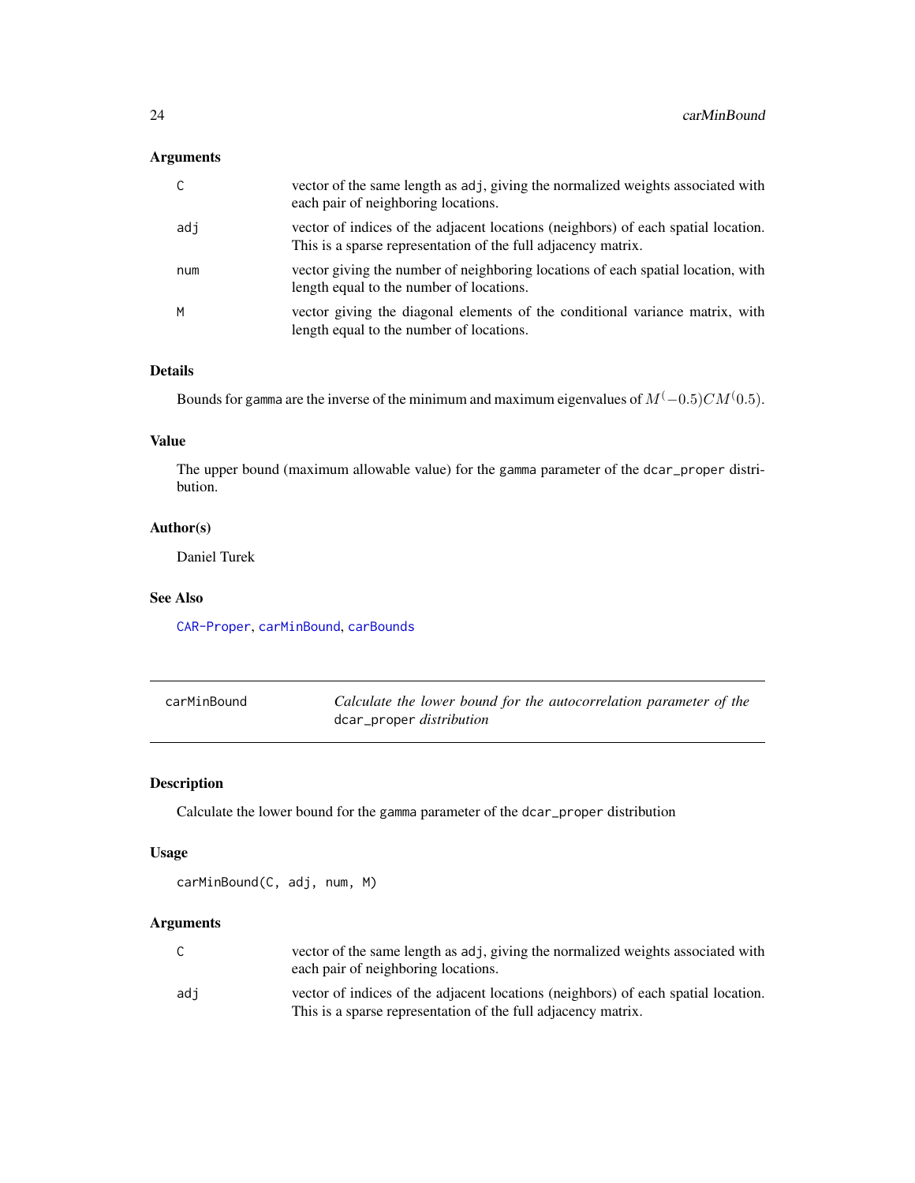### Arguments

| | |
|---|---|
| C | vector of the same length as adj, giving the normalized weights associated with each pair of neighboring locations. |
| adj | vector of indices of the adjacent locations (neighbors) of each spatial location. This is a sparse representation of the full adjacency matrix. |
| num | vector giving the number of neighboring locations of each spatial location, with length equal to the number of locations. |
| M | vector giving the diagonal elements of the conditional variance matrix, with length equal to the number of locations. |

### Details

Bounds for gamma are the inverse of the minimum and maximum eigenvalues of $M^(-0.5)CM^(0.5)$.

### Value

The upper bound (maximum allowable value) for the gamma parameter of the dcar_proper distribution.

### Author(s)

Daniel Turek

### See Also

CAR-Proper, carMinBound, carBounds

---

## carMinBound — *Calculate the lower bound for the autocorrelation parameter of the* dcar_proper *distribution*

---

### Description

Calculate the lower bound for the gamma parameter of the dcar_proper distribution

### Usage

```
carMinBound(C, adj, num, M)
```

### Arguments

| | |
|---|---|
| C | vector of the same length as adj, giving the normalized weights associated with each pair of neighboring locations. |
| adj | vector of indices of the adjacent locations (neighbors) of each spatial location. This is a sparse representation of the full adjacency matrix. |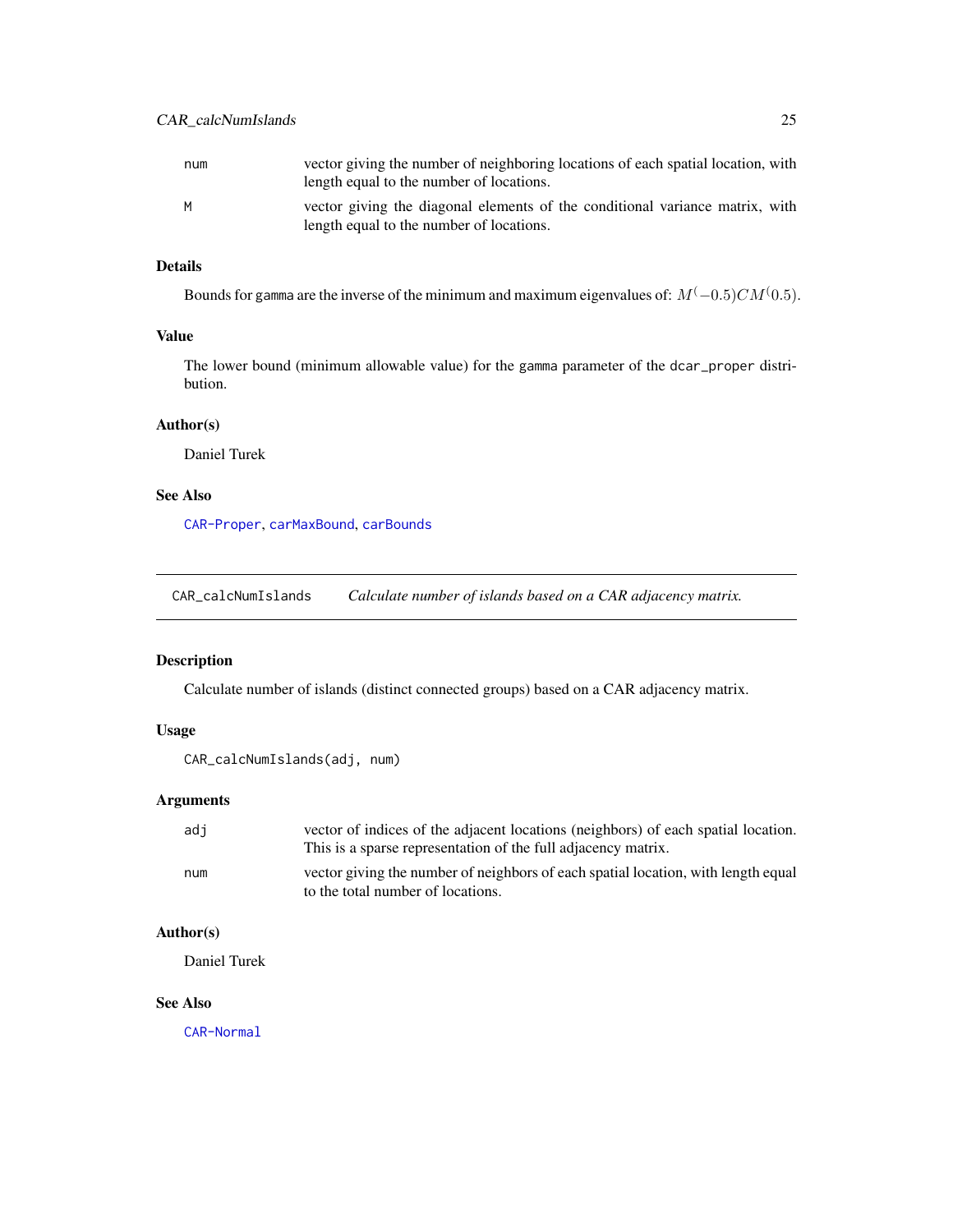| | |
|---|---|
| num | vector giving the number of neighboring locations of each spatial location, with length equal to the number of locations. |
| M | vector giving the diagonal elements of the conditional variance matrix, with length equal to the number of locations. |

### Details

Bounds for gamma are the inverse of the minimum and maximum eigenvalues of: $M^(-0.5)CM^(0.5)$.

### Value

The lower bound (minimum allowable value) for the gamma parameter of the dcar_proper distribution.

### Author(s)

Daniel Turek

### See Also

CAR-Proper, carMaxBound, carBounds

---

## CAR_calcNumIslands *Calculate number of islands based on a CAR adjacency matrix.*

### Description

Calculate number of islands (distinct connected groups) based on a CAR adjacency matrix.

### Usage

```
CAR_calcNumIslands(adj, num)
```

### Arguments

| | |
|---|---|
| adj | vector of indices of the adjacent locations (neighbors) of each spatial location. This is a sparse representation of the full adjacency matrix. |
| num | vector giving the number of neighbors of each spatial location, with length equal to the total number of locations. |

### Author(s)

Daniel Turek

### See Also

CAR-Normal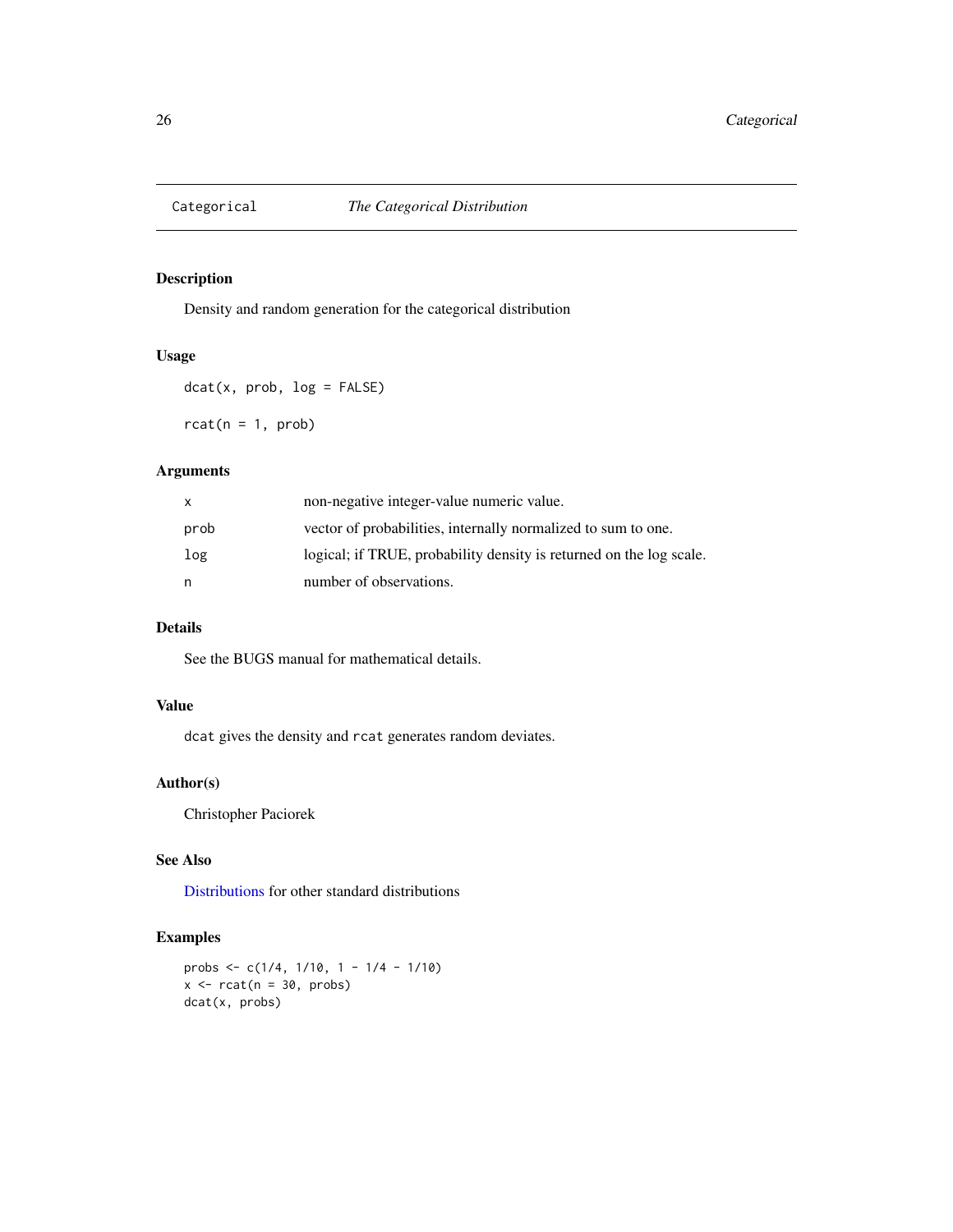# Categorical — *The Categorical Distribution*

## Description

Density and random generation for the categorical distribution

## Usage

```
dcat(x, prob, log = FALSE)

rcat(n = 1, prob)
```

## Arguments

| | |
|---|---|
| `x` | non-negative integer-value numeric value. |
| `prob` | vector of probabilities, internally normalized to sum to one. |
| `log` | logical; if TRUE, probability density is returned on the log scale. |
| `n` | number of observations. |

## Details

See the BUGS manual for mathematical details.

## Value

`dcat` gives the density and `rcat` generates random deviates.

## Author(s)

Christopher Paciorek

## See Also

Distributions for other standard distributions

## Examples

```
probs <- c(1/4, 1/10, 1 - 1/4 - 1/10)
x <- rcat(n = 30, probs)
dcat(x, probs)
```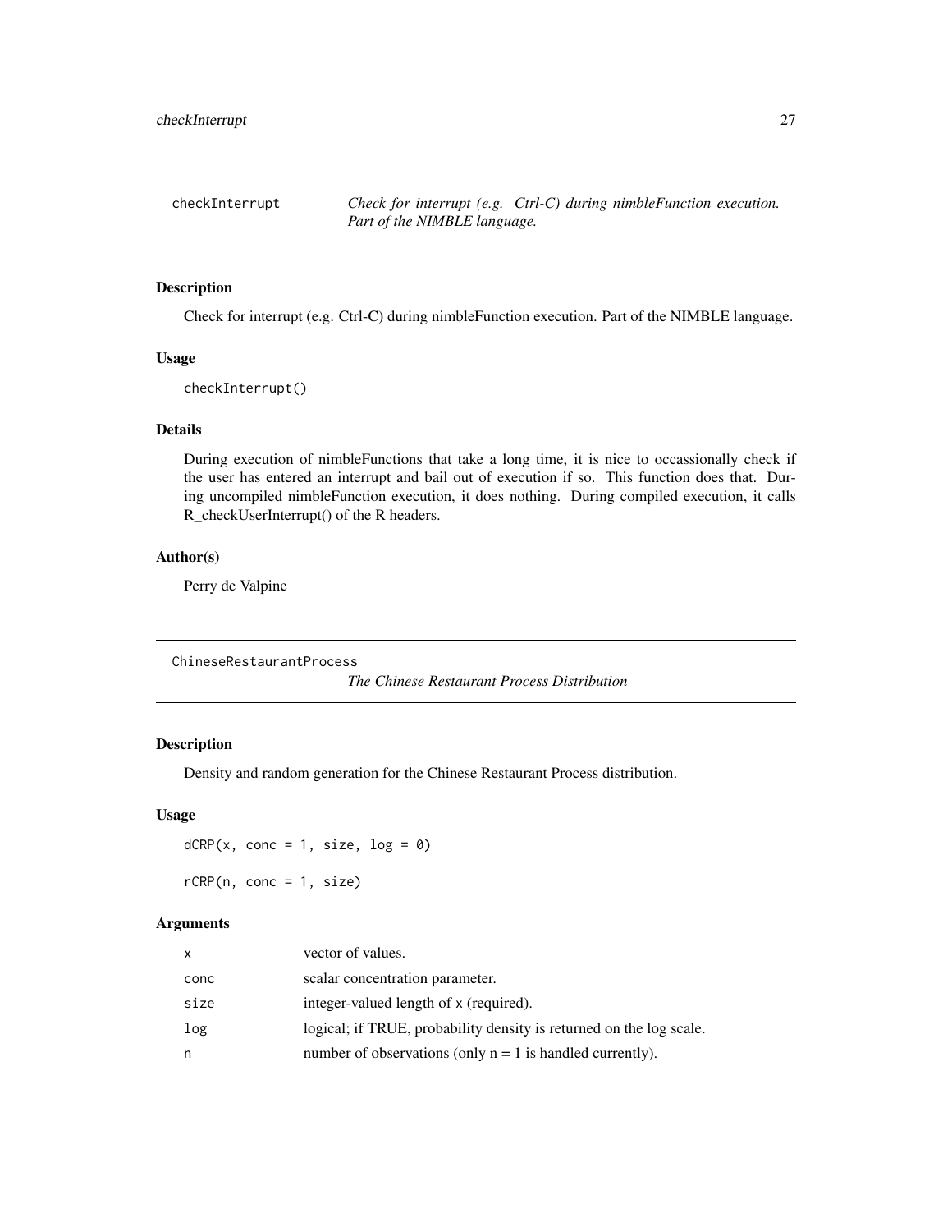## checkInterrupt

*Check for interrupt (e.g. Ctrl-C) during nimbleFunction execution. Part of the NIMBLE language.*

### Description

Check for interrupt (e.g. Ctrl-C) during nimbleFunction execution. Part of the NIMBLE language.

### Usage

```
checkInterrupt()
```

### Details

During execution of nimbleFunctions that take a long time, it is nice to occassionally check if the user has entered an interrupt and bail out of execution if so. This function does that. During uncompiled nimbleFunction execution, it does nothing. During compiled execution, it calls R_checkUserInterrupt() of the R headers.

### Author(s)

Perry de Valpine

## ChineseRestaurantProcess

*The Chinese Restaurant Process Distribution*

### Description

Density and random generation for the Chinese Restaurant Process distribution.

### Usage

```
dCRP(x, conc = 1, size, log = 0)

rCRP(n, conc = 1, size)
```

### Arguments

| | |
|---|---|
| x | vector of values. |
| conc | scalar concentration parameter. |
| size | integer-valued length of x (required). |
| log | logical; if TRUE, probability density is returned on the log scale. |
| n | number of observations (only n = 1 is handled currently). |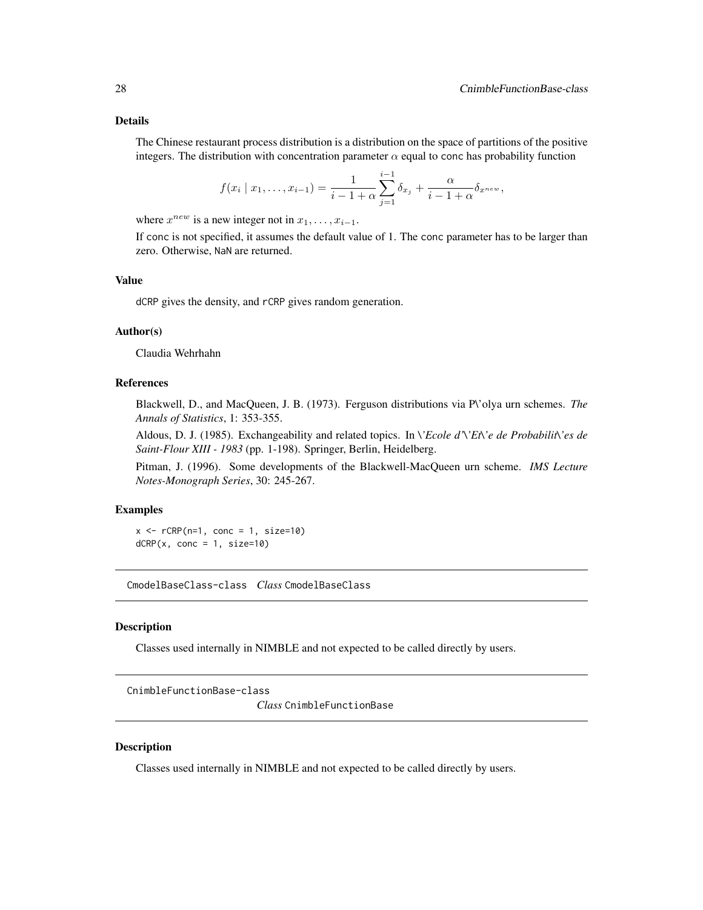### Details

The Chinese restaurant process distribution is a distribution on the space of partitions of the positive integers. The distribution with concentration parameter $\alpha$ equal to `conc` has probability function

$$f(x_i \mid x_1, \ldots, x_{i-1}) = \frac{1}{i-1+\alpha} \sum_{j=1}^{i-1} \delta_{x_j} + \frac{\alpha}{i-1+\alpha} \delta_{x^{new}},$$

where $x^{new}$ is a new integer not in $x_1, \ldots, x_{i-1}$.

If `conc` is not specified, it assumes the default value of 1. The `conc` parameter has to be larger than zero. Otherwise, `NaN` are returned.

### Value

`dCRP` gives the density, and `rCRP` gives random generation.

### Author(s)

Claudia Wehrhahn

### References

Blackwell, D., and MacQueen, J. B. (1973). Ferguson distributions via P\'olya urn schemes. *The Annals of Statistics*, 1: 353-355.

Aldous, D. J. (1985). Exchangeability and related topics. In *\'Ecole d'\'Et\'e de Probabilit\'es de Saint-Flour XIII - 1983* (pp. 1-198). Springer, Berlin, Heidelberg.

Pitman, J. (1996). Some developments of the Blackwell-MacQueen urn scheme. *IMS Lecture Notes-Monograph Series*, 30: 245-267.

### Examples

```
x <- rCRP(n=1, conc = 1, size=10)
dCRP(x, conc = 1, size=10)
```

---

## CmodelBaseClass-class *Class* CmodelBaseClass

### Description

Classes used internally in NIMBLE and not expected to be called directly by users.

---

## CnimbleFunctionBase-class *Class* CnimbleFunctionBase

### Description

Classes used internally in NIMBLE and not expected to be called directly by users.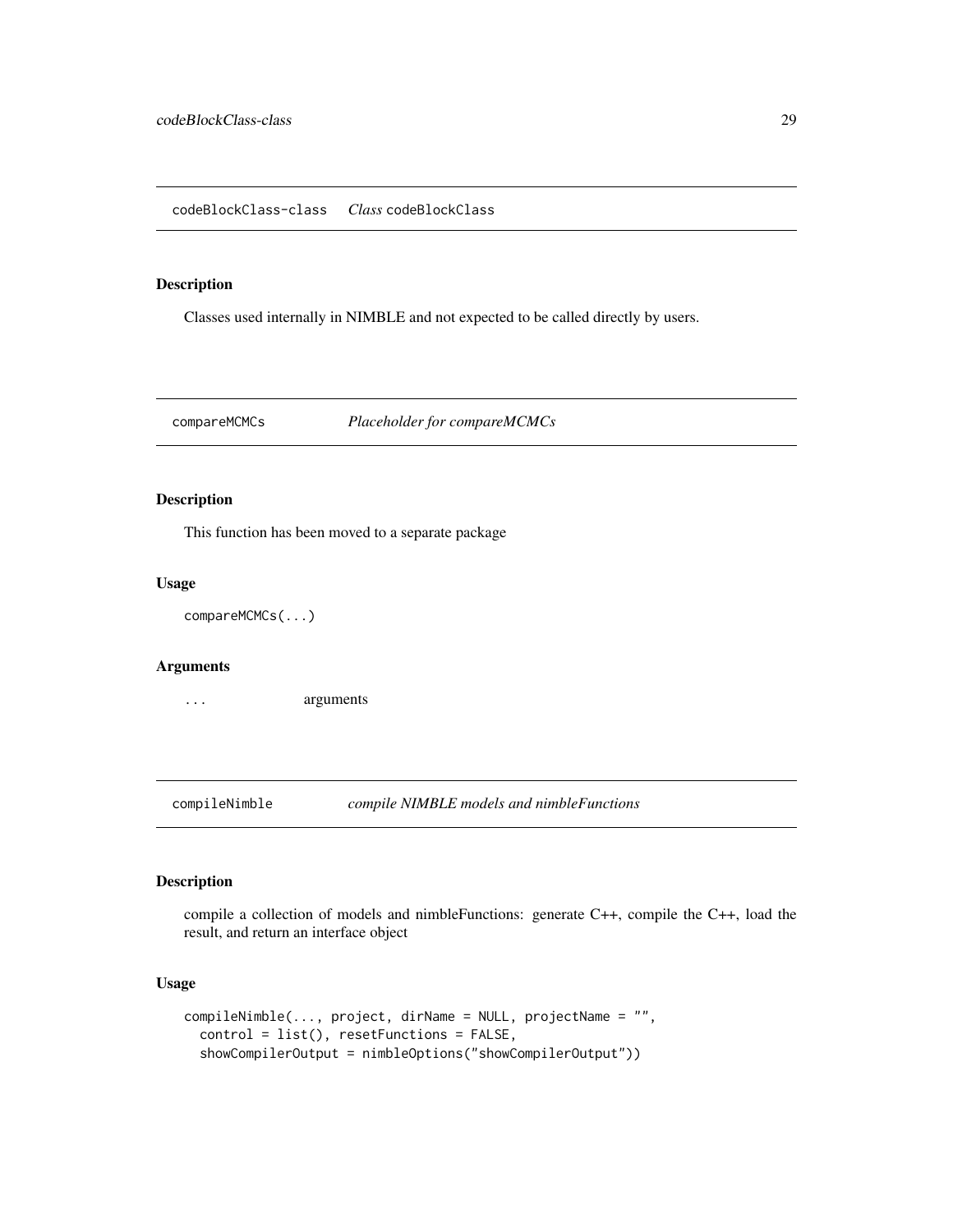## codeBlockClass-class *Class* `codeBlockClass`

### Description

Classes used internally in NIMBLE and not expected to be called directly by users.

## compareMCMCs *Placeholder for compareMCMCs*

### Description

This function has been moved to a separate package

### Usage

```
compareMCMCs(...)
```

### Arguments

| | |
|---|---|
| ... | arguments |

## compileNimble *compile NIMBLE models and nimbleFunctions*

### Description

compile a collection of models and nimbleFunctions: generate C++, compile the C++, load the result, and return an interface object

### Usage

```
compileNimble(..., project, dirName = NULL, projectName = "",
  control = list(), resetFunctions = FALSE,
  showCompilerOutput = nimbleOptions("showCompilerOutput"))
```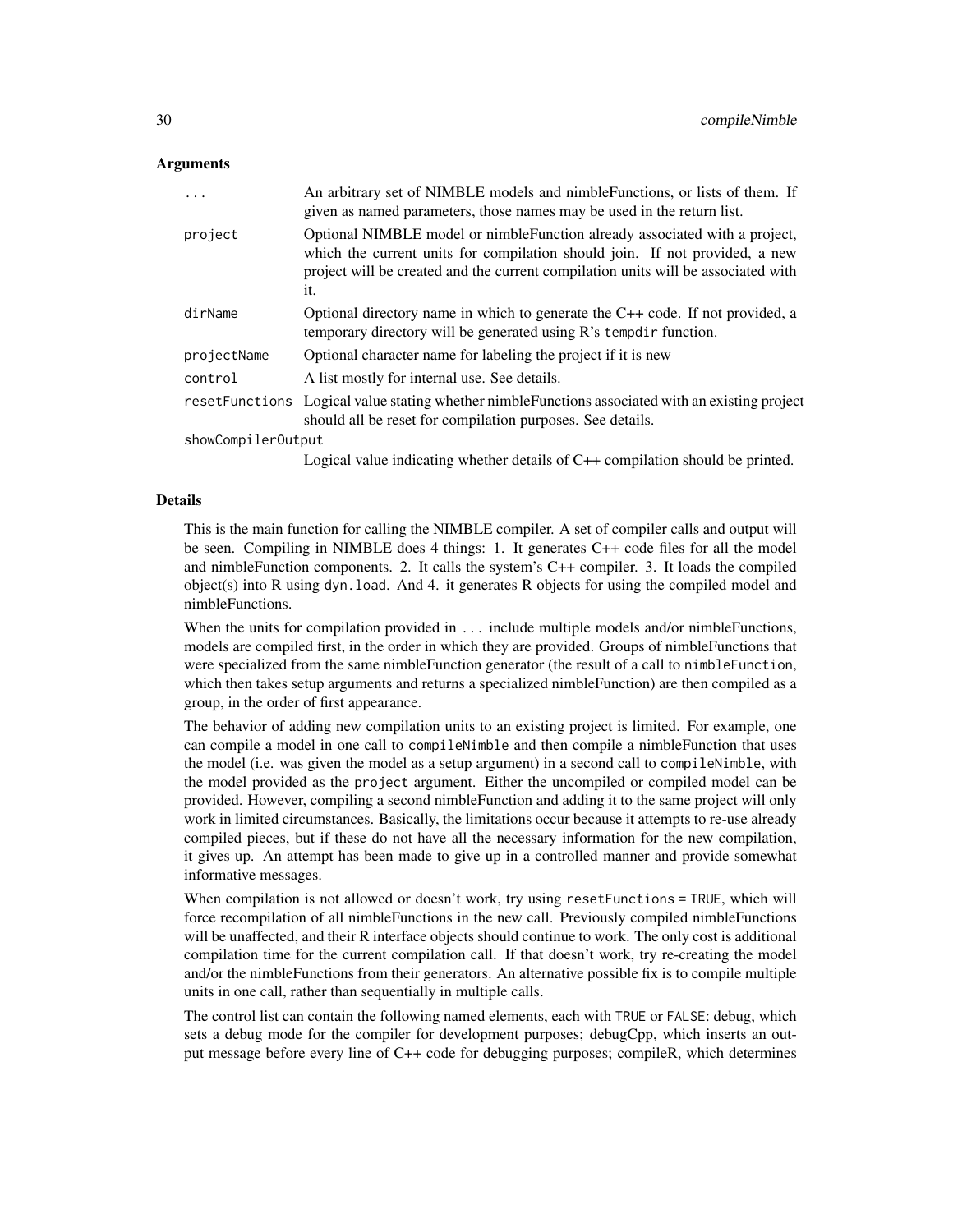### Arguments

| | |
|---|---|
| ... | An arbitrary set of NIMBLE models and nimbleFunctions, or lists of them. If given as named parameters, those names may be used in the return list. |
| project | Optional NIMBLE model or nimbleFunction already associated with a project, which the current units for compilation should join. If not provided, a new project will be created and the current compilation units will be associated with it. |
| dirName | Optional directory name in which to generate the C++ code. If not provided, a temporary directory will be generated using R's `tempdir` function. |
| projectName | Optional character name for labeling the project if it is new |
| control | A list mostly for internal use. See details. |
| resetFunctions | Logical value stating whether nimbleFunctions associated with an existing project should all be reset for compilation purposes. See details. |
| showCompilerOutput | Logical value indicating whether details of C++ compilation should be printed. |

### Details

This is the main function for calling the NIMBLE compiler. A set of compiler calls and output will be seen. Compiling in NIMBLE does 4 things: 1. It generates C++ code files for all the model and nimbleFunction components. 2. It calls the system's C++ compiler. 3. It loads the compiled object(s) into R using `dyn.load`. And 4. it generates R objects for using the compiled model and nimbleFunctions.

When the units for compilation provided in `...` include multiple models and/or nimbleFunctions, models are compiled first, in the order in which they are provided. Groups of nimbleFunctions that were specialized from the same nimbleFunction generator (the result of a call to `nimbleFunction`, which then takes setup arguments and returns a specialized nimbleFunction) are then compiled as a group, in the order of first appearance.

The behavior of adding new compilation units to an existing project is limited. For example, one can compile a model in one call to `compileNimble` and then compile a nimbleFunction that uses the model (i.e. was given the model as a setup argument) in a second call to `compileNimble`, with the model provided as the `project` argument. Either the uncompiled or compiled model can be provided. However, compiling a second nimbleFunction and adding it to the same project will only work in limited circumstances. Basically, the limitations occur because it attempts to re-use already compiled pieces, but if these do not have all the necessary information for the new compilation, it gives up. An attempt has been made to give up in a controlled manner and provide somewhat informative messages.

When compilation is not allowed or doesn't work, try using `resetFunctions = TRUE`, which will force recompilation of all nimbleFunctions in the new call. Previously compiled nimbleFunctions will be unaffected, and their R interface objects should continue to work. The only cost is additional compilation time for the current compilation call. If that doesn't work, try re-creating the model and/or the nimbleFunctions from their generators. An alternative possible fix is to compile multiple units in one call, rather than sequentially in multiple calls.

The control list can contain the following named elements, each with `TRUE` or `FALSE`: debug, which sets a debug mode for the compiler for development purposes; debugCpp, which inserts an output message before every line of C++ code for debugging purposes; compileR, which determines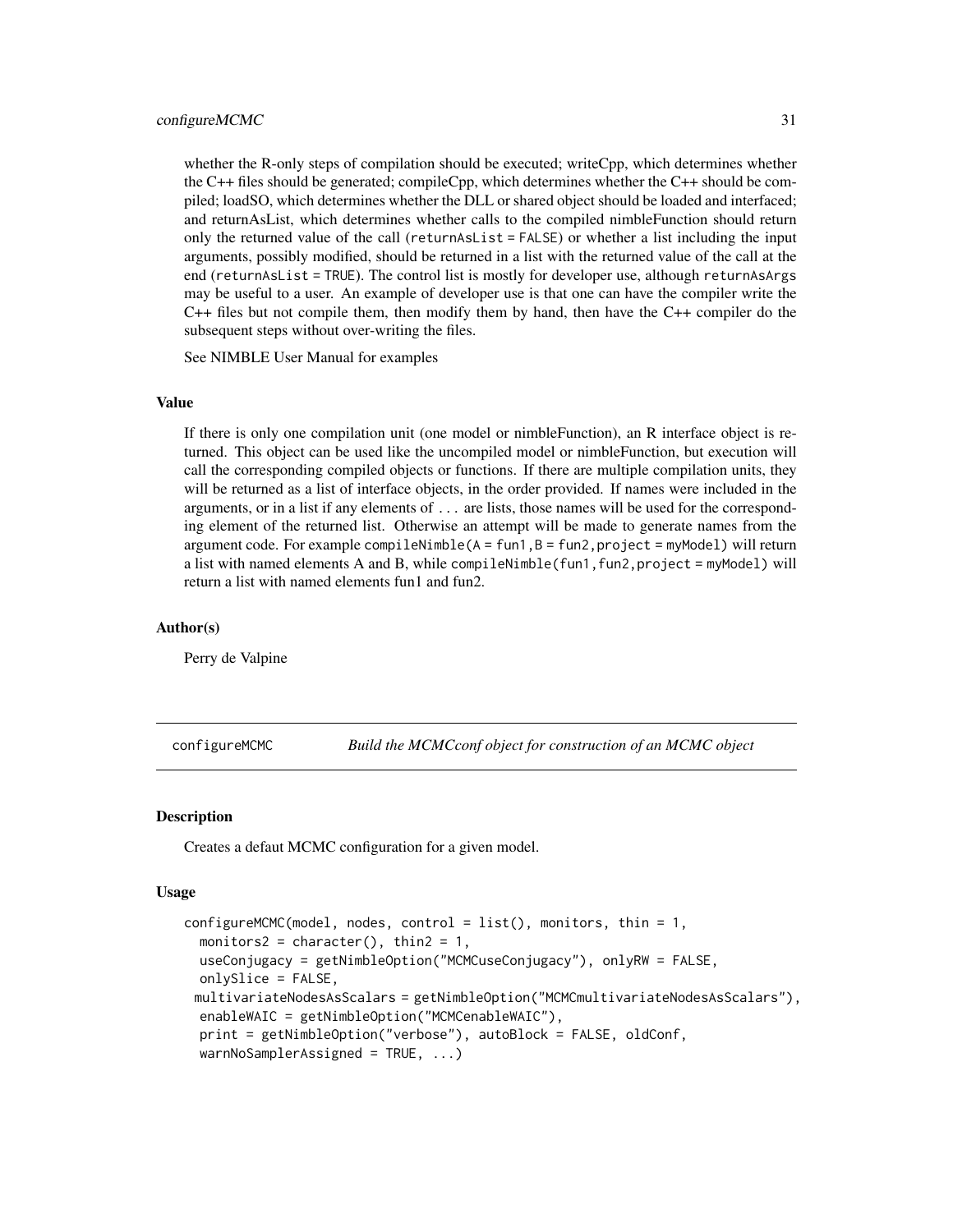whether the R-only steps of compilation should be executed; writeCpp, which determines whether the C++ files should be generated; compileCpp, which determines whether the C++ should be compiled; loadSO, which determines whether the DLL or shared object should be loaded and interfaced; and returnAsList, which determines whether calls to the compiled nimbleFunction should return only the returned value of the call (`returnAsList = FALSE`) or whether a list including the input arguments, possibly modified, should be returned in a list with the returned value of the call at the end (`returnAsList = TRUE`). The control list is mostly for developer use, although `returnAsArgs` may be useful to a user. An example of developer use is that one can have the compiler write the C++ files but not compile them, then modify them by hand, then have the C++ compiler do the subsequent steps without over-writing the files.

See NIMBLE User Manual for examples

### Value

If there is only one compilation unit (one model or nimbleFunction), an R interface object is returned. This object can be used like the uncompiled model or nimbleFunction, but execution will call the corresponding compiled objects or functions. If there are multiple compilation units, they will be returned as a list of interface objects, in the order provided. If names were included in the arguments, or in a list if any elements of `...` are lists, those names will be used for the corresponding element of the returned list. Otherwise an attempt will be made to generate names from the argument code. For example `compileNimble(A = fun1,B = fun2,project = myModel)` will return a list with named elements A and B, while `compileNimble(fun1,fun2,project = myModel)` will return a list with named elements fun1 and fun2.

### Author(s)

Perry de Valpine

---

## configureMCMC — *Build the MCMCconf object for construction of an MCMC object*

### Description

Creates a defaut MCMC configuration for a given model.

### Usage

```
configureMCMC(model, nodes, control = list(), monitors, thin = 1,
  monitors2 = character(), thin2 = 1,
  useConjugacy = getNimbleOption("MCMCuseConjugacy"), onlyRW = FALSE,
  onlySlice = FALSE,
 multivariateNodesAsScalars = getNimbleOption("MCMCmultivariateNodesAsScalars"),
  enableWAIC = getNimbleOption("MCMCenableWAIC"),
  print = getNimbleOption("verbose"), autoBlock = FALSE, oldConf,
  warnNoSamplerAssigned = TRUE, ...)
```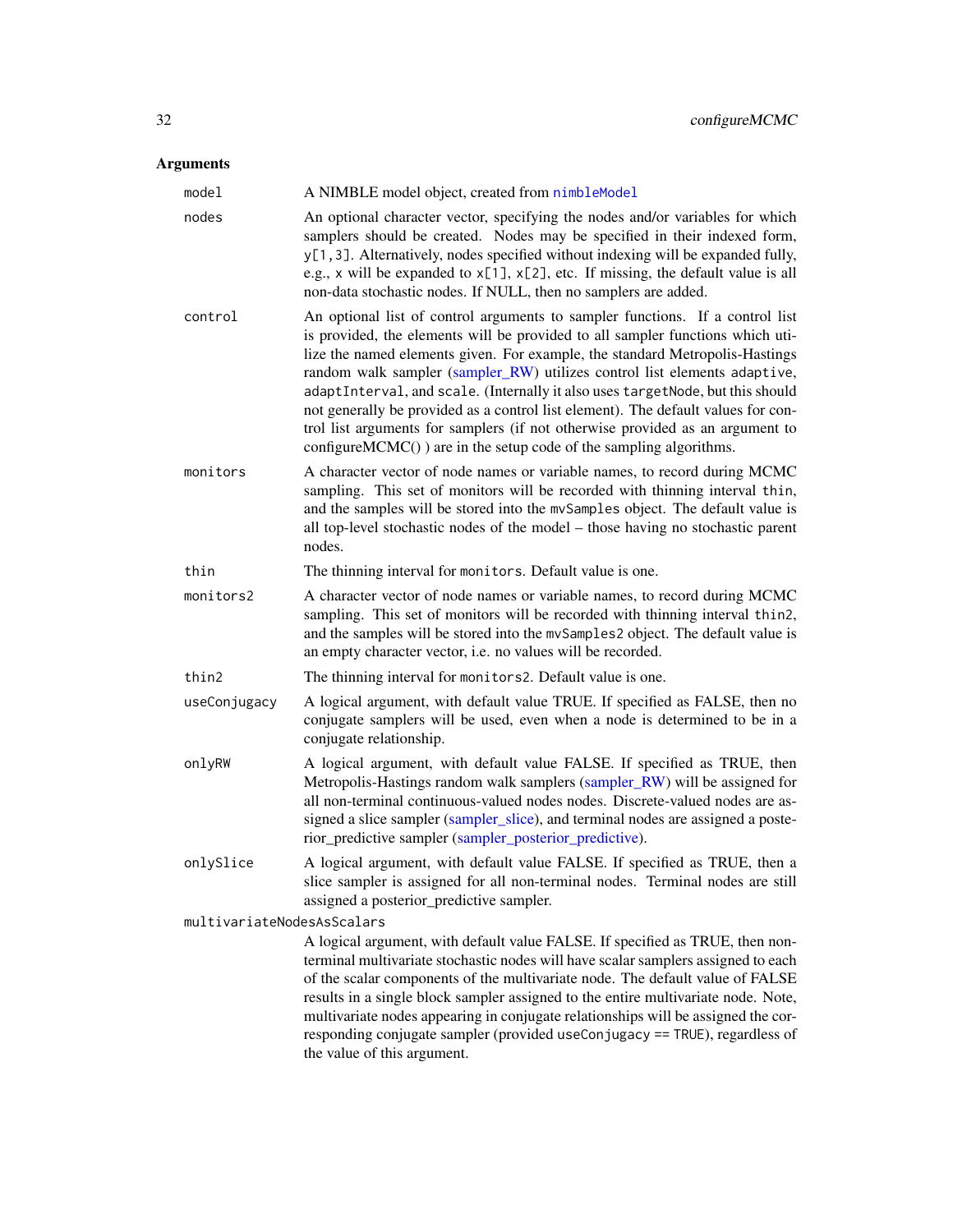## Arguments

**model** A NIMBLE model object, created from `nimbleModel`

**nodes** An optional character vector, specifying the nodes and/or variables for which samplers should be created. Nodes may be specified in their indexed form, `y[1,3]`. Alternatively, nodes specified without indexing will be expanded fully, e.g., `x` will be expanded to `x[1]`, `x[2]`, etc. If missing, the default value is all non-data stochastic nodes. If NULL, then no samplers are added.

**control** An optional list of control arguments to sampler functions. If a control list is provided, the elements will be provided to all sampler functions which utilize the named elements given. For example, the standard Metropolis-Hastings random walk sampler (sampler_RW) utilizes control list elements `adaptive`, `adaptInterval`, and `scale`. (Internally it also uses `targetNode`, but this should not generally be provided as a control list element). The default values for control list arguments for samplers (if not otherwise provided as an argument to configureMCMC() ) are in the setup code of the sampling algorithms.

**monitors** A character vector of node names or variable names, to record during MCMC sampling. This set of monitors will be recorded with thinning interval `thin`, and the samples will be stored into the `mvSamples` object. The default value is all top-level stochastic nodes of the model – those having no stochastic parent nodes.

**thin** The thinning interval for `monitors`. Default value is one.

**monitors2** A character vector of node names or variable names, to record during MCMC sampling. This set of monitors will be recorded with thinning interval `thin2`, and the samples will be stored into the `mvSamples2` object. The default value is an empty character vector, i.e. no values will be recorded.

**thin2** The thinning interval for `monitors2`. Default value is one.

**useConjugacy** A logical argument, with default value TRUE. If specified as FALSE, then no conjugate samplers will be used, even when a node is determined to be in a conjugate relationship.

**onlyRW** A logical argument, with default value FALSE. If specified as TRUE, then Metropolis-Hastings random walk samplers (sampler_RW) will be assigned for all non-terminal continuous-valued nodes nodes. Discrete-valued nodes are assigned a slice sampler (sampler_slice), and terminal nodes are assigned a posterior_predictive sampler (sampler_posterior_predictive).

**onlySlice** A logical argument, with default value FALSE. If specified as TRUE, then a slice sampler is assigned for all non-terminal nodes. Terminal nodes are still assigned a posterior_predictive sampler.

**multivariateNodesAsScalars** A logical argument, with default value FALSE. If specified as TRUE, then non-terminal multivariate stochastic nodes will have scalar samplers assigned to each of the scalar components of the multivariate node. The default value of FALSE results in a single block sampler assigned to the entire multivariate node. Note, multivariate nodes appearing in conjugate relationships will be assigned the corresponding conjugate sampler (provided `useConjugacy == TRUE`), regardless of the value of this argument.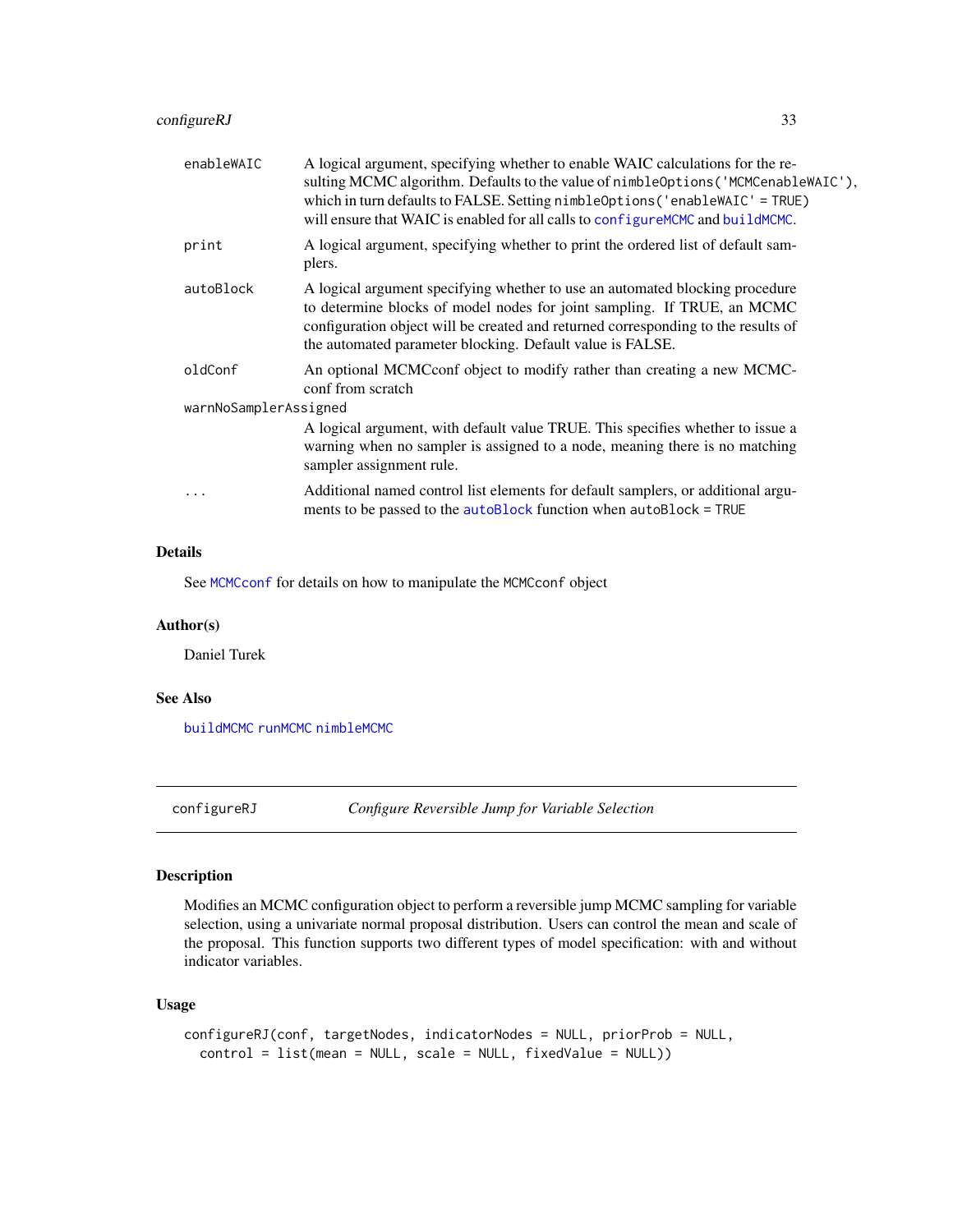| | |
|---|---|
| enableWAIC | A logical argument, specifying whether to enable WAIC calculations for the resulting MCMC algorithm. Defaults to the value of nimbleOptions('MCMCenableWAIC'), which in turn defaults to FALSE. Setting nimbleOptions('enableWAIC' = TRUE) will ensure that WAIC is enabled for all calls to configureMCMC and buildMCMC. |
| print | A logical argument, specifying whether to print the ordered list of default samplers. |
| autoBlock | A logical argument specifying whether to use an automated blocking procedure to determine blocks of model nodes for joint sampling. If TRUE, an MCMC configuration object will be created and returned corresponding to the results of the automated parameter blocking. Default value is FALSE. |
| oldConf | An optional MCMCconf object to modify rather than creating a new MCMCconf from scratch |
| warnNoSamplerAssigned | A logical argument, with default value TRUE. This specifies whether to issue a warning when no sampler is assigned to a node, meaning there is no matching sampler assignment rule. |
| ... | Additional named control list elements for default samplers, or additional arguments to be passed to the autoBlock function when autoBlock = TRUE |

### Details

See MCMCconf for details on how to manipulate the MCMCconf object

### Author(s)

Daniel Turek

### See Also

buildMCMC runMCMC nimbleMCMC

---

## configureRJ *Configure Reversible Jump for Variable Selection*

### Description

Modifies an MCMC configuration object to perform a reversible jump MCMC sampling for variable selection, using a univariate normal proposal distribution. Users can control the mean and scale of the proposal. This function supports two different types of model specification: with and without indicator variables.

### Usage

```
configureRJ(conf, targetNodes, indicatorNodes = NULL, priorProb = NULL,
  control = list(mean = NULL, scale = NULL, fixedValue = NULL))
```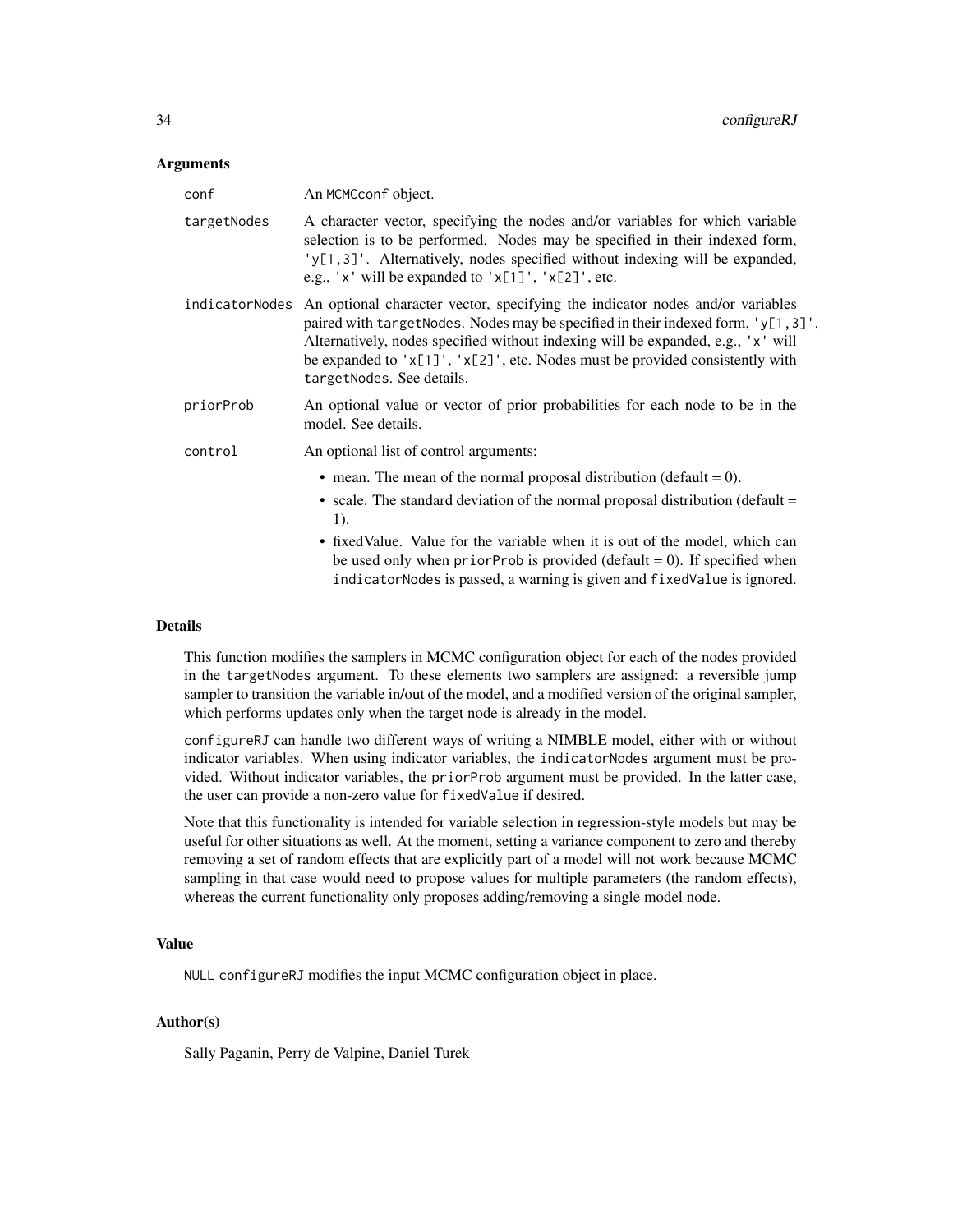### Arguments

conf
: An `MCMCconf` object.

targetNodes
: A character vector, specifying the nodes and/or variables for which variable selection is to be performed. Nodes may be specified in their indexed form, `'y[1,3]'`. Alternatively, nodes specified without indexing will be expanded, e.g., `'x'` will be expanded to `'x[1]'`, `'x[2]'`, etc.

indicatorNodes
: An optional character vector, specifying the indicator nodes and/or variables paired with `targetNodes`. Nodes may be specified in their indexed form, `'y[1,3]'`. Alternatively, nodes specified without indexing will be expanded, e.g., `'x'` will be expanded to `'x[1]'`, `'x[2]'`, etc. Nodes must be provided consistently with `targetNodes`. See details.

priorProb
: An optional value or vector of prior probabilities for each node to be in the model. See details.

control
: An optional list of control arguments:
  - mean. The mean of the normal proposal distribution (default = 0).
  - scale. The standard deviation of the normal proposal distribution (default = 1).
  - fixedValue. Value for the variable when it is out of the model, which can be used only when `priorProb` is provided (default = 0). If specified when `indicatorNodes` is passed, a warning is given and `fixedValue` is ignored.

### Details

This function modifies the samplers in MCMC configuration object for each of the nodes provided in the `targetNodes` argument. To these elements two samplers are assigned: a reversible jump sampler to transition the variable in/out of the model, and a modified version of the original sampler, which performs updates only when the target node is already in the model.

`configureRJ` can handle two different ways of writing a NIMBLE model, either with or without indicator variables. When using indicator variables, the `indicatorNodes` argument must be provided. Without indicator variables, the `priorProb` argument must be provided. In the latter case, the user can provide a non-zero value for `fixedValue` if desired.

Note that this functionality is intended for variable selection in regression-style models but may be useful for other situations as well. At the moment, setting a variance component to zero and thereby removing a set of random effects that are explicitly part of a model will not work because MCMC sampling in that case would need to propose values for multiple parameters (the random effects), whereas the current functionality only proposes adding/removing a single model node.

### Value

`NULL` `configureRJ` modifies the input MCMC configuration object in place.

### Author(s)

Sally Paganin, Perry de Valpine, Daniel Turek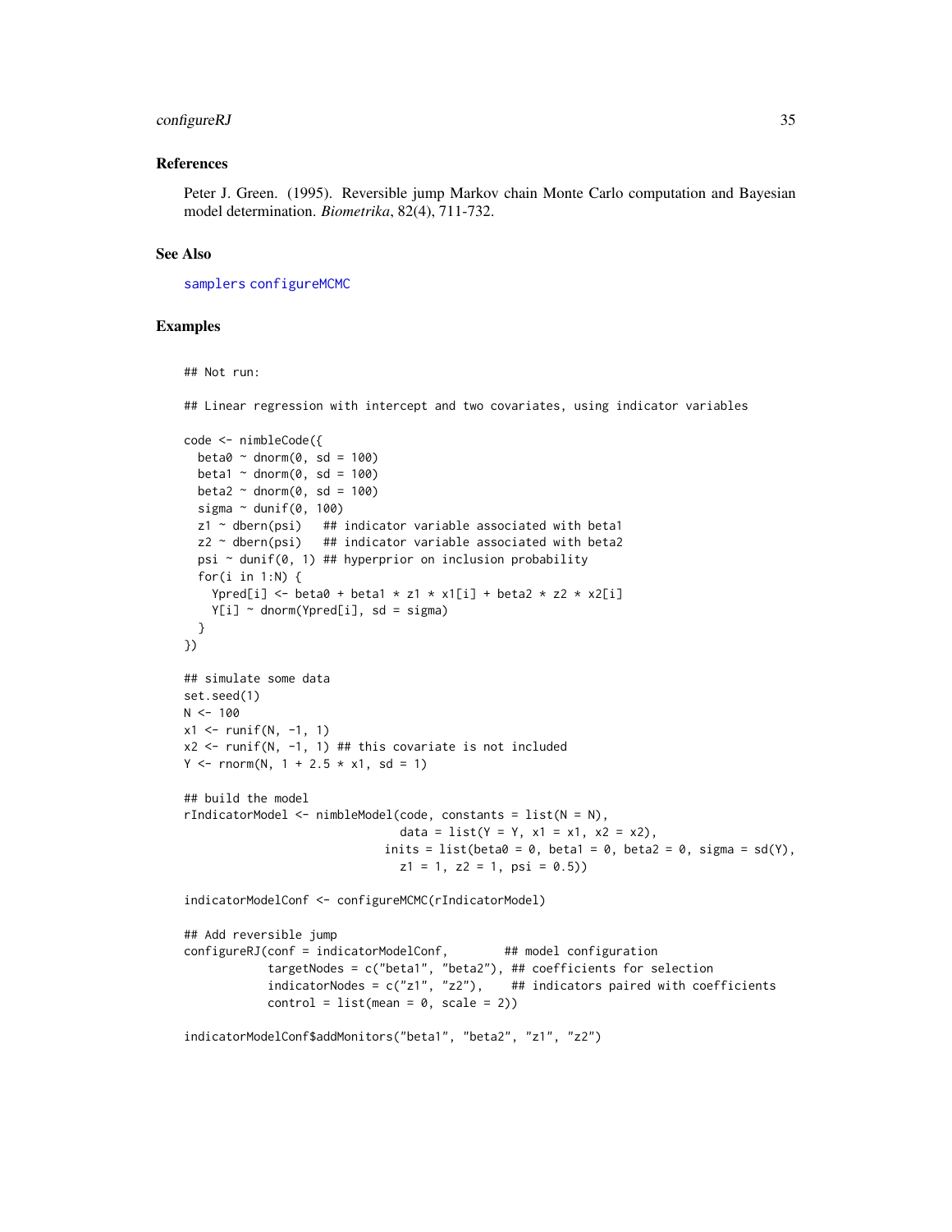## References

Peter J. Green. (1995). Reversible jump Markov chain Monte Carlo computation and Bayesian model determination. *Biometrika*, 82(4), 711-732.

## See Also

samplers configureMCMC

## Examples

```
## Not run:

## Linear regression with intercept and two covariates, using indicator variables

code <- nimbleCode({
  beta0 ~ dnorm(0, sd = 100)
  beta1 ~ dnorm(0, sd = 100)
  beta2 ~ dnorm(0, sd = 100)
  sigma ~ dunif(0, 100)
  z1 ~ dbern(psi)   ## indicator variable associated with beta1
  z2 ~ dbern(psi)   ## indicator variable associated with beta2
  psi ~ dunif(0, 1) ## hyperprior on inclusion probability
  for(i in 1:N) {
    Ypred[i] <- beta0 + beta1 * z1 * x1[i] + beta2 * z2 * x2[i]
    Y[i] ~ dnorm(Ypred[i], sd = sigma)
  }
})

## simulate some data
set.seed(1)
N <- 100
x1 <- runif(N, -1, 1)
x2 <- runif(N, -1, 1) ## this covariate is not included
Y <- rnorm(N, 1 + 2.5 * x1, sd = 1)

## build the model
rIndicatorModel <- nimbleModel(code, constants = list(N = N),
                               data = list(Y = Y, x1 = x1, x2 = x2),
                             inits = list(beta0 = 0, beta1 = 0, beta2 = 0, sigma = sd(Y),
                               z1 = 1, z2 = 1, psi = 0.5))

indicatorModelConf <- configureMCMC(rIndicatorModel)

## Add reversible jump
configureRJ(conf = indicatorModelConf,        ## model configuration
            targetNodes = c("beta1", "beta2"), ## coefficients for selection
            indicatorNodes = c("z1", "z2"),    ## indicators paired with coefficients
            control = list(mean = 0, scale = 2))

indicatorModelConf$addMonitors("beta1", "beta2", "z1", "z2")
```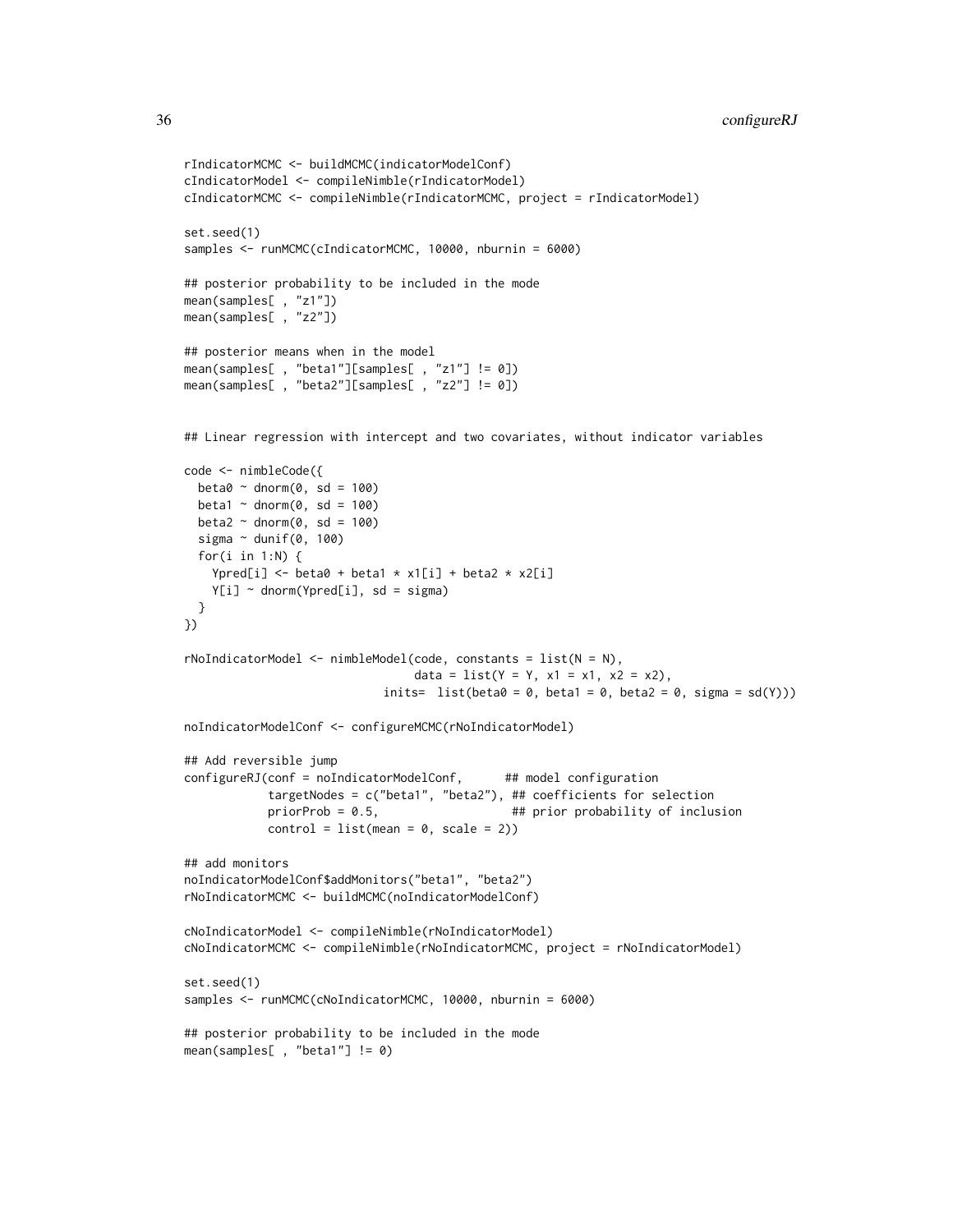```
rIndicatorMCMC <- buildMCMC(indicatorModelConf)
cIndicatorModel <- compileNimble(rIndicatorModel)
cIndicatorMCMC <- compileNimble(rIndicatorMCMC, project = rIndicatorModel)

set.seed(1)
samples <- runMCMC(cIndicatorMCMC, 10000, nburnin = 6000)

## posterior probability to be included in the mode
mean(samples[ , "z1"])
mean(samples[ , "z2"])

## posterior means when in the model
mean(samples[ , "beta1"][samples[ , "z1"] != 0])
mean(samples[ , "beta2"][samples[ , "z2"] != 0])


## Linear regression with intercept and two covariates, without indicator variables

code <- nimbleCode({
  beta0 ~ dnorm(0, sd = 100)
  beta1 ~ dnorm(0, sd = 100)
  beta2 ~ dnorm(0, sd = 100)
  sigma ~ dunif(0, 100)
  for(i in 1:N) {
    Ypred[i] <- beta0 + beta1 * x1[i] + beta2 * x2[i]
    Y[i] ~ dnorm(Ypred[i], sd = sigma)
  }
})

rNoIndicatorModel <- nimbleModel(code, constants = list(N = N),
                                 data = list(Y = Y, x1 = x1, x2 = x2),
                             inits=  list(beta0 = 0, beta1 = 0, beta2 = 0, sigma = sd(Y)))

noIndicatorModelConf <- configureMCMC(rNoIndicatorModel)

## Add reversible jump
configureRJ(conf = noIndicatorModelConf,      ## model configuration
            targetNodes = c("beta1", "beta2"), ## coefficients for selection
            priorProb = 0.5,                   ## prior probability of inclusion
            control = list(mean = 0, scale = 2))

## add monitors
noIndicatorModelConf$addMonitors("beta1", "beta2")
rNoIndicatorMCMC <- buildMCMC(noIndicatorModelConf)

cNoIndicatorModel <- compileNimble(rNoIndicatorModel)
cNoIndicatorMCMC <- compileNimble(rNoIndicatorMCMC, project = rNoIndicatorModel)

set.seed(1)
samples <- runMCMC(cNoIndicatorMCMC, 10000, nburnin = 6000)

## posterior probability to be included in the mode
mean(samples[ , "beta1"] != 0)
```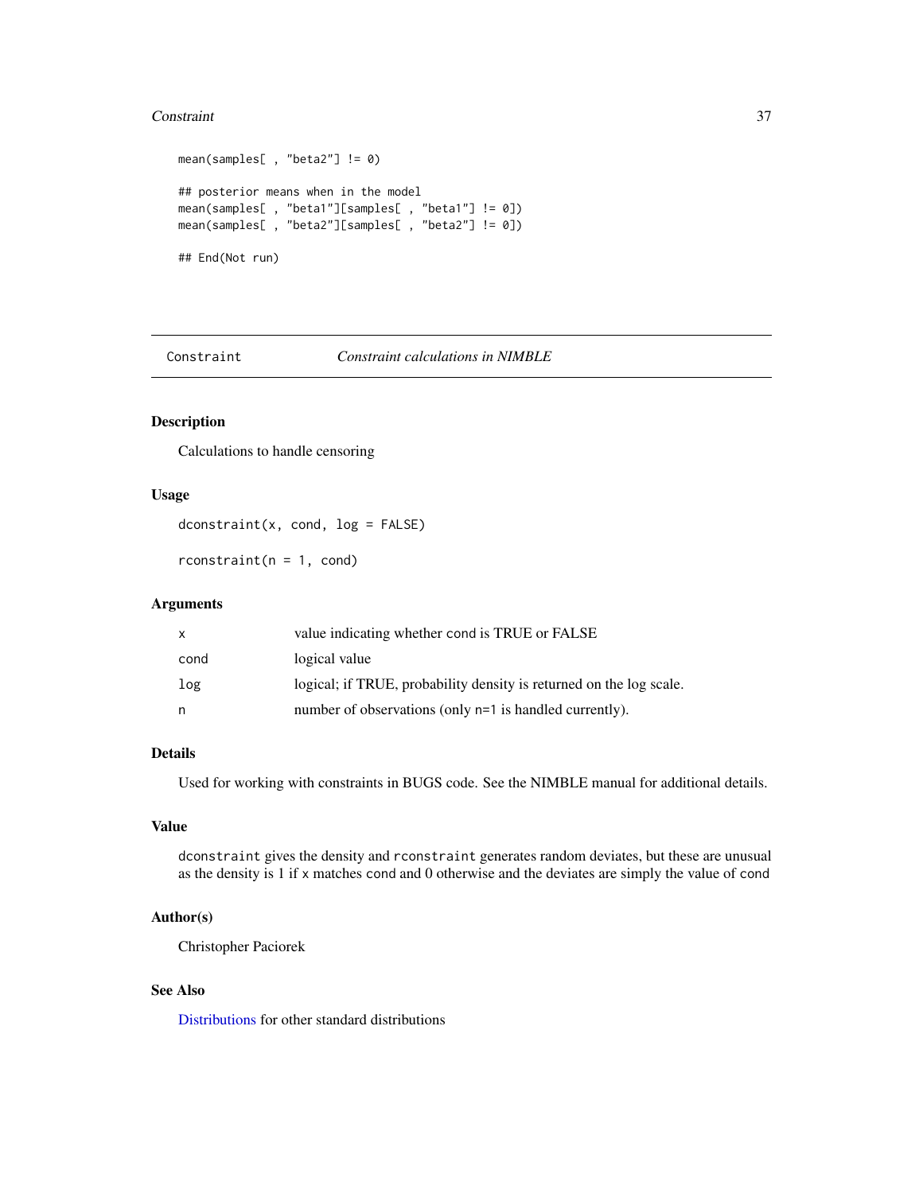```
mean(samples[ , "beta2"] != 0)

## posterior means when in the model
mean(samples[ , "beta1"][samples[ , "beta1"] != 0])
mean(samples[ , "beta2"][samples[ , "beta2"] != 0])

## End(Not run)
```

---

Constraint *Constraint calculations in NIMBLE*

---

## Description

Calculations to handle censoring

## Usage

```
dconstraint(x, cond, log = FALSE)

rconstraint(n = 1, cond)
```

## Arguments

| | |
|---|---|
| x | value indicating whether cond is TRUE or FALSE |
| cond | logical value |
| log | logical; if TRUE, probability density is returned on the log scale. |
| n | number of observations (only n=1 is handled currently). |

## Details

Used for working with constraints in BUGS code. See the NIMBLE manual for additional details.

## Value

`dconstraint` gives the density and `rconstraint` generates random deviates, but these are unusual as the density is 1 if `x` matches `cond` and 0 otherwise and the deviates are simply the value of `cond`

## Author(s)

Christopher Paciorek

## See Also

Distributions for other standard distributions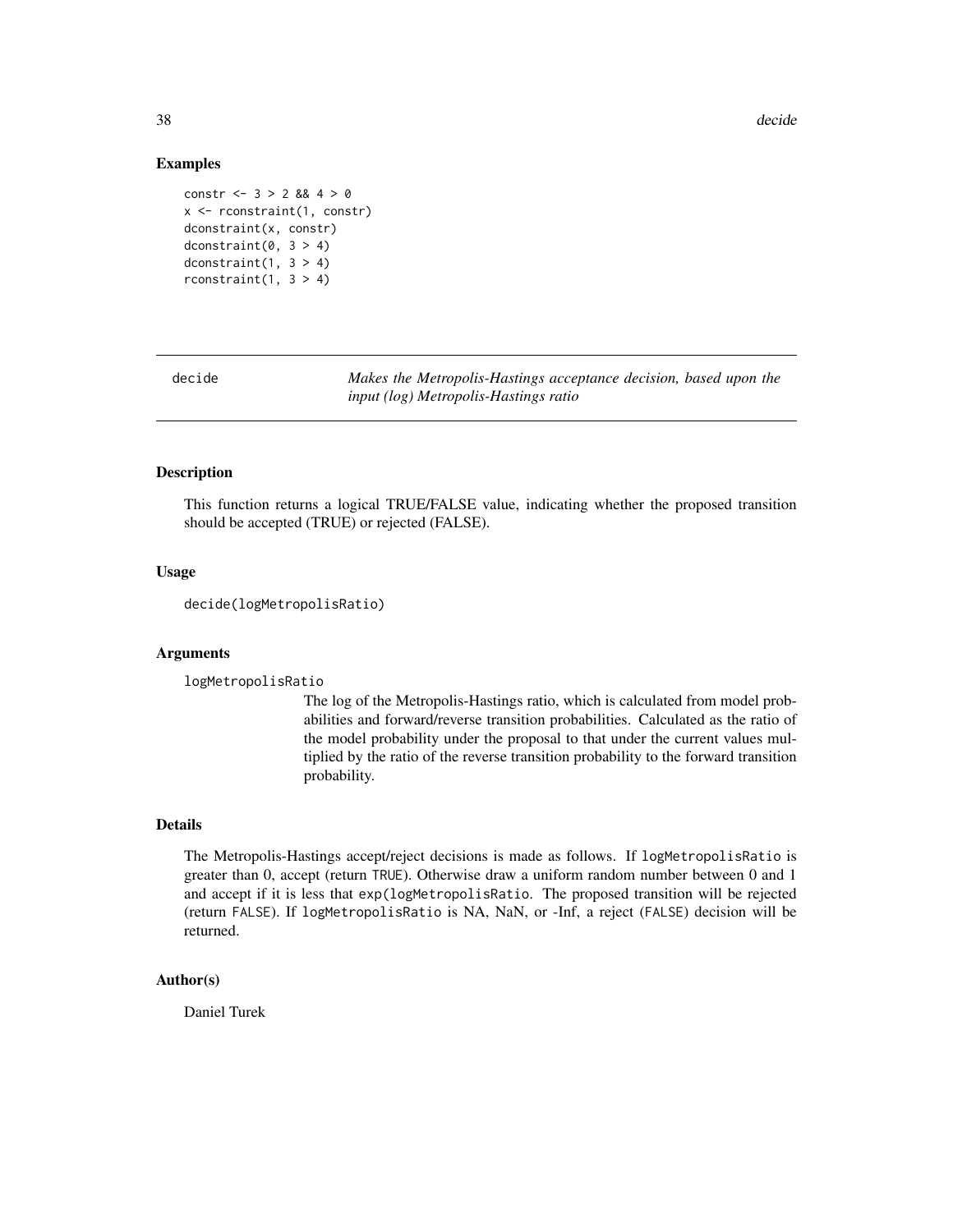## Examples

```
constr <- 3 > 2 && 4 > 0
x <- rconstraint(1, constr)
dconstraint(x, constr)
dconstraint(0, 3 > 4)
dconstraint(1, 3 > 4)
rconstraint(1, 3 > 4)
```

---

# decide — *Makes the Metropolis-Hastings acceptance decision, based upon the input (log) Metropolis-Hastings ratio*

## Description

This function returns a logical TRUE/FALSE value, indicating whether the proposed transition should be accepted (TRUE) or rejected (FALSE).

## Usage

```
decide(logMetropolisRatio)
```

## Arguments

`logMetropolisRatio`
: The log of the Metropolis-Hastings ratio, which is calculated from model probabilities and forward/reverse transition probabilities. Calculated as the ratio of the model probability under the proposal to that under the current values multiplied by the ratio of the reverse transition probability to the forward transition probability.

## Details

The Metropolis-Hastings accept/reject decisions is made as follows. If `logMetropolisRatio` is greater than 0, accept (return `TRUE`). Otherwise draw a uniform random number between 0 and 1 and accept if it is less that `exp(logMetropolisRatio`. The proposed transition will be rejected (return `FALSE`). If `logMetropolisRatio` is NA, NaN, or -Inf, a reject (`FALSE`) decision will be returned.

## Author(s)

Daniel Turek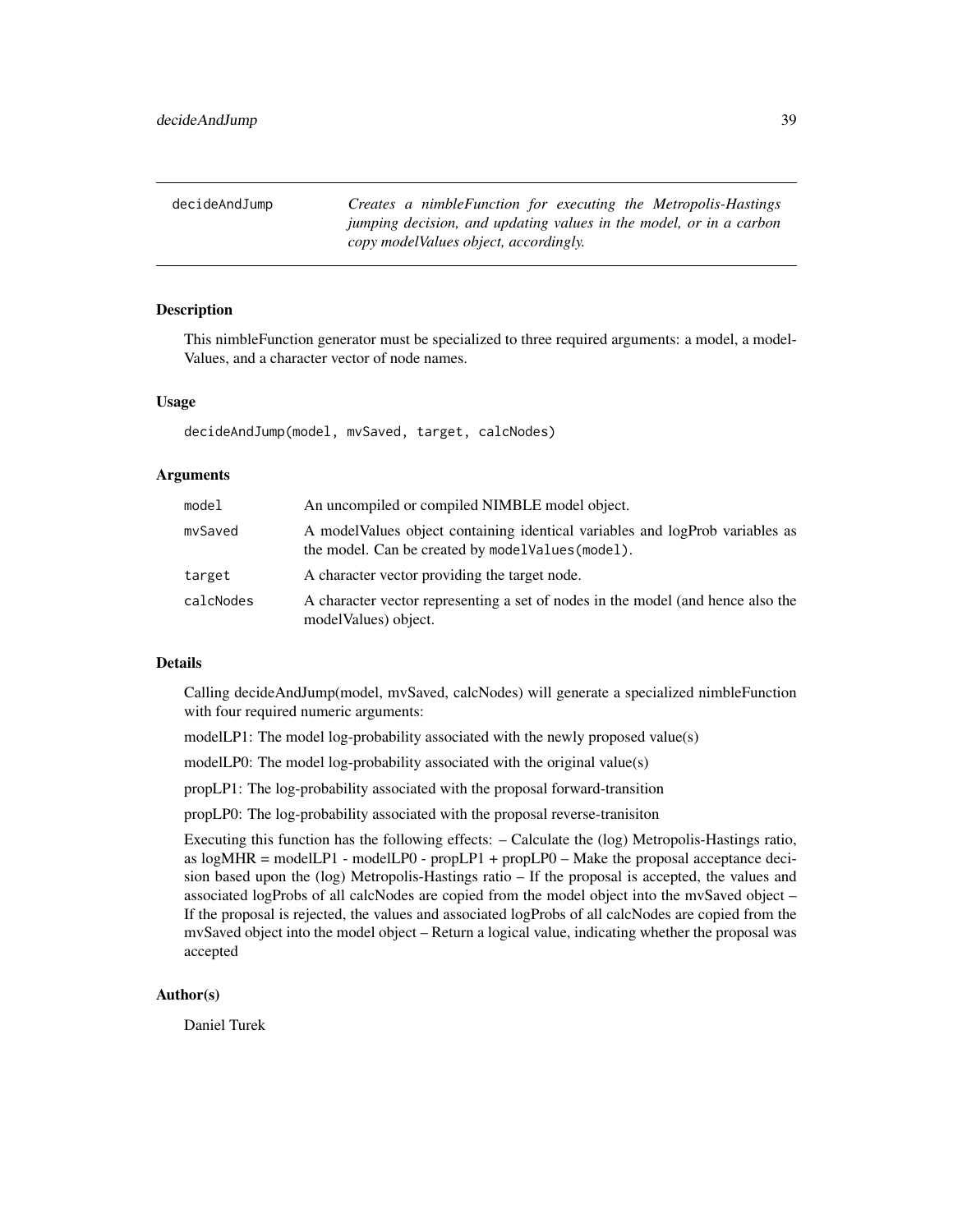# decideAndJump

*Creates a nimbleFunction for executing the Metropolis-Hastings jumping decision, and updating values in the model, or in a carbon copy modelValues object, accordingly.*

## Description

This nimbleFunction generator must be specialized to three required arguments: a model, a modelValues, and a character vector of node names.

## Usage

```
decideAndJump(model, mvSaved, target, calcNodes)
```

## Arguments

| | |
|---|---|
| `model` | An uncompiled or compiled NIMBLE model object. |
| `mvSaved` | A modelValues object containing identical variables and logProb variables as the model. Can be created by `modelValues(model)`. |
| `target` | A character vector providing the target node. |
| `calcNodes` | A character vector representing a set of nodes in the model (and hence also the modelValues) object. |

## Details

Calling decideAndJump(model, mvSaved, calcNodes) will generate a specialized nimbleFunction with four required numeric arguments:

modelLP1: The model log-probability associated with the newly proposed value(s)

modelLP0: The model log-probability associated with the original value(s)

propLP1: The log-probability associated with the proposal forward-transition

propLP0: The log-probability associated with the proposal reverse-tranisiton

Executing this function has the following effects: – Calculate the (log) Metropolis-Hastings ratio, as logMHR = modelLP1 - modelLP0 - propLP1 + propLP0 – Make the proposal acceptance decision based upon the (log) Metropolis-Hastings ratio – If the proposal is accepted, the values and associated logProbs of all calcNodes are copied from the model object into the mvSaved object – If the proposal is rejected, the values and associated logProbs of all calcNodes are copied from the mvSaved object into the model object – Return a logical value, indicating whether the proposal was accepted

## Author(s)

Daniel Turek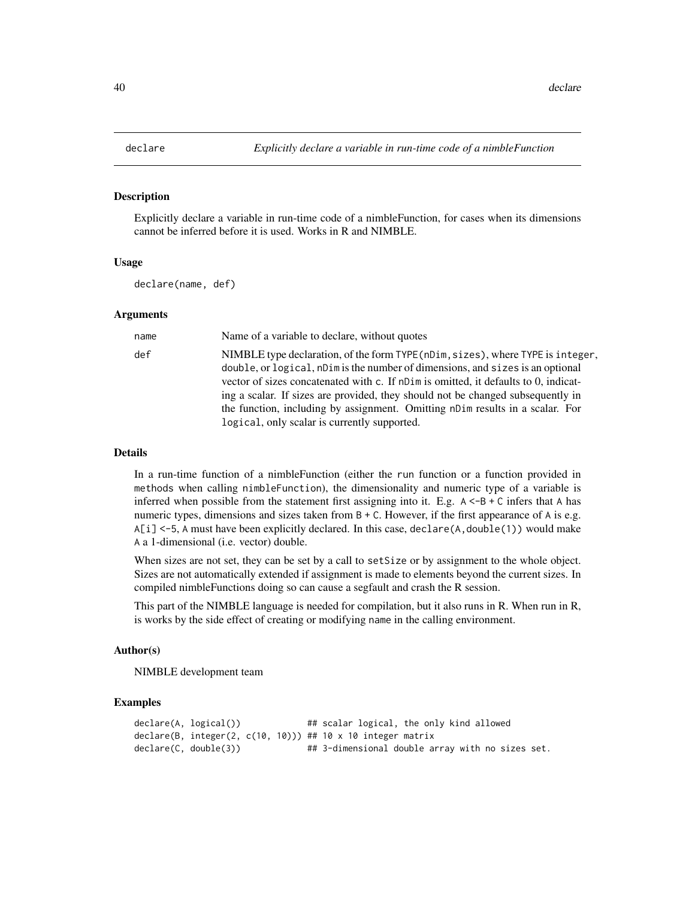# declare

*Explicitly declare a variable in run-time code of a nimbleFunction*

## Description

Explicitly declare a variable in run-time code of a nimbleFunction, for cases when its dimensions cannot be inferred before it is used. Works in R and NIMBLE.

## Usage

```
declare(name, def)
```

## Arguments

| | |
|---|---|
| name | Name of a variable to declare, without quotes |
| def | NIMBLE type declaration, of the form `TYPE(nDim,sizes)`, where `TYPE` is `integer`, `double`, or `logical`, `nDim` is the number of dimensions, and `sizes` is an optional vector of sizes concatenated with `c`. If `nDim` is omitted, it defaults to 0, indicating a scalar. If sizes are provided, they should not be changed subsequently in the function, including by assignment. Omitting `nDim` results in a scalar. For `logical`, only scalar is currently supported. |

## Details

In a run-time function of a nimbleFunction (either the `run` function or a function provided in `methods` when calling `nimbleFunction`), the dimensionality and numeric type of a variable is inferred when possible from the statement first assigning into it. E.g. `A <-B + C` infers that `A` has numeric types, dimensions and sizes taken from `B + C`. However, if the first appearance of `A` is e.g. `A[i] <-5`, `A` must have been explicitly declared. In this case, `declare(A,double(1))` would make `A` a 1-dimensional (i.e. vector) double.

When sizes are not set, they can be set by a call to `setSize` or by assignment to the whole object. Sizes are not automatically extended if assignment is made to elements beyond the current sizes. In compiled nimbleFunctions doing so can cause a segfault and crash the R session.

This part of the NIMBLE language is needed for compilation, but it also runs in R. When run in R, is works by the side effect of creating or modifying `name` in the calling environment.

## Author(s)

NIMBLE development team

## Examples

```
declare(A, logical())             ## scalar logical, the only kind allowed
declare(B, integer(2, c(10, 10))) ## 10 x 10 integer matrix
declare(C, double(3))             ## 3-dimensional double array with no sizes set.
```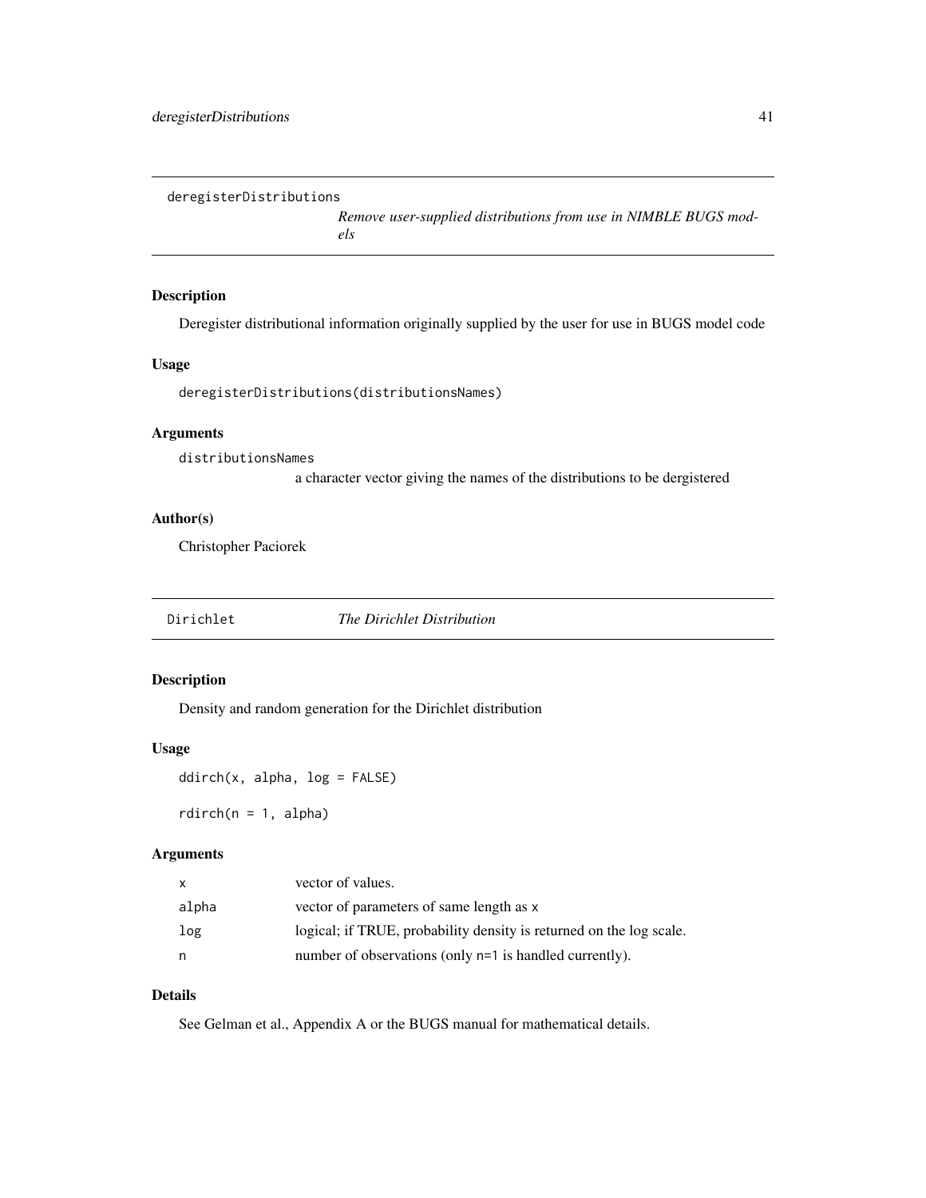## deregisterDistributions — *Remove user-supplied distributions from use in NIMBLE BUGS models*

### Description

Deregister distributional information originally supplied by the user for use in BUGS model code

### Usage

```
deregisterDistributions(distributionsNames)
```

### Arguments

| | |
|---|---|
| distributionsNames | a character vector giving the names of the distributions to be dergistered |

### Author(s)

Christopher Paciorek

## Dirichlet — *The Dirichlet Distribution*

### Description

Density and random generation for the Dirichlet distribution

### Usage

```
ddirch(x, alpha, log = FALSE)

rdirch(n = 1, alpha)
```

### Arguments

| | |
|---|---|
| x | vector of values. |
| alpha | vector of parameters of same length as x |
| log | logical; if TRUE, probability density is returned on the log scale. |
| n | number of observations (only n=1 is handled currently). |

### Details

See Gelman et al., Appendix A or the BUGS manual for mathematical details.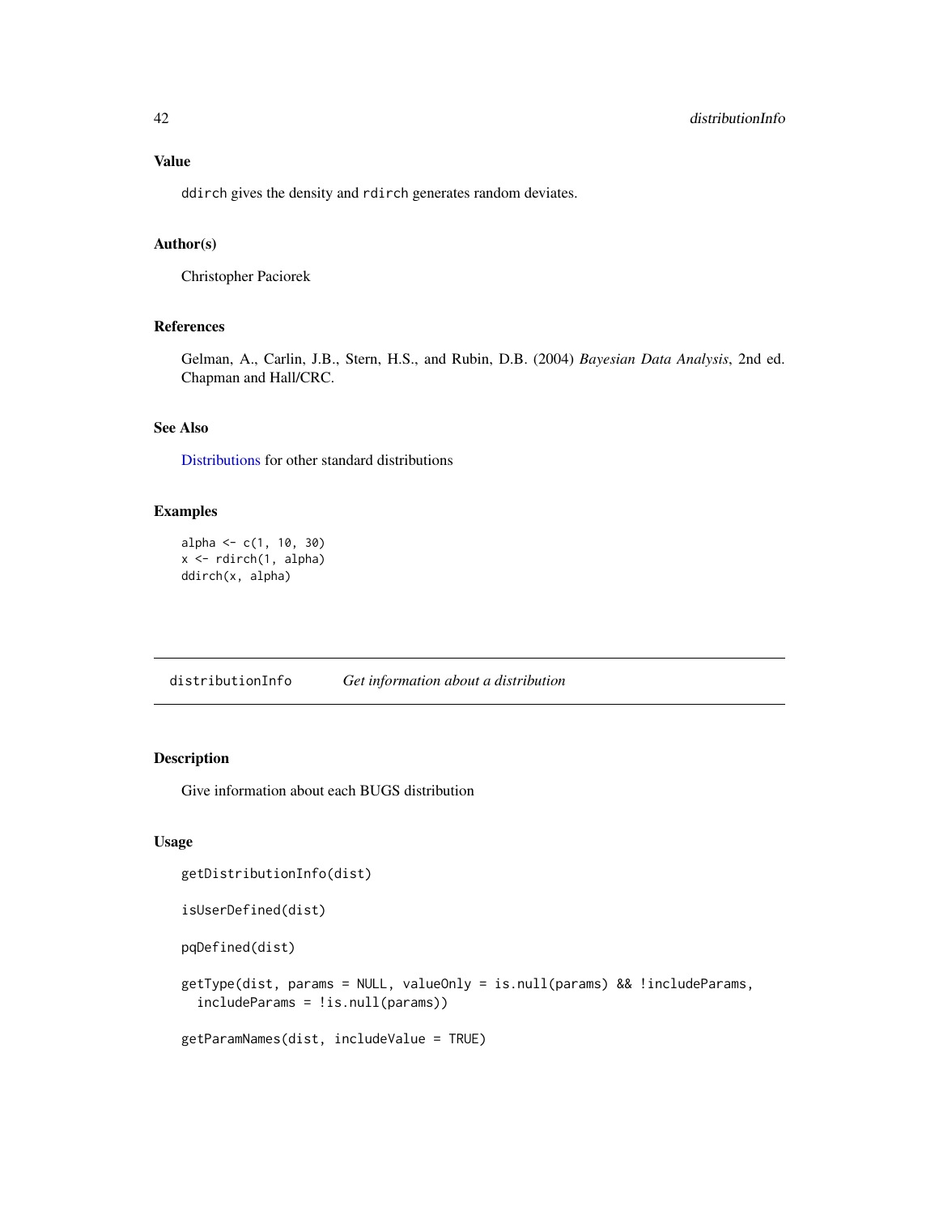### Value

ddirch gives the density and rdirch generates random deviates.

### Author(s)

Christopher Paciorek

### References

Gelman, A., Carlin, J.B., Stern, H.S., and Rubin, D.B. (2004) *Bayesian Data Analysis*, 2nd ed. Chapman and Hall/CRC.

### See Also

Distributions for other standard distributions

### Examples

```
alpha <- c(1, 10, 30)
x <- rdirch(1, alpha)
ddirch(x, alpha)
```

---

## distributionInfo *Get information about a distribution*

---

### Description

Give information about each BUGS distribution

### Usage

```
getDistributionInfo(dist)

isUserDefined(dist)

pqDefined(dist)

getType(dist, params = NULL, valueOnly = is.null(params) && !includeParams,
  includeParams = !is.null(params))

getParamNames(dist, includeValue = TRUE)
```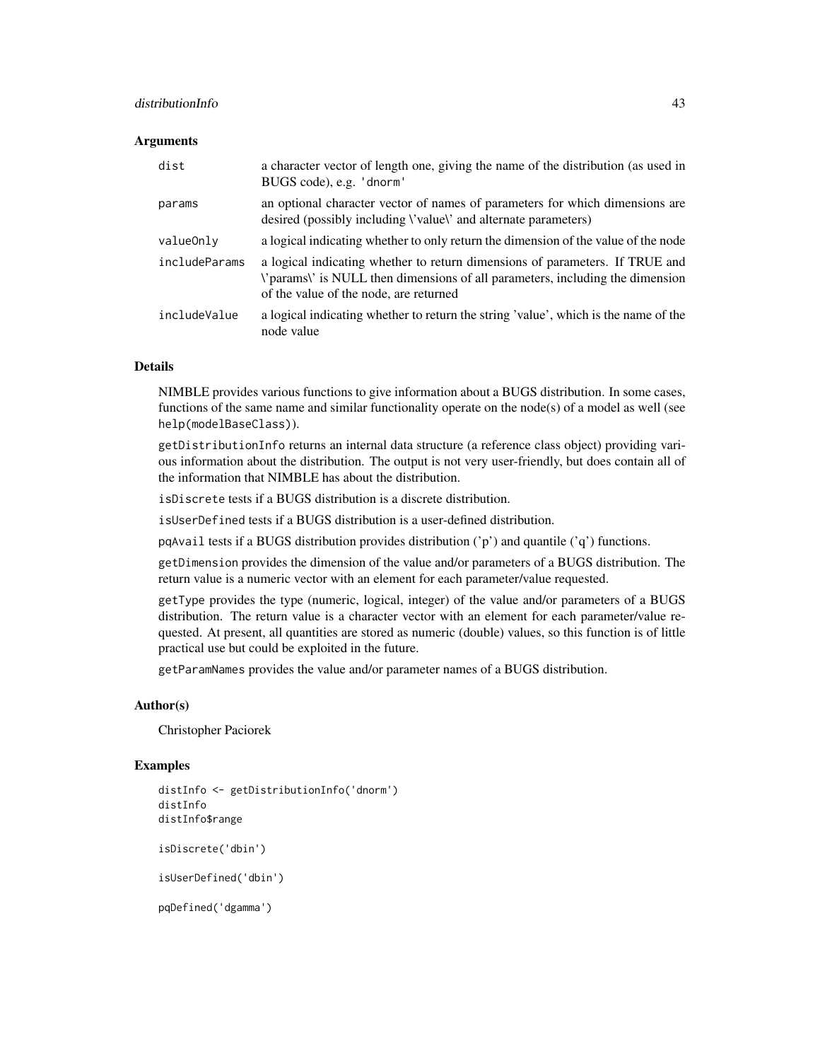### Arguments

| | |
|---|---|
| `dist` | a character vector of length one, giving the name of the distribution (as used in BUGS code), e.g. `'dnorm'` |
| `params` | an optional character vector of names of parameters for which dimensions are desired (possibly including \'value\' and alternate parameters) |
| `valueOnly` | a logical indicating whether to only return the dimension of the value of the node |
| `includeParams` | a logical indicating whether to return dimensions of parameters. If TRUE and \'params\' is NULL then dimensions of all parameters, including the dimension of the value of the node, are returned |
| `includeValue` | a logical indicating whether to return the string 'value', which is the name of the node value |

### Details

NIMBLE provides various functions to give information about a BUGS distribution. In some cases, functions of the same name and similar functionality operate on the node(s) of a model as well (see `help(modelBaseClass)`).

`getDistributionInfo` returns an internal data structure (a reference class object) providing various information about the distribution. The output is not very user-friendly, but does contain all of the information that NIMBLE has about the distribution.

`isDiscrete` tests if a BUGS distribution is a discrete distribution.

`isUserDefined` tests if a BUGS distribution is a user-defined distribution.

`pqAvail` tests if a BUGS distribution provides distribution ('p') and quantile ('q') functions.

`getDimension` provides the dimension of the value and/or parameters of a BUGS distribution. The return value is a numeric vector with an element for each parameter/value requested.

`getType` provides the type (numeric, logical, integer) of the value and/or parameters of a BUGS distribution. The return value is a character vector with an element for each parameter/value requested. At present, all quantities are stored as numeric (double) values, so this function is of little practical use but could be exploited in the future.

`getParamNames` provides the value and/or parameter names of a BUGS distribution.

### Author(s)

Christopher Paciorek

### Examples

```
distInfo <- getDistributionInfo('dnorm')
distInfo
distInfo$range

isDiscrete('dbin')

isUserDefined('dbin')

pqDefined('dgamma')
```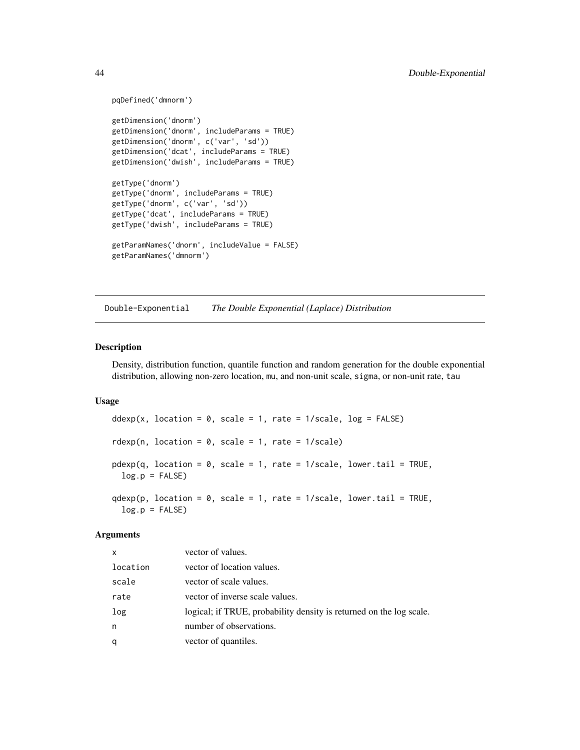```
pqDefined('dmnorm')

getDimension('dnorm')
getDimension('dnorm', includeParams = TRUE)
getDimension('dnorm', c('var', 'sd'))
getDimension('dcat', includeParams = TRUE)
getDimension('dwish', includeParams = TRUE)

getType('dnorm')
getType('dnorm', includeParams = TRUE)
getType('dnorm', c('var', 'sd'))
getType('dcat', includeParams = TRUE)
getType('dwish', includeParams = TRUE)

getParamNames('dnorm', includeValue = FALSE)
getParamNames('dmnorm')
```

---

## Double-Exponential *The Double Exponential (Laplace) Distribution*

---

### Description

Density, distribution function, quantile function and random generation for the double exponential distribution, allowing non-zero location, `mu`, and non-unit scale, `sigma`, or non-unit rate, `tau`

### Usage

```
ddexp(x, location = 0, scale = 1, rate = 1/scale, log = FALSE)

rdexp(n, location = 0, scale = 1, rate = 1/scale)

pdexp(q, location = 0, scale = 1, rate = 1/scale, lower.tail = TRUE,
  log.p = FALSE)

qdexp(p, location = 0, scale = 1, rate = 1/scale, lower.tail = TRUE,
  log.p = FALSE)
```

### Arguments

| | |
|---|---|
| `x` | vector of values. |
| `location` | vector of location values. |
| `scale` | vector of scale values. |
| `rate` | vector of inverse scale values. |
| `log` | logical; if TRUE, probability density is returned on the log scale. |
| `n` | number of observations. |
| `q` | vector of quantiles. |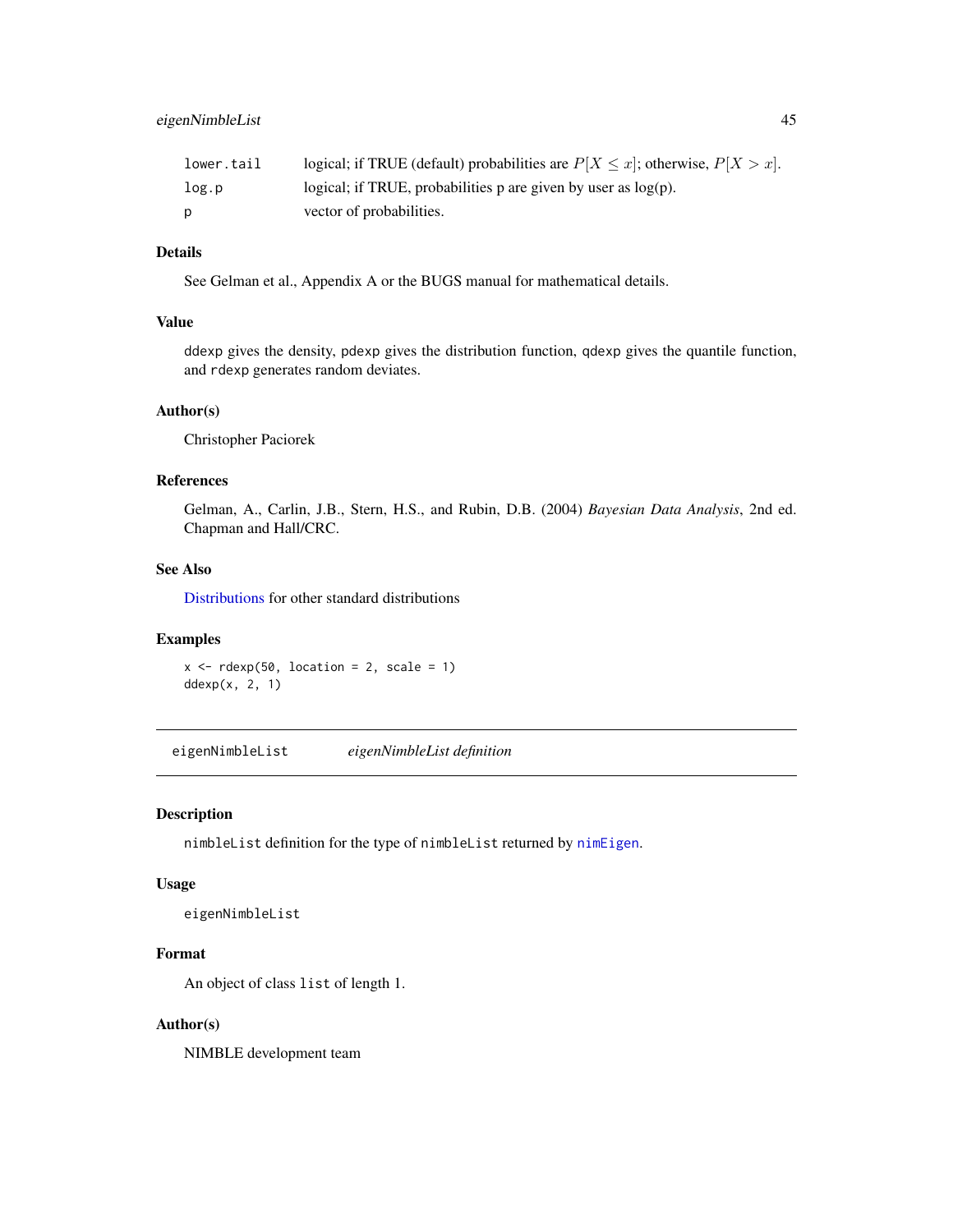| | |
|---|---|
| lower.tail | logical; if TRUE (default) probabilities are $P[X \le x]$; otherwise, $P[X > x]$. |
| log.p | logical; if TRUE, probabilities p are given by user as log(p). |
| p | vector of probabilities. |

### Details

See Gelman et al., Appendix A or the BUGS manual for mathematical details.

### Value

`ddexp` gives the density, `pdexp` gives the distribution function, `qdexp` gives the quantile function, and `rdexp` generates random deviates.

### Author(s)

Christopher Paciorek

### References

Gelman, A., Carlin, J.B., Stern, H.S., and Rubin, D.B. (2004) *Bayesian Data Analysis*, 2nd ed. Chapman and Hall/CRC.

### See Also

Distributions for other standard distributions

### Examples

```
x <- rdexp(50, location = 2, scale = 1)
ddexp(x, 2, 1)
```

---

## eigenNimbleList    *eigenNimbleList definition*

---

### Description

`nimbleList` definition for the type of `nimbleList` returned by `nimEigen`.

### Usage

```
eigenNimbleList
```

### Format

An object of class `list` of length 1.

### Author(s)

NIMBLE development team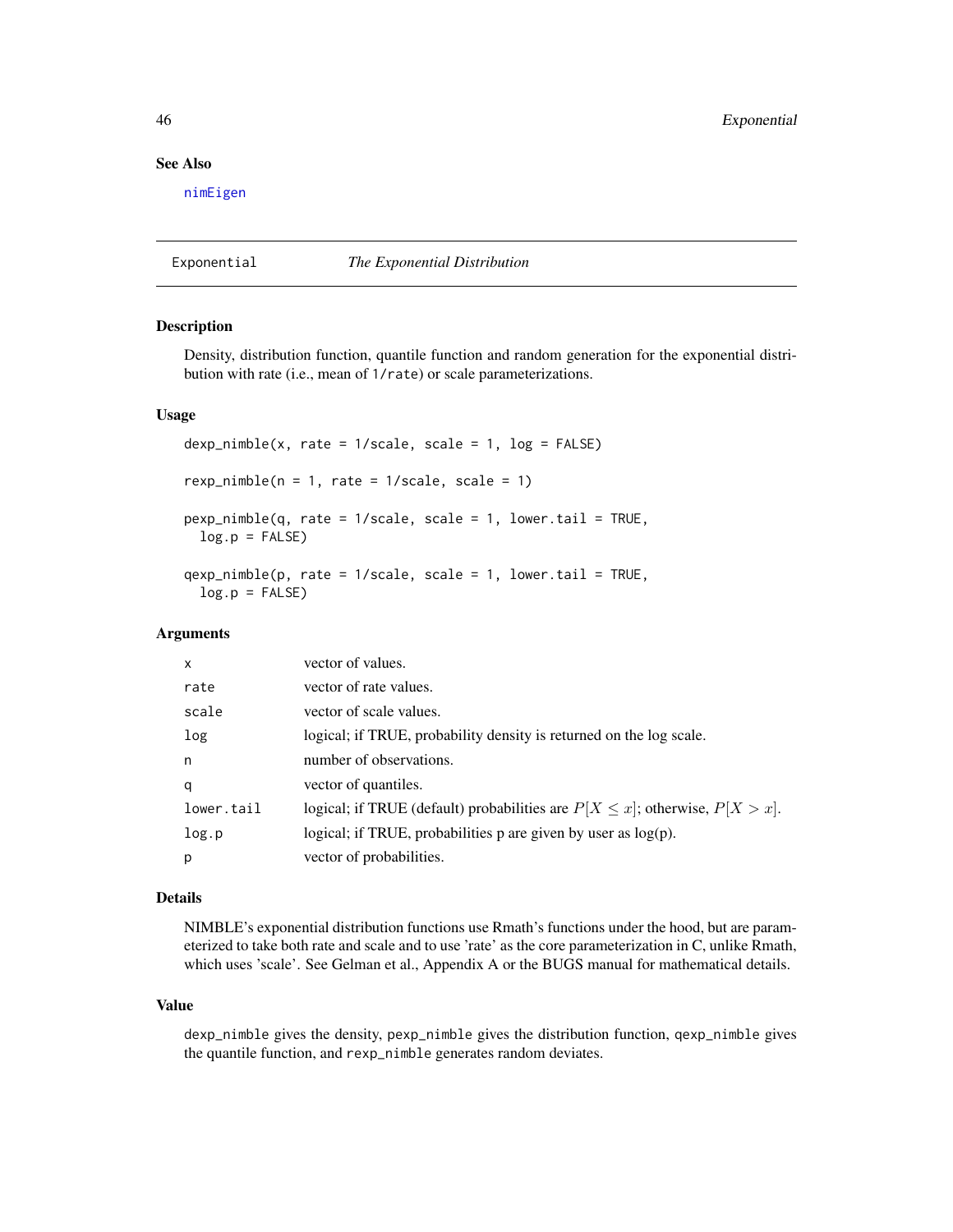## See Also

nimEigen

---

# Exponential — *The Exponential Distribution*

## Description

Density, distribution function, quantile function and random generation for the exponential distribution with rate (i.e., mean of `1/rate`) or scale parameterizations.

## Usage

```
dexp_nimble(x, rate = 1/scale, scale = 1, log = FALSE)

rexp_nimble(n = 1, rate = 1/scale, scale = 1)

pexp_nimble(q, rate = 1/scale, scale = 1, lower.tail = TRUE,
  log.p = FALSE)

qexp_nimble(p, rate = 1/scale, scale = 1, lower.tail = TRUE,
  log.p = FALSE)
```

## Arguments

| | |
|---|---|
| x | vector of values. |
| rate | vector of rate values. |
| scale | vector of scale values. |
| log | logical; if TRUE, probability density is returned on the log scale. |
| n | number of observations. |
| q | vector of quantiles. |
| lower.tail | logical; if TRUE (default) probabilities are $P[X \le x]$; otherwise, $P[X > x]$. |
| log.p | logical; if TRUE, probabilities p are given by user as log(p). |
| p | vector of probabilities. |

## Details

NIMBLE's exponential distribution functions use Rmath's functions under the hood, but are parameterized to take both rate and scale and to use 'rate' as the core parameterization in C, unlike Rmath, which uses 'scale'. See Gelman et al., Appendix A or the BUGS manual for mathematical details.

## Value

`dexp_nimble` gives the density, `pexp_nimble` gives the distribution function, `qexp_nimble` gives the quantile function, and `rexp_nimble` generates random deviates.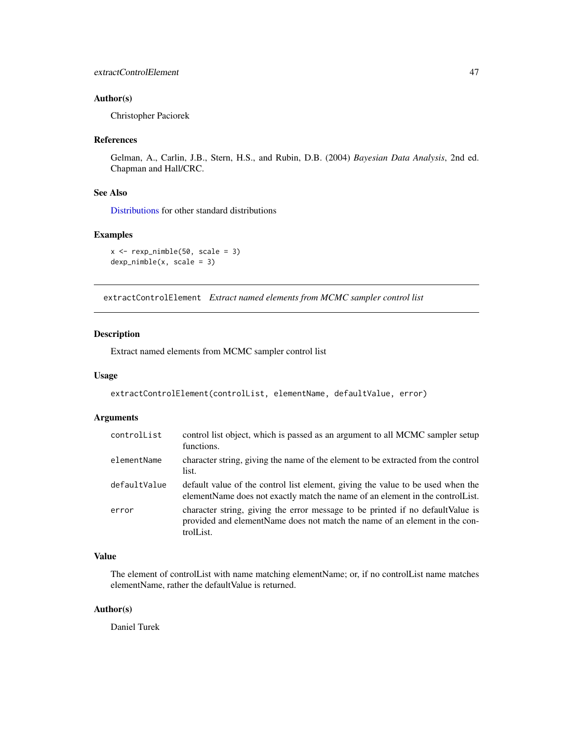### Author(s)

Christopher Paciorek

### References

Gelman, A., Carlin, J.B., Stern, H.S., and Rubin, D.B. (2004) *Bayesian Data Analysis*, 2nd ed. Chapman and Hall/CRC.

### See Also

Distributions for other standard distributions

### Examples

```
x <- rexp_nimble(50, scale = 3)
dexp_nimble(x, scale = 3)
```

---

## extractControlElement *Extract named elements from MCMC sampler control list*

### Description

Extract named elements from MCMC sampler control list

### Usage

```
extractControlElement(controlList, elementName, defaultValue, error)
```

### Arguments

| | |
|---|---|
| controlList | control list object, which is passed as an argument to all MCMC sampler setup functions. |
| elementName | character string, giving the name of the element to be extracted from the control list. |
| defaultValue | default value of the control list element, giving the value to be used when the elementName does not exactly match the name of an element in the controlList. |
| error | character string, giving the error message to be printed if no defaultValue is provided and elementName does not match the name of an element in the controlList. |

### Value

The element of controlList with name matching elementName; or, if no controlList name matches elementName, rather the defaultValue is returned.

### Author(s)

Daniel Turek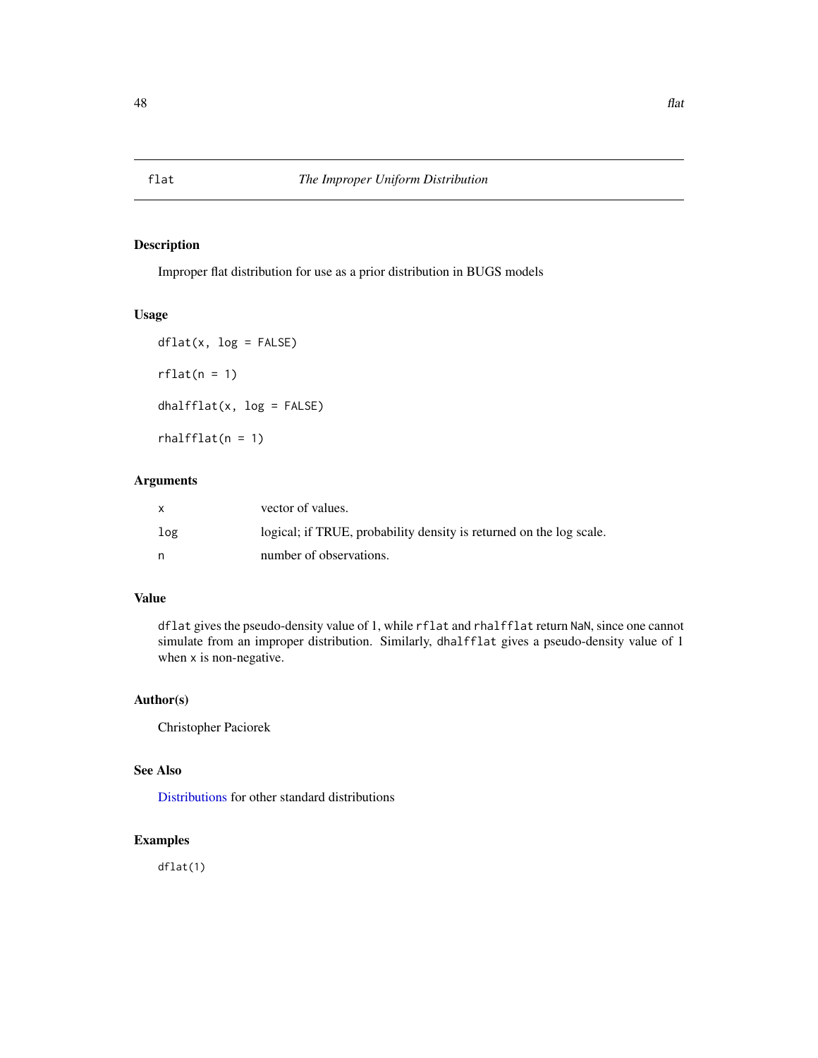flat *The Improper Uniform Distribution*

## Description

Improper flat distribution for use as a prior distribution in BUGS models

## Usage

```
dflat(x, log = FALSE)

rflat(n = 1)

dhalfflat(x, log = FALSE)

rhalfflat(n = 1)
```

## Arguments

| | |
|---|---|
| x | vector of values. |
| log | logical; if TRUE, probability density is returned on the log scale. |
| n | number of observations. |

## Value

`dflat` gives the pseudo-density value of 1, while `rflat` and `rhalfflat` return `NaN`, since one cannot simulate from an improper distribution. Similarly, `dhalfflat` gives a pseudo-density value of 1 when `x` is non-negative.

## Author(s)

Christopher Paciorek

## See Also

Distributions for other standard distributions

## Examples

```
dflat(1)
```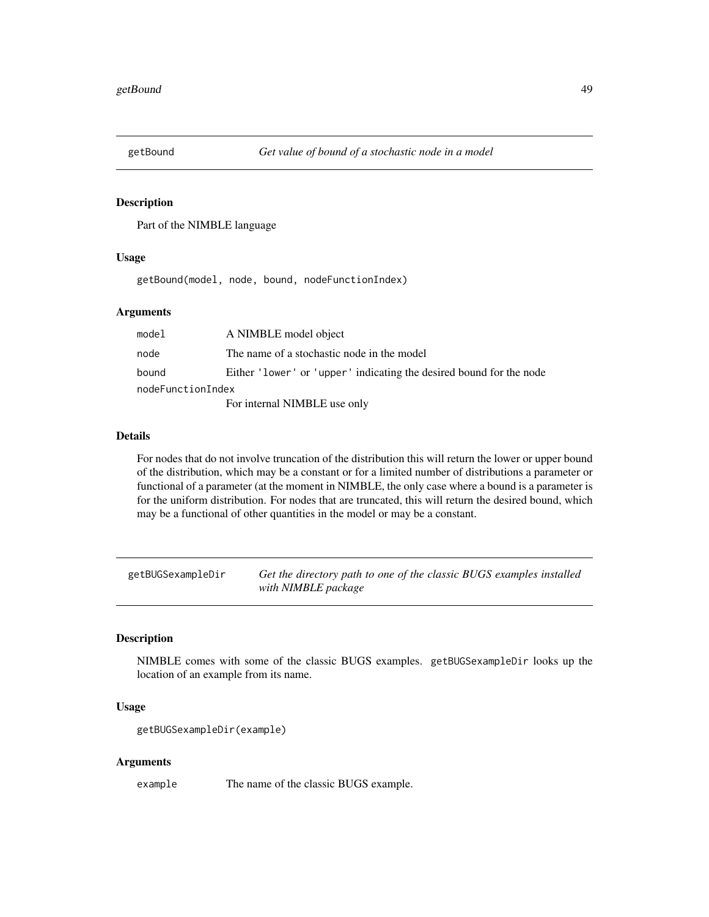## getBound — *Get value of bound of a stochastic node in a model*

### Description

Part of the NIMBLE language

### Usage

```
getBound(model, node, bound, nodeFunctionIndex)
```

### Arguments

| | |
|---|---|
| `model` | A NIMBLE model object |
| `node` | The name of a stochastic node in the model |
| `bound` | Either `'lower'` or `'upper'` indicating the desired bound for the node |
| `nodeFunctionIndex` | For internal NIMBLE use only |

### Details

For nodes that do not involve truncation of the distribution this will return the lower or upper bound of the distribution, which may be a constant or for a limited number of distributions a parameter or functional of a parameter (at the moment in NIMBLE, the only case where a bound is a parameter is for the uniform distribution. For nodes that are truncated, this will return the desired bound, which may be a functional of other quantities in the model or may be a constant.

## getBUGSexampleDir — *Get the directory path to one of the classic BUGS examples installed with NIMBLE package*

### Description

NIMBLE comes with some of the classic BUGS examples. `getBUGSexampleDir` looks up the location of an example from its name.

### Usage

```
getBUGSexampleDir(example)
```

### Arguments

| | |
|---|---|
| `example` | The name of the classic BUGS example. |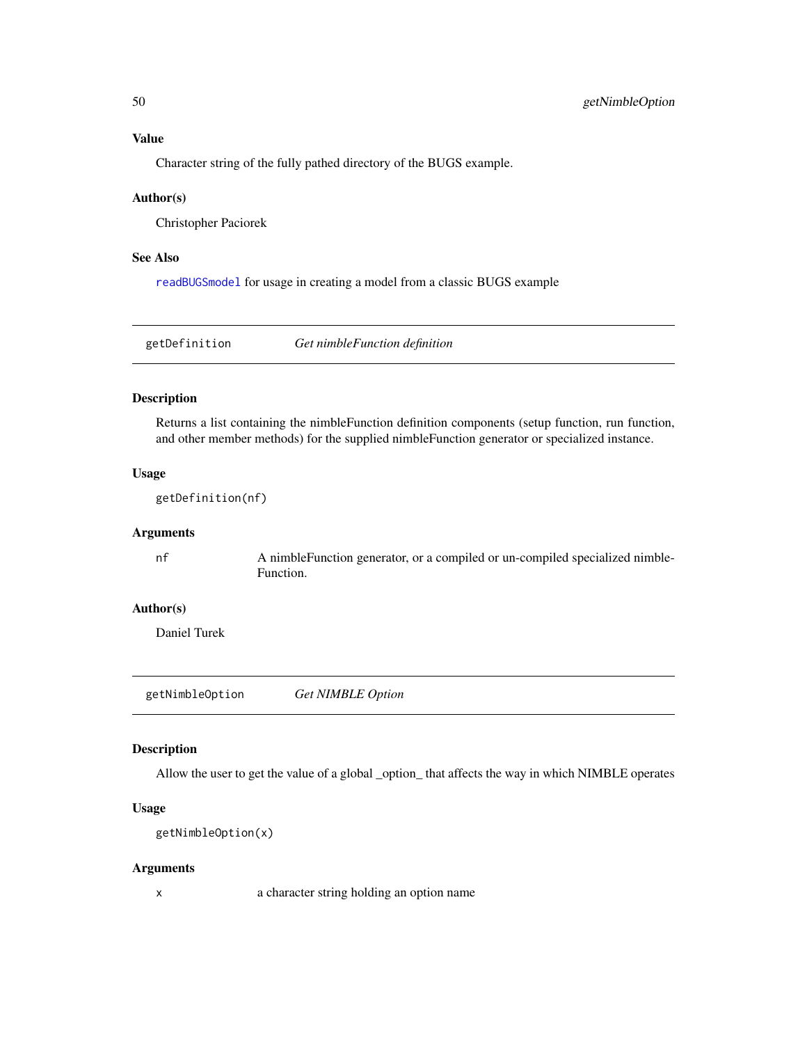### Value

Character string of the fully pathed directory of the BUGS example.

### Author(s)

Christopher Paciorek

### See Also

`readBUGSmodel` for usage in creating a model from a classic BUGS example

---

## getDefinition *Get nimbleFunction definition*

---

### Description

Returns a list containing the nimbleFunction definition components (setup function, run function, and other member methods) for the supplied nimbleFunction generator or specialized instance.

### Usage

```
getDefinition(nf)
```

### Arguments

| | |
|---|---|
| `nf` | A nimbleFunction generator, or a compiled or un-compiled specialized nimbleFunction. |

### Author(s)

Daniel Turek

---

## getNimbleOption *Get NIMBLE Option*

---

### Description

Allow the user to get the value of a global _option_ that affects the way in which NIMBLE operates

### Usage

```
getNimbleOption(x)
```

### Arguments

| | |
|---|---|
| `x` | a character string holding an option name |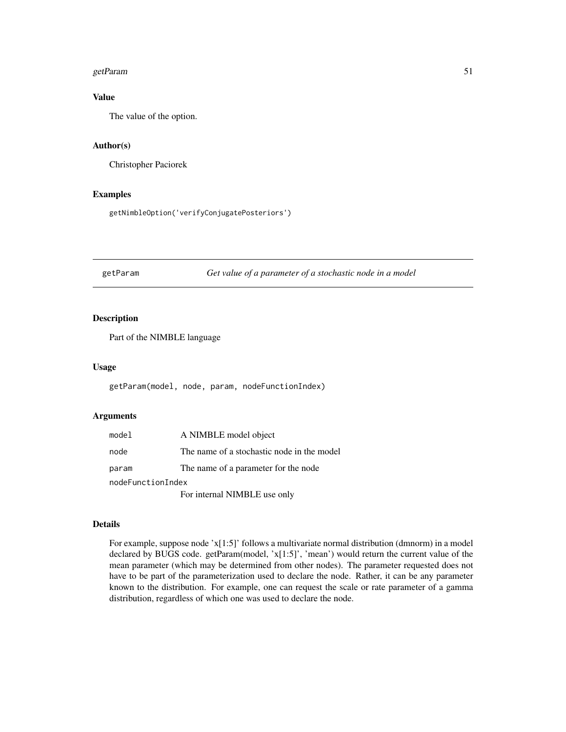### Value

The value of the option.

### Author(s)

Christopher Paciorek

### Examples

```
getNimbleOption('verifyConjugatePosteriors')
```

---

## getParam — *Get value of a parameter of a stochastic node in a model*

### Description

Part of the NIMBLE language

### Usage

```
getParam(model, node, param, nodeFunctionIndex)
```

### Arguments

| | |
|---|---|
| `model` | A NIMBLE model object |
| `node` | The name of a stochastic node in the model |
| `param` | The name of a parameter for the node |
| `nodeFunctionIndex` | For internal NIMBLE use only |

### Details

For example, suppose node 'x[1:5]' follows a multivariate normal distribution (dmnorm) in a model declared by BUGS code. getParam(model, 'x[1:5]', 'mean') would return the current value of the mean parameter (which may be determined from other nodes). The parameter requested does not have to be part of the parameterization used to declare the node. Rather, it can be any parameter known to the distribution. For example, one can request the scale or rate parameter of a gamma distribution, regardless of which one was used to declare the node.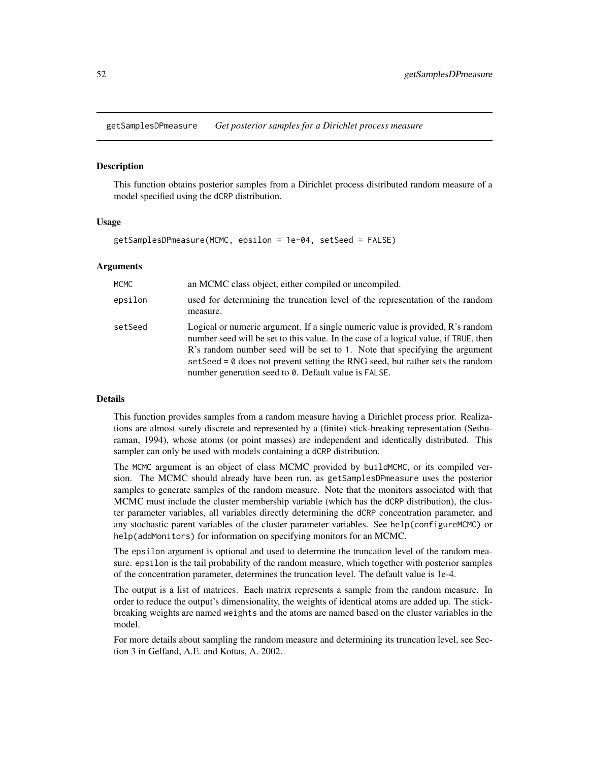# getSamplesDPmeasure *Get posterior samples for a Dirichlet process measure*

## Description

This function obtains posterior samples from a Dirichlet process distributed random measure of a model specified using the `dCRP` distribution.

## Usage

```
getSamplesDPmeasure(MCMC, epsilon = 1e-04, setSeed = FALSE)
```

## Arguments

| | |
|---|---|
| `MCMC` | an MCMC class object, either compiled or uncompiled. |
| `epsilon` | used for determining the truncation level of the representation of the random measure. |
| `setSeed` | Logical or numeric argument. If a single numeric value is provided, R's random number seed will be set to this value. In the case of a logical value, if `TRUE`, then R's random number seed will be set to `1`. Note that specifying the argument `setSeed = 0` does not prevent setting the RNG seed, but rather sets the random number generation seed to `0`. Default value is `FALSE`. |

## Details

This function provides samples from a random measure having a Dirichlet process prior. Realizations are almost surely discrete and represented by a (finite) stick-breaking representation (Sethuraman, 1994), whose atoms (or point masses) are independent and identically distributed. This sampler can only be used with models containing a `dCRP` distribution.

The `MCMC` argument is an object of class MCMC provided by `buildMCMC`, or its compiled version. The MCMC should already have been run, as `getSamplesDPmeasure` uses the posterior samples to generate samples of the random measure. Note that the monitors associated with that MCMC must include the cluster membership variable (which has the `dCRP` distribution), the cluster parameter variables, all variables directly determining the `dCRP` concentration parameter, and any stochastic parent variables of the cluster parameter variables. See `help(configureMCMC)` or `help(addMonitors)` for information on specifying monitors for an MCMC.

The `epsilon` argument is optional and used to determine the truncation level of the random measure. `epsilon` is the tail probability of the random measure, which together with posterior samples of the concentration parameter, determines the truncation level. The default value is 1e-4.

The output is a list of matrices. Each matrix represents a sample from the random measure. In order to reduce the output's dimensionality, the weights of identical atoms are added up. The stick-breaking weights are named `weights` and the atoms are named based on the cluster variables in the model.

For more details about sampling the random measure and determining its truncation level, see Section 3 in Gelfand, A.E. and Kottas, A. 2002.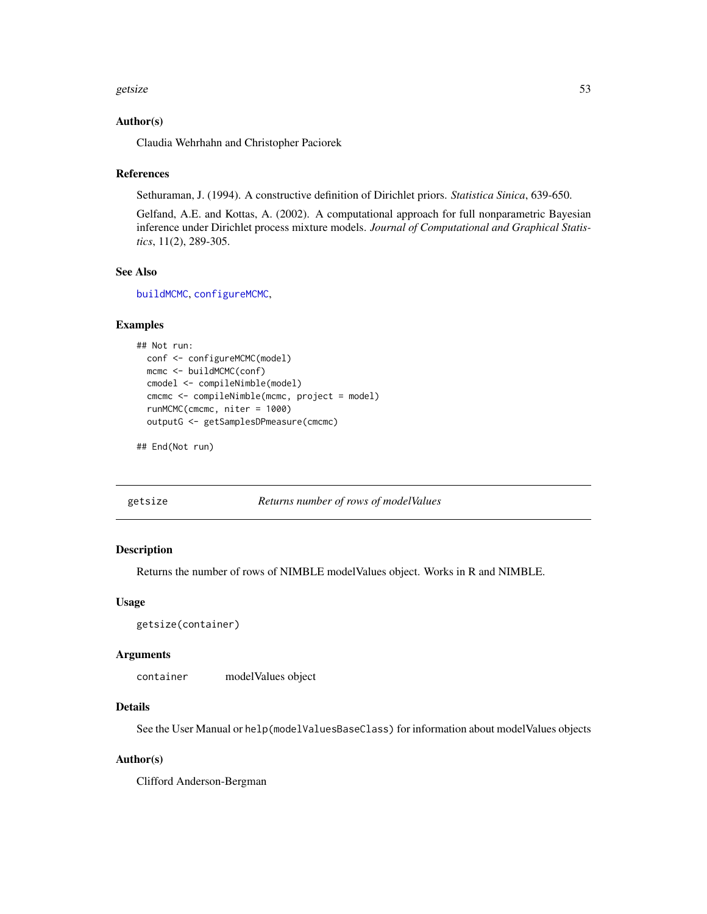### Author(s)

Claudia Wehrhahn and Christopher Paciorek

### References

Sethuraman, J. (1994). A constructive definition of Dirichlet priors. *Statistica Sinica*, 639-650.

Gelfand, A.E. and Kottas, A. (2002). A computational approach for full nonparametric Bayesian inference under Dirichlet process mixture models. *Journal of Computational and Graphical Statistics*, 11(2), 289-305.

### See Also

buildMCMC, configureMCMC,

### Examples

```
## Not run:
  conf <- configureMCMC(model)
  mcmc <- buildMCMC(conf)
  cmodel <- compileNimble(model)
  cmcmc <- compileNimble(mcmc, project = model)
  runMCMC(cmcmc, niter = 1000)
  outputG <- getSamplesDPmeasure(cmcmc)

## End(Not run)
```

---

## getsize — *Returns number of rows of modelValues*

### Description

Returns the number of rows of NIMBLE modelValues object. Works in R and NIMBLE.

### Usage

```
getsize(container)
```

### Arguments

| | |
|---|---|
| container | modelValues object |

### Details

See the User Manual or `help(modelValuesBaseClass)` for information about modelValues objects

### Author(s)

Clifford Anderson-Bergman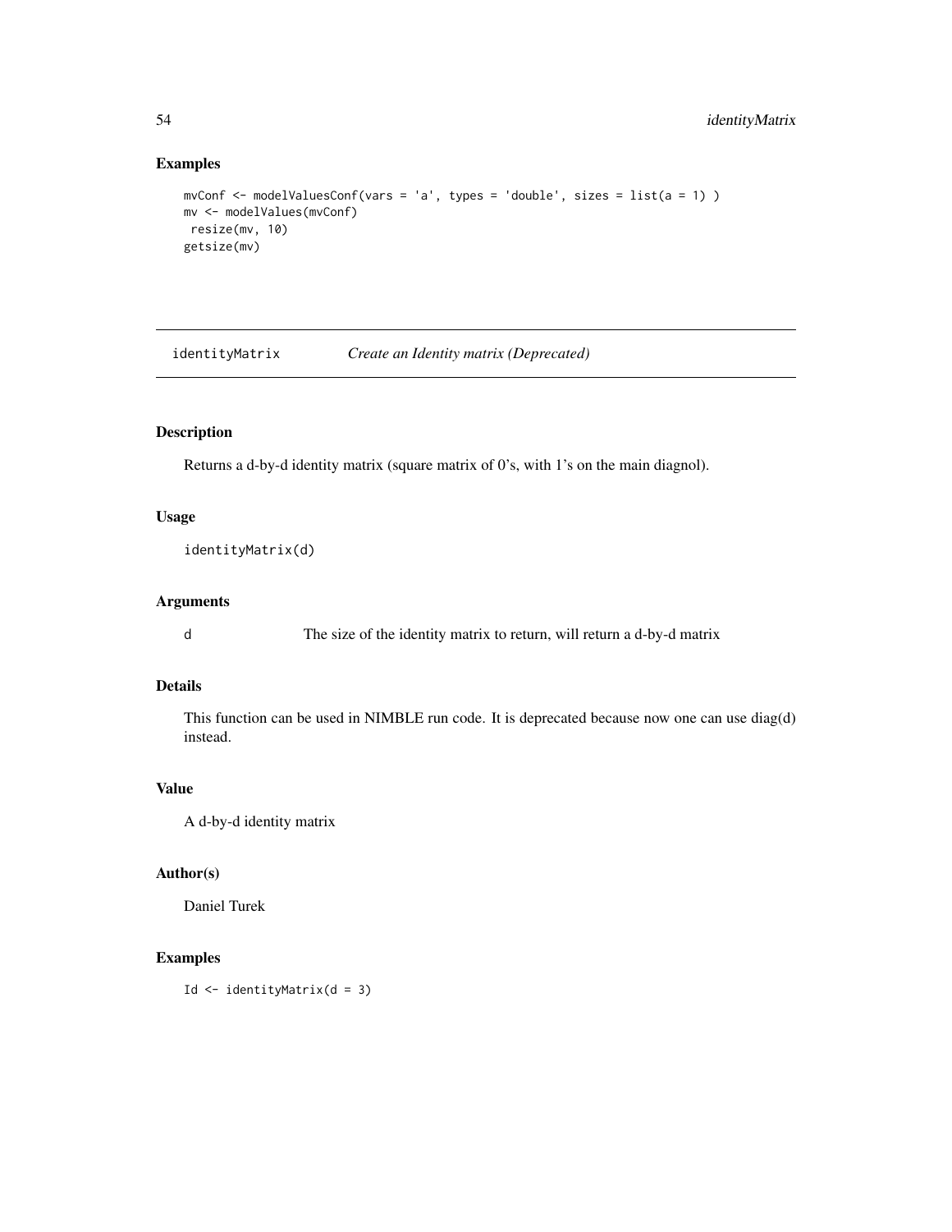## Examples

```
mvConf <- modelValuesConf(vars = 'a', types = 'double', sizes = list(a = 1) )
mv <- modelValues(mvConf)
 resize(mv, 10)
getsize(mv)
```

---

# identityMatrix *Create an Identity matrix (Deprecated)*

---

## Description

Returns a d-by-d identity matrix (square matrix of 0's, with 1's on the main diagnol).

## Usage

```
identityMatrix(d)
```

## Arguments

| | |
|---|---|
| d | The size of the identity matrix to return, will return a d-by-d matrix |

## Details

This function can be used in NIMBLE run code. It is deprecated because now one can use diag(d) instead.

## Value

A d-by-d identity matrix

## Author(s)

Daniel Turek

## Examples

```
Id <- identityMatrix(d = 3)
```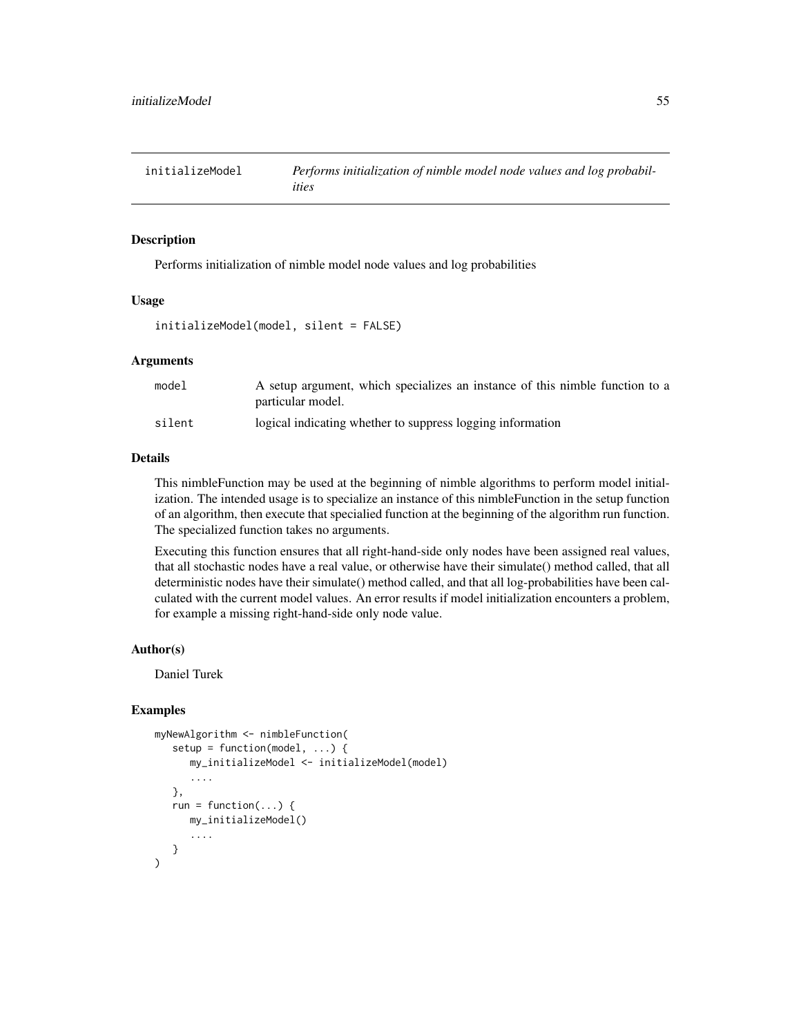## initializeModel — *Performs initialization of nimble model node values and log probabilities*

### Description

Performs initialization of nimble model node values and log probabilities

### Usage

```
initializeModel(model, silent = FALSE)
```

### Arguments

| | |
|---|---|
| model | A setup argument, which specializes an instance of this nimble function to a particular model. |
| silent | logical indicating whether to suppress logging information |

### Details

This nimbleFunction may be used at the beginning of nimble algorithms to perform model initialization. The intended usage is to specialize an instance of this nimbleFunction in the setup function of an algorithm, then execute that specialied function at the beginning of the algorithm run function. The specialized function takes no arguments.

Executing this function ensures that all right-hand-side only nodes have been assigned real values, that all stochastic nodes have a real value, or otherwise have their simulate() method called, that all deterministic nodes have their simulate() method called, and that all log-probabilities have been calculated with the current model values. An error results if model initialization encounters a problem, for example a missing right-hand-side only node value.

### Author(s)

Daniel Turek

### Examples

```
myNewAlgorithm <- nimbleFunction(
   setup = function(model, ...) {
      my_initializeModel <- initializeModel(model)
      ....
   },
   run = function(...) {
      my_initializeModel()
      ....
   }
)
```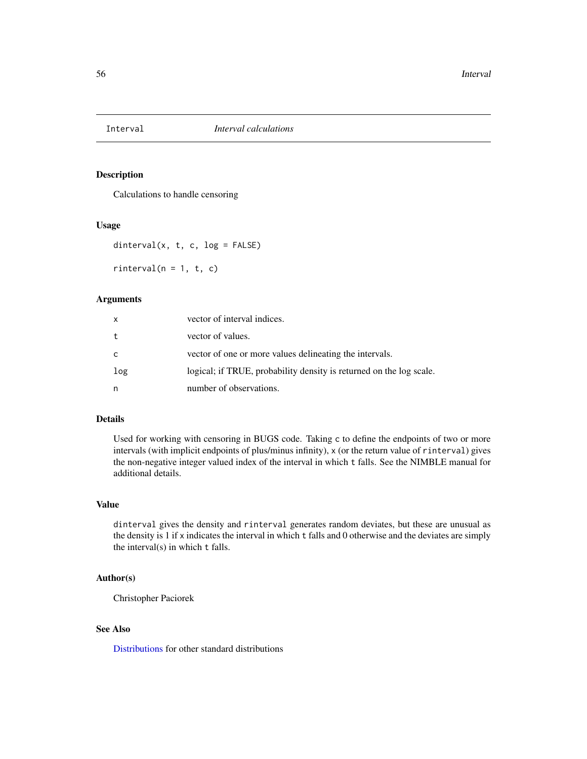# Interval — *Interval calculations*

## Description

Calculations to handle censoring

## Usage

```
dinterval(x, t, c, log = FALSE)

rinterval(n = 1, t, c)
```

## Arguments

| | |
|---|---|
| x | vector of interval indices. |
| t | vector of values. |
| c | vector of one or more values delineating the intervals. |
| log | logical; if TRUE, probability density is returned on the log scale. |
| n | number of observations. |

## Details

Used for working with censoring in BUGS code. Taking `c` to define the endpoints of two or more intervals (with implicit endpoints of plus/minus infinity), `x` (or the return value of `rinterval`) gives the non-negative integer valued index of the interval in which `t` falls. See the NIMBLE manual for additional details.

## Value

`dinterval` gives the density and `rinterval` generates random deviates, but these are unusual as the density is 1 if `x` indicates the interval in which `t` falls and 0 otherwise and the deviates are simply the interval(s) in which `t` falls.

## Author(s)

Christopher Paciorek

## See Also

Distributions for other standard distributions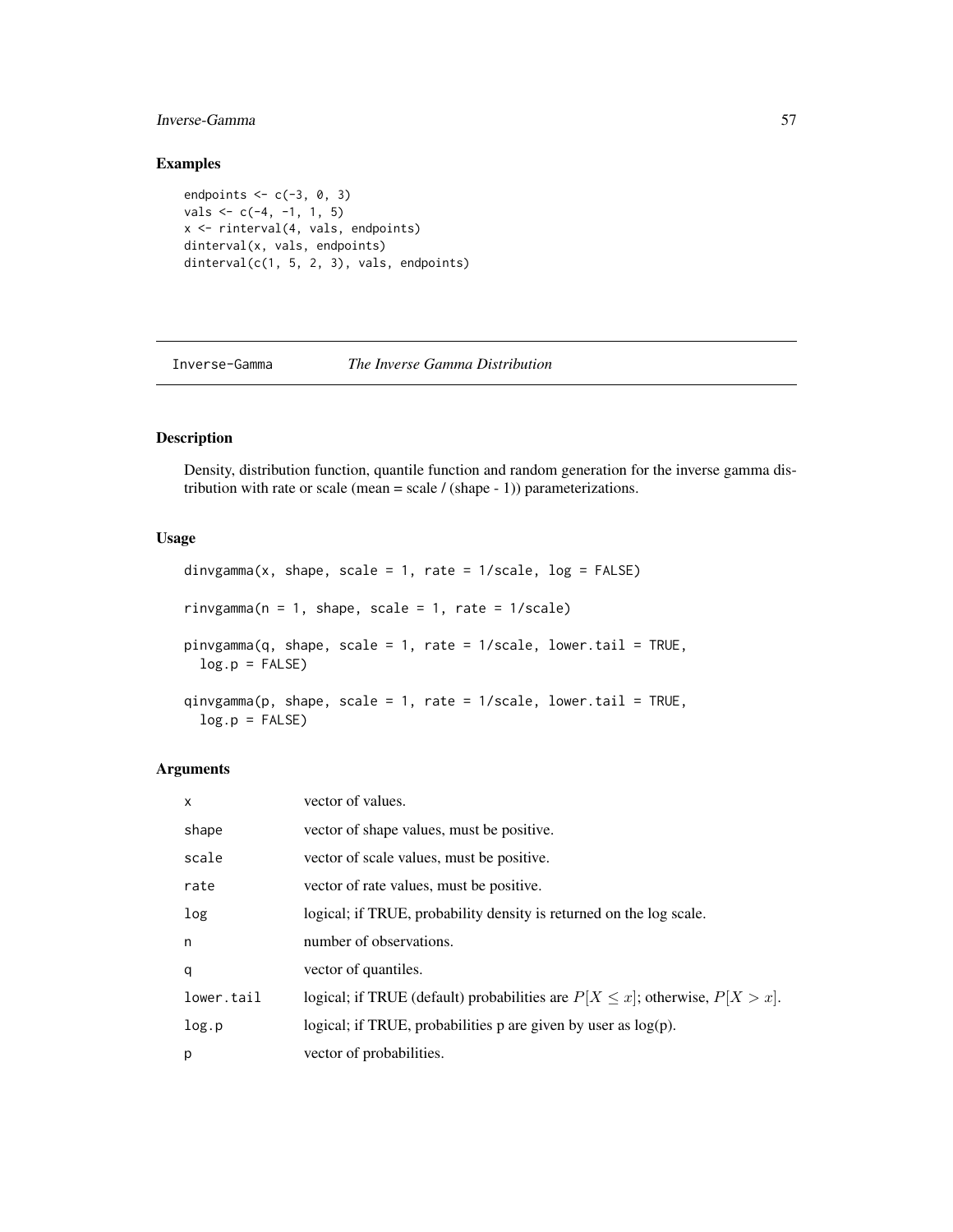## Examples

```
endpoints <- c(-3, 0, 3)
vals <- c(-4, -1, 1, 5)
x <- rinterval(4, vals, endpoints)
dinterval(x, vals, endpoints)
dinterval(c(1, 5, 2, 3), vals, endpoints)
```

---

# Inverse-Gamma *The Inverse Gamma Distribution*

---

## Description

Density, distribution function, quantile function and random generation for the inverse gamma distribution with rate or scale (mean = scale / (shape - 1)) parameterizations.

## Usage

```
dinvgamma(x, shape, scale = 1, rate = 1/scale, log = FALSE)

rinvgamma(n = 1, shape, scale = 1, rate = 1/scale)

pinvgamma(q, shape, scale = 1, rate = 1/scale, lower.tail = TRUE,
  log.p = FALSE)

qinvgamma(p, shape, scale = 1, rate = 1/scale, lower.tail = TRUE,
  log.p = FALSE)
```

## Arguments

| | |
|---|---|
| x | vector of values. |
| shape | vector of shape values, must be positive. |
| scale | vector of scale values, must be positive. |
| rate | vector of rate values, must be positive. |
| log | logical; if TRUE, probability density is returned on the log scale. |
| n | number of observations. |
| q | vector of quantiles. |
| lower.tail | logical; if TRUE (default) probabilities are $P[X \leq x]$; otherwise, $P[X > x]$. |
| log.p | logical; if TRUE, probabilities p are given by user as log(p). |
| p | vector of probabilities. |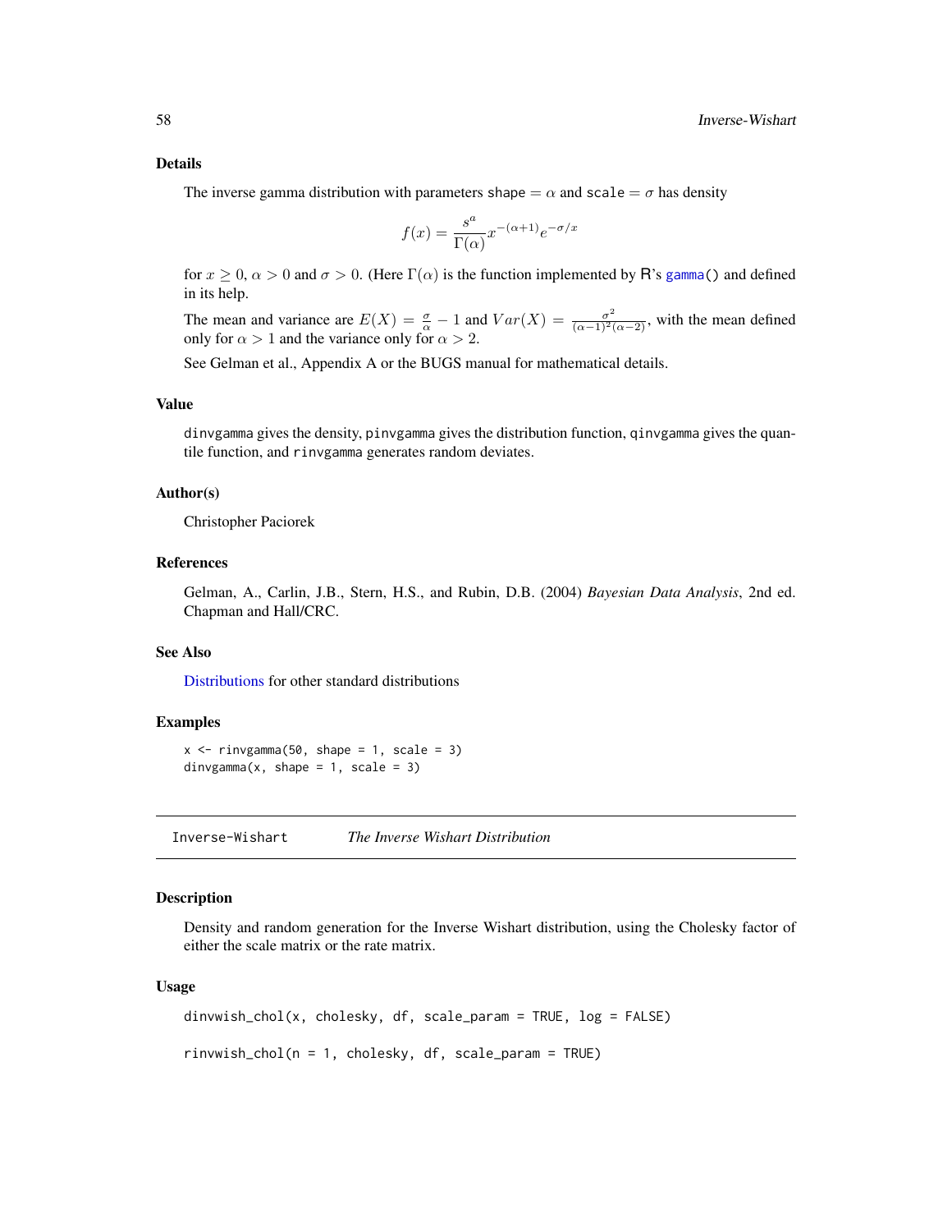### Details

The inverse gamma distribution with parameters shape $= \alpha$ and scale $= \sigma$ has density

$$f(x) = \frac{s^a}{\Gamma(\alpha)} x^{-(\alpha+1)} e^{-\sigma/x}$$

for $x \geq 0$, $\alpha > 0$ and $\sigma > 0$. (Here $\Gamma(\alpha)$ is the function implemented by R's `gamma()` and defined in its help.

The mean and variance are $E(X) = \frac{\sigma}{\alpha} - 1$ and $Var(X) = \frac{\sigma^2}{(\alpha-1)^2(\alpha-2)}$, with the mean defined only for $\alpha > 1$ and the variance only for $\alpha > 2$.

See Gelman et al., Appendix A or the BUGS manual for mathematical details.

### Value

`dinvgamma` gives the density, `pinvgamma` gives the distribution function, `qinvgamma` gives the quantile function, and `rinvgamma` generates random deviates.

### Author(s)

Christopher Paciorek

### References

Gelman, A., Carlin, J.B., Stern, H.S., and Rubin, D.B. (2004) *Bayesian Data Analysis*, 2nd ed. Chapman and Hall/CRC.

### See Also

Distributions for other standard distributions

### Examples

```
x <- rinvgamma(50, shape = 1, scale = 3)
dinvgamma(x, shape = 1, scale = 3)
```

---

## Inverse-Wishart *The Inverse Wishart Distribution*

### Description

Density and random generation for the Inverse Wishart distribution, using the Cholesky factor of either the scale matrix or the rate matrix.

### Usage

```
dinvwish_chol(x, cholesky, df, scale_param = TRUE, log = FALSE)

rinvwish_chol(n = 1, cholesky, df, scale_param = TRUE)
```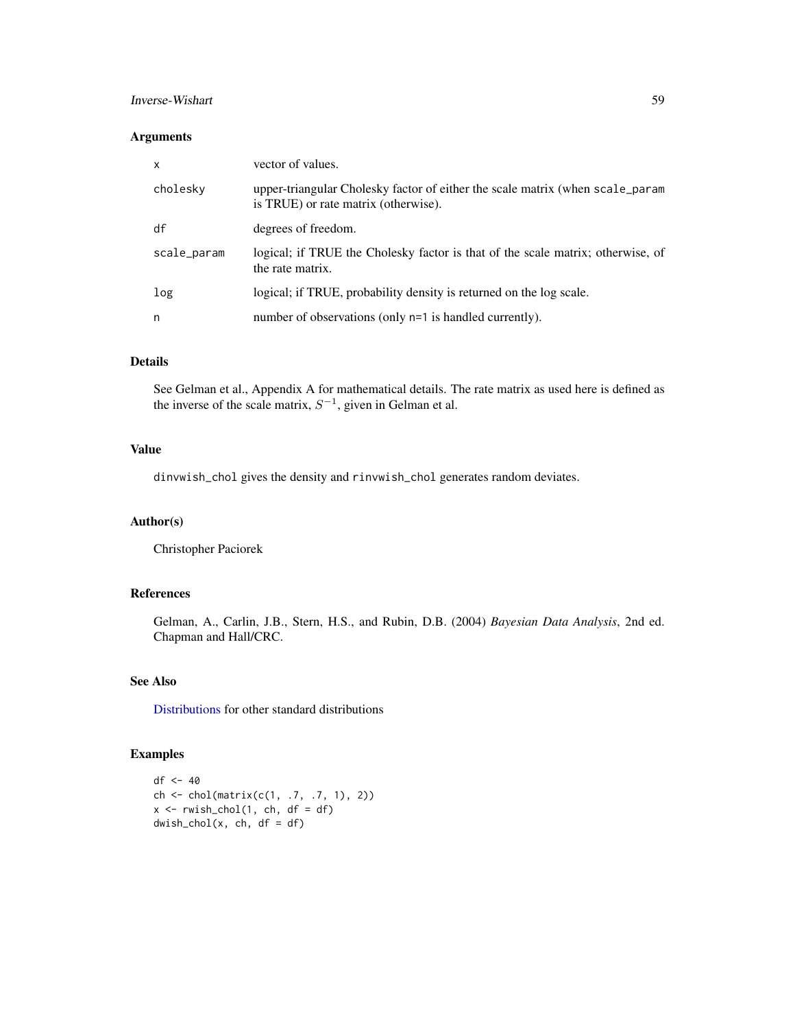### Arguments

| | |
|---|---|
| x | vector of values. |
| cholesky | upper-triangular Cholesky factor of either the scale matrix (when scale_param is TRUE) or rate matrix (otherwise). |
| df | degrees of freedom. |
| scale_param | logical; if TRUE the Cholesky factor is that of the scale matrix; otherwise, of the rate matrix. |
| log | logical; if TRUE, probability density is returned on the log scale. |
| n | number of observations (only n=1 is handled currently). |

### Details

See Gelman et al., Appendix A for mathematical details. The rate matrix as used here is defined as the inverse of the scale matrix, $S^{-1}$, given in Gelman et al.

### Value

dinvwish_chol gives the density and rinvwish_chol generates random deviates.

### Author(s)

Christopher Paciorek

### References

Gelman, A., Carlin, J.B., Stern, H.S., and Rubin, D.B. (2004) *Bayesian Data Analysis*, 2nd ed. Chapman and Hall/CRC.

### See Also

Distributions for other standard distributions

### Examples

```
df <- 40
ch <- chol(matrix(c(1, .7, .7, 1), 2))
x <- rwish_chol(1, ch, df = df)
dwish_chol(x, ch, df = df)
```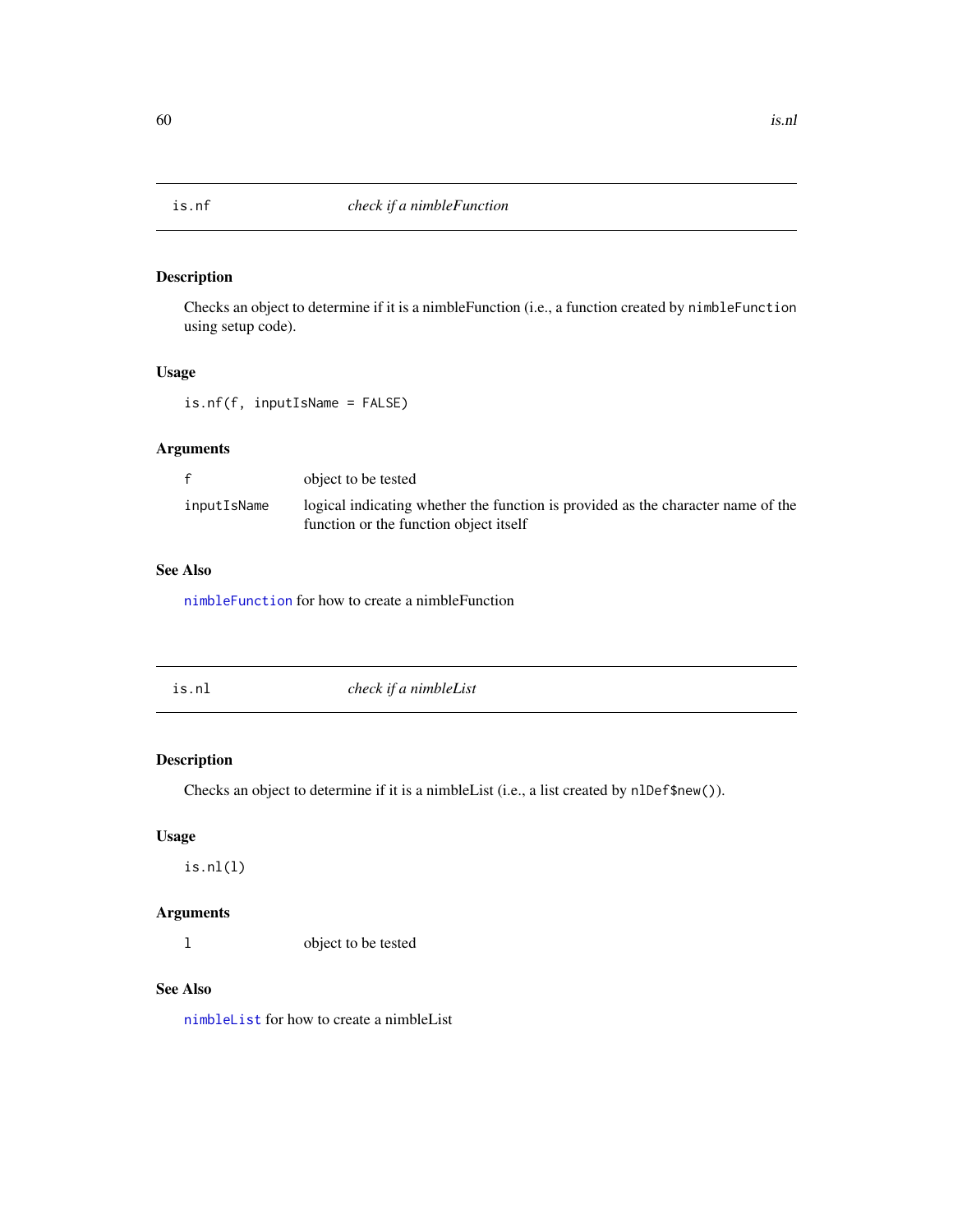## is.nf — *check if a nimbleFunction*

### Description

Checks an object to determine if it is a nimbleFunction (i.e., a function created by `nimbleFunction` using setup code).

### Usage

```
is.nf(f, inputIsName = FALSE)
```

### Arguments

| | |
|---|---|
| `f` | object to be tested |
| `inputIsName` | logical indicating whether the function is provided as the character name of the function or the function object itself |

### See Also

`nimbleFunction` for how to create a nimbleFunction

## is.nl — *check if a nimbleList*

### Description

Checks an object to determine if it is a nimbleList (i.e., a list created by `nlDef$new()`).

### Usage

```
is.nl(l)
```

### Arguments

| | |
|---|---|
| `l` | object to be tested |

### See Also

`nimbleList` for how to create a nimbleList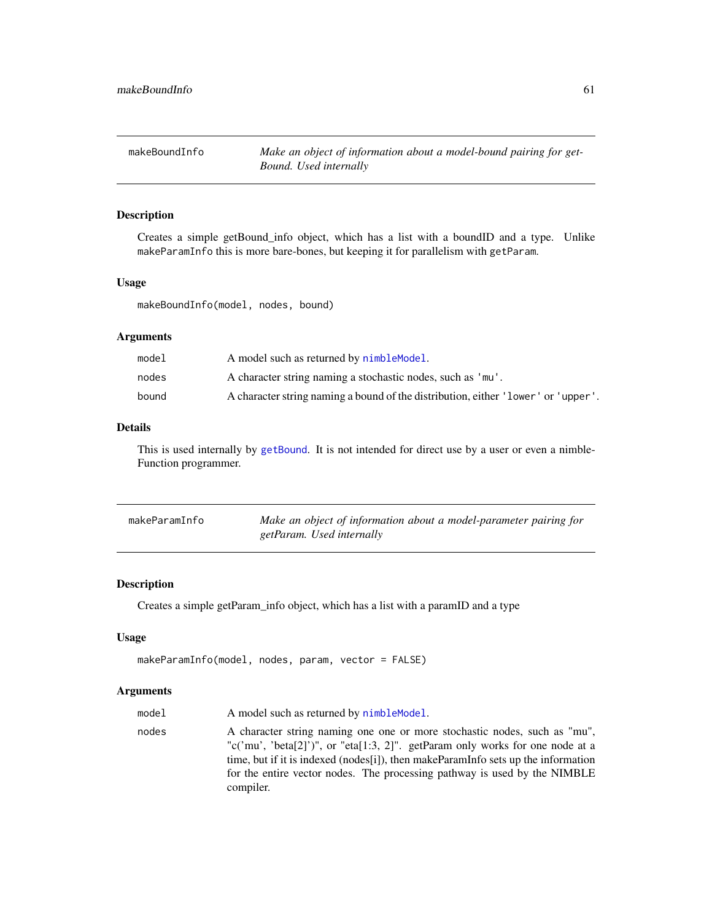## makeBoundInfo

*Make an object of information about a model-bound pairing for getBound. Used internally*

### Description

Creates a simple getBound_info object, which has a list with a boundID and a type. Unlike makeParamInfo this is more bare-bones, but keeping it for parallelism with getParam.

### Usage

```
makeBoundInfo(model, nodes, bound)
```

### Arguments

| | |
|---|---|
| model | A model such as returned by nimbleModel. |
| nodes | A character string naming a stochastic nodes, such as 'mu'. |
| bound | A character string naming a bound of the distribution, either 'lower' or 'upper'. |

### Details

This is used internally by getBound. It is not intended for direct use by a user or even a nimbleFunction programmer.

## makeParamInfo

*Make an object of information about a model-parameter pairing for getParam. Used internally*

### Description

Creates a simple getParam_info object, which has a list with a paramID and a type

### Usage

```
makeParamInfo(model, nodes, param, vector = FALSE)
```

### Arguments

| | |
|---|---|
| model | A model such as returned by nimbleModel. |
| nodes | A character string naming one one or more stochastic nodes, such as "mu", "c('mu', 'beta[2]')", or "eta[1:3, 2]". getParam only works for one node at a time, but if it is indexed (nodes[i]), then makeParamInfo sets up the information for the entire vector nodes. The processing pathway is used by the NIMBLE compiler. |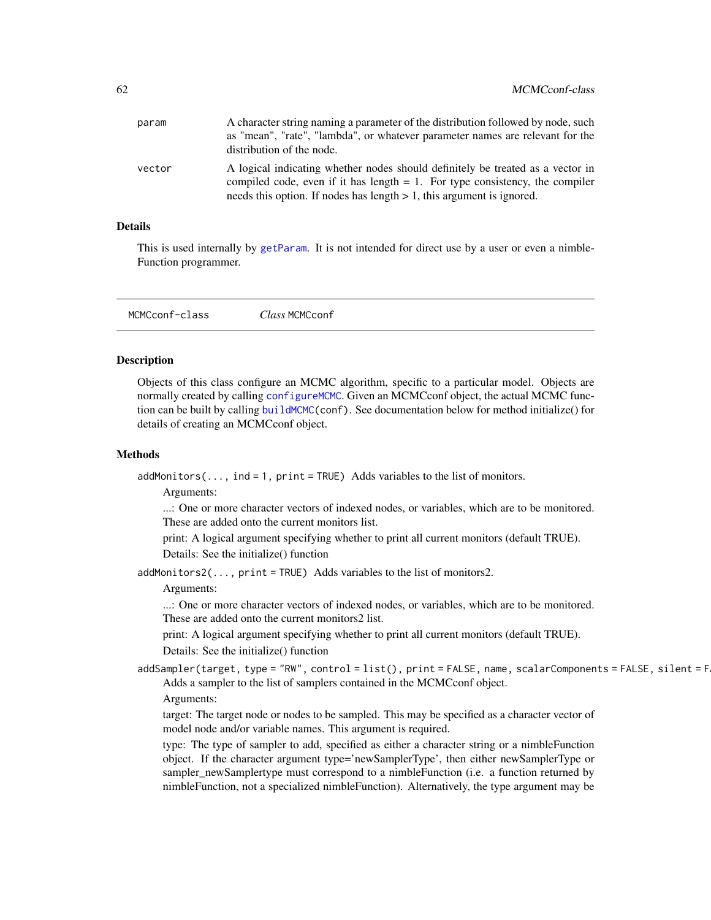| | |
|---|---|
| param | A character string naming a parameter of the distribution followed by node, such as "mean", "rate", "lambda", or whatever parameter names are relevant for the distribution of the node. |
| vector | A logical indicating whether nodes should definitely be treated as a vector in compiled code, even if it has length = 1. For type consistency, the compiler needs this option. If nodes has length > 1, this argument is ignored. |

### Details

This is used internally by `getParam`. It is not intended for direct use by a user or even a nimbleFunction programmer.

---

## MCMCconf-class — *Class* `MCMCconf`

---

### Description

Objects of this class configure an MCMC algorithm, specific to a particular model. Objects are normally created by calling `configureMCMC`. Given an MCMCconf object, the actual MCMC function can be built by calling `buildMCMC(conf)`. See documentation below for method initialize() for details of creating an MCMCconf object.

### Methods

`addMonitors(..., ind = 1, print = TRUE)` Adds variables to the list of monitors.

Arguments:

...: One or more character vectors of indexed nodes, or variables, which are to be monitored. These are added onto the current monitors list.

print: A logical argument specifying whether to print all current monitors (default TRUE).

Details: See the initialize() function

`addMonitors2(..., print = TRUE)` Adds variables to the list of monitors2.

Arguments:

...: One or more character vectors of indexed nodes, or variables, which are to be monitored. These are added onto the current monitors2 list.

print: A logical argument specifying whether to print all current monitors (default TRUE).

Details: See the initialize() function

`addSampler(target, type = "RW", control = list(), print = FALSE, name, scalarComponents = FALSE, silent = F`

Adds a sampler to the list of samplers contained in the MCMCconf object.

Arguments:

target: The target node or nodes to be sampled. This may be specified as a character vector of model node and/or variable names. This argument is required.

type: The type of sampler to add, specified as either a character string or a nimbleFunction object. If the character argument type='newSamplerType', then either newSamplerType or sampler_newSamplertype must correspond to a nimbleFunction (i.e. a function returned by nimbleFunction, not a specialized nimbleFunction). Alternatively, the type argument may be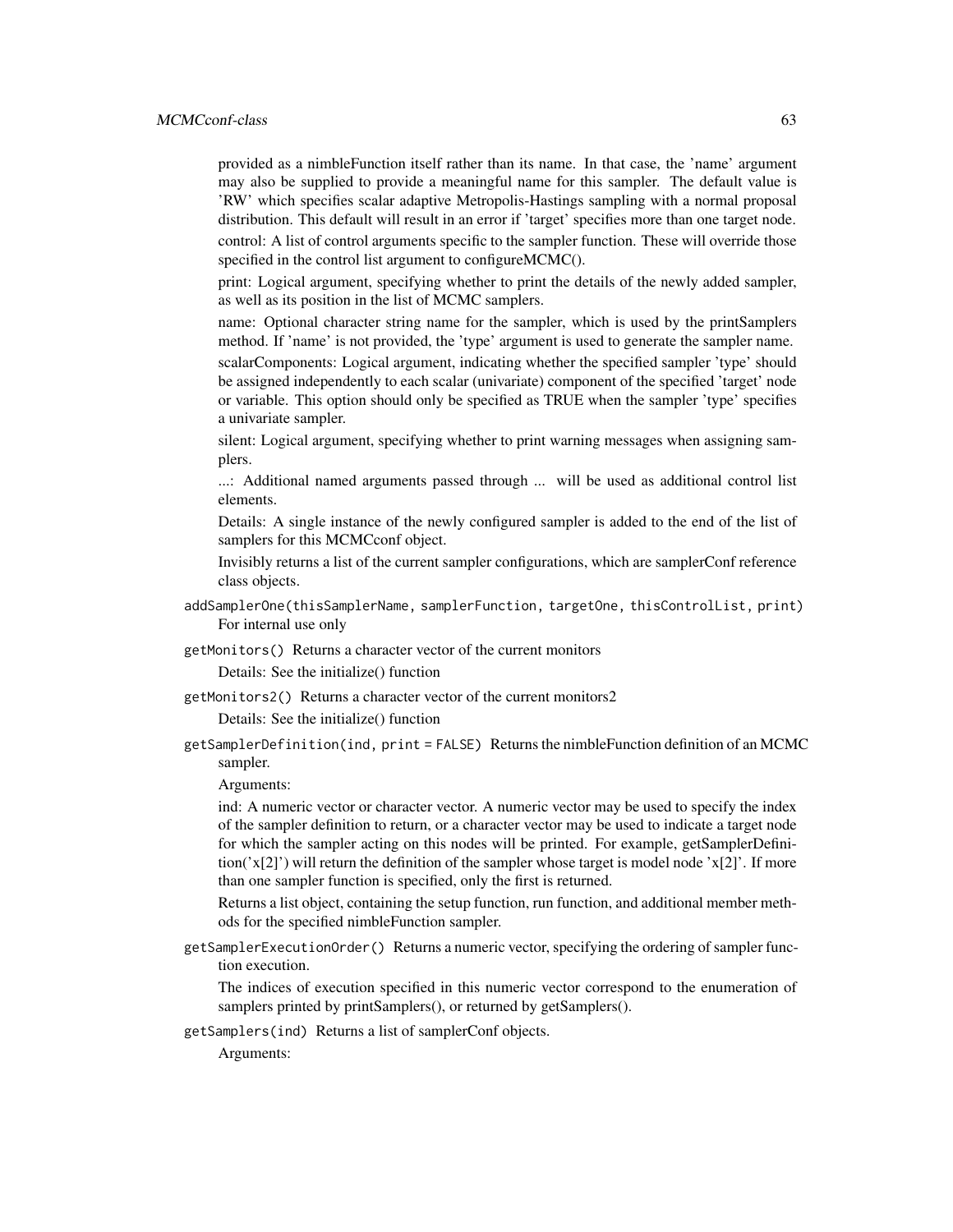provided as a nimbleFunction itself rather than its name. In that case, the 'name' argument may also be supplied to provide a meaningful name for this sampler. The default value is 'RW' which specifies scalar adaptive Metropolis-Hastings sampling with a normal proposal distribution. This default will result in an error if 'target' specifies more than one target node.

control: A list of control arguments specific to the sampler function. These will override those specified in the control list argument to configureMCMC().

print: Logical argument, specifying whether to print the details of the newly added sampler, as well as its position in the list of MCMC samplers.

name: Optional character string name for the sampler, which is used by the printSamplers method. If 'name' is not provided, the 'type' argument is used to generate the sampler name.

scalarComponents: Logical argument, indicating whether the specified sampler 'type' should be assigned independently to each scalar (univariate) component of the specified 'target' node or variable. This option should only be specified as TRUE when the sampler 'type' specifies a univariate sampler.

silent: Logical argument, specifying whether to print warning messages when assigning samplers.

...: Additional named arguments passed through ... will be used as additional control list elements.

Details: A single instance of the newly configured sampler is added to the end of the list of samplers for this MCMCconf object.

Invisibly returns a list of the current sampler configurations, which are samplerConf reference class objects.

`addSamplerOne(thisSamplerName, samplerFunction, targetOne, thisControlList, print)`
For internal use only

`getMonitors()` Returns a character vector of the current monitors

Details: See the initialize() function

`getMonitors2()` Returns a character vector of the current monitors2

Details: See the initialize() function

`getSamplerDefinition(ind, print = FALSE)` Returns the nimbleFunction definition of an MCMC sampler.

Arguments:

ind: A numeric vector or character vector. A numeric vector may be used to specify the index of the sampler definition to return, or a character vector may be used to indicate a target node for which the sampler acting on this nodes will be printed. For example, getSamplerDefinition('x[2]') will return the definition of the sampler whose target is model node 'x[2]'. If more than one sampler function is specified, only the first is returned.

Returns a list object, containing the setup function, run function, and additional member methods for the specified nimbleFunction sampler.

`getSamplerExecutionOrder()` Returns a numeric vector, specifying the ordering of sampler function execution.

The indices of execution specified in this numeric vector correspond to the enumeration of samplers printed by printSamplers(), or returned by getSamplers().

`getSamplers(ind)` Returns a list of samplerConf objects.

Arguments: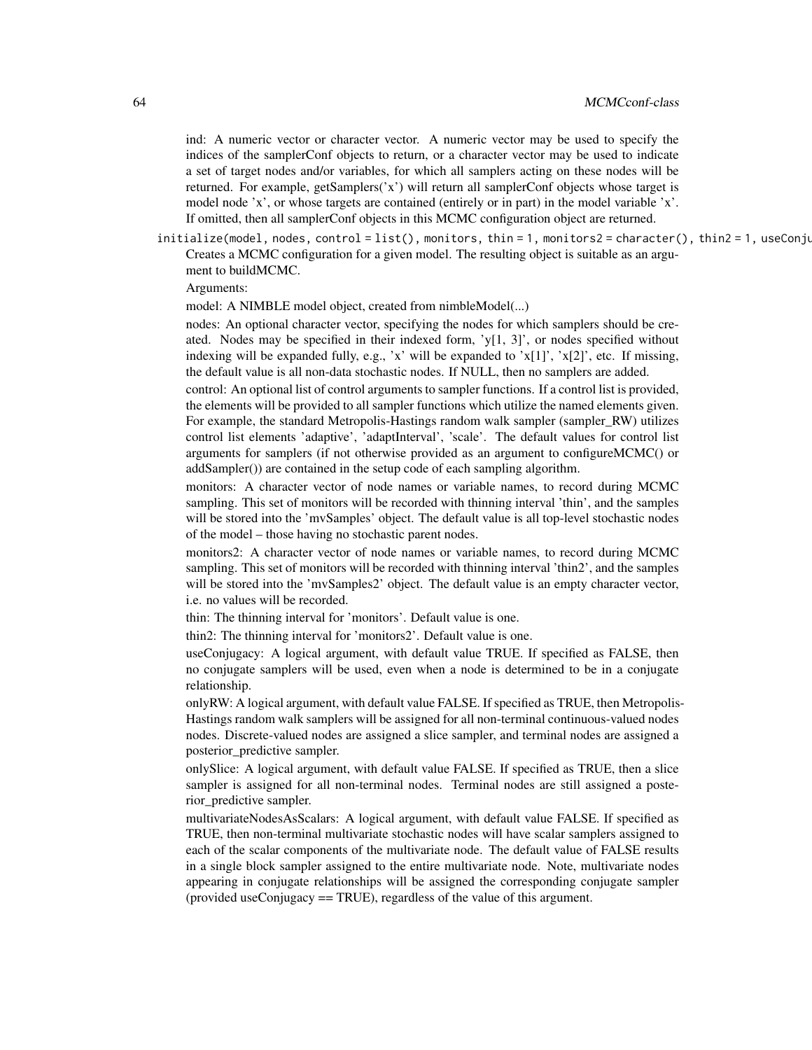ind: A numeric vector or character vector. A numeric vector may be used to specify the indices of the samplerConf objects to return, or a character vector may be used to indicate a set of target nodes and/or variables, for which all samplers acting on these nodes will be returned. For example, getSamplers('x') will return all samplerConf objects whose target is model node 'x', or whose targets are contained (entirely or in part) in the model variable 'x'. If omitted, then all samplerConf objects in this MCMC configuration object are returned.

`initialize(model, nodes, control = list(), monitors, thin = 1, monitors2 = character(), thin2 = 1, useConju`

Creates a MCMC configuration for a given model. The resulting object is suitable as an argument to buildMCMC.

Arguments:

model: A NIMBLE model object, created from nimbleModel(...)

nodes: An optional character vector, specifying the nodes for which samplers should be created. Nodes may be specified in their indexed form, 'y[1, 3]', or nodes specified without indexing will be expanded fully, e.g., 'x' will be expanded to 'x[1]', 'x[2]', etc. If missing, the default value is all non-data stochastic nodes. If NULL, then no samplers are added.

control: An optional list of control arguments to sampler functions. If a control list is provided, the elements will be provided to all sampler functions which utilize the named elements given. For example, the standard Metropolis-Hastings random walk sampler (sampler_RW) utilizes control list elements 'adaptive', 'adaptInterval', 'scale'. The default values for control list arguments for samplers (if not otherwise provided as an argument to configureMCMC() or addSampler()) are contained in the setup code of each sampling algorithm.

monitors: A character vector of node names or variable names, to record during MCMC sampling. This set of monitors will be recorded with thinning interval 'thin', and the samples will be stored into the 'mvSamples' object. The default value is all top-level stochastic nodes of the model – those having no stochastic parent nodes.

monitors2: A character vector of node names or variable names, to record during MCMC sampling. This set of monitors will be recorded with thinning interval 'thin2', and the samples will be stored into the 'mvSamples2' object. The default value is an empty character vector, i.e. no values will be recorded.

thin: The thinning interval for 'monitors'. Default value is one.

thin2: The thinning interval for 'monitors2'. Default value is one.

useConjugacy: A logical argument, with default value TRUE. If specified as FALSE, then no conjugate samplers will be used, even when a node is determined to be in a conjugate relationship.

onlyRW: A logical argument, with default value FALSE. If specified as TRUE, then Metropolis-Hastings random walk samplers will be assigned for all non-terminal continuous-valued nodes nodes. Discrete-valued nodes are assigned a slice sampler, and terminal nodes are assigned a posterior_predictive sampler.

onlySlice: A logical argument, with default value FALSE. If specified as TRUE, then a slice sampler is assigned for all non-terminal nodes. Terminal nodes are still assigned a posterior_predictive sampler.

multivariateNodesAsScalars: A logical argument, with default value FALSE. If specified as TRUE, then non-terminal multivariate stochastic nodes will have scalar samplers assigned to each of the scalar components of the multivariate node. The default value of FALSE results in a single block sampler assigned to the entire multivariate node. Note, multivariate nodes appearing in conjugate relationships will be assigned the corresponding conjugate sampler (provided useConjugacy == TRUE), regardless of the value of this argument.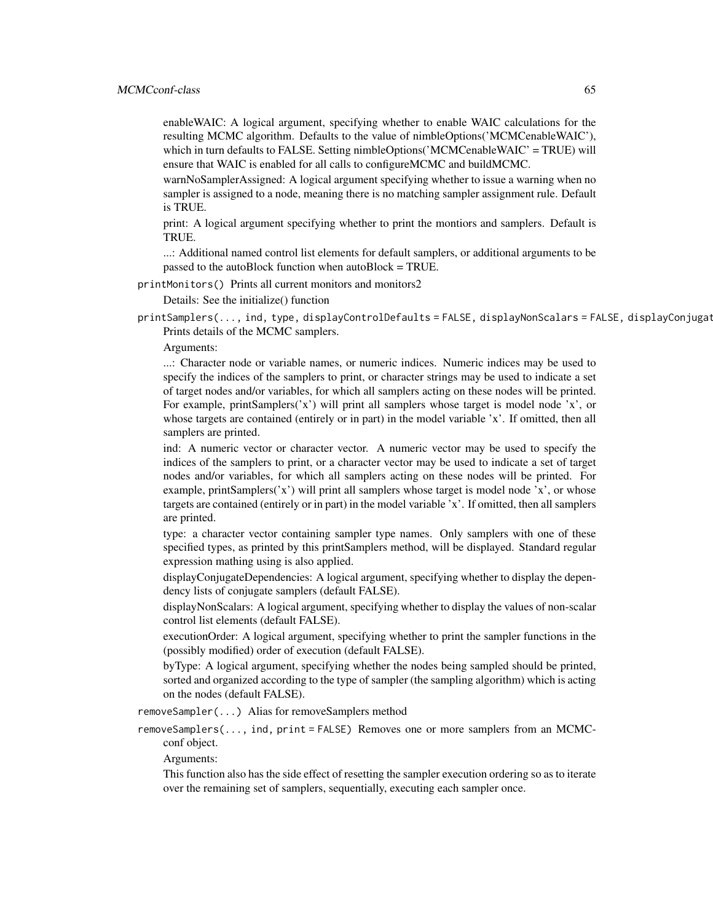enableWAIC: A logical argument, specifying whether to enable WAIC calculations for the resulting MCMC algorithm. Defaults to the value of nimbleOptions('MCMCenableWAIC'), which in turn defaults to FALSE. Setting nimbleOptions('MCMCenableWAIC' = TRUE) will ensure that WAIC is enabled for all calls to configureMCMC and buildMCMC.

warnNoSamplerAssigned: A logical argument specifying whether to issue a warning when no sampler is assigned to a node, meaning there is no matching sampler assignment rule. Default is TRUE.

print: A logical argument specifying whether to print the montiors and samplers. Default is TRUE.

...: Additional named control list elements for default samplers, or additional arguments to be passed to the autoBlock function when autoBlock = TRUE.

`printMonitors()` Prints all current monitors and monitors2

Details: See the initialize() function

`printSamplers(..., ind, type, displayControlDefaults = FALSE, displayNonScalars = FALSE, displayConjugat`
Prints details of the MCMC samplers.

Arguments:

...: Character node or variable names, or numeric indices. Numeric indices may be used to specify the indices of the samplers to print, or character strings may be used to indicate a set of target nodes and/or variables, for which all samplers acting on these nodes will be printed. For example, printSamplers('x') will print all samplers whose target is model node 'x', or whose targets are contained (entirely or in part) in the model variable 'x'. If omitted, then all samplers are printed.

ind: A numeric vector or character vector. A numeric vector may be used to specify the indices of the samplers to print, or a character vector may be used to indicate a set of target nodes and/or variables, for which all samplers acting on these nodes will be printed. For example, printSamplers('x') will print all samplers whose target is model node 'x', or whose targets are contained (entirely or in part) in the model variable 'x'. If omitted, then all samplers are printed.

type: a character vector containing sampler type names. Only samplers with one of these specified types, as printed by this printSamplers method, will be displayed. Standard regular expression mathing using is also applied.

displayConjugateDependencies: A logical argument, specifying whether to display the dependency lists of conjugate samplers (default FALSE).

displayNonScalars: A logical argument, specifying whether to display the values of non-scalar control list elements (default FALSE).

executionOrder: A logical argument, specifying whether to print the sampler functions in the (possibly modified) order of execution (default FALSE).

byType: A logical argument, specifying whether the nodes being sampled should be printed, sorted and organized according to the type of sampler (the sampling algorithm) which is acting on the nodes (default FALSE).

`removeSampler(...)` Alias for removeSamplers method

`removeSamplers(..., ind, print = FALSE)` Removes one or more samplers from an MCMCconf object.

Arguments:

This function also has the side effect of resetting the sampler execution ordering so as to iterate over the remaining set of samplers, sequentially, executing each sampler once.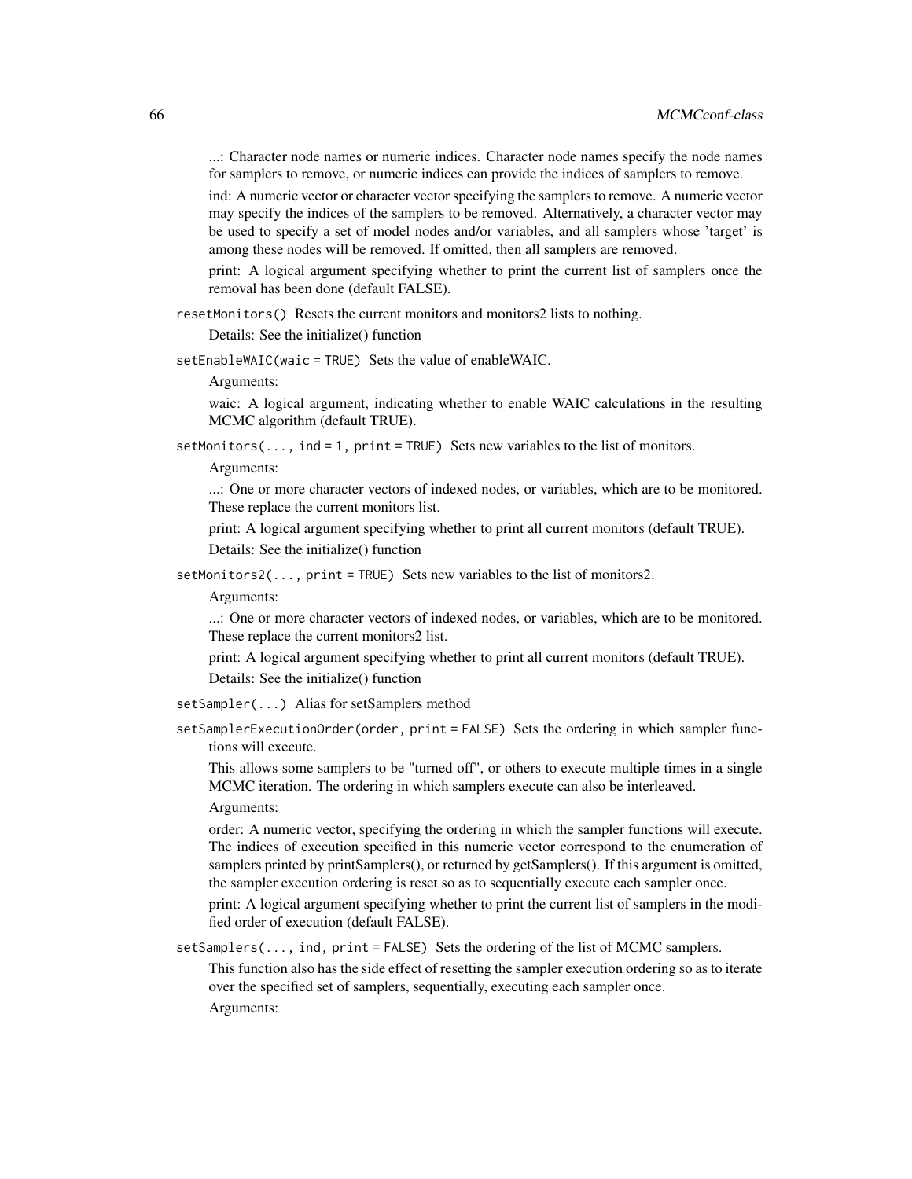...: Character node names or numeric indices. Character node names specify the node names for samplers to remove, or numeric indices can provide the indices of samplers to remove.

ind: A numeric vector or character vector specifying the samplers to remove. A numeric vector may specify the indices of the samplers to be removed. Alternatively, a character vector may be used to specify a set of model nodes and/or variables, and all samplers whose 'target' is among these nodes will be removed. If omitted, then all samplers are removed.

print: A logical argument specifying whether to print the current list of samplers once the removal has been done (default FALSE).

`resetMonitors()` Resets the current monitors and monitors2 lists to nothing.

Details: See the initialize() function

`setEnableWAIC(waic = TRUE)` Sets the value of enableWAIC.

Arguments:

waic: A logical argument, indicating whether to enable WAIC calculations in the resulting MCMC algorithm (default TRUE).

`setMonitors(..., ind = 1, print = TRUE)` Sets new variables to the list of monitors.

Arguments:

...: One or more character vectors of indexed nodes, or variables, which are to be monitored. These replace the current monitors list.

print: A logical argument specifying whether to print all current monitors (default TRUE).

Details: See the initialize() function

`setMonitors2(..., print = TRUE)` Sets new variables to the list of monitors2.

Arguments:

...: One or more character vectors of indexed nodes, or variables, which are to be monitored. These replace the current monitors2 list.

print: A logical argument specifying whether to print all current monitors (default TRUE).

Details: See the initialize() function

`setSampler(...)` Alias for setSamplers method

`setSamplerExecutionOrder(order, print = FALSE)` Sets the ordering in which sampler functions will execute.

This allows some samplers to be "turned off", or others to execute multiple times in a single MCMC iteration. The ordering in which samplers execute can also be interleaved.

Arguments:

order: A numeric vector, specifying the ordering in which the sampler functions will execute. The indices of execution specified in this numeric vector correspond to the enumeration of samplers printed by printSamplers(), or returned by getSamplers(). If this argument is omitted, the sampler execution ordering is reset so as to sequentially execute each sampler once.

print: A logical argument specifying whether to print the current list of samplers in the modified order of execution (default FALSE).

`setSamplers(..., ind, print = FALSE)` Sets the ordering of the list of MCMC samplers.

This function also has the side effect of resetting the sampler execution ordering so as to iterate over the specified set of samplers, sequentially, executing each sampler once.

Arguments: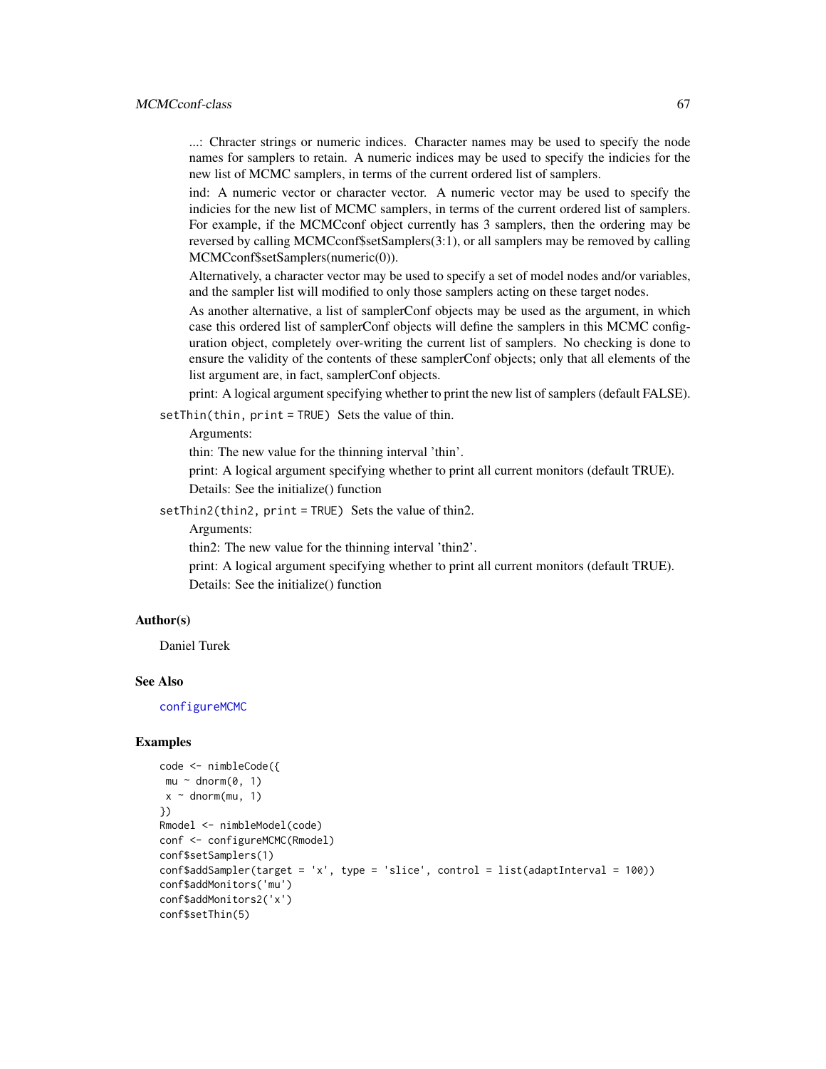...: Chracter strings or numeric indices. Character names may be used to specify the node names for samplers to retain. A numeric indices may be used to specify the indicies for the new list of MCMC samplers, in terms of the current ordered list of samplers.

ind: A numeric vector or character vector. A numeric vector may be used to specify the indicies for the new list of MCMC samplers, in terms of the current ordered list of samplers. For example, if the MCMCconf object currently has 3 samplers, then the ordering may be reversed by calling MCMCconf$setSamplers(3:1), or all samplers may be removed by calling MCMCconf$setSamplers(numeric(0)).

Alternatively, a character vector may be used to specify a set of model nodes and/or variables, and the sampler list will modified to only those samplers acting on these target nodes.

As another alternative, a list of samplerConf objects may be used as the argument, in which case this ordered list of samplerConf objects will define the samplers in this MCMC configuration object, completely over-writing the current list of samplers. No checking is done to ensure the validity of the contents of these samplerConf objects; only that all elements of the list argument are, in fact, samplerConf objects.

print: A logical argument specifying whether to print the new list of samplers (default FALSE).

`setThin(thin, print = TRUE)` Sets the value of thin.

Arguments:

thin: The new value for the thinning interval 'thin'.

print: A logical argument specifying whether to print all current monitors (default TRUE).

Details: See the initialize() function

`setThin2(thin2, print = TRUE)` Sets the value of thin2.

Arguments:

thin2: The new value for the thinning interval 'thin2'.

print: A logical argument specifying whether to print all current monitors (default TRUE).

Details: See the initialize() function

## Author(s)

Daniel Turek

## See Also

configureMCMC

## Examples

```
code <- nimbleCode({
 mu ~ dnorm(0, 1)
 x ~ dnorm(mu, 1)
})
Rmodel <- nimbleModel(code)
conf <- configureMCMC(Rmodel)
conf$setSamplers(1)
conf$addSampler(target = 'x', type = 'slice', control = list(adaptInterval = 100))
conf$addMonitors('mu')
conf$addMonitors2('x')
conf$setThin(5)
```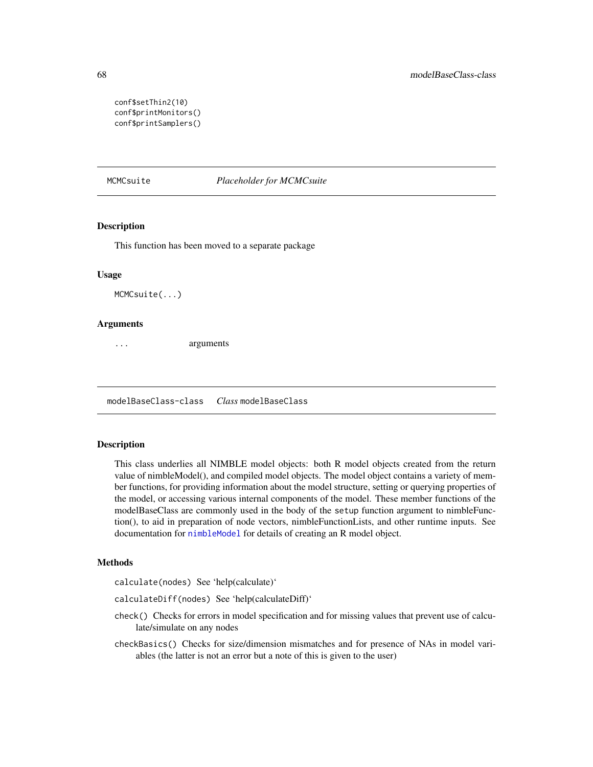```
conf$setThin2(10)
conf$printMonitors()
conf$printSamplers()
```

## MCMCsuite — *Placeholder for MCMCsuite*

### Description

This function has been moved to a separate package

### Usage

```
MCMCsuite(...)
```

### Arguments

`...` arguments

## modelBaseClass-class — *Class* `modelBaseClass`

### Description

This class underlies all NIMBLE model objects: both R model objects created from the return value of nimbleModel(), and compiled model objects. The model object contains a variety of member functions, for providing information about the model structure, setting or querying properties of the model, or accessing various internal components of the model. These member functions of the modelBaseClass are commonly used in the body of the `setup` function argument to nimbleFunction(), to aid in preparation of node vectors, nimbleFunctionLists, and other runtime inputs. See documentation for `nimbleModel` for details of creating an R model object.

### Methods

`calculate(nodes)` See 'help(calculate)'

`calculateDiff(nodes)` See 'help(calculateDiff)'

`check()` Checks for errors in model specification and for missing values that prevent use of calculate/simulate on any nodes

`checkBasics()` Checks for size/dimension mismatches and for presence of NAs in model variables (the latter is not an error but a note of this is given to the user)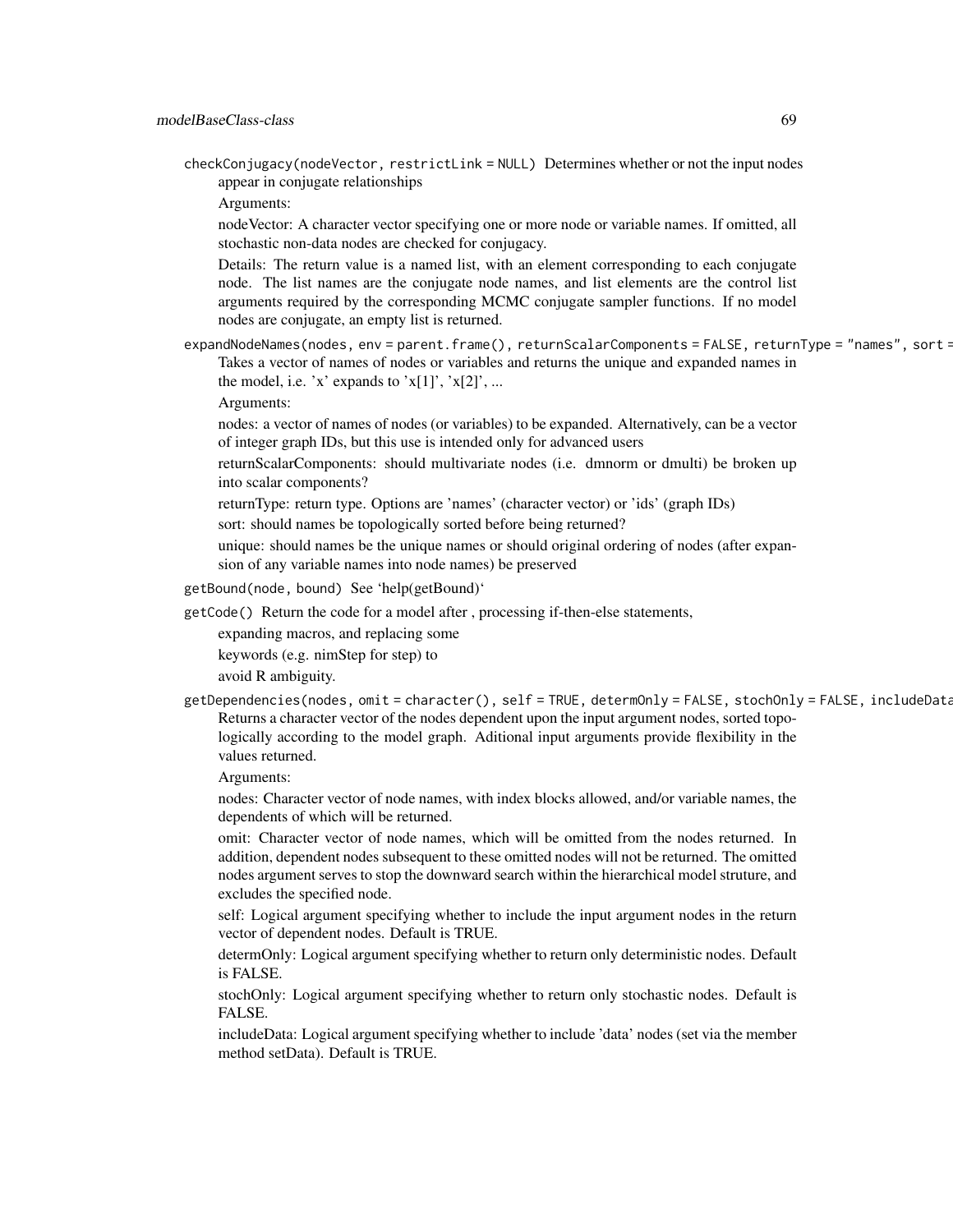`checkConjugacy(nodeVector, restrictLink = NULL)` Determines whether or not the input nodes appear in conjugate relationships

Arguments:

nodeVector: A character vector specifying one or more node or variable names. If omitted, all stochastic non-data nodes are checked for conjugacy.

Details: The return value is a named list, with an element corresponding to each conjugate node. The list names are the conjugate node names, and list elements are the control list arguments required by the corresponding MCMC conjugate sampler functions. If no model nodes are conjugate, an empty list is returned.

`expandNodeNames(nodes, env = parent.frame(), returnScalarComponents = FALSE, returnType = "names", sort =`
Takes a vector of names of nodes or variables and returns the unique and expanded names in the model, i.e. 'x' expands to 'x[1]', 'x[2]', ...

Arguments:

nodes: a vector of names of nodes (or variables) to be expanded. Alternatively, can be a vector of integer graph IDs, but this use is intended only for advanced users

returnScalarComponents: should multivariate nodes (i.e. dmnorm or dmulti) be broken up into scalar components?

returnType: return type. Options are 'names' (character vector) or 'ids' (graph IDs)

sort: should names be topologically sorted before being returned?

unique: should names be the unique names or should original ordering of nodes (after expansion of any variable names into node names) be preserved

`getBound(node, bound)` See 'help(getBound)'

`getCode()` Return the code for a model after , processing if-then-else statements,

expanding macros, and replacing some

keywords (e.g. nimStep for step) to

avoid R ambiguity.

`getDependencies(nodes, omit = character(), self = TRUE, determOnly = FALSE, stochOnly = FALSE, includeData`
Returns a character vector of the nodes dependent upon the input argument nodes, sorted topologically according to the model graph. Aditional input arguments provide flexibility in the values returned.

Arguments:

nodes: Character vector of node names, with index blocks allowed, and/or variable names, the dependents of which will be returned.

omit: Character vector of node names, which will be omitted from the nodes returned. In addition, dependent nodes subsequent to these omitted nodes will not be returned. The omitted nodes argument serves to stop the downward search within the hierarchical model struture, and excludes the specified node.

self: Logical argument specifying whether to include the input argument nodes in the return vector of dependent nodes. Default is TRUE.

determOnly: Logical argument specifying whether to return only deterministic nodes. Default is FALSE.

stochOnly: Logical argument specifying whether to return only stochastic nodes. Default is FALSE.

includeData: Logical argument specifying whether to include 'data' nodes (set via the member method setData). Default is TRUE.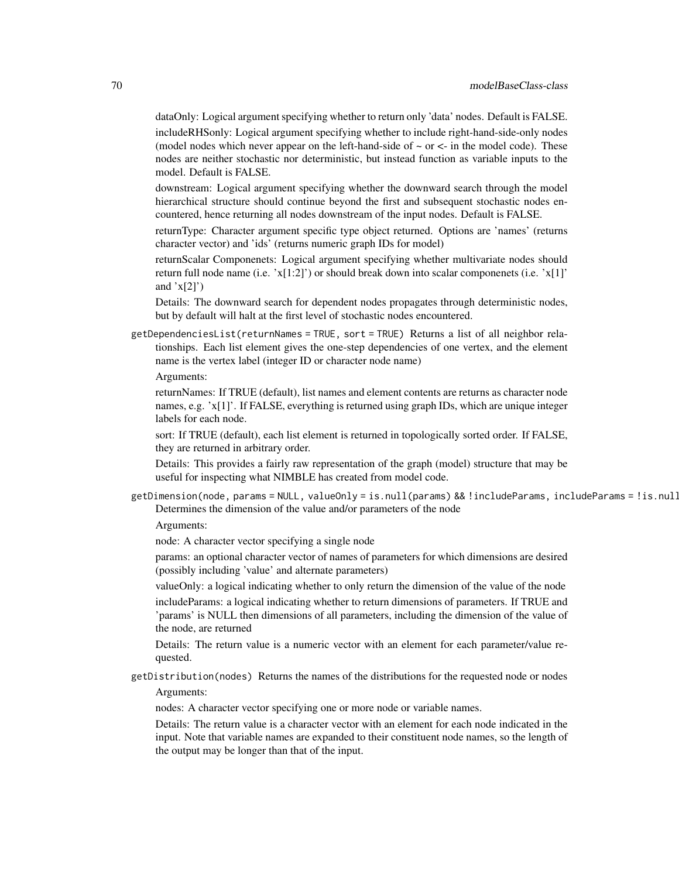dataOnly: Logical argument specifying whether to return only 'data' nodes. Default is FALSE.

includeRHSonly: Logical argument specifying whether to include right-hand-side-only nodes (model nodes which never appear on the left-hand-side of ~ or <- in the model code). These nodes are neither stochastic nor deterministic, but instead function as variable inputs to the model. Default is FALSE.

downstream: Logical argument specifying whether the downward search through the model hierarchical structure should continue beyond the first and subsequent stochastic nodes encountered, hence returning all nodes downstream of the input nodes. Default is FALSE.

returnType: Character argument specific type object returned. Options are 'names' (returns character vector) and 'ids' (returns numeric graph IDs for model)

returnScalar Componenets: Logical argument specifying whether multivariate nodes should return full node name (i.e. 'x[1:2]') or should break down into scalar componenets (i.e. 'x[1]' and 'x[2]')

Details: The downward search for dependent nodes propagates through deterministic nodes, but by default will halt at the first level of stochastic nodes encountered.

`getDependenciesList(returnNames = TRUE, sort = TRUE)` Returns a list of all neighbor relationships. Each list element gives the one-step dependencies of one vertex, and the element name is the vertex label (integer ID or character node name)

Arguments:

returnNames: If TRUE (default), list names and element contents are returns as character node names, e.g. 'x[1]'. If FALSE, everything is returned using graph IDs, which are unique integer labels for each node.

sort: If TRUE (default), each list element is returned in topologically sorted order. If FALSE, they are returned in arbitrary order.

Details: This provides a fairly raw representation of the graph (model) structure that may be useful for inspecting what NIMBLE has created from model code.

`getDimension(node, params = NULL, valueOnly = is.null(params) && !includeParams, includeParams = !is.null` Determines the dimension of the value and/or parameters of the node

Arguments:

node: A character vector specifying a single node

params: an optional character vector of names of parameters for which dimensions are desired (possibly including 'value' and alternate parameters)

valueOnly: a logical indicating whether to only return the dimension of the value of the node

includeParams: a logical indicating whether to return dimensions of parameters. If TRUE and 'params' is NULL then dimensions of all parameters, including the dimension of the value of the node, are returned

Details: The return value is a numeric vector with an element for each parameter/value requested.

`getDistribution(nodes)` Returns the names of the distributions for the requested node or nodes

Arguments:

nodes: A character vector specifying one or more node or variable names.

Details: The return value is a character vector with an element for each node indicated in the input. Note that variable names are expanded to their constituent node names, so the length of the output may be longer than that of the input.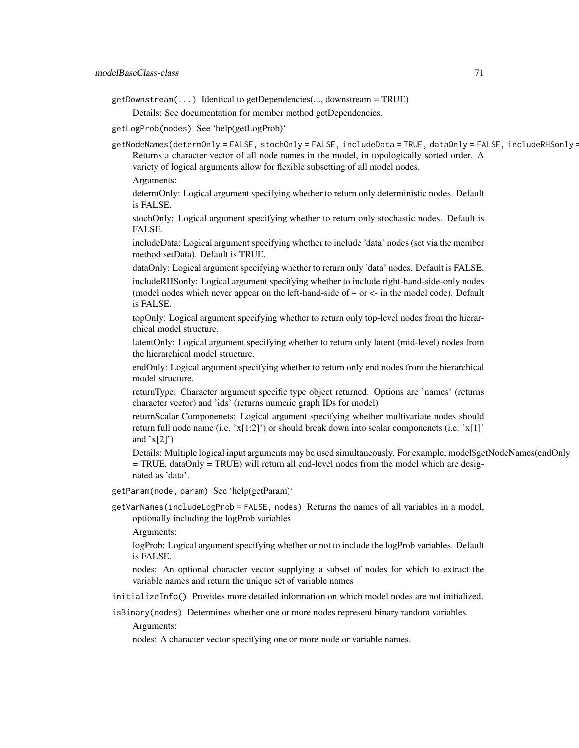`getDownstream(...)` Identical to getDependencies(..., downstream = TRUE)

Details: See documentation for member method getDependencies.

`getLogProb(nodes)` See 'help(getLogProb)'

`getNodeNames(determOnly = FALSE, stochOnly = FALSE, includeData = TRUE, dataOnly = FALSE, includeRHSonly =` Returns a character vector of all node names in the model, in topologically sorted order. A variety of logical arguments allow for flexible subsetting of all model nodes.

Arguments:

determOnly: Logical argument specifying whether to return only deterministic nodes. Default is FALSE.

stochOnly: Logical argument specifying whether to return only stochastic nodes. Default is FALSE.

includeData: Logical argument specifying whether to include 'data' nodes (set via the member method setData). Default is TRUE.

dataOnly: Logical argument specifying whether to return only 'data' nodes. Default is FALSE.

includeRHSonly: Logical argument specifying whether to include right-hand-side-only nodes (model nodes which never appear on the left-hand-side of ~ or <- in the model code). Default is FALSE.

topOnly: Logical argument specifying whether to return only top-level nodes from the hierarchical model structure.

latentOnly: Logical argument specifying whether to return only latent (mid-level) nodes from the hierarchical model structure.

endOnly: Logical argument specifying whether to return only end nodes from the hierarchical model structure.

returnType: Character argument specific type object returned. Options are 'names' (returns character vector) and 'ids' (returns numeric graph IDs for model)

returnScalar Componenets: Logical argument specifying whether multivariate nodes should return full node name (i.e. 'x[1:2]') or should break down into scalar componenets (i.e. 'x[1]' and 'x[2]')

Details: Multiple logical input arguments may be used simultaneously. For example, model$getNodeNames(endOnly = TRUE, dataOnly = TRUE) will return all end-level nodes from the model which are designated as 'data'.

`getParam(node, param)` See 'help(getParam)'

`getVarNames(includeLogProb = FALSE, nodes)` Returns the names of all variables in a model, optionally including the logProb variables

Arguments:

logProb: Logical argument specifying whether or not to include the logProb variables. Default is FALSE.

nodes: An optional character vector supplying a subset of nodes for which to extract the variable names and return the unique set of variable names

`initializeInfo()` Provides more detailed information on which model nodes are not initialized.

`isBinary(nodes)` Determines whether one or more nodes represent binary random variables

Arguments:

nodes: A character vector specifying one or more node or variable names.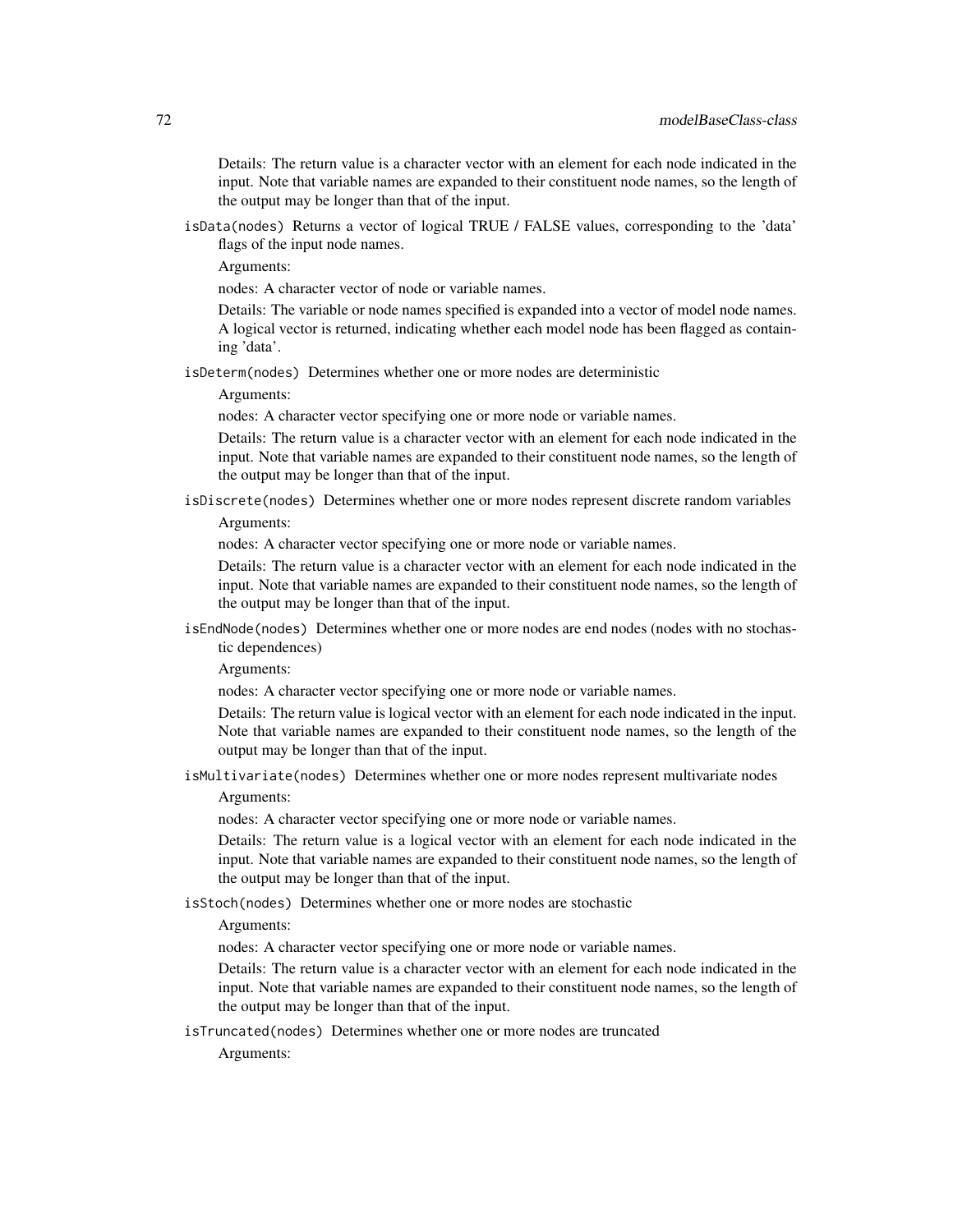Details: The return value is a character vector with an element for each node indicated in the input. Note that variable names are expanded to their constituent node names, so the length of the output may be longer than that of the input.

`isData(nodes)` Returns a vector of logical TRUE / FALSE values, corresponding to the 'data' flags of the input node names.

Arguments:

nodes: A character vector of node or variable names.

Details: The variable or node names specified is expanded into a vector of model node names. A logical vector is returned, indicating whether each model node has been flagged as containing 'data'.

`isDeterm(nodes)` Determines whether one or more nodes are deterministic

Arguments:

nodes: A character vector specifying one or more node or variable names.

Details: The return value is a character vector with an element for each node indicated in the input. Note that variable names are expanded to their constituent node names, so the length of the output may be longer than that of the input.

`isDiscrete(nodes)` Determines whether one or more nodes represent discrete random variables

Arguments:

nodes: A character vector specifying one or more node or variable names.

Details: The return value is a character vector with an element for each node indicated in the input. Note that variable names are expanded to their constituent node names, so the length of the output may be longer than that of the input.

`isEndNode(nodes)` Determines whether one or more nodes are end nodes (nodes with no stochastic dependences)

Arguments:

nodes: A character vector specifying one or more node or variable names.

Details: The return value is logical vector with an element for each node indicated in the input. Note that variable names are expanded to their constituent node names, so the length of the output may be longer than that of the input.

`isMultivariate(nodes)` Determines whether one or more nodes represent multivariate nodes

Arguments:

nodes: A character vector specifying one or more node or variable names.

Details: The return value is a logical vector with an element for each node indicated in the input. Note that variable names are expanded to their constituent node names, so the length of the output may be longer than that of the input.

`isStoch(nodes)` Determines whether one or more nodes are stochastic

Arguments:

nodes: A character vector specifying one or more node or variable names.

Details: The return value is a character vector with an element for each node indicated in the input. Note that variable names are expanded to their constituent node names, so the length of the output may be longer than that of the input.

`isTruncated(nodes)` Determines whether one or more nodes are truncated

Arguments: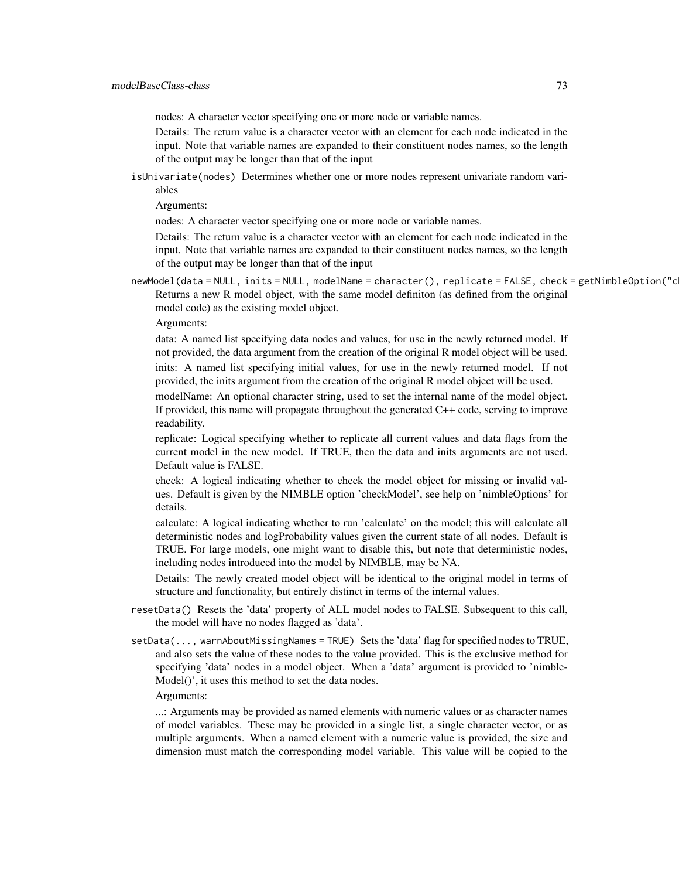nodes: A character vector specifying one or more node or variable names.

Details: The return value is a character vector with an element for each node indicated in the input. Note that variable names are expanded to their constituent nodes names, so the length of the output may be longer than that of the input

`isUnivariate(nodes)` Determines whether one or more nodes represent univariate random variables

Arguments:

nodes: A character vector specifying one or more node or variable names.

Details: The return value is a character vector with an element for each node indicated in the input. Note that variable names are expanded to their constituent nodes names, so the length of the output may be longer than that of the input

`newModel(data = NULL, inits = NULL, modelName = character(), replicate = FALSE, check = getNimbleOption("c`
Returns a new R model object, with the same model definiton (as defined from the original model code) as the existing model object.

Arguments:

data: A named list specifying data nodes and values, for use in the newly returned model. If not provided, the data argument from the creation of the original R model object will be used.

inits: A named list specifying initial values, for use in the newly returned model. If not provided, the inits argument from the creation of the original R model object will be used.

modelName: An optional character string, used to set the internal name of the model object. If provided, this name will propagate throughout the generated C++ code, serving to improve readability.

replicate: Logical specifying whether to replicate all current values and data flags from the current model in the new model. If TRUE, then the data and inits arguments are not used. Default value is FALSE.

check: A logical indicating whether to check the model object for missing or invalid values. Default is given by the NIMBLE option 'checkModel', see help on 'nimbleOptions' for details.

calculate: A logical indicating whether to run 'calculate' on the model; this will calculate all deterministic nodes and logProbability values given the current state of all nodes. Default is TRUE. For large models, one might want to disable this, but note that deterministic nodes, including nodes introduced into the model by NIMBLE, may be NA.

Details: The newly created model object will be identical to the original model in terms of structure and functionality, but entirely distinct in terms of the internal values.

`resetData()` Resets the 'data' property of ALL model nodes to FALSE. Subsequent to this call, the model will have no nodes flagged as 'data'.

`setData(..., warnAboutMissingNames = TRUE)` Sets the 'data' flag for specified nodes to TRUE, and also sets the value of these nodes to the value provided. This is the exclusive method for specifying 'data' nodes in a model object. When a 'data' argument is provided to 'nimbleModel()', it uses this method to set the data nodes.

Arguments:

...: Arguments may be provided as named elements with numeric values or as character names of model variables. These may be provided in a single list, a single character vector, or as multiple arguments. When a named element with a numeric value is provided, the size and dimension must match the corresponding model variable. This value will be copied to the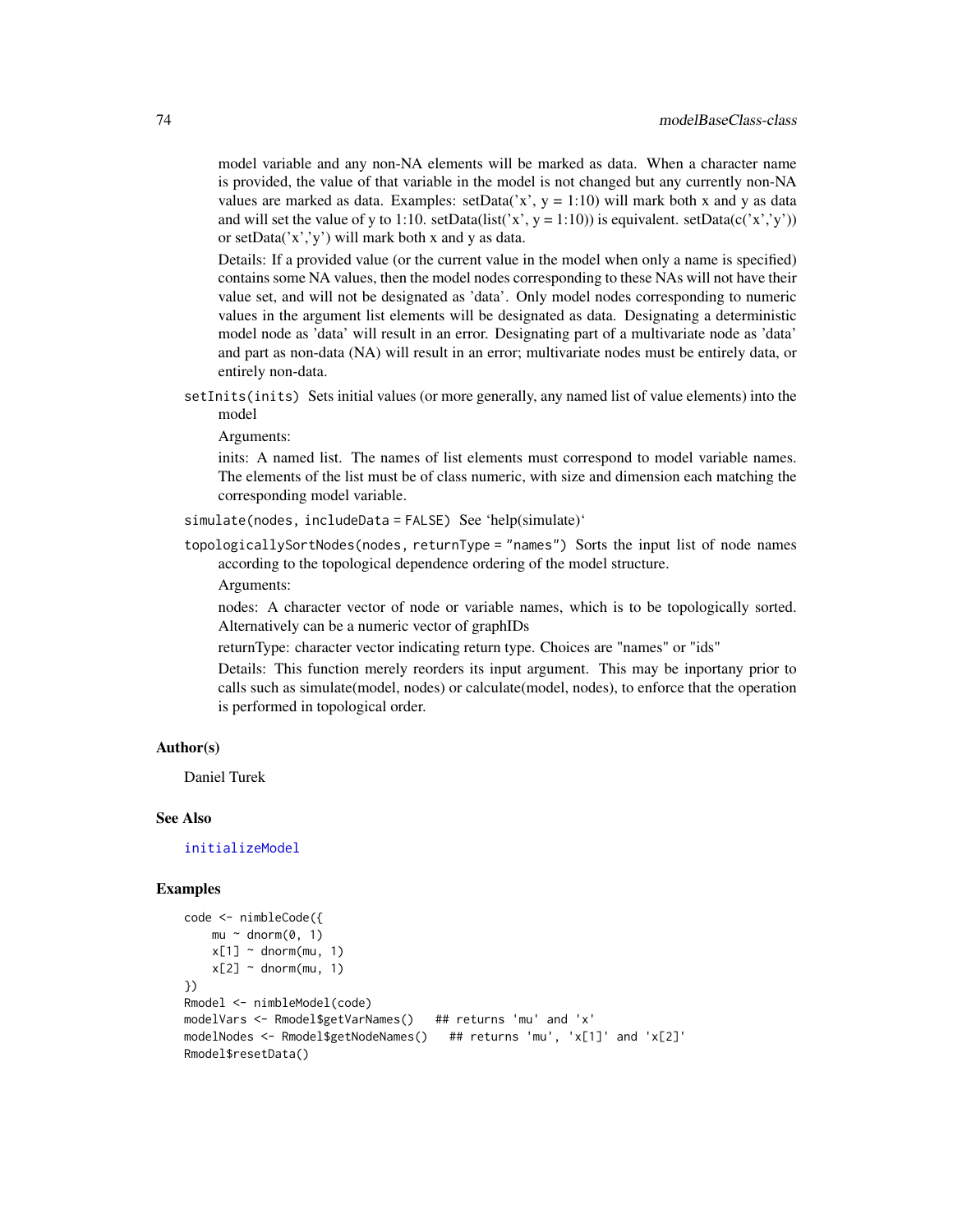model variable and any non-NA elements will be marked as data. When a character name is provided, the value of that variable in the model is not changed but any currently non-NA values are marked as data. Examples: setData('x', y = 1:10) will mark both x and y as data and will set the value of y to 1:10. setData(list('x', y = 1:10)) is equivalent. setData(c('x','y')) or setData('x','y') will mark both x and y as data.

Details: If a provided value (or the current value in the model when only a name is specified) contains some NA values, then the model nodes corresponding to these NAs will not have their value set, and will not be designated as 'data'. Only model nodes corresponding to numeric values in the argument list elements will be designated as data. Designating a deterministic model node as 'data' will result in an error. Designating part of a multivariate node as 'data' and part as non-data (NA) will result in an error; multivariate nodes must be entirely data, or entirely non-data.

`setInits(inits)` Sets initial values (or more generally, any named list of value elements) into the model

Arguments:

inits: A named list. The names of list elements must correspond to model variable names. The elements of the list must be of class numeric, with size and dimension each matching the corresponding model variable.

`simulate(nodes, includeData = FALSE)` See 'help(simulate)'

`topologicallySortNodes(nodes, returnType = "names")` Sorts the input list of node names according to the topological dependence ordering of the model structure.

Arguments:

nodes: A character vector of node or variable names, which is to be topologically sorted. Alternatively can be a numeric vector of graphIDs

returnType: character vector indicating return type. Choices are "names" or "ids"

Details: This function merely reorders its input argument. This may be inportany prior to calls such as simulate(model, nodes) or calculate(model, nodes), to enforce that the operation is performed in topological order.

### Author(s)

Daniel Turek

### See Also

initializeModel

### Examples

```
code <- nimbleCode({
    mu ~ dnorm(0, 1)
    x[1] ~ dnorm(mu, 1)
    x[2] ~ dnorm(mu, 1)
})
Rmodel <- nimbleModel(code)
modelVars <- Rmodel$getVarNames()   ## returns 'mu' and 'x'
modelNodes <- Rmodel$getNodeNames()   ## returns 'mu', 'x[1]' and 'x[2]'
Rmodel$resetData()
```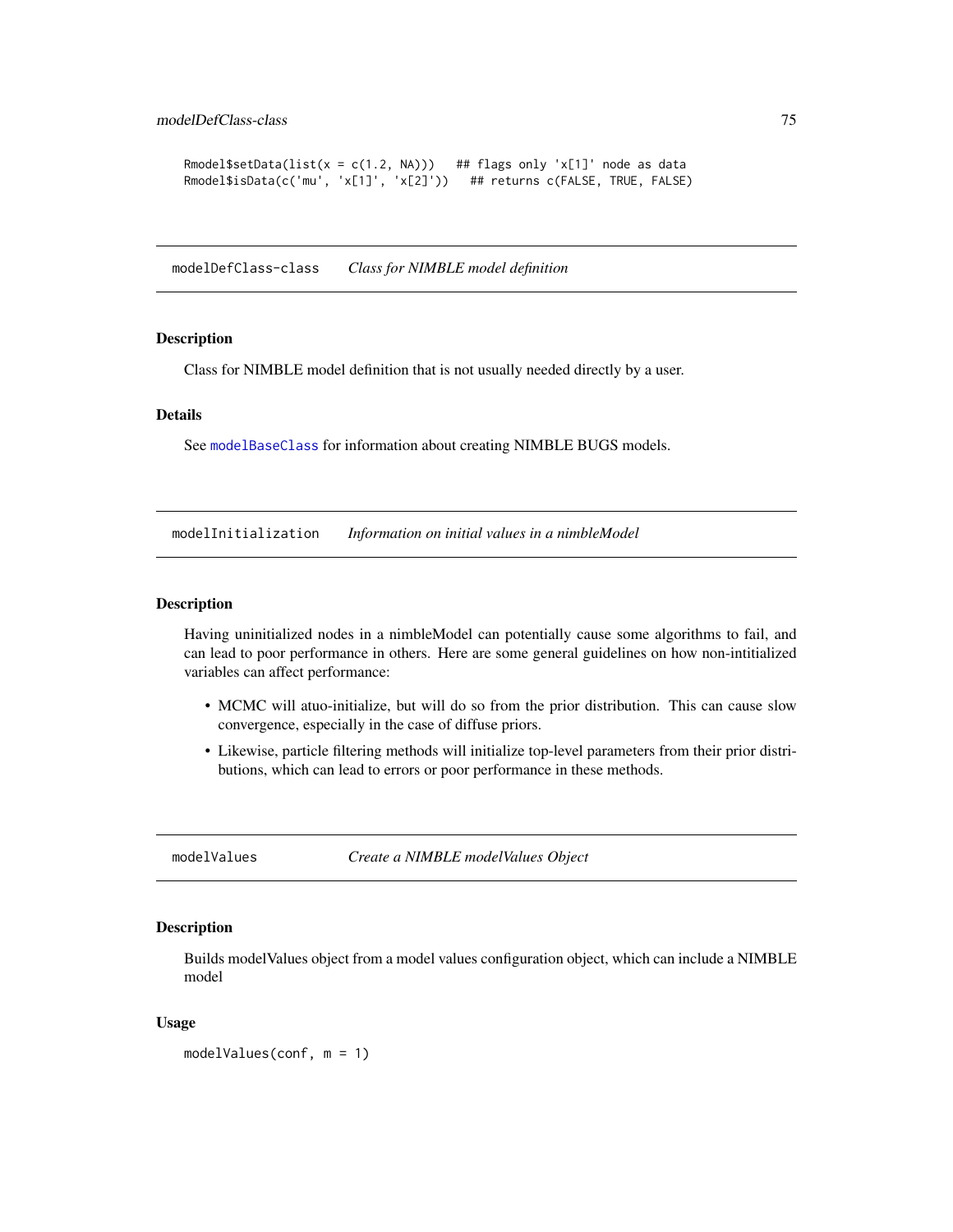```
Rmodel$setData(list(x = c(1.2, NA)))   ## flags only 'x[1]' node as data
Rmodel$isData(c('mu', 'x[1]', 'x[2]'))   ## returns c(FALSE, TRUE, FALSE)
```

## modelDefClass-class *Class for NIMBLE model definition*

### Description

Class for NIMBLE model definition that is not usually needed directly by a user.

### Details

See modelBaseClass for information about creating NIMBLE BUGS models.

## modelInitialization *Information on initial values in a nimbleModel*

### Description

Having uninitialized nodes in a nimbleModel can potentially cause some algorithms to fail, and can lead to poor performance in others. Here are some general guidelines on how non-intitialized variables can affect performance:

- MCMC will atuo-initialize, but will do so from the prior distribution. This can cause slow convergence, especially in the case of diffuse priors.
- Likewise, particle filtering methods will initialize top-level parameters from their prior distributions, which can lead to errors or poor performance in these methods.

## modelValues *Create a NIMBLE modelValues Object*

### Description

Builds modelValues object from a model values configuration object, which can include a NIMBLE model

### Usage

```
modelValues(conf, m = 1)
```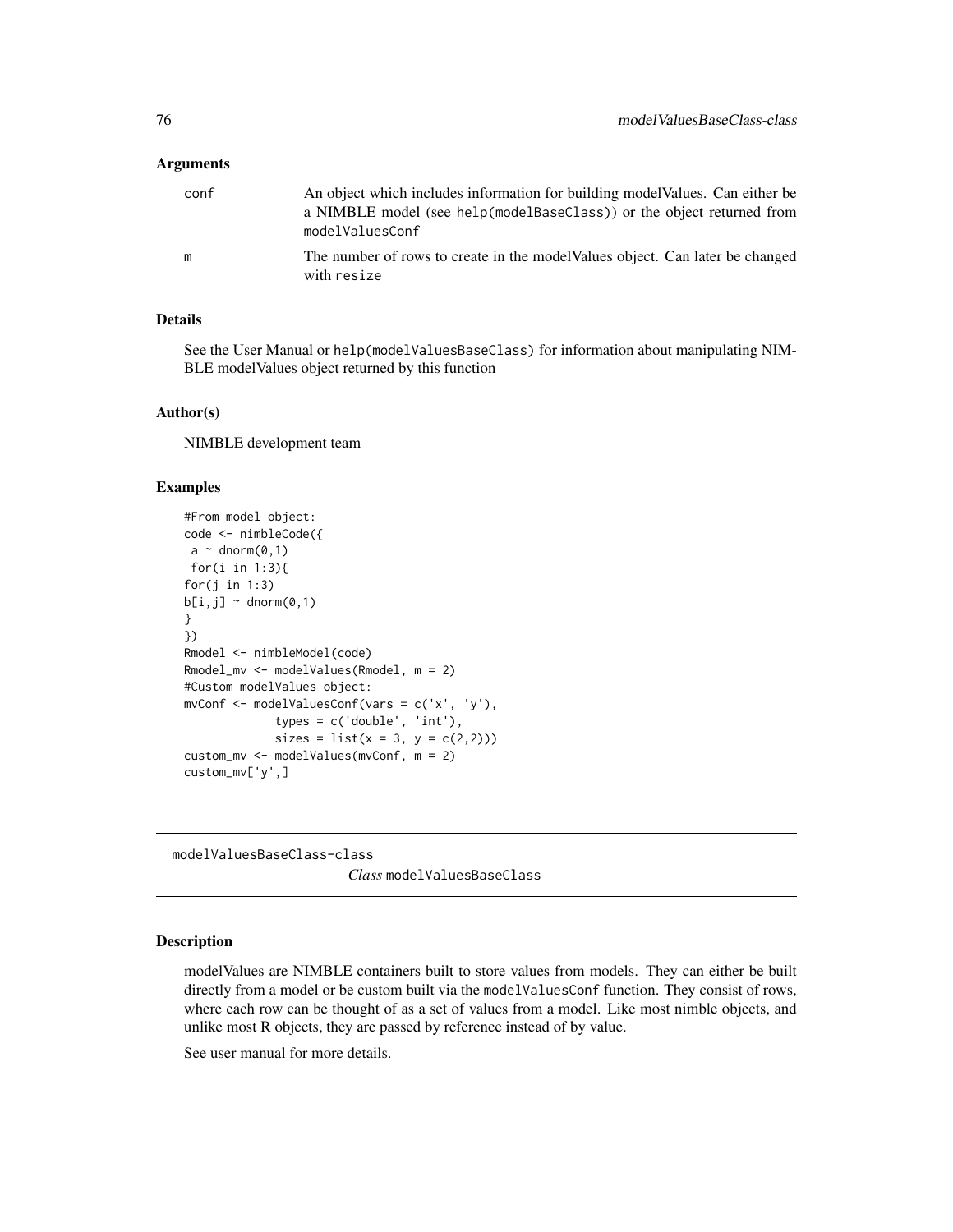### Arguments

| | |
|---|---|
| conf | An object which includes information for building modelValues. Can either be a NIMBLE model (see `help(modelBaseClass)`) or the object returned from `modelValuesConf` |
| m | The number of rows to create in the modelValues object. Can later be changed with `resize` |

### Details

See the User Manual or `help(modelValuesBaseClass)` for information about manipulating NIMBLE modelValues object returned by this function

### Author(s)

NIMBLE development team

### Examples

```
#From model object:
code <- nimbleCode({
 a ~ dnorm(0,1)
 for(i in 1:3){
for(j in 1:3)
b[i,j] ~ dnorm(0,1)
}
})
Rmodel <- nimbleModel(code)
Rmodel_mv <- modelValues(Rmodel, m = 2)
#Custom modelValues object:
mvConf <- modelValuesConf(vars = c('x', 'y'),
             types = c('double', 'int'),
             sizes = list(x = 3, y = c(2,2)))
custom_mv <- modelValues(mvConf, m = 2)
custom_mv['y',]
```

---

## modelValuesBaseClass-class    *Class* `modelValuesBaseClass`

---

### Description

modelValues are NIMBLE containers built to store values from models. They can either be built directly from a model or be custom built via the `modelValuesConf` function. They consist of rows, where each row can be thought of as a set of values from a model. Like most nimble objects, and unlike most R objects, they are passed by reference instead of by value.

See user manual for more details.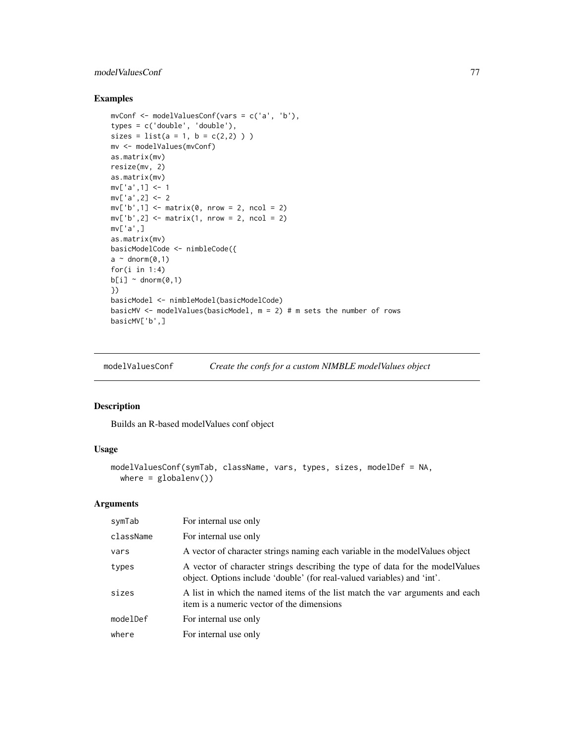### Examples

```
mvConf <- modelValuesConf(vars = c('a', 'b'),
types = c('double', 'double'),
sizes = list(a = 1, b = c(2,2) ) )
mv <- modelValues(mvConf)
as.matrix(mv)
resize(mv, 2)
as.matrix(mv)
mv['a',1] <- 1
mv['a',2] <- 2
mv['b',1] <- matrix(0, nrow = 2, ncol = 2)
mv['b',2] <- matrix(1, nrow = 2, ncol = 2)
mv['a',]
as.matrix(mv)
basicModelCode <- nimbleCode({
a ~ dnorm(0,1)
for(i in 1:4)
b[i] ~ dnorm(0,1)
})
basicModel <- nimbleModel(basicModelCode)
basicMV <- modelValues(basicModel, m = 2) # m sets the number of rows
basicMV['b',]
```

---

## modelValuesConf — *Create the confs for a custom NIMBLE modelValues object*

### Description

Builds an R-based modelValues conf object

### Usage

```
modelValuesConf(symTab, className, vars, types, sizes, modelDef = NA,
  where = globalenv())
```

### Arguments

| | |
|---|---|
| symTab | For internal use only |
| className | For internal use only |
| vars | A vector of character strings naming each variable in the modelValues object |
| types | A vector of character strings describing the type of data for the modelValues object. Options include 'double' (for real-valued variables) and 'int'. |
| sizes | A list in which the named items of the list match the var arguments and each item is a numeric vector of the dimensions |
| modelDef | For internal use only |
| where | For internal use only |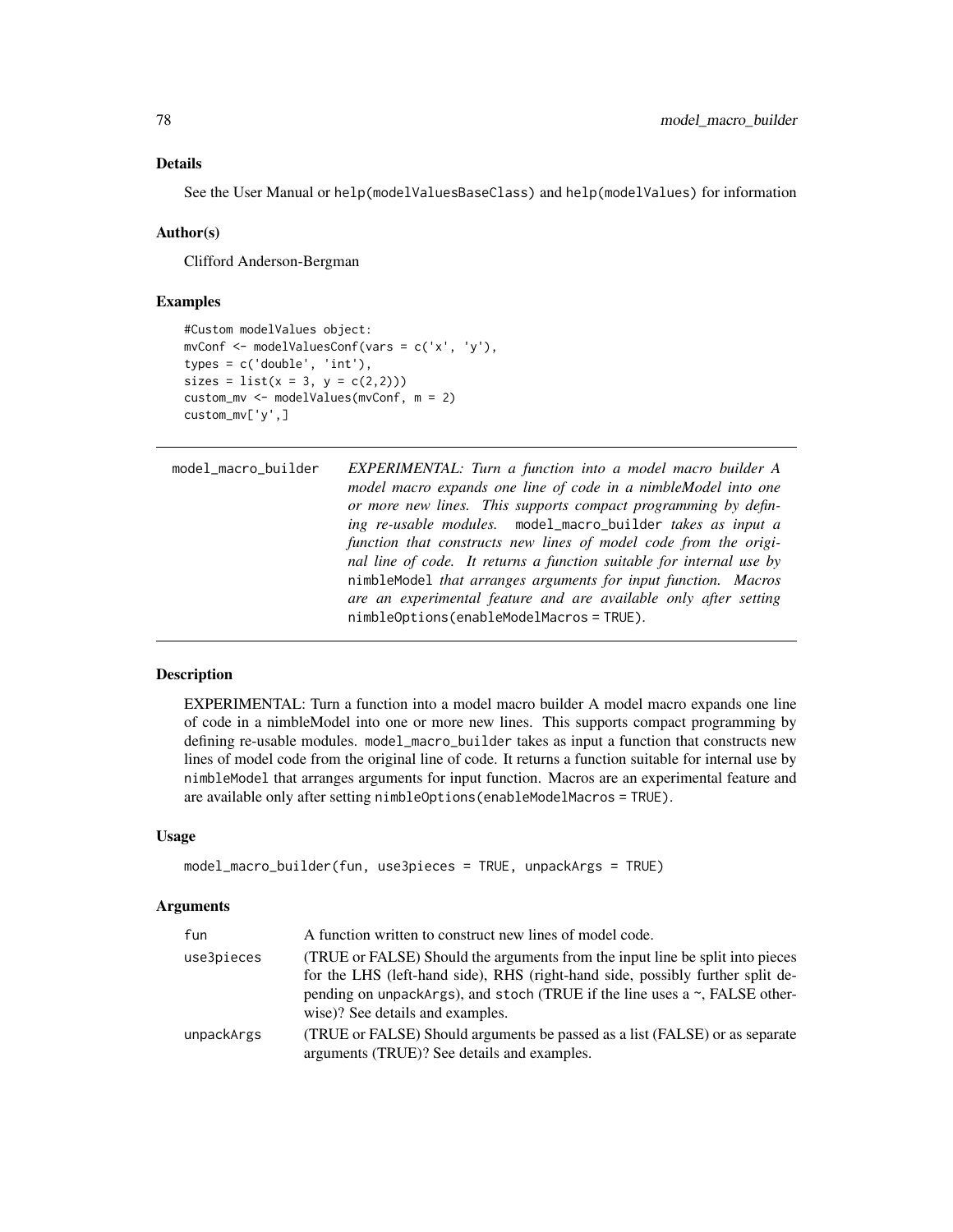### Details

See the User Manual or help(modelValuesBaseClass) and help(modelValues) for information

### Author(s)

Clifford Anderson-Bergman

### Examples

```
#Custom modelValues object:
mvConf <- modelValuesConf(vars = c('x', 'y'),
types = c('double', 'int'),
sizes = list(x = 3, y = c(2,2)))
custom_mv <- modelValues(mvConf, m = 2)
custom_mv['y',]
```

---

## model_macro_builder

*EXPERIMENTAL: Turn a function into a model macro builder A model macro expands one line of code in a nimbleModel into one or more new lines. This supports compact programming by defining re-usable modules.* `model_macro_builder` *takes as input a function that constructs new lines of model code from the original line of code. It returns a function suitable for internal use by* `nimbleModel` *that arranges arguments for input function. Macros are an experimental feature and are available only after setting* `nimbleOptions(enableModelMacros = TRUE)`.

---

### Description

EXPERIMENTAL: Turn a function into a model macro builder A model macro expands one line of code in a nimbleModel into one or more new lines. This supports compact programming by defining re-usable modules. model_macro_builder takes as input a function that constructs new lines of model code from the original line of code. It returns a function suitable for internal use by nimbleModel that arranges arguments for input function. Macros are an experimental feature and are available only after setting nimbleOptions(enableModelMacros = TRUE).

### Usage

```
model_macro_builder(fun, use3pieces = TRUE, unpackArgs = TRUE)
```

### Arguments

| | |
|---|---|
| fun | A function written to construct new lines of model code. |
| use3pieces | (TRUE or FALSE) Should the arguments from the input line be split into pieces for the LHS (left-hand side), RHS (right-hand side, possibly further split depending on unpackArgs), and stoch (TRUE if the line uses a ~, FALSE otherwise)? See details and examples. |
| unpackArgs | (TRUE or FALSE) Should arguments be passed as a list (FALSE) or as separate arguments (TRUE)? See details and examples. |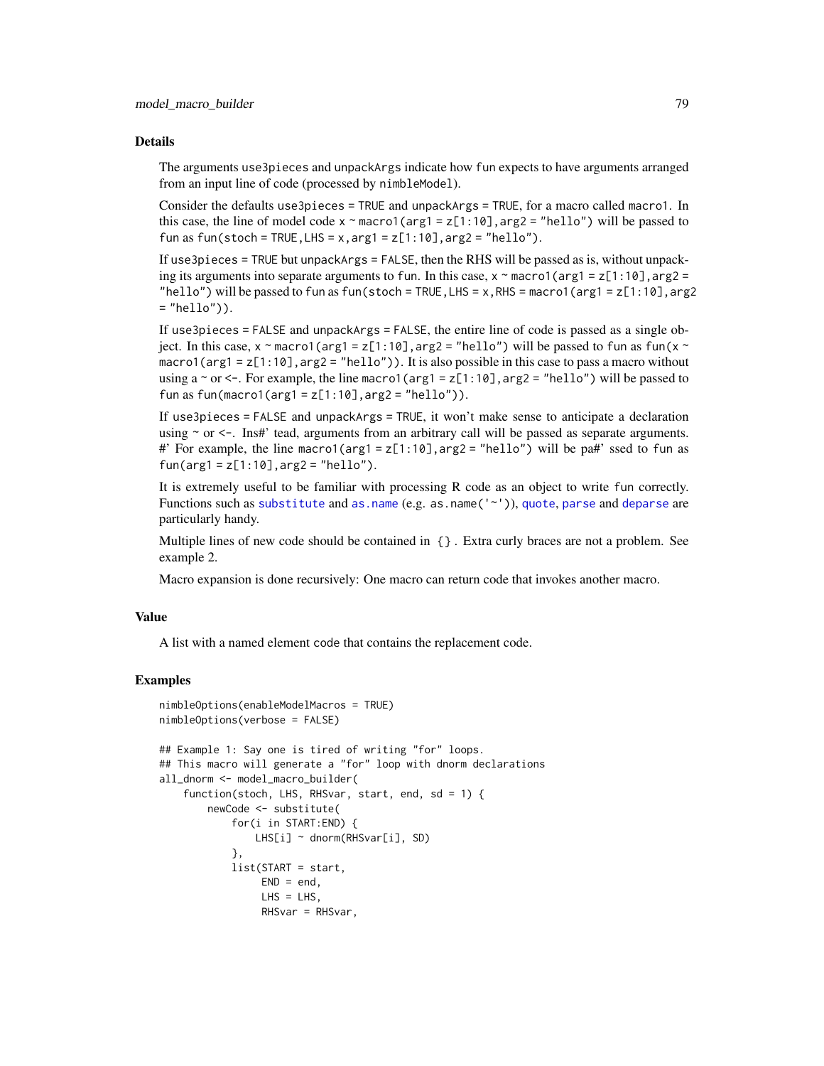### Details

The arguments `use3pieces` and `unpackArgs` indicate how `fun` expects to have arguments arranged from an input line of code (processed by `nimbleModel`).

Consider the defaults `use3pieces = TRUE` and `unpackArgs = TRUE`, for a macro called `macro1`. In this case, the line of model code `x ~ macro1(arg1 = z[1:10], arg2 = "hello")` will be passed to `fun` as `fun(stoch = TRUE, LHS = x, arg1 = z[1:10], arg2 = "hello")`.

If `use3pieces = TRUE` but `unpackArgs = FALSE`, then the RHS will be passed as is, without unpacking its arguments into separate arguments to `fun`. In this case, `x ~ macro1(arg1 = z[1:10], arg2 = "hello")` will be passed to `fun` as `fun(stoch = TRUE, LHS = x, RHS = macro1(arg1 = z[1:10], arg2 = "hello"))`.

If `use3pieces = FALSE` and `unpackArgs = FALSE`, the entire line of code is passed as a single object. In this case, `x ~ macro1(arg1 = z[1:10], arg2 = "hello")` will be passed to `fun` as `fun(x ~ macro1(arg1 = z[1:10], arg2 = "hello"))`. It is also possible in this case to pass a macro without using a `~` or `<-`. For example, the line `macro1(arg1 = z[1:10], arg2 = "hello")` will be passed to `fun` as `fun(macro1(arg1 = z[1:10], arg2 = "hello"))`.

If `use3pieces = FALSE` and `unpackArgs = TRUE`, it won't make sense to anticipate a declaration using `~` or `<-`. Ins#' tead, arguments from an arbitrary call will be passed as separate arguments. #' For example, the line `macro1(arg1 = z[1:10], arg2 = "hello")` will be pa#' ssed to `fun` as `fun(arg1 = z[1:10], arg2 = "hello")`.

It is extremely useful to be familiar with processing R code as an object to write `fun` correctly. Functions such as `substitute` and `as.name` (e.g. `as.name('~')`), `quote`, `parse` and `deparse` are particularly handy.

Multiple lines of new code should be contained in `{}`. Extra curly braces are not a problem. See example 2.

Macro expansion is done recursively: One macro can return code that invokes another macro.

### Value

A list with a named element code that contains the replacement code.

### Examples

```
nimbleOptions(enableModelMacros = TRUE)
nimbleOptions(verbose = FALSE)

## Example 1: Say one is tired of writing "for" loops.
## This macro will generate a "for" loop with dnorm declarations
all_dnorm <- model_macro_builder(
    function(stoch, LHS, RHSvar, start, end, sd = 1) {
        newCode <- substitute(
            for(i in START:END) {
                LHS[i] ~ dnorm(RHSvar[i], SD)
            },
            list(START = start,
                 END = end,
                 LHS = LHS,
                 RHSvar = RHSvar,
```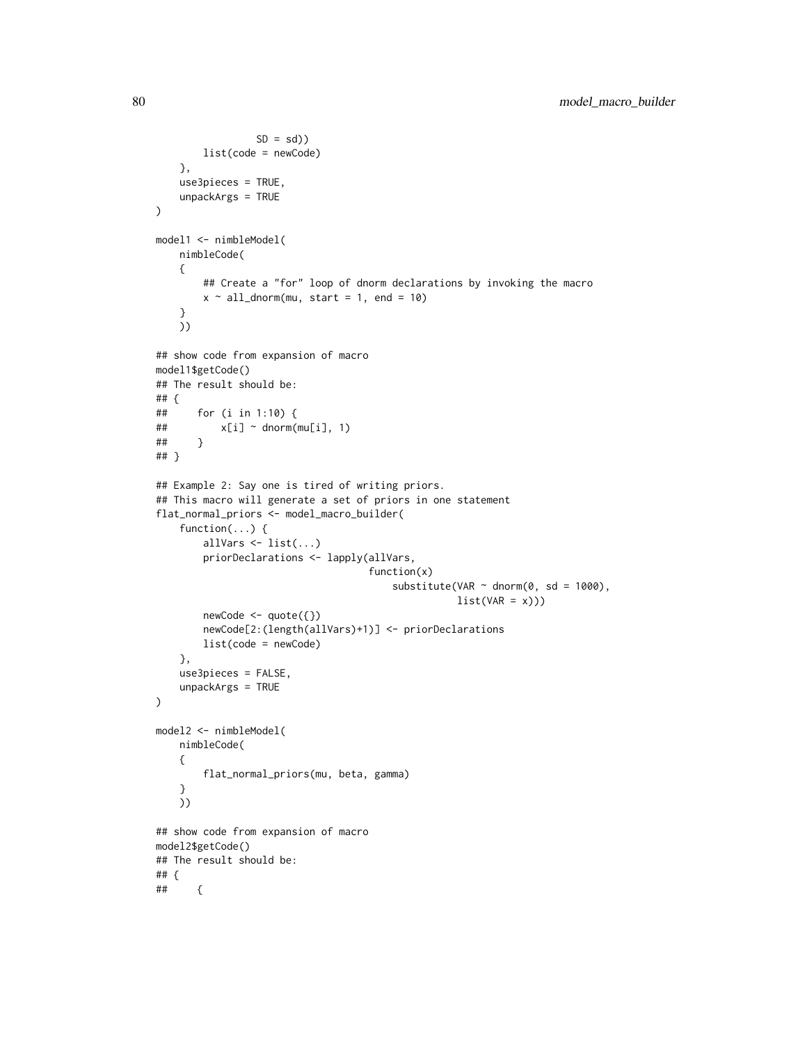```
                SD = sd))
        list(code = newCode)
    },
    use3pieces = TRUE,
    unpackArgs = TRUE
)

model1 <- nimbleModel(
    nimbleCode(
    {
        ## Create a "for" loop of dnorm declarations by invoking the macro
        x ~ all_dnorm(mu, start = 1, end = 10)
    }
    ))

## show code from expansion of macro
model1$getCode()
## The result should be:
## {
##     for (i in 1:10) {
##         x[i] ~ dnorm(mu[i], 1)
##     }
## }

## Example 2: Say one is tired of writing priors.
## This macro will generate a set of priors in one statement
flat_normal_priors <- model_macro_builder(
    function(...) {
        allVars <- list(...)
        priorDeclarations <- lapply(allVars,
                                    function(x)
                                        substitute(VAR ~ dnorm(0, sd = 1000),
                                                   list(VAR = x)))
        newCode <- quote({})
        newCode[2:(length(allVars)+1)] <- priorDeclarations
        list(code = newCode)
    },
    use3pieces = FALSE,
    unpackArgs = TRUE
)

model2 <- nimbleModel(
    nimbleCode(
    {
        flat_normal_priors(mu, beta, gamma)
    }
    ))

## show code from expansion of macro
model2$getCode()
## The result should be:
## {
##     {
```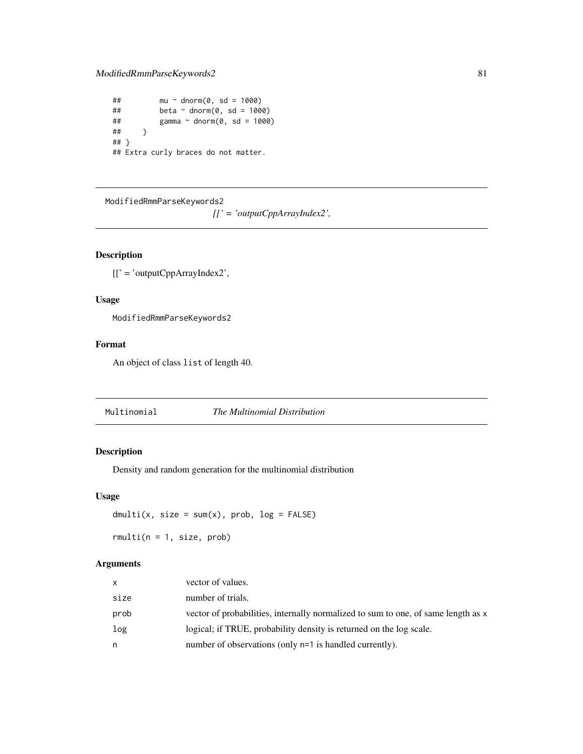```
##         mu ~ dnorm(0, sd = 1000)
##         beta ~ dnorm(0, sd = 1000)
##         gamma ~ dnorm(0, sd = 1000)
##     }
## }
## Extra curly braces do not matter.
```

## ModifiedRmmParseKeywords2 *[[' = 'outputCppArrayIndex2',*

### Description

[[' = 'outputCppArrayIndex2',

### Usage

```
ModifiedRmmParseKeywords2
```

### Format

An object of class `list` of length 40.

## Multinomial *The Multinomial Distribution*

### Description

Density and random generation for the multinomial distribution

### Usage

```
dmulti(x, size = sum(x), prob, log = FALSE)

rmulti(n = 1, size, prob)
```

### Arguments

| | |
|---|---|
| x | vector of values. |
| size | number of trials. |
| prob | vector of probabilities, internally normalized to sum to one, of same length as x |
| log | logical; if TRUE, probability density is returned on the log scale. |
| n | number of observations (only n=1 is handled currently). |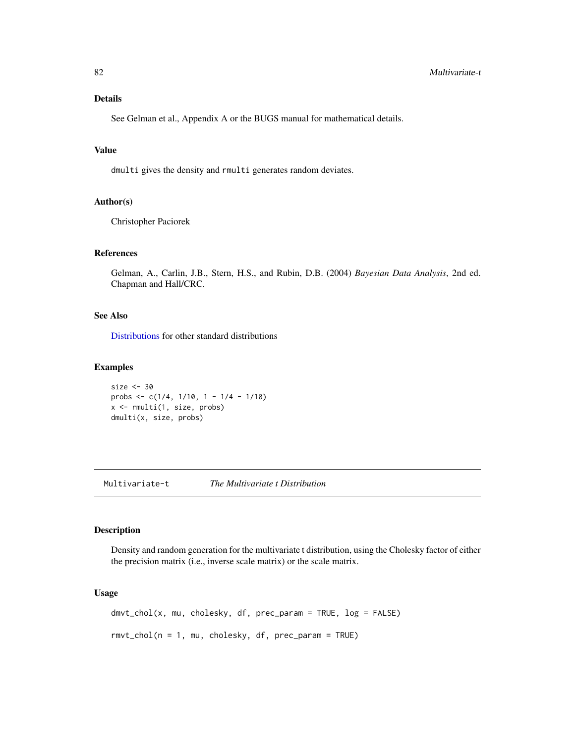### Details

See Gelman et al., Appendix A or the BUGS manual for mathematical details.

### Value

dmulti gives the density and rmulti generates random deviates.

### Author(s)

Christopher Paciorek

### References

Gelman, A., Carlin, J.B., Stern, H.S., and Rubin, D.B. (2004) *Bayesian Data Analysis*, 2nd ed. Chapman and Hall/CRC.

### See Also

Distributions for other standard distributions

### Examples

```
size <- 30
probs <- c(1/4, 1/10, 1 - 1/4 - 1/10)
x <- rmulti(1, size, probs)
dmulti(x, size, probs)
```

---

## Multivariate-t — *The Multivariate t Distribution*

---

### Description

Density and random generation for the multivariate t distribution, using the Cholesky factor of either the precision matrix (i.e., inverse scale matrix) or the scale matrix.

### Usage

```
dmvt_chol(x, mu, cholesky, df, prec_param = TRUE, log = FALSE)

rmvt_chol(n = 1, mu, cholesky, df, prec_param = TRUE)
```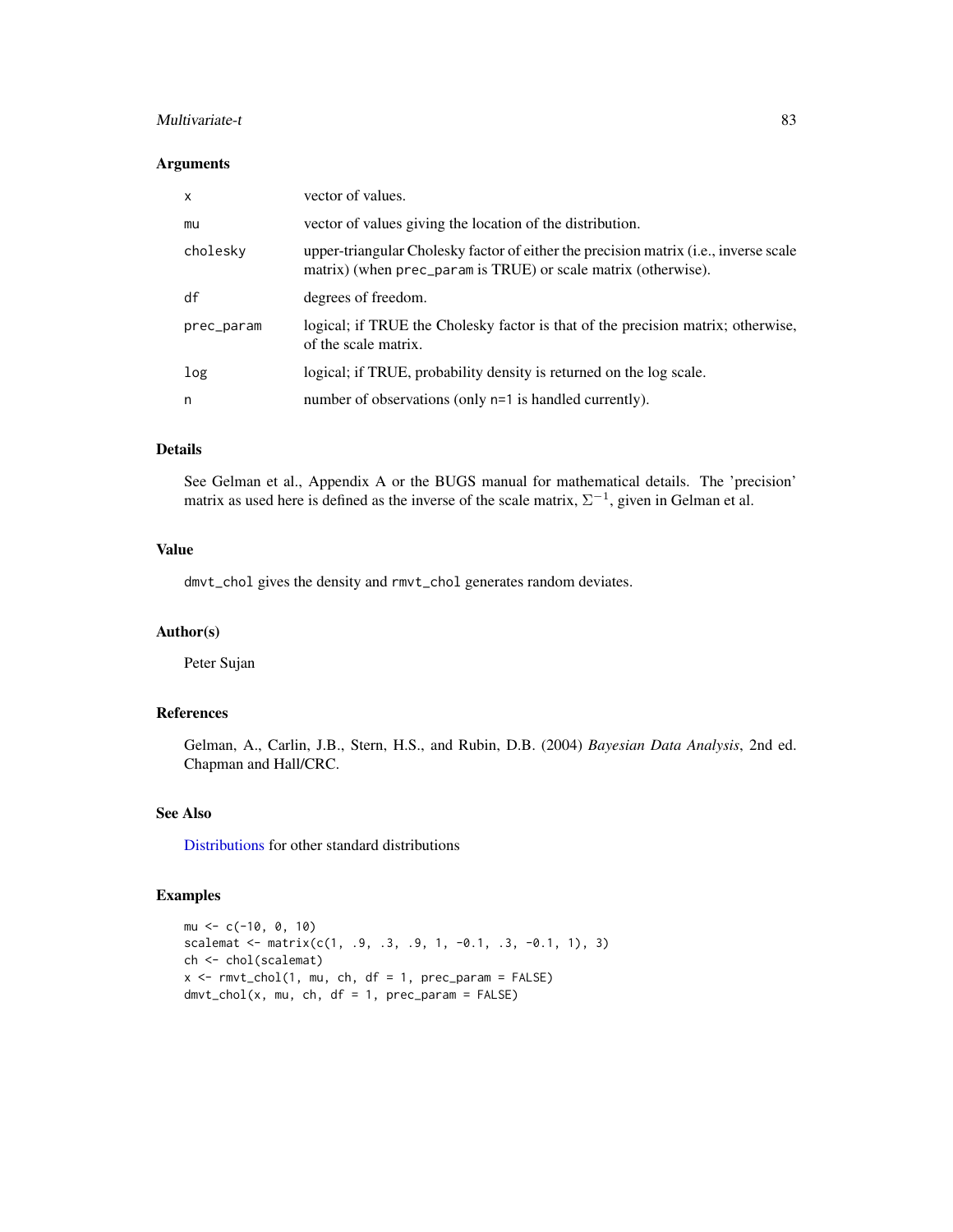### Arguments

| | |
|---|---|
| x | vector of values. |
| mu | vector of values giving the location of the distribution. |
| cholesky | upper-triangular Cholesky factor of either the precision matrix (i.e., inverse scale matrix) (when `prec_param` is TRUE) or scale matrix (otherwise). |
| df | degrees of freedom. |
| prec_param | logical; if TRUE the Cholesky factor is that of the precision matrix; otherwise, of the scale matrix. |
| log | logical; if TRUE, probability density is returned on the log scale. |
| n | number of observations (only `n=1` is handled currently). |

### Details

See Gelman et al., Appendix A or the BUGS manual for mathematical details. The 'precision' matrix as used here is defined as the inverse of the scale matrix, $\Sigma^{-1}$, given in Gelman et al.

### Value

`dmvt_chol` gives the density and `rmvt_chol` generates random deviates.

### Author(s)

Peter Sujan

### References

Gelman, A., Carlin, J.B., Stern, H.S., and Rubin, D.B. (2004) *Bayesian Data Analysis*, 2nd ed. Chapman and Hall/CRC.

### See Also

Distributions for other standard distributions

### Examples

```
mu <- c(-10, 0, 10)
scalemat <- matrix(c(1, .9, .3, .9, 1, -0.1, .3, -0.1, 1), 3)
ch <- chol(scalemat)
x <- rmvt_chol(1, mu, ch, df = 1, prec_param = FALSE)
dmvt_chol(x, mu, ch, df = 1, prec_param = FALSE)
```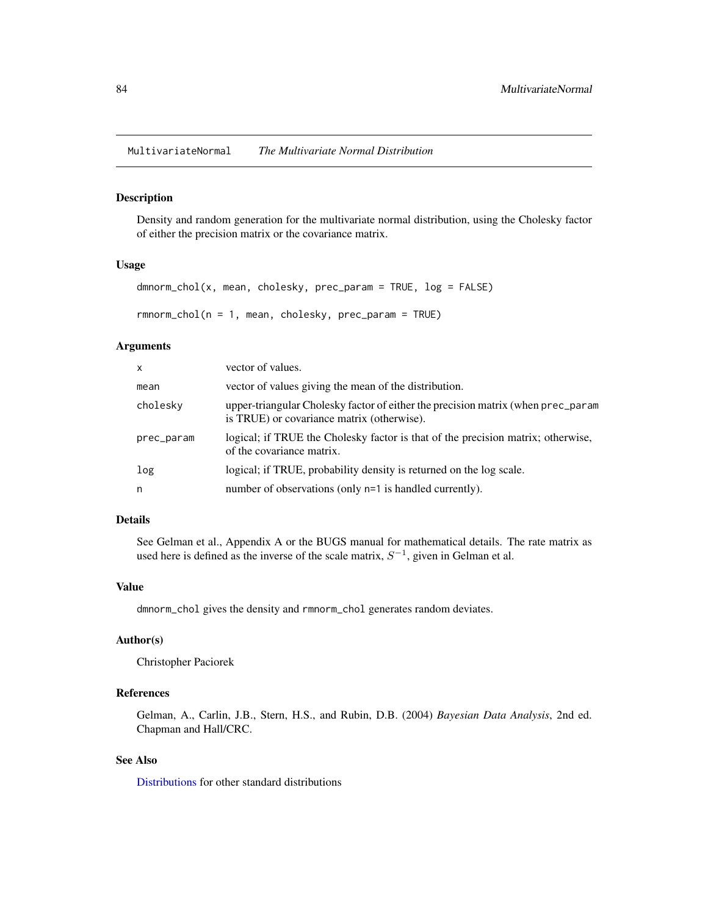## MultivariateNormal *The Multivariate Normal Distribution*

### Description

Density and random generation for the multivariate normal distribution, using the Cholesky factor of either the precision matrix or the covariance matrix.

### Usage

```
dmnorm_chol(x, mean, cholesky, prec_param = TRUE, log = FALSE)

rmnorm_chol(n = 1, mean, cholesky, prec_param = TRUE)
```

### Arguments

| | |
|---|---|
| x | vector of values. |
| mean | vector of values giving the mean of the distribution. |
| cholesky | upper-triangular Cholesky factor of either the precision matrix (when prec_param is TRUE) or covariance matrix (otherwise). |
| prec_param | logical; if TRUE the Cholesky factor is that of the precision matrix; otherwise, of the covariance matrix. |
| log | logical; if TRUE, probability density is returned on the log scale. |
| n | number of observations (only n=1 is handled currently). |

### Details

See Gelman et al., Appendix A or the BUGS manual for mathematical details. The rate matrix as used here is defined as the inverse of the scale matrix, $S^{-1}$, given in Gelman et al.

### Value

dmnorm_chol gives the density and rmnorm_chol generates random deviates.

### Author(s)

Christopher Paciorek

### References

Gelman, A., Carlin, J.B., Stern, H.S., and Rubin, D.B. (2004) *Bayesian Data Analysis*, 2nd ed. Chapman and Hall/CRC.

### See Also

Distributions for other standard distributions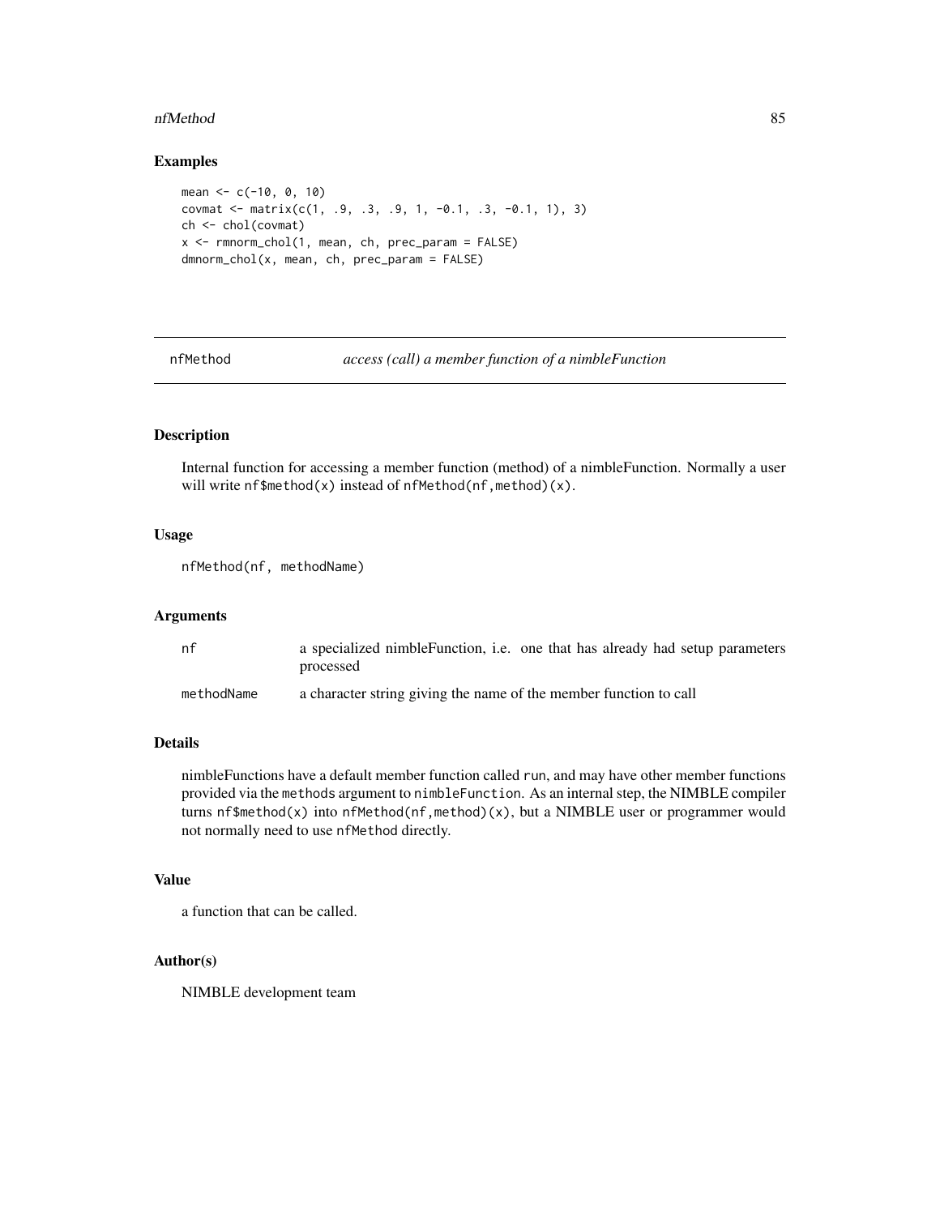## Examples

```
mean <- c(-10, 0, 10)
covmat <- matrix(c(1, .9, .3, .9, 1, -0.1, .3, -0.1, 1), 3)
ch <- chol(covmat)
x <- rmnorm_chol(1, mean, ch, prec_param = FALSE)
dmnorm_chol(x, mean, ch, prec_param = FALSE)
```

---

# nfMethod *access (call) a member function of a nimbleFunction*

---

## Description

Internal function for accessing a member function (method) of a nimbleFunction. Normally a user will write `nf$method(x)` instead of `nfMethod(nf,method)(x)`.

## Usage

```
nfMethod(nf, methodName)
```

## Arguments

| | |
|---|---|
| nf | a specialized nimbleFunction, i.e. one that has already had setup parameters processed |
| methodName | a character string giving the name of the member function to call |

## Details

nimbleFunctions have a default member function called `run`, and may have other member functions provided via the `methods` argument to `nimbleFunction`. As an internal step, the NIMBLE compiler turns `nf$method(x)` into `nfMethod(nf,method)(x)`, but a NIMBLE user or programmer would not normally need to use `nfMethod` directly.

## Value

a function that can be called.

## Author(s)

NIMBLE development team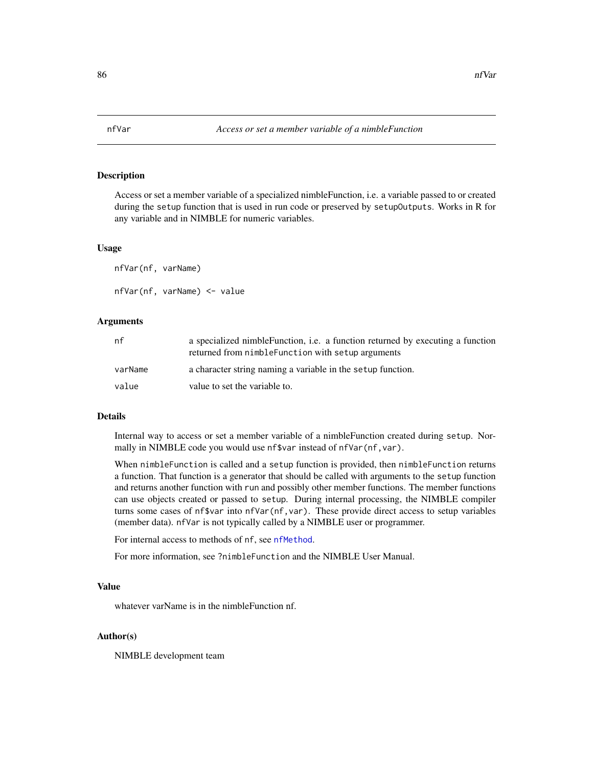# nfVar — *Access or set a member variable of a nimbleFunction*

## Description

Access or set a member variable of a specialized nimbleFunction, i.e. a variable passed to or created during the `setup` function that is used in run code or preserved by `setupOutputs`. Works in R for any variable and in NIMBLE for numeric variables.

## Usage

```
nfVar(nf, varName)

nfVar(nf, varName) <- value
```

## Arguments

| | |
|---|---|
| `nf` | a specialized nimbleFunction, i.e. a function returned by executing a function returned from `nimbleFunction` with `setup` arguments |
| `varName` | a character string naming a variable in the `setup` function. |
| `value` | value to set the variable to. |

## Details

Internal way to access or set a member variable of a nimbleFunction created during `setup`. Normally in NIMBLE code you would use `nf$var` instead of `nfVar(nf,var)`.

When `nimbleFunction` is called and a `setup` function is provided, then `nimbleFunction` returns a function. That function is a generator that should be called with arguments to the `setup` function and returns another function with `run` and possibly other member functions. The member functions can use objects created or passed to `setup`. During internal processing, the NIMBLE compiler turns some cases of `nf$var` into `nfVar(nf,var)`. These provide direct access to setup variables (member data). `nfVar` is not typically called by a NIMBLE user or programmer.

For internal access to methods of `nf`, see `nfMethod`.

For more information, see `?nimbleFunction` and the NIMBLE User Manual.

## Value

whatever varName is in the nimbleFunction nf.

## Author(s)

NIMBLE development team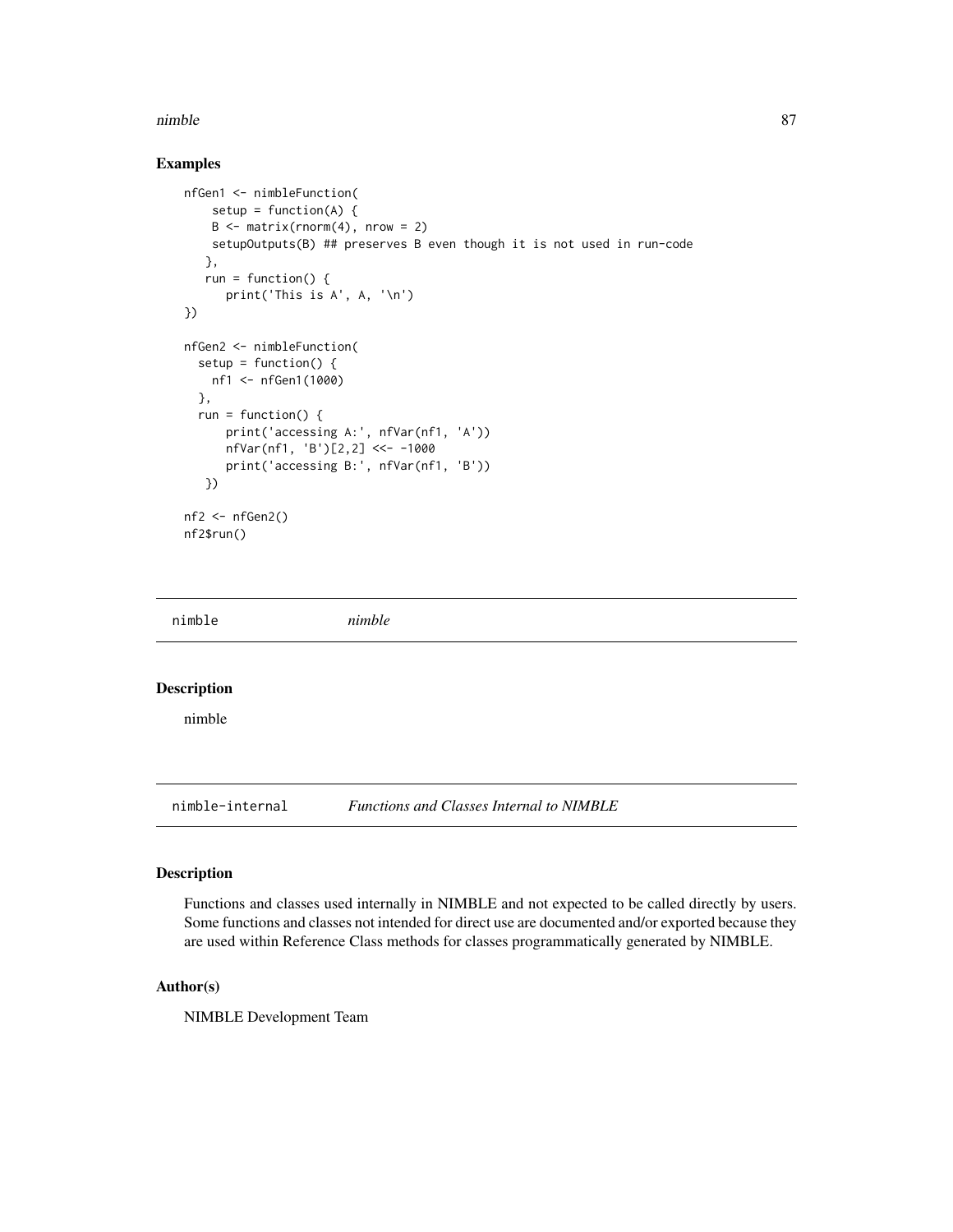## Examples

```
nfGen1 <- nimbleFunction(
    setup = function(A) {
    B <- matrix(rnorm(4), nrow = 2)
    setupOutputs(B) ## preserves B even though it is not used in run-code
   },
   run = function() {
      print('This is A', A, '\n')
})

nfGen2 <- nimbleFunction(
  setup = function() {
    nf1 <- nfGen1(1000)
  },
  run = function() {
      print('accessing A:', nfVar(nf1, 'A'))
      nfVar(nf1, 'B')[2,2] <<- -1000
      print('accessing B:', nfVar(nf1, 'B'))
   })

nf2 <- nfGen2()
nf2$run()
```

---

nimble *nimble*

---

## Description

nimble

---

nimble-internal *Functions and Classes Internal to NIMBLE*

---

## Description

Functions and classes used internally in NIMBLE and not expected to be called directly by users. Some functions and classes not intended for direct use are documented and/or exported because they are used within Reference Class methods for classes programmatically generated by NIMBLE.

## Author(s)

NIMBLE Development Team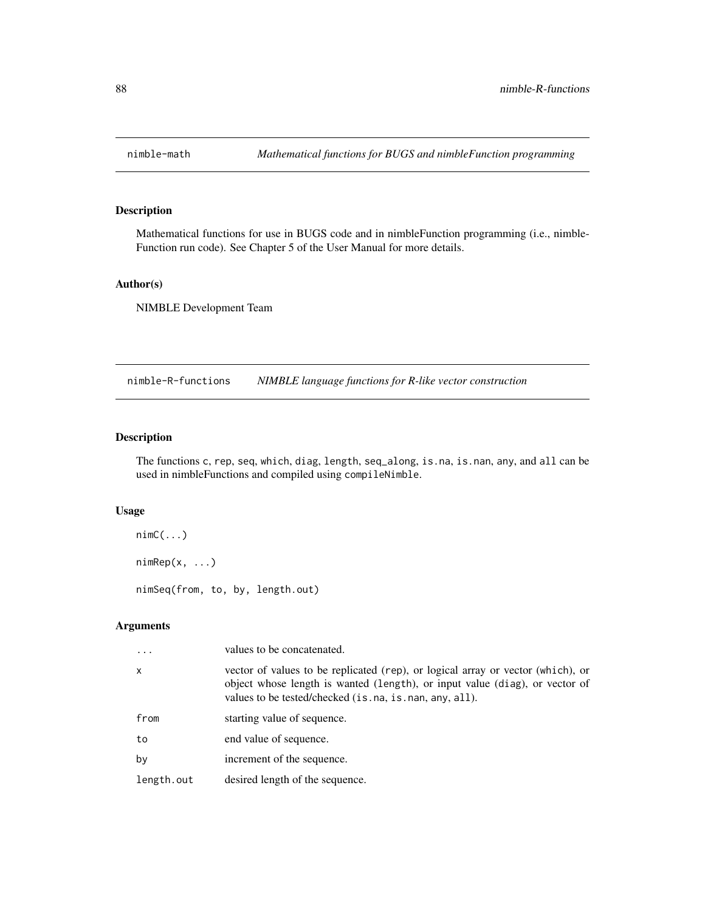## nimble-math *Mathematical functions for BUGS and nimbleFunction programming*

### Description

Mathematical functions for use in BUGS code and in nimbleFunction programming (i.e., nimbleFunction run code). See Chapter 5 of the User Manual for more details.

### Author(s)

NIMBLE Development Team

## nimble-R-functions *NIMBLE language functions for R-like vector construction*

### Description

The functions `c`, `rep`, `seq`, `which`, `diag`, `length`, `seq_along`, `is.na`, `is.nan`, `any`, and `all` can be used in nimbleFunctions and compiled using `compileNimble`.

### Usage

```
nimC(...)

nimRep(x, ...)

nimSeq(from, to, by, length.out)
```

### Arguments

| | |
|---|---|
| `...` | values to be concatenated. |
| `x` | vector of values to be replicated (`rep`), or logical array or vector (`which`), or object whose length is wanted (`length`), or input value (`diag`), or vector of values to be tested/checked (`is.na`, `is.nan`, `any`, `all`). |
| `from` | starting value of sequence. |
| `to` | end value of sequence. |
| `by` | increment of the sequence. |
| `length.out` | desired length of the sequence. |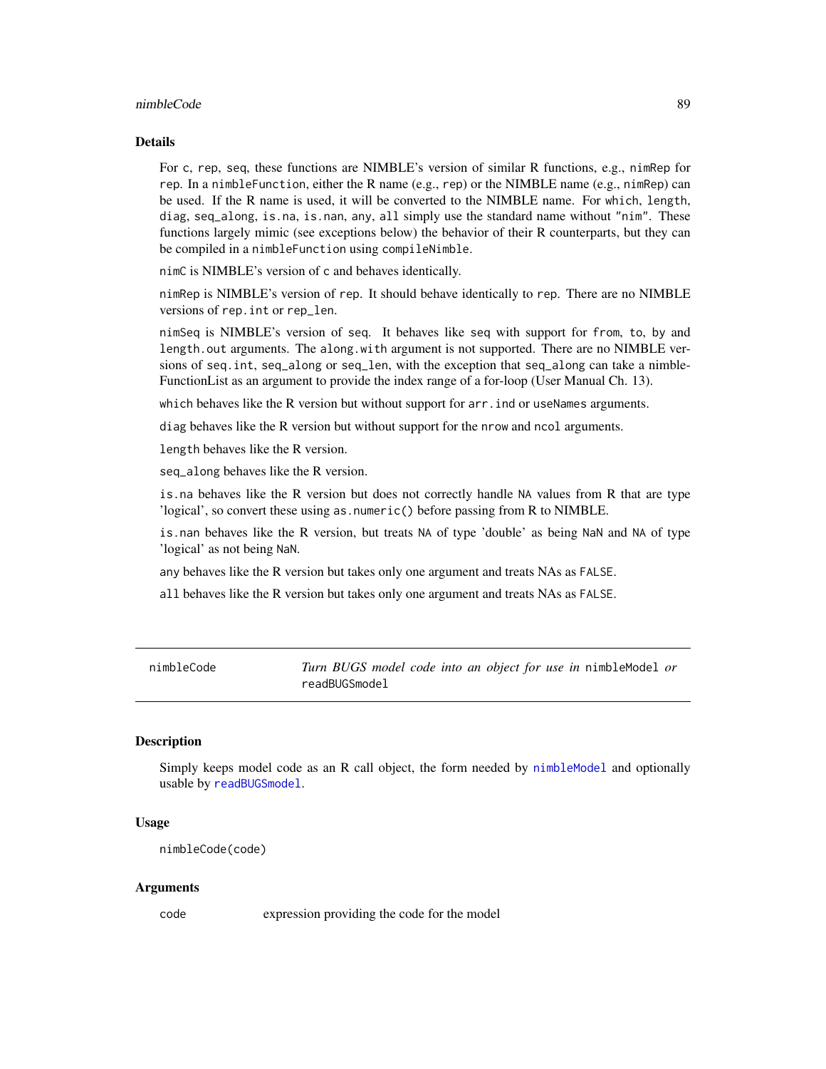### Details

For `c`, `rep`, `seq`, these functions are NIMBLE's version of similar R functions, e.g., `nimRep` for `rep`. In a `nimbleFunction`, either the R name (e.g., `rep`) or the NIMBLE name (e.g., `nimRep`) can be used. If the R name is used, it will be converted to the NIMBLE name. For `which`, `length`, `diag`, `seq_along`, `is.na`, `is.nan`, `any`, `all` simply use the standard name without `"nim"`. These functions largely mimic (see exceptions below) the behavior of their R counterparts, but they can be compiled in a `nimbleFunction` using `compileNimble`.

`nimC` is NIMBLE's version of `c` and behaves identically.

`nimRep` is NIMBLE's version of `rep`. It should behave identically to `rep`. There are no NIMBLE versions of `rep.int` or `rep_len`.

`nimSeq` is NIMBLE's version of `seq`. It behaves like `seq` with support for `from`, `to`, `by` and `length.out` arguments. The `along.with` argument is not supported. There are no NIMBLE versions of `seq.int`, `seq_along` or `seq_len`, with the exception that `seq_along` can take a nimbleFunctionList as an argument to provide the index range of a for-loop (User Manual Ch. 13).

`which` behaves like the R version but without support for `arr.ind` or `useNames` arguments.

`diag` behaves like the R version but without support for the `nrow` and `ncol` arguments.

`length` behaves like the R version.

`seq_along` behaves like the R version.

`is.na` behaves like the R version but does not correctly handle `NA` values from R that are type 'logical', so convert these using `as.numeric()` before passing from R to NIMBLE.

`is.nan` behaves like the R version, but treats `NA` of type 'double' as being `NaN` and `NA` of type 'logical' as not being `NaN`.

`any` behaves like the R version but takes only one argument and treats NAs as `FALSE`.

`all` behaves like the R version but takes only one argument and treats NAs as `FALSE`.

---

## nimbleCode — *Turn BUGS model code into an object for use in* `nimbleModel` *or* `readBUGSmodel`

### Description

Simply keeps model code as an R call object, the form needed by `nimbleModel` and optionally usable by `readBUGSmodel`.

### Usage

```
nimbleCode(code)
```

### Arguments

| | |
|---|---|
| `code` | expression providing the code for the model |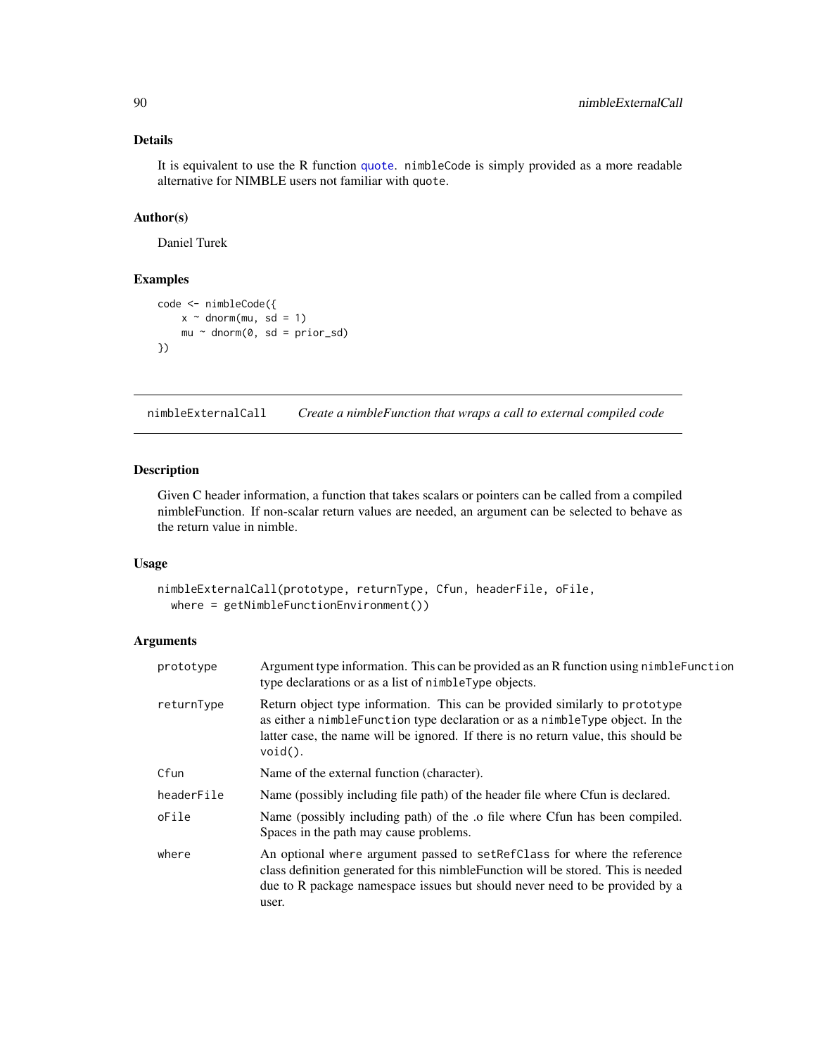### Details

It is equivalent to use the R function `quote`. `nimbleCode` is simply provided as a more readable alternative for NIMBLE users not familiar with `quote`.

### Author(s)

Daniel Turek

### Examples

```
code <- nimbleCode({
    x ~ dnorm(mu, sd = 1)
    mu ~ dnorm(0, sd = prior_sd)
})
```

---

## nimbleExternalCall — *Create a nimbleFunction that wraps a call to external compiled code*

---

### Description

Given C header information, a function that takes scalars or pointers can be called from a compiled nimbleFunction. If non-scalar return values are needed, an argument can be selected to behave as the return value in nimble.

### Usage

```
nimbleExternalCall(prototype, returnType, Cfun, headerFile, oFile,
  where = getNimbleFunctionEnvironment())
```

### Arguments

| | |
|---|---|
| `prototype` | Argument type information. This can be provided as an R function using `nimbleFunction` type declarations or as a list of `nimbleType` objects. |
| `returnType` | Return object type information. This can be provided similarly to `prototype` as either a `nimbleFunction` type declaration or as a `nimbleType` object. In the latter case, the name will be ignored. If there is no return value, this should be `void()`. |
| `Cfun` | Name of the external function (character). |
| `headerFile` | Name (possibly including file path) of the header file where Cfun is declared. |
| `oFile` | Name (possibly including path) of the .o file where Cfun has been compiled. Spaces in the path may cause problems. |
| `where` | An optional `where` argument passed to `setRefClass` for where the reference class definition generated for this nimbleFunction will be stored. This is needed due to R package namespace issues but should never need to be provided by a user. |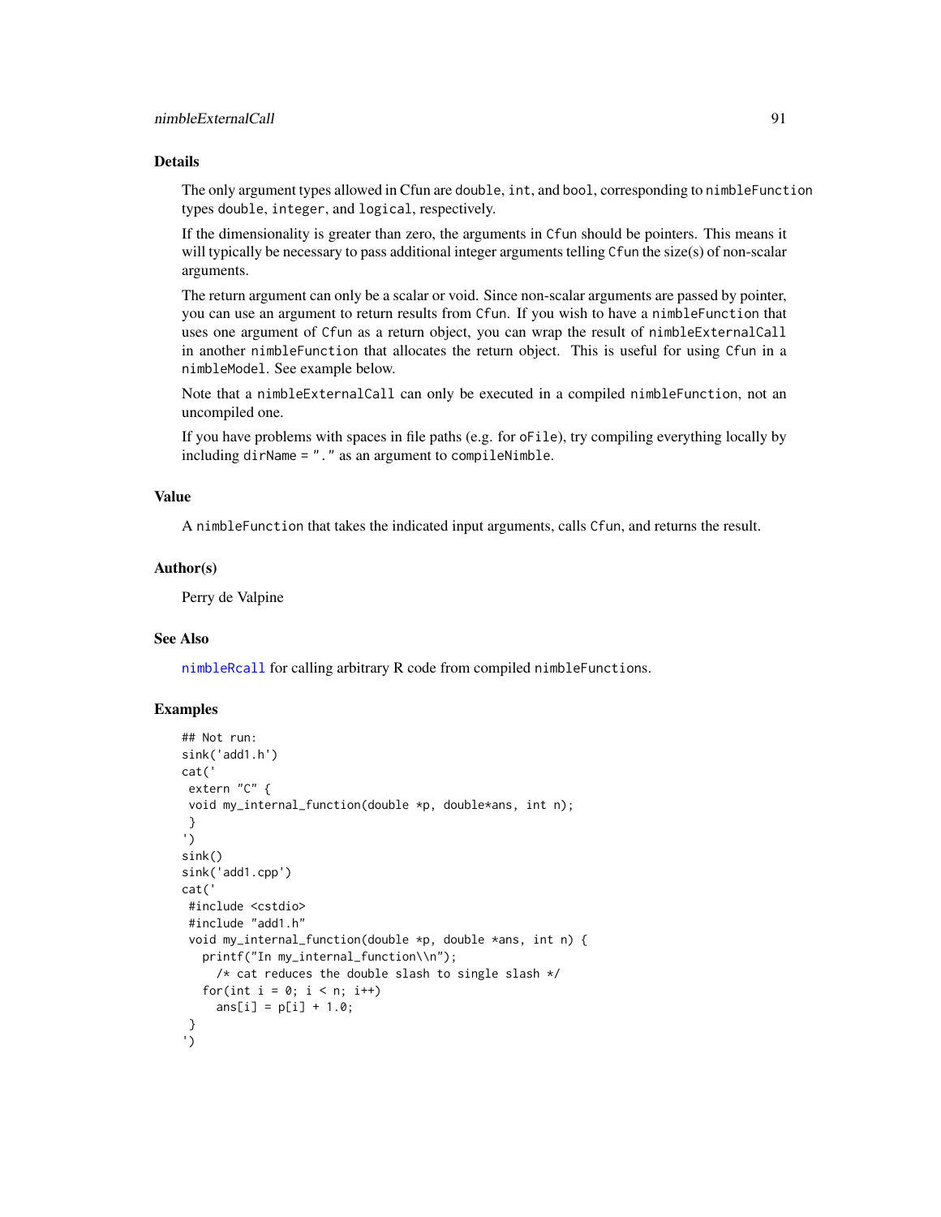### Details

The only argument types allowed in Cfun are `double`, `int`, and `bool`, corresponding to `nimbleFunction` types `double`, `integer`, and `logical`, respectively.

If the dimensionality is greater than zero, the arguments in `Cfun` should be pointers. This means it will typically be necessary to pass additional integer arguments telling `Cfun` the size(s) of non-scalar arguments.

The return argument can only be a scalar or void. Since non-scalar arguments are passed by pointer, you can use an argument to return results from `Cfun`. If you wish to have a `nimbleFunction` that uses one argument of `Cfun` as a return object, you can wrap the result of `nimbleExternalCall` in another `nimbleFunction` that allocates the return object. This is useful for using `Cfun` in a `nimbleModel`. See example below.

Note that a `nimbleExternalCall` can only be executed in a compiled `nimbleFunction`, not an uncompiled one.

If you have problems with spaces in file paths (e.g. for `oFile`), try compiling everything locally by including `dirName = "."` as an argument to `compileNimble`.

### Value

A `nimbleFunction` that takes the indicated input arguments, calls `Cfun`, and returns the result.

### Author(s)

Perry de Valpine

### See Also

`nimbleRcall` for calling arbitrary R code from compiled `nimbleFunctions`.

### Examples

```
## Not run:
sink('add1.h')
cat('
 extern "C" {
 void my_internal_function(double *p, double*ans, int n);
 }
')
sink()
sink('add1.cpp')
cat('
 #include <cstdio>
 #include "add1.h"
 void my_internal_function(double *p, double *ans, int n) {
   printf("In my_internal_function\\n");
     /* cat reduces the double slash to single slash */
   for(int i = 0; i < n; i++)
     ans[i] = p[i] + 1.0;
 }
')
```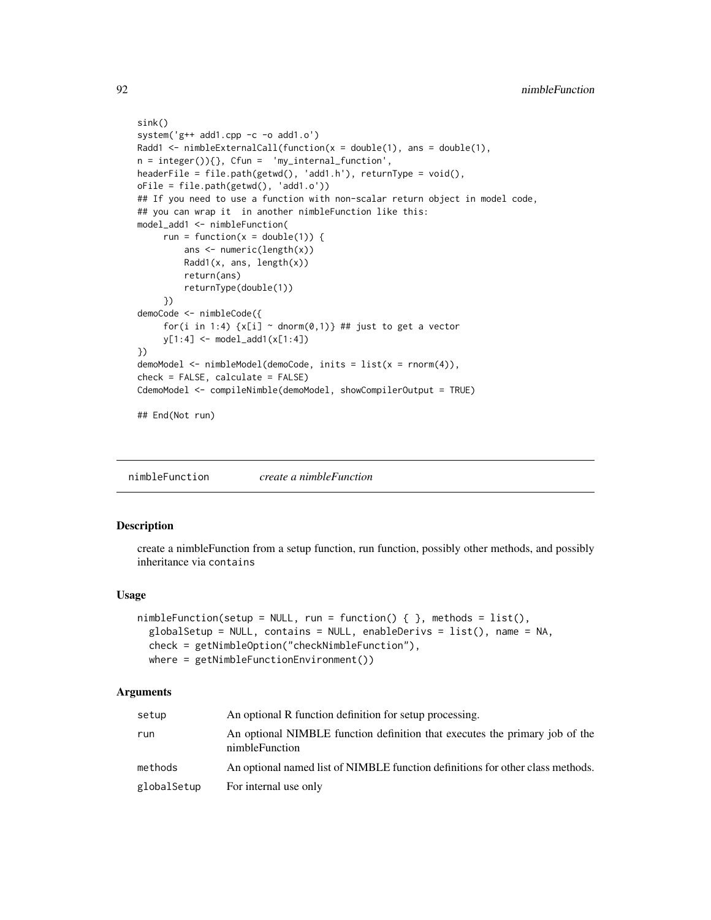```
sink()
system('g++ add1.cpp -c -o add1.o')
Radd1 <- nimbleExternalCall(function(x = double(1), ans = double(1),
n = integer()){}, Cfun =  'my_internal_function',
headerFile = file.path(getwd(), 'add1.h'), returnType = void(),
oFile = file.path(getwd(), 'add1.o'))
## If you need to use a function with non-scalar return object in model code,
## you can wrap it  in another nimbleFunction like this:
model_add1 <- nimbleFunction(
     run = function(x = double(1)) {
         ans <- numeric(length(x))
         Radd1(x, ans, length(x))
         return(ans)
         returnType(double(1))
     })
demoCode <- nimbleCode({
     for(i in 1:4) {x[i] ~ dnorm(0,1)} ## just to get a vector
     y[1:4] <- model_add1(x[1:4])
})
demoModel <- nimbleModel(demoCode, inits = list(x = rnorm(4)),
check = FALSE, calculate = FALSE)
CdemoModel <- compileNimble(demoModel, showCompilerOutput = TRUE)

## End(Not run)
```

---

## nimbleFunction *create a nimbleFunction*

### Description

create a nimbleFunction from a setup function, run function, possibly other methods, and possibly inheritance via `contains`

### Usage

```
nimbleFunction(setup = NULL, run = function() { }, methods = list(),
  globalSetup = NULL, contains = NULL, enableDerivs = list(), name = NA,
  check = getNimbleOption("checkNimbleFunction"),
  where = getNimbleFunctionEnvironment())
```

### Arguments

| | |
|---|---|
| setup | An optional R function definition for setup processing. |
| run | An optional NIMBLE function definition that executes the primary job of the nimbleFunction |
| methods | An optional named list of NIMBLE function definitions for other class methods. |
| globalSetup | For internal use only |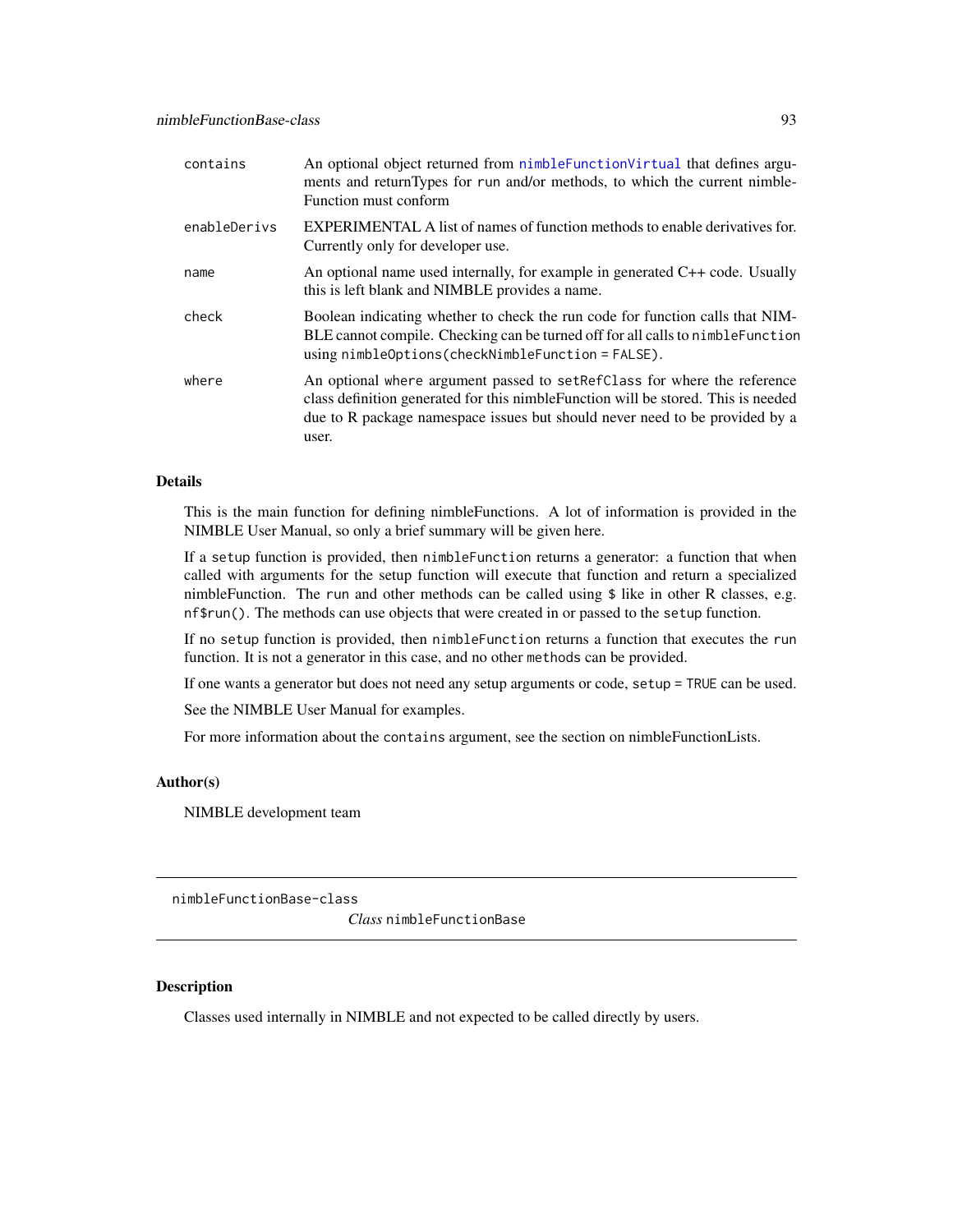| | |
|---|---|
| contains | An optional object returned from `nimbleFunctionVirtual` that defines arguments and returnTypes for run and/or methods, to which the current nimbleFunction must conform |
| enableDerivs | EXPERIMENTAL A list of names of function methods to enable derivatives for. Currently only for developer use. |
| name | An optional name used internally, for example in generated C++ code. Usually this is left blank and NIMBLE provides a name. |
| check | Boolean indicating whether to check the run code for function calls that NIMBLE cannot compile. Checking can be turned off for all calls to `nimbleFunction` using `nimbleOptions(checkNimbleFunction = FALSE)`. |
| where | An optional `where` argument passed to `setRefClass` for where the reference class definition generated for this nimbleFunction will be stored. This is needed due to R package namespace issues but should never need to be provided by a user. |

## Details

This is the main function for defining nimbleFunctions. A lot of information is provided in the NIMBLE User Manual, so only a brief summary will be given here.

If a `setup` function is provided, then `nimbleFunction` returns a generator: a function that when called with arguments for the setup function will execute that function and return a specialized nimbleFunction. The `run` and other methods can be called using `$` like in other R classes, e.g. `nf$run()`. The methods can use objects that were created in or passed to the `setup` function.

If no `setup` function is provided, then `nimbleFunction` returns a function that executes the `run` function. It is not a generator in this case, and no other `methods` can be provided.

If one wants a generator but does not need any setup arguments or code, `setup = TRUE` can be used.

See the NIMBLE User Manual for examples.

For more information about the `contains` argument, see the section on nimbleFunctionLists.

## Author(s)

NIMBLE development team

---

# nimbleFunctionBase-class — *Class* `nimbleFunctionBase`

## Description

Classes used internally in NIMBLE and not expected to be called directly by users.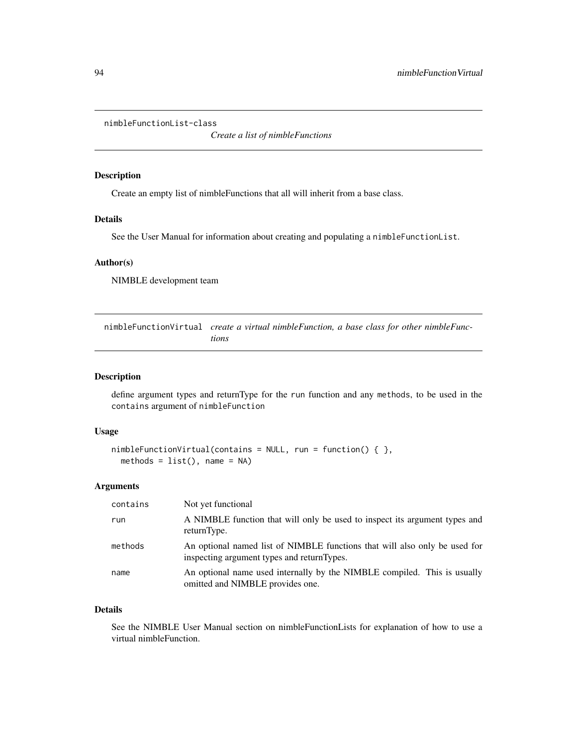## nimbleFunctionList-class

*Create a list of nimbleFunctions*

### Description

Create an empty list of nimbleFunctions that all will inherit from a base class.

### Details

See the User Manual for information about creating and populating a `nimbleFunctionList`.

### Author(s)

NIMBLE development team

## nimbleFunctionVirtual

*create a virtual nimbleFunction, a base class for other nimbleFunctions*

### Description

define argument types and returnType for the `run` function and any `methods`, to be used in the `contains` argument of `nimbleFunction`

### Usage

```
nimbleFunctionVirtual(contains = NULL, run = function() { },
  methods = list(), name = NA)
```

### Arguments

| | |
|---|---|
| `contains` | Not yet functional |
| `run` | A NIMBLE function that will only be used to inspect its argument types and returnType. |
| `methods` | An optional named list of NIMBLE functions that will also only be used for inspecting argument types and returnTypes. |
| `name` | An optional name used internally by the NIMBLE compiled. This is usually omitted and NIMBLE provides one. |

### Details

See the NIMBLE User Manual section on nimbleFunctionLists for explanation of how to use a virtual nimbleFunction.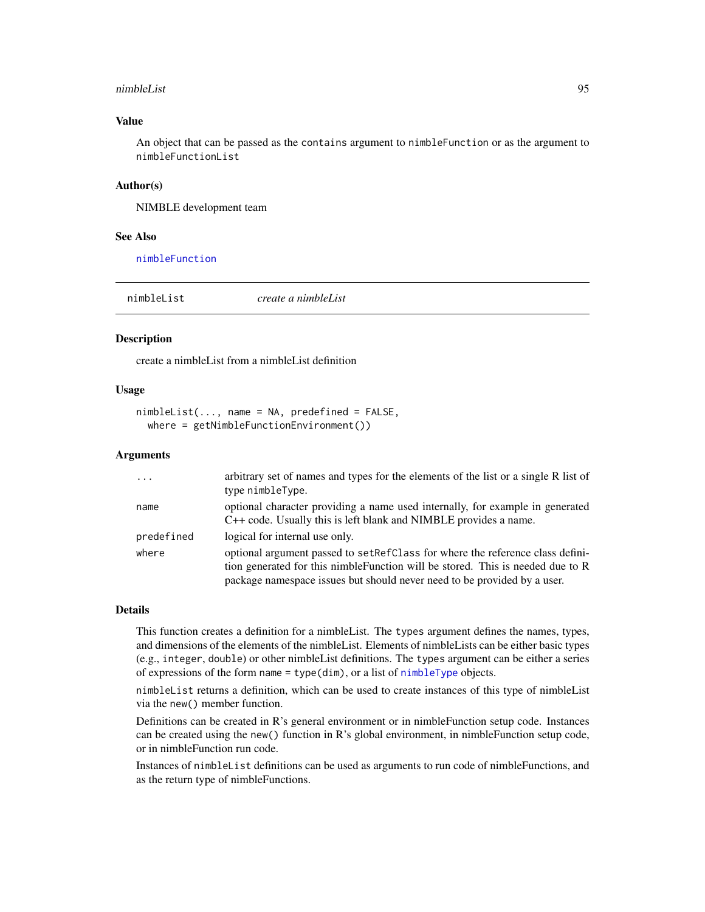### Value

An object that can be passed as the `contains` argument to `nimbleFunction` or as the argument to `nimbleFunctionList`

### Author(s)

NIMBLE development team

### See Also

`nimbleFunction`

---

## nimbleList — *create a nimbleList*

### Description

create a nimbleList from a nimbleList definition

### Usage

```
nimbleList(..., name = NA, predefined = FALSE,
  where = getNimbleFunctionEnvironment())
```

### Arguments

| | |
|---|---|
| `...` | arbitrary set of names and types for the elements of the list or a single R list of type `nimbleType`. |
| `name` | optional character providing a name used internally, for example in generated C++ code. Usually this is left blank and NIMBLE provides a name. |
| `predefined` | logical for internal use only. |
| `where` | optional argument passed to `setRefClass` for where the reference class definition generated for this nimbleFunction will be stored. This is needed due to R package namespace issues but should never need to be provided by a user. |

### Details

This function creates a definition for a nimbleList. The `types` argument defines the names, types, and dimensions of the elements of the nimbleList. Elements of nimbleLists can be either basic types (e.g., `integer`, `double`) or other nimbleList definitions. The `types` argument can be either a series of expressions of the form `name = type(dim)`, or a list of `nimbleType` objects.

`nimbleList` returns a definition, which can be used to create instances of this type of nimbleList via the `new()` member function.

Definitions can be created in R's general environment or in nimbleFunction setup code. Instances can be created using the `new()` function in R's global environment, in nimbleFunction setup code, or in nimbleFunction run code.

Instances of `nimbleList` definitions can be used as arguments to run code of nimbleFunctions, and as the return type of nimbleFunctions.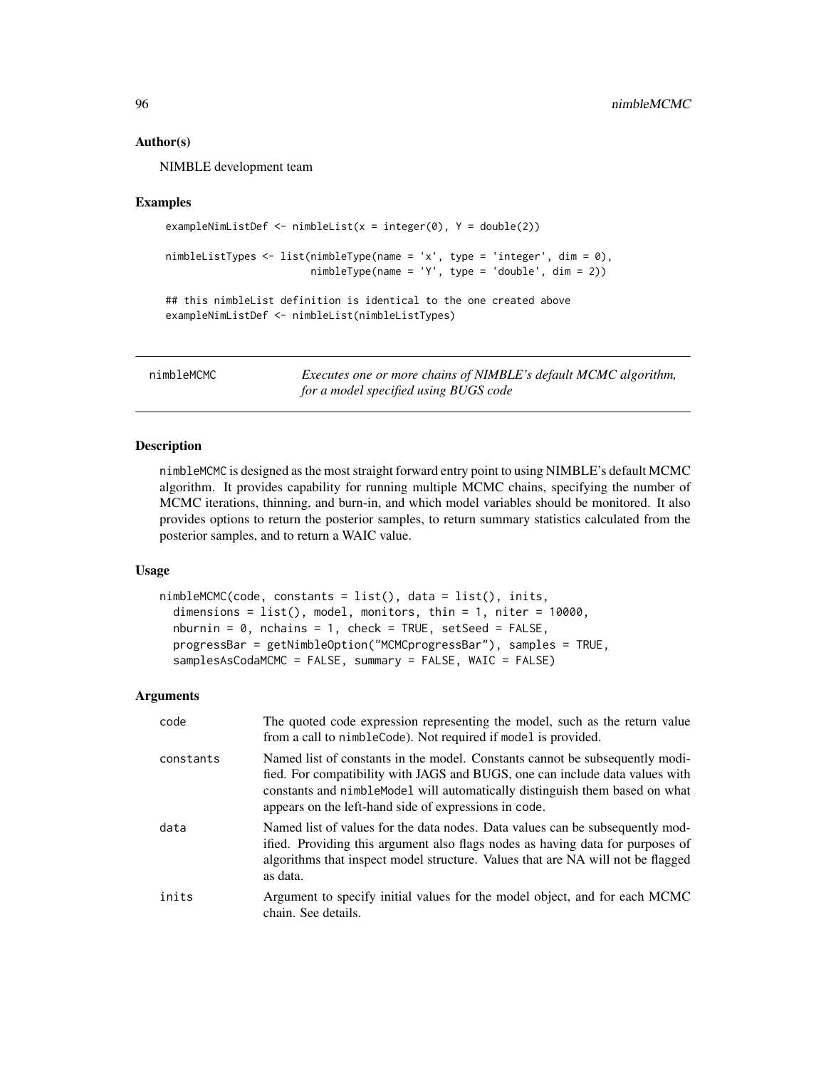### Author(s)

NIMBLE development team

### Examples

```
exampleNimListDef <- nimbleList(x = integer(0), Y = double(2))

nimbleListTypes <- list(nimbleType(name = 'x', type = 'integer', dim = 0),
                        nimbleType(name = 'Y', type = 'double', dim = 2))

## this nimbleList definition is identical to the one created above
exampleNimListDef <- nimbleList(nimbleListTypes)
```

---

## nimbleMCMC

*Executes one or more chains of NIMBLE's default MCMC algorithm, for a model specified using BUGS code*

### Description

nimbleMCMC is designed as the most straight forward entry point to using NIMBLE's default MCMC algorithm. It provides capability for running multiple MCMC chains, specifying the number of MCMC iterations, thinning, and burn-in, and which model variables should be monitored. It also provides options to return the posterior samples, to return summary statistics calculated from the posterior samples, and to return a WAIC value.

### Usage

```
nimbleMCMC(code, constants = list(), data = list(), inits,
  dimensions = list(), model, monitors, thin = 1, niter = 10000,
  nburnin = 0, nchains = 1, check = TRUE, setSeed = FALSE,
  progressBar = getNimbleOption("MCMCprogressBar"), samples = TRUE,
  samplesAsCodaMCMC = FALSE, summary = FALSE, WAIC = FALSE)
```

### Arguments

| | |
|---|---|
| code | The quoted code expression representing the model, such as the return value from a call to nimbleCode). Not required if model is provided. |
| constants | Named list of constants in the model. Constants cannot be subsequently modified. For compatibility with JAGS and BUGS, one can include data values with constants and nimbleModel will automatically distinguish them based on what appears on the left-hand side of expressions in code. |
| data | Named list of values for the data nodes. Data values can be subsequently modified. Providing this argument also flags nodes as having data for purposes of algorithms that inspect model structure. Values that are NA will not be flagged as data. |
| inits | Argument to specify initial values for the model object, and for each MCMC chain. See details. |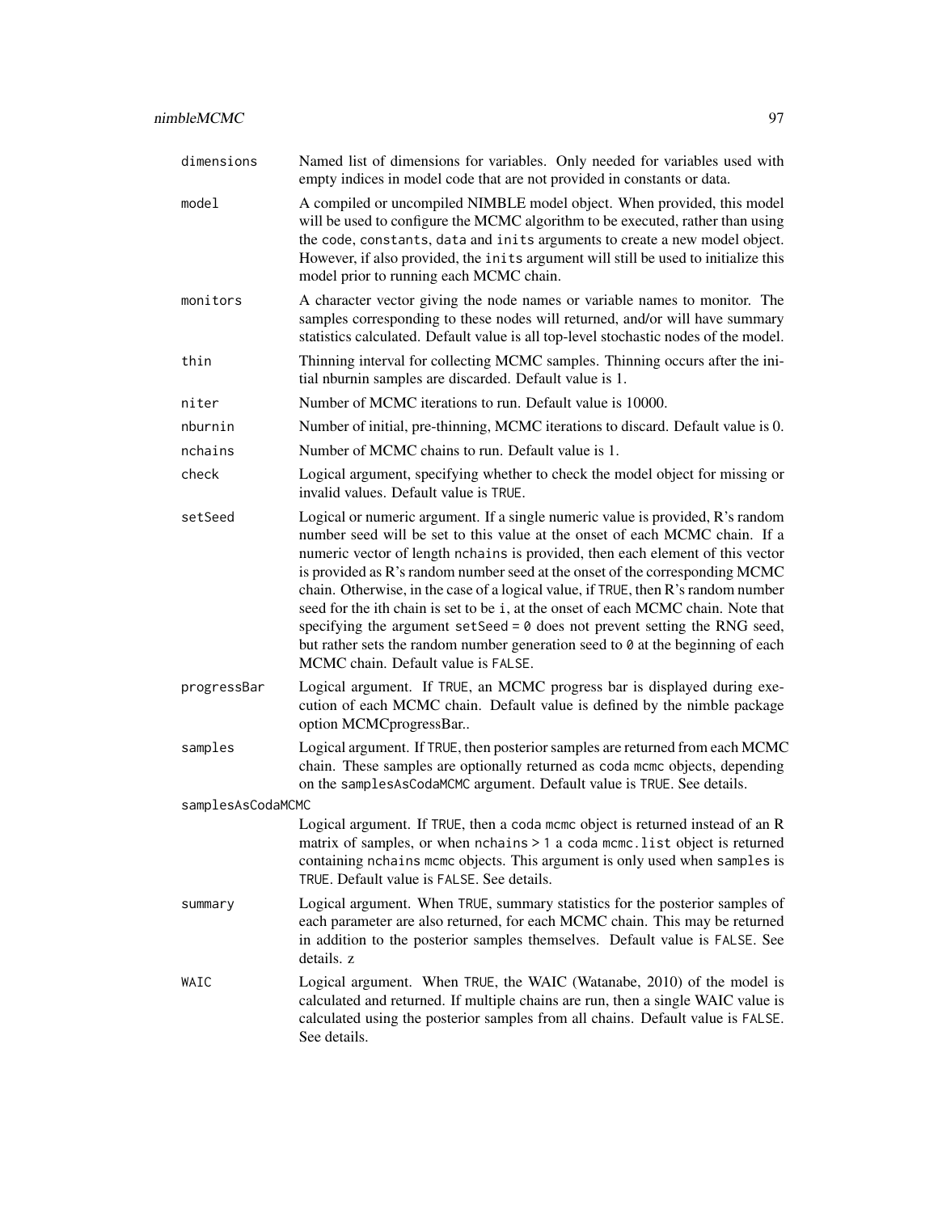| | |
|---|---|
| `dimensions` | Named list of dimensions for variables. Only needed for variables used with empty indices in model code that are not provided in constants or data. |
| `model` | A compiled or uncompiled NIMBLE model object. When provided, this model will be used to configure the MCMC algorithm to be executed, rather than using the `code`, `constants`, `data` and `inits` arguments to create a new model object. However, if also provided, the `inits` argument will still be used to initialize this model prior to running each MCMC chain. |
| `monitors` | A character vector giving the node names or variable names to monitor. The samples corresponding to these nodes will returned, and/or will have summary statistics calculated. Default value is all top-level stochastic nodes of the model. |
| `thin` | Thinning interval for collecting MCMC samples. Thinning occurs after the initial nburnin samples are discarded. Default value is 1. |
| `niter` | Number of MCMC iterations to run. Default value is 10000. |
| `nburnin` | Number of initial, pre-thinning, MCMC iterations to discard. Default value is 0. |
| `nchains` | Number of MCMC chains to run. Default value is 1. |
| `check` | Logical argument, specifying whether to check the model object for missing or invalid values. Default value is `TRUE`. |
| `setSeed` | Logical or numeric argument. If a single numeric value is provided, R's random number seed will be set to this value at the onset of each MCMC chain. If a numeric vector of length `nchains` is provided, then each element of this vector is provided as R's random number seed at the onset of the corresponding MCMC chain. Otherwise, in the case of a logical value, if `TRUE`, then R's random number seed for the ith chain is set to be `i`, at the onset of each MCMC chain. Note that specifying the argument `setSeed = 0` does not prevent setting the RNG seed, but rather sets the random number generation seed to `0` at the beginning of each MCMC chain. Default value is `FALSE`. |
| `progressBar` | Logical argument. If `TRUE`, an MCMC progress bar is displayed during execution of each MCMC chain. Default value is defined by the nimble package option MCMCprogressBar.. |
| `samples` | Logical argument. If `TRUE`, then posterior samples are returned from each MCMC chain. These samples are optionally returned as `coda` `mcmc` objects, depending on the `samplesAsCodaMCMC` argument. Default value is `TRUE`. See details. |
| `samplesAsCodaMCMC` | Logical argument. If `TRUE`, then a `coda` `mcmc` object is returned instead of an R matrix of samples, or when `nchains > 1` a `coda` `mcmc.list` object is returned containing `nchains` `mcmc` objects. This argument is only used when `samples` is `TRUE`. Default value is `FALSE`. See details. |
| `summary` | Logical argument. When `TRUE`, summary statistics for the posterior samples of each parameter are also returned, for each MCMC chain. This may be returned in addition to the posterior samples themselves. Default value is `FALSE`. See details. z |
| `WAIC` | Logical argument. When `TRUE`, the WAIC (Watanabe, 2010) of the model is calculated and returned. If multiple chains are run, then a single WAIC value is calculated using the posterior samples from all chains. Default value is `FALSE`. See details. |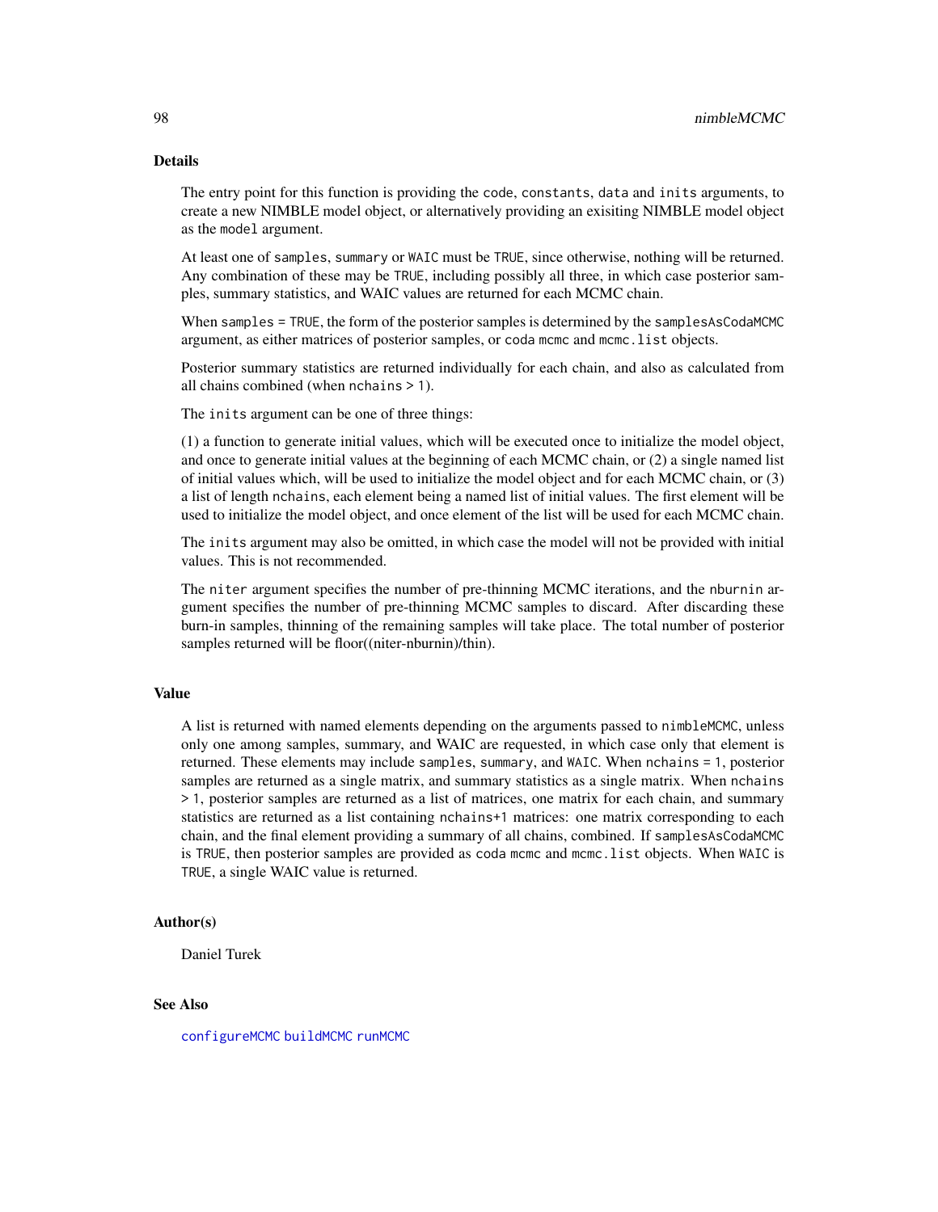## Details

The entry point for this function is providing the `code`, `constants`, `data` and `inits` arguments, to create a new NIMBLE model object, or alternatively providing an exisiting NIMBLE model object as the `model` argument.

At least one of `samples`, `summary` or `WAIC` must be `TRUE`, since otherwise, nothing will be returned. Any combination of these may be `TRUE`, including possibly all three, in which case posterior samples, summary statistics, and WAIC values are returned for each MCMC chain.

When `samples = TRUE`, the form of the posterior samples is determined by the `samplesAsCodaMCMC` argument, as either matrices of posterior samples, or `coda` `mcmc` and `mcmc.list` objects.

Posterior summary statistics are returned individually for each chain, and also as calculated from all chains combined (when `nchains > 1`).

The `inits` argument can be one of three things:

(1) a function to generate initial values, which will be executed once to initialize the model object, and once to generate initial values at the beginning of each MCMC chain, or (2) a single named list of initial values which, will be used to initialize the model object and for each MCMC chain, or (3) a list of length `nchains`, each element being a named list of initial values. The first element will be used to initialize the model object, and once element of the list will be used for each MCMC chain.

The `inits` argument may also be omitted, in which case the model will not be provided with initial values. This is not recommended.

The `niter` argument specifies the number of pre-thinning MCMC iterations, and the `nburnin` argument specifies the number of pre-thinning MCMC samples to discard. After discarding these burn-in samples, thinning of the remaining samples will take place. The total number of posterior samples returned will be floor((niter-nburnin)/thin).

## Value

A list is returned with named elements depending on the arguments passed to `nimbleMCMC`, unless only one among samples, summary, and WAIC are requested, in which case only that element is returned. These elements may include `samples`, `summary`, and `WAIC`. When `nchains = 1`, posterior samples are returned as a single matrix, and summary statistics as a single matrix. When `nchains > 1`, posterior samples are returned as a list of matrices, one matrix for each chain, and summary statistics are returned as a list containing `nchains+1` matrices: one matrix corresponding to each chain, and the final element providing a summary of all chains, combined. If `samplesAsCodaMCMC` is `TRUE`, then posterior samples are provided as `coda` `mcmc` and `mcmc.list` objects. When `WAIC` is `TRUE`, a single WAIC value is returned.

## Author(s)

Daniel Turek

## See Also

configureMCMC buildMCMC runMCMC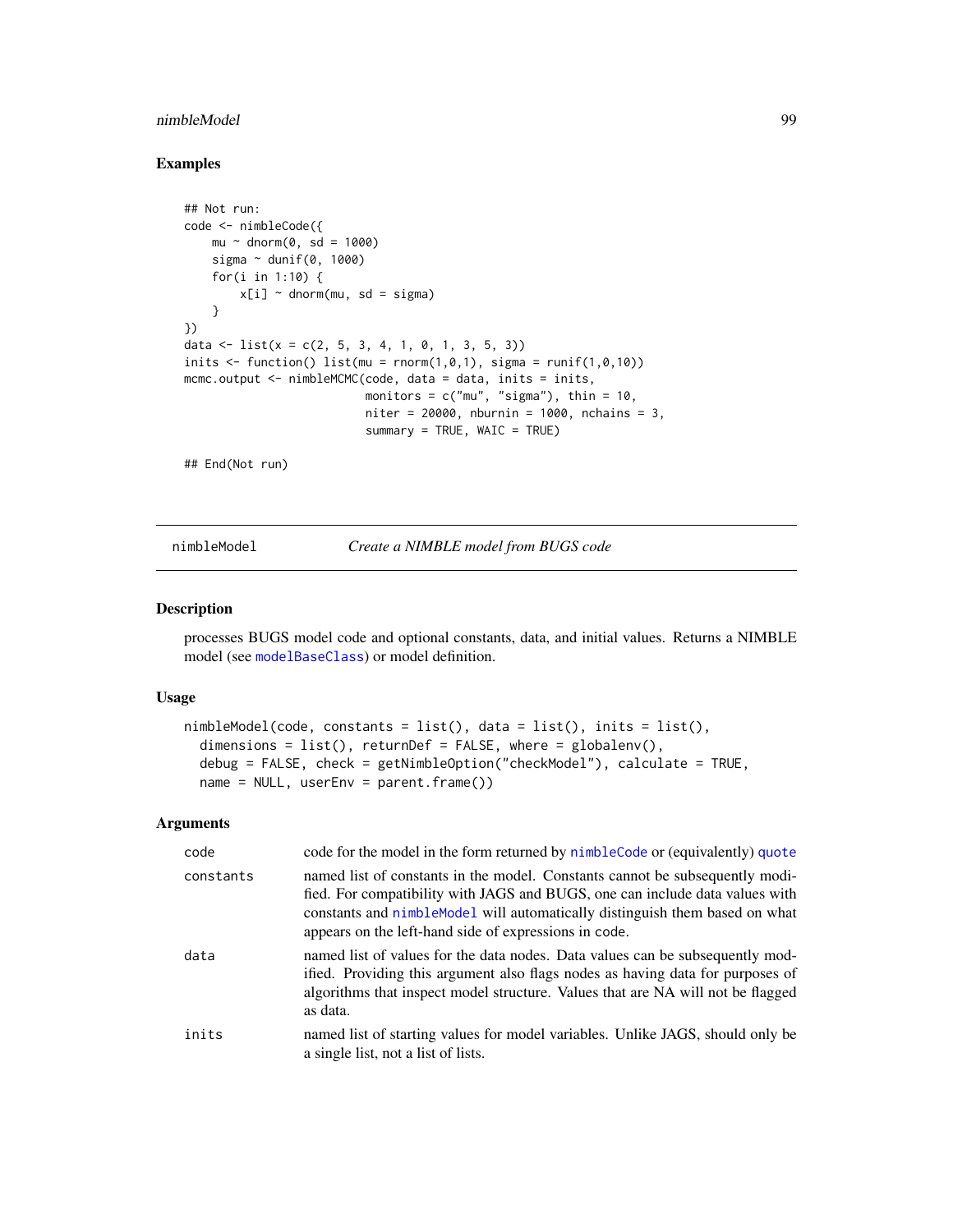## Examples

```
## Not run:
code <- nimbleCode({
    mu ~ dnorm(0, sd = 1000)
    sigma ~ dunif(0, 1000)
    for(i in 1:10) {
        x[i] ~ dnorm(mu, sd = sigma)
    }
})
data <- list(x = c(2, 5, 3, 4, 1, 0, 1, 3, 5, 3))
inits <- function() list(mu = rnorm(1,0,1), sigma = runif(1,0,10))
mcmc.output <- nimbleMCMC(code, data = data, inits = inits,
                          monitors = c("mu", "sigma"), thin = 10,
                          niter = 20000, nburnin = 1000, nchains = 3,
                          summary = TRUE, WAIC = TRUE)

## End(Not run)
```

---

# nimbleModel — *Create a NIMBLE model from BUGS code*

## Description

processes BUGS model code and optional constants, data, and initial values. Returns a NIMBLE model (see modelBaseClass) or model definition.

## Usage

```
nimbleModel(code, constants = list(), data = list(), inits = list(),
  dimensions = list(), returnDef = FALSE, where = globalenv(),
  debug = FALSE, check = getNimbleOption("checkModel"), calculate = TRUE,
  name = NULL, userEnv = parent.frame())
```

## Arguments

| | |
|---|---|
| code | code for the model in the form returned by nimbleCode or (equivalently) quote |
| constants | named list of constants in the model. Constants cannot be subsequently modified. For compatibility with JAGS and BUGS, one can include data values with constants and nimbleModel will automatically distinguish them based on what appears on the left-hand side of expressions in code. |
| data | named list of values for the data nodes. Data values can be subsequently modified. Providing this argument also flags nodes as having data for purposes of algorithms that inspect model structure. Values that are NA will not be flagged as data. |
| inits | named list of starting values for model variables. Unlike JAGS, should only be a single list, not a list of lists. |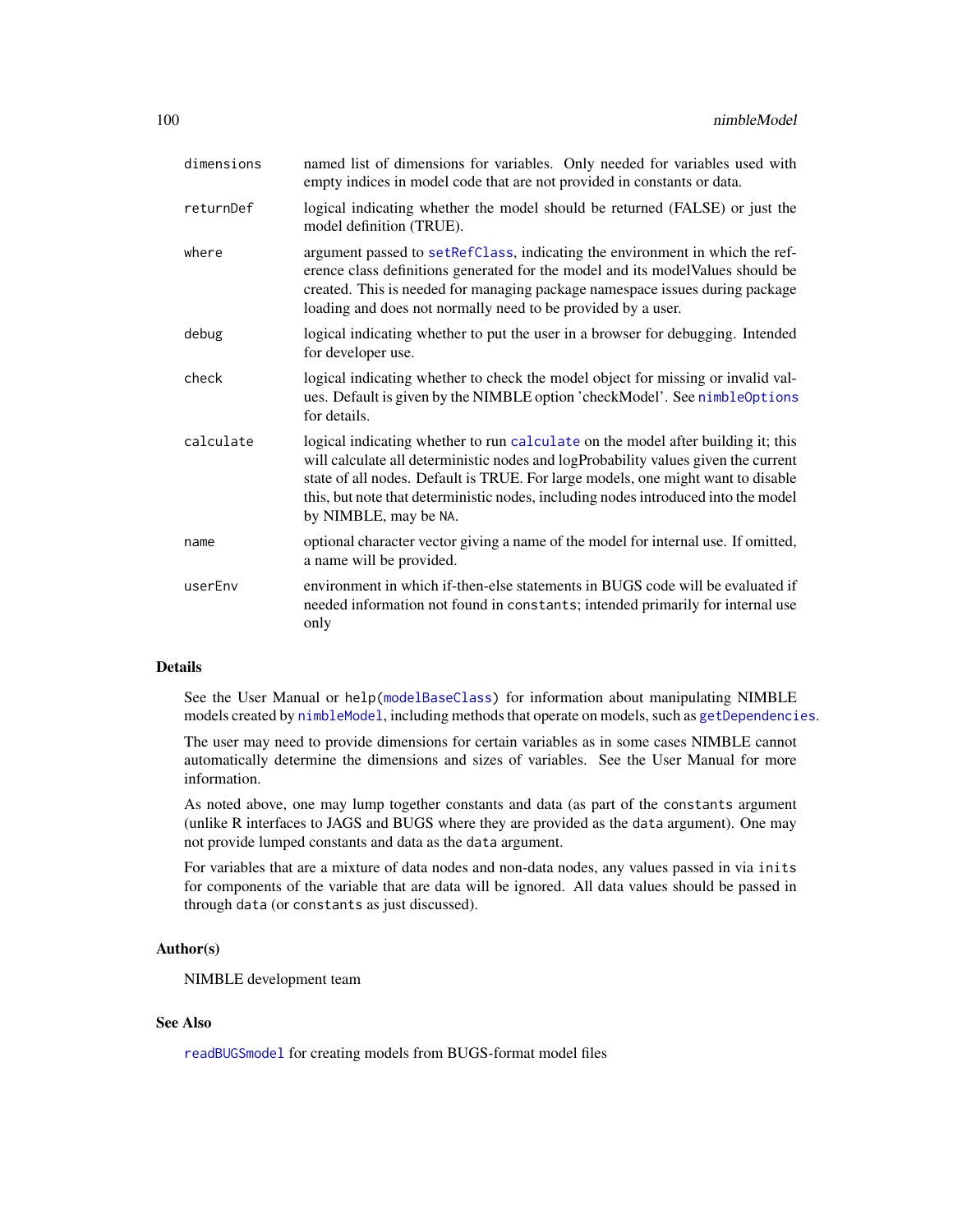| | |
|---|---|
| `dimensions` | named list of dimensions for variables. Only needed for variables used with empty indices in model code that are not provided in constants or data. |
| `returnDef` | logical indicating whether the model should be returned (FALSE) or just the model definition (TRUE). |
| `where` | argument passed to `setRefClass`, indicating the environment in which the reference class definitions generated for the model and its modelValues should be created. This is needed for managing package namespace issues during package loading and does not normally need to be provided by a user. |
| `debug` | logical indicating whether to put the user in a browser for debugging. Intended for developer use. |
| `check` | logical indicating whether to check the model object for missing or invalid values. Default is given by the NIMBLE option 'checkModel'. See `nimbleOptions` for details. |
| `calculate` | logical indicating whether to run `calculate` on the model after building it; this will calculate all deterministic nodes and logProbability values given the current state of all nodes. Default is TRUE. For large models, one might want to disable this, but note that deterministic nodes, including nodes introduced into the model by NIMBLE, may be `NA`. |
| `name` | optional character vector giving a name of the model for internal use. If omitted, a name will be provided. |
| `userEnv` | environment in which if-then-else statements in BUGS code will be evaluated if needed information not found in `constants`; intended primarily for internal use only |

## Details

See the User Manual or `help(modelBaseClass)` for information about manipulating NIMBLE models created by `nimbleModel`, including methods that operate on models, such as `getDependencies`.

The user may need to provide dimensions for certain variables as in some cases NIMBLE cannot automatically determine the dimensions and sizes of variables. See the User Manual for more information.

As noted above, one may lump together constants and data (as part of the `constants` argument (unlike R interfaces to JAGS and BUGS where they are provided as the `data` argument). One may not provide lumped constants and data as the `data` argument.

For variables that are a mixture of data nodes and non-data nodes, any values passed in via `inits` for components of the variable that are data will be ignored. All data values should be passed in through `data` (or `constants` as just discussed).

## Author(s)

NIMBLE development team

## See Also

`readBUGSmodel` for creating models from BUGS-format model files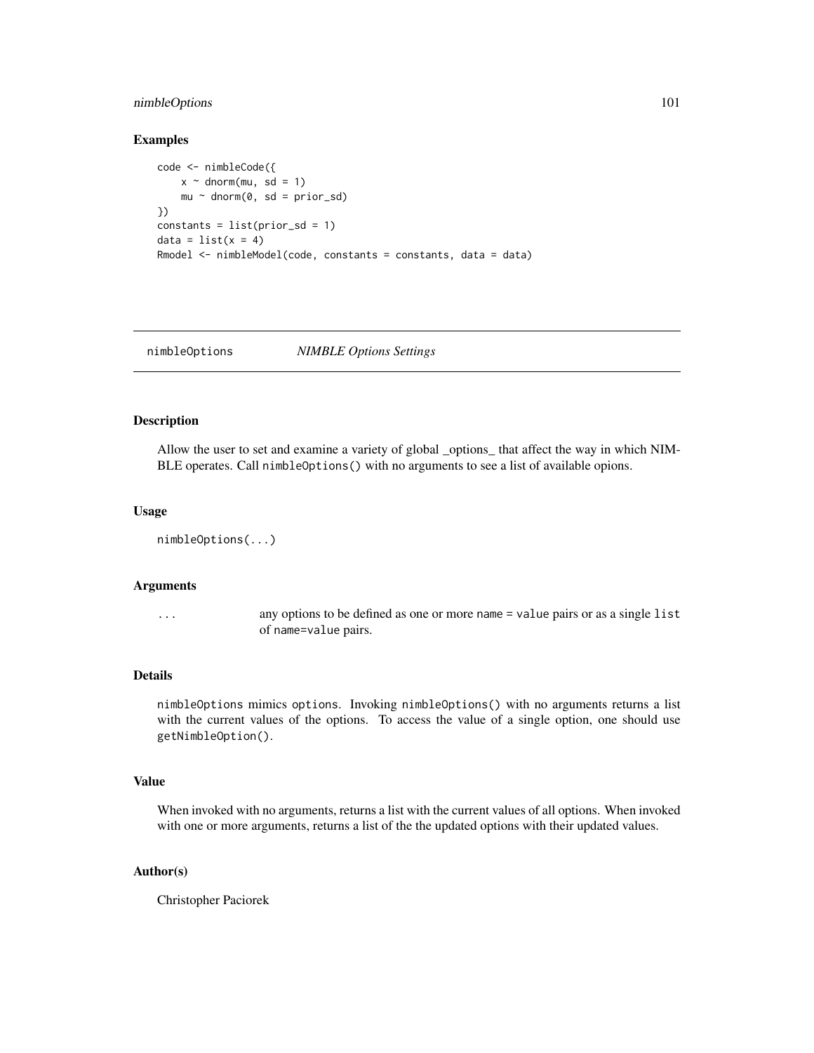### Examples

```
code <- nimbleCode({
    x ~ dnorm(mu, sd = 1)
    mu ~ dnorm(0, sd = prior_sd)
})
constants = list(prior_sd = 1)
data = list(x = 4)
Rmodel <- nimbleModel(code, constants = constants, data = data)
```

## nimbleOptions *NIMBLE Options Settings*

### Description

Allow the user to set and examine a variety of global _options_ that affect the way in which NIMBLE operates. Call `nimbleOptions()` with no arguments to see a list of available opions.

### Usage

```
nimbleOptions(...)
```

### Arguments

| | |
|---|---|
| `...` | any options to be defined as one or more `name = value` pairs or as a single `list` of `name=value` pairs. |

### Details

`nimbleOptions` mimics `options`. Invoking `nimbleOptions()` with no arguments returns a list with the current values of the options. To access the value of a single option, one should use `getNimbleOption()`.

### Value

When invoked with no arguments, returns a list with the current values of all options. When invoked with one or more arguments, returns a list of the the updated options with their updated values.

### Author(s)

Christopher Paciorek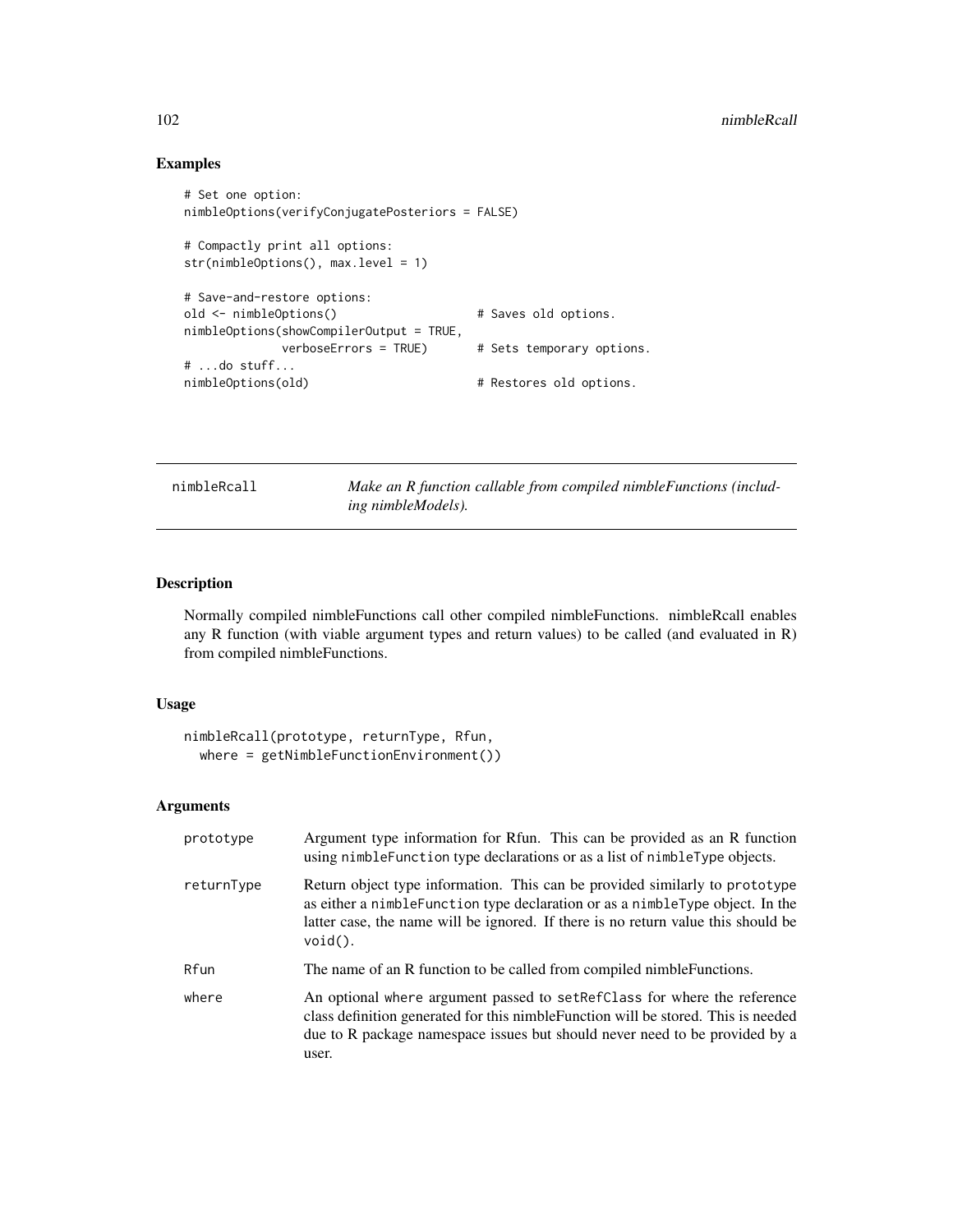## Examples

```
# Set one option:
nimbleOptions(verifyConjugatePosteriors = FALSE)

# Compactly print all options:
str(nimbleOptions(), max.level = 1)

# Save-and-restore options:
old <- nimbleOptions()                    # Saves old options.
nimbleOptions(showCompilerOutput = TRUE,
              verboseErrors = TRUE)       # Sets temporary options.
# ...do stuff...
nimbleOptions(old)                        # Restores old options.
```

---

nimbleRcall &nbsp;&nbsp;&nbsp; *Make an R function callable from compiled nimbleFunctions (including nimbleModels).*

---

## Description

Normally compiled nimbleFunctions call other compiled nimbleFunctions. nimbleRcall enables any R function (with viable argument types and return values) to be called (and evaluated in R) from compiled nimbleFunctions.

## Usage

```
nimbleRcall(prototype, returnType, Rfun,
  where = getNimbleFunctionEnvironment())
```

## Arguments

| | |
|---|---|
| prototype | Argument type information for Rfun. This can be provided as an R function using `nimbleFunction` type declarations or as a list of `nimbleType` objects. |
| returnType | Return object type information. This can be provided similarly to `prototype` as either a `nimbleFunction` type declaration or as a `nimbleType` object. In the latter case, the name will be ignored. If there is no return value this should be `void()`. |
| Rfun | The name of an R function to be called from compiled nimbleFunctions. |
| where | An optional `where` argument passed to `setRefClass` for where the reference class definition generated for this nimbleFunction will be stored. This is needed due to R package namespace issues but should never need to be provided by a user. |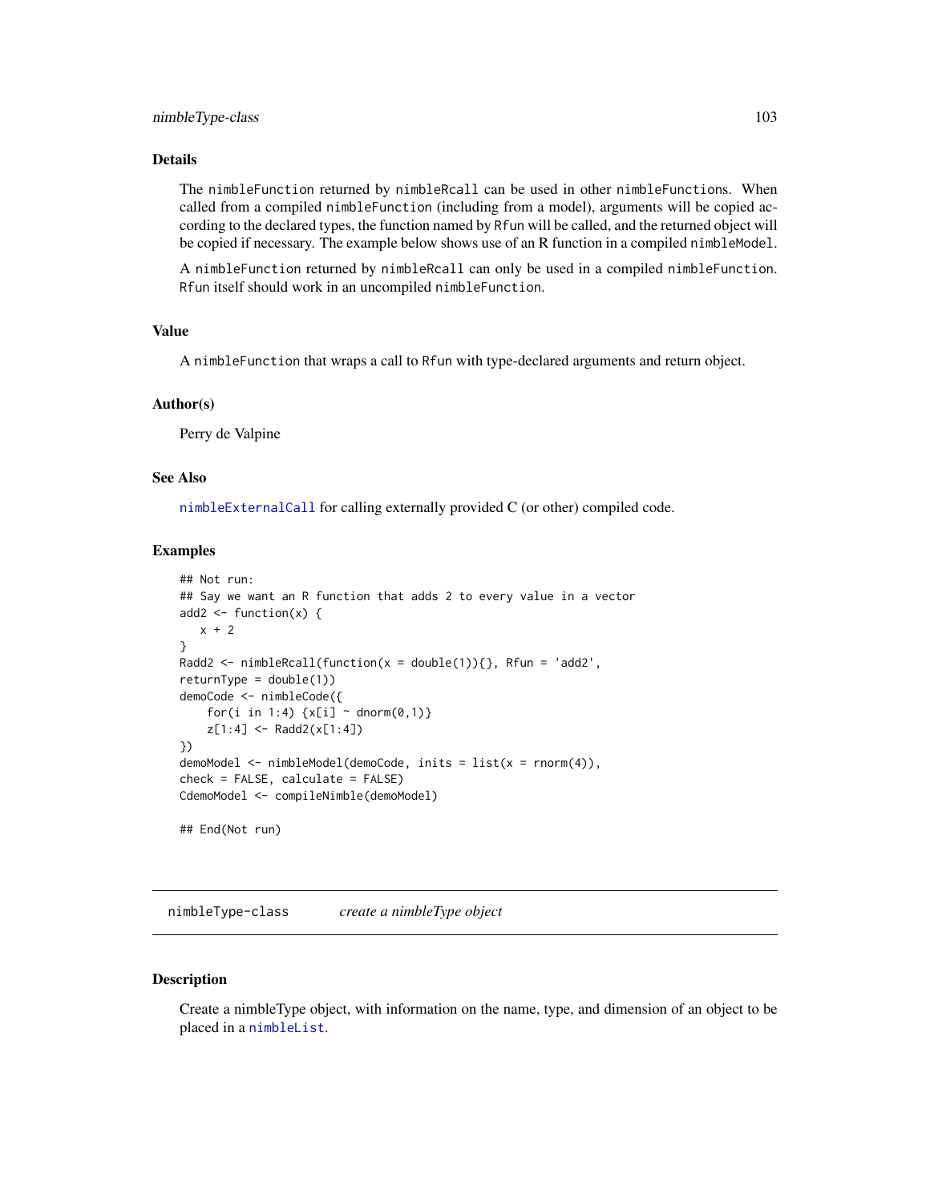### Details

The nimbleFunction returned by nimbleRcall can be used in other nimbleFunctions. When called from a compiled nimbleFunction (including from a model), arguments will be copied according to the declared types, the function named by Rfun will be called, and the returned object will be copied if necessary. The example below shows use of an R function in a compiled nimbleModel.

A nimbleFunction returned by nimbleRcall can only be used in a compiled nimbleFunction. Rfun itself should work in an uncompiled nimbleFunction.

### Value

A nimbleFunction that wraps a call to Rfun with type-declared arguments and return object.

### Author(s)

Perry de Valpine

### See Also

nimbleExternalCall for calling externally provided C (or other) compiled code.

### Examples

```
## Not run:
## Say we want an R function that adds 2 to every value in a vector
add2 <- function(x) {
   x + 2
}
Radd2 <- nimbleRcall(function(x = double(1)){}, Rfun = 'add2',
returnType = double(1))
demoCode <- nimbleCode({
    for(i in 1:4) {x[i] ~ dnorm(0,1)}
    z[1:4] <- Radd2(x[1:4])
})
demoModel <- nimbleModel(demoCode, inits = list(x = rnorm(4)),
check = FALSE, calculate = FALSE)
CdemoModel <- compileNimble(demoModel)

## End(Not run)
```

---

## nimbleType-class    *create a nimbleType object*

### Description

Create a nimbleType object, with information on the name, type, and dimension of an object to be placed in a nimbleList.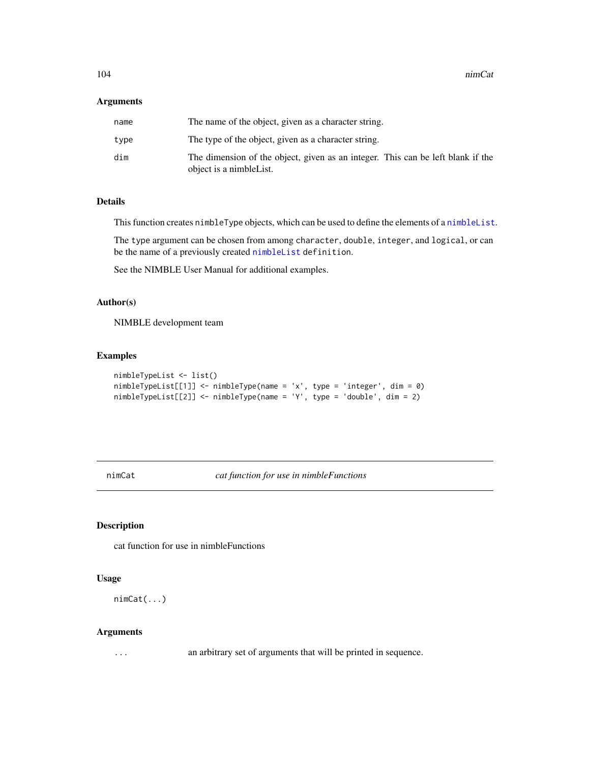### Arguments

| | |
|---|---|
| `name` | The name of the object, given as a character string. |
| `type` | The type of the object, given as a character string. |
| `dim` | The dimension of the object, given as an integer. This can be left blank if the object is a nimbleList. |

### Details

This function creates `nimbleType` objects, which can be used to define the elements of a `nimbleList`.

The `type` argument can be chosen from among `character`, `double`, `integer`, and `logical`, or can be the name of a previously created `nimbleList definition`.

See the NIMBLE User Manual for additional examples.

### Author(s)

NIMBLE development team

### Examples

```
nimbleTypeList <- list()
nimbleTypeList[[1]] <- nimbleType(name = 'x', type = 'integer', dim = 0)
nimbleTypeList[[2]] <- nimbleType(name = 'Y', type = 'double', dim = 2)
```

---

## nimCat — *cat function for use in nimbleFunctions*

### Description

cat function for use in nimbleFunctions

### Usage

```
nimCat(...)
```

### Arguments

| | |
|---|---|
| `...` | an arbitrary set of arguments that will be printed in sequence. |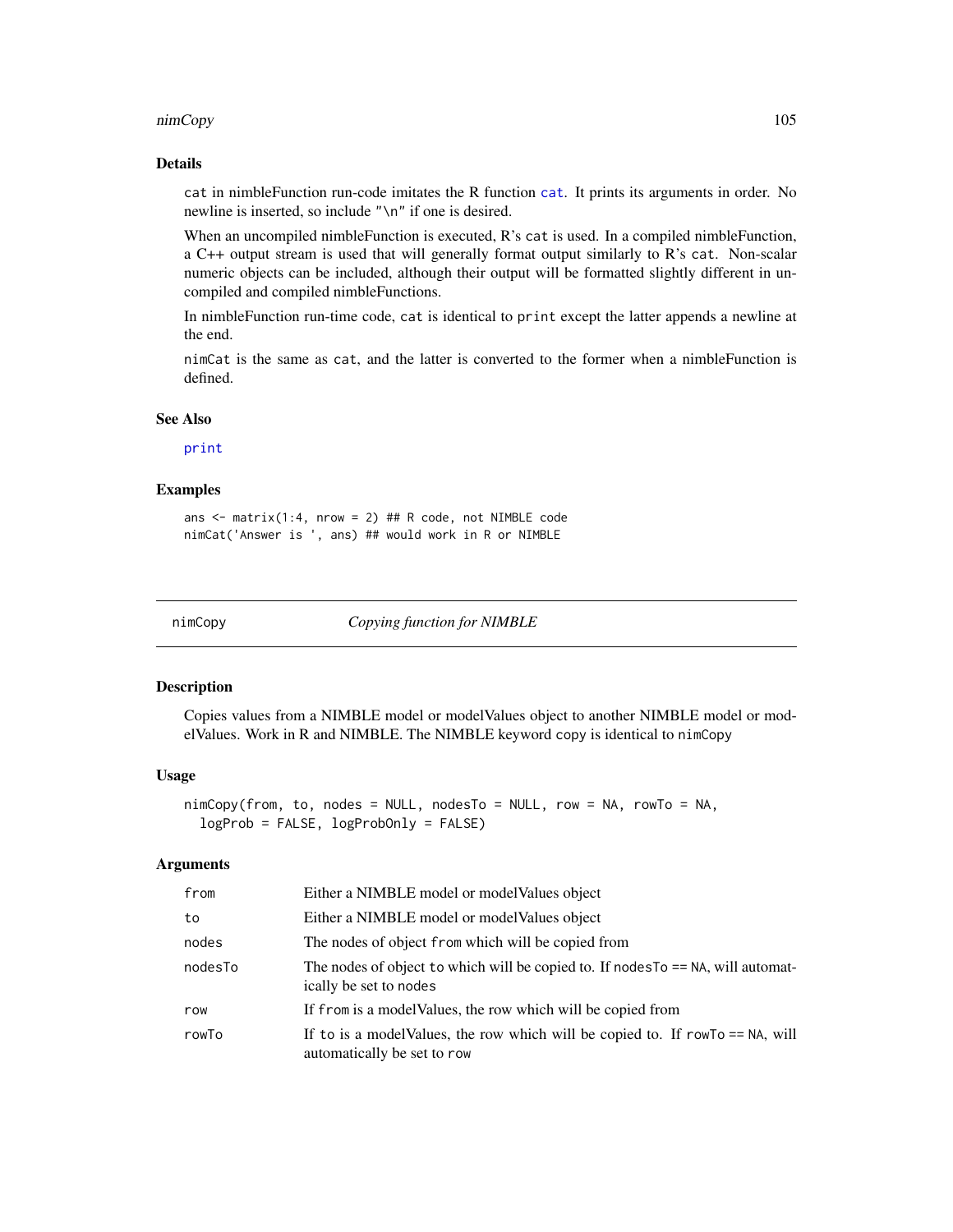### Details

cat in nimbleFunction run-code imitates the R function cat. It prints its arguments in order. No newline is inserted, so include "\n" if one is desired.

When an uncompiled nimbleFunction is executed, R's cat is used. In a compiled nimbleFunction, a C++ output stream is used that will generally format output similarly to R's cat. Non-scalar numeric objects can be included, although their output will be formatted slightly different in uncompiled and compiled nimbleFunctions.

In nimbleFunction run-time code, cat is identical to print except the latter appends a newline at the end.

nimCat is the same as cat, and the latter is converted to the former when a nimbleFunction is defined.

### See Also

print

### Examples

```
ans <- matrix(1:4, nrow = 2) ## R code, not NIMBLE code
nimCat('Answer is ', ans) ## would work in R or NIMBLE
```

---

## nimCopy — *Copying function for NIMBLE*

### Description

Copies values from a NIMBLE model or modelValues object to another NIMBLE model or modelValues. Work in R and NIMBLE. The NIMBLE keyword copy is identical to nimCopy

### Usage

```
nimCopy(from, to, nodes = NULL, nodesTo = NULL, row = NA, rowTo = NA,
  logProb = FALSE, logProbOnly = FALSE)
```

### Arguments

| | |
|---|---|
| from | Either a NIMBLE model or modelValues object |
| to | Either a NIMBLE model or modelValues object |
| nodes | The nodes of object from which will be copied from |
| nodesTo | The nodes of object to which will be copied to. If nodesTo == NA, will automatically be set to nodes |
| row | If from is a modelValues, the row which will be copied from |
| rowTo | If to is a modelValues, the row which will be copied to. If rowTo == NA, will automatically be set to row |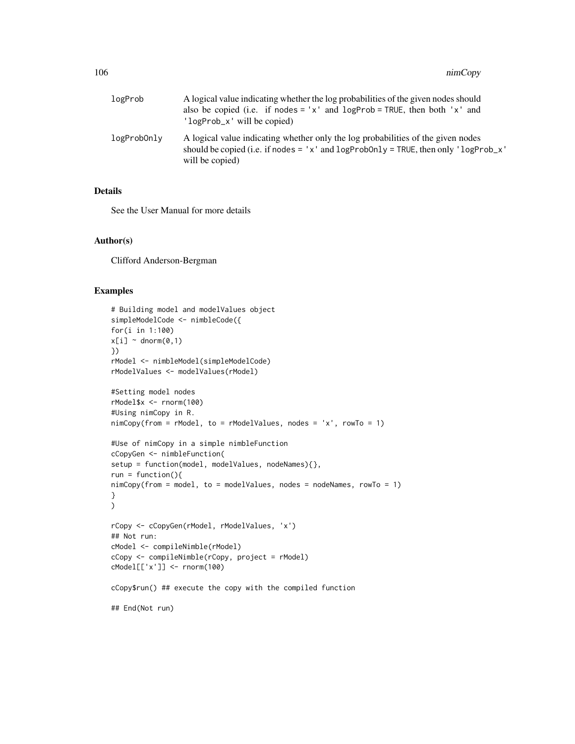| | |
|---|---|
| logProb | A logical value indicating whether the log probabilities of the given nodes should also be copied (i.e. if nodes = 'x' and logProb = TRUE, then both 'x' and 'logProb_x' will be copied) |
| logProbOnly | A logical value indicating whether only the log probabilities of the given nodes should be copied (i.e. if nodes = 'x' and logProbOnly = TRUE, then only 'logProb_x' will be copied) |

## Details

See the User Manual for more details

## Author(s)

Clifford Anderson-Bergman

## Examples

```
# Building model and modelValues object
simpleModelCode <- nimbleCode({
for(i in 1:100)
x[i] ~ dnorm(0,1)
})
rModel <- nimbleModel(simpleModelCode)
rModelValues <- modelValues(rModel)

#Setting model nodes
rModel$x <- rnorm(100)
#Using nimCopy in R.
nimCopy(from = rModel, to = rModelValues, nodes = 'x', rowTo = 1)

#Use of nimCopy in a simple nimbleFunction
cCopyGen <- nimbleFunction(
setup = function(model, modelValues, nodeNames){},
run = function(){
nimCopy(from = model, to = modelValues, nodes = nodeNames, rowTo = 1)
}
)

rCopy <- cCopyGen(rModel, rModelValues, 'x')
## Not run:
cModel <- compileNimble(rModel)
cCopy <- compileNimble(rCopy, project = rModel)
cModel[['x']] <- rnorm(100)

cCopy$run() ## execute the copy with the compiled function

## End(Not run)
```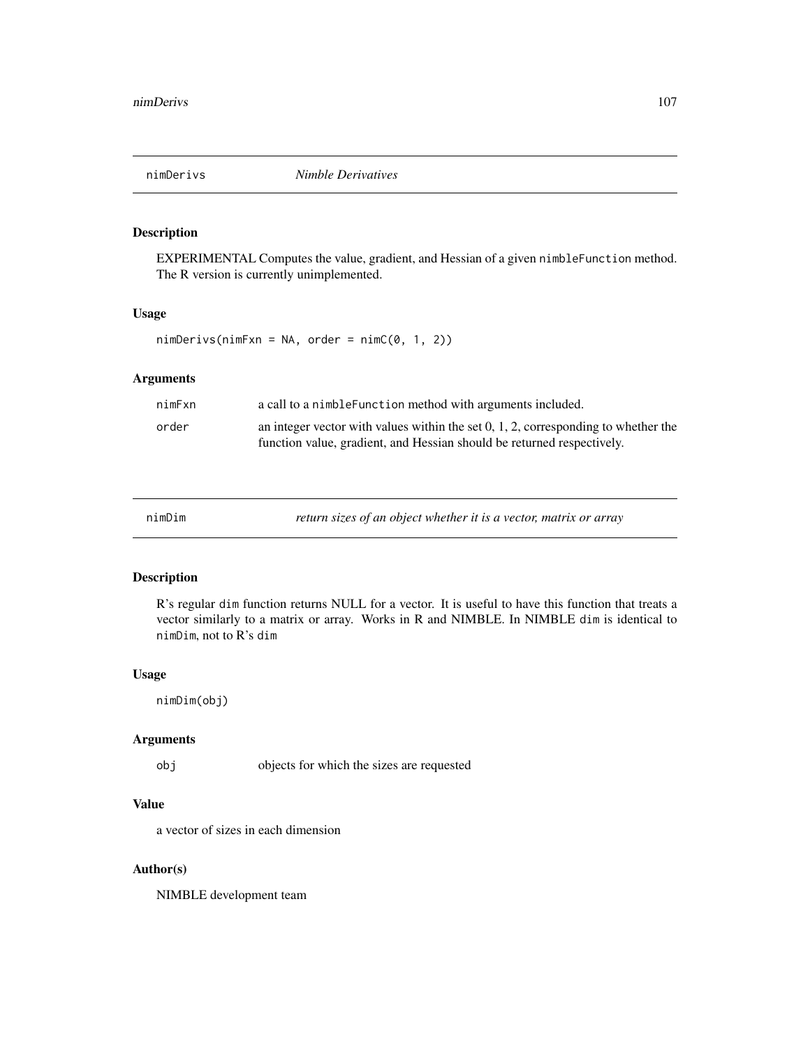## nimDerivs — *Nimble Derivatives*

### Description

EXPERIMENTAL Computes the value, gradient, and Hessian of a given `nimbleFunction` method. The R version is currently unimplemented.

### Usage

```
nimDerivs(nimFxn = NA, order = nimC(0, 1, 2))
```

### Arguments

| | |
|---|---|
| `nimFxn` | a call to a `nimbleFunction` method with arguments included. |
| `order` | an integer vector with values within the set 0, 1, 2, corresponding to whether the function value, gradient, and Hessian should be returned respectively. |

## nimDim — *return sizes of an object whether it is a vector, matrix or array*

### Description

R's regular `dim` function returns NULL for a vector. It is useful to have this function that treats a vector similarly to a matrix or array. Works in R and NIMBLE. In NIMBLE `dim` is identical to `nimDim`, not to R's `dim`

### Usage

```
nimDim(obj)
```

### Arguments

| | |
|---|---|
| `obj` | objects for which the sizes are requested |

### Value

a vector of sizes in each dimension

### Author(s)

NIMBLE development team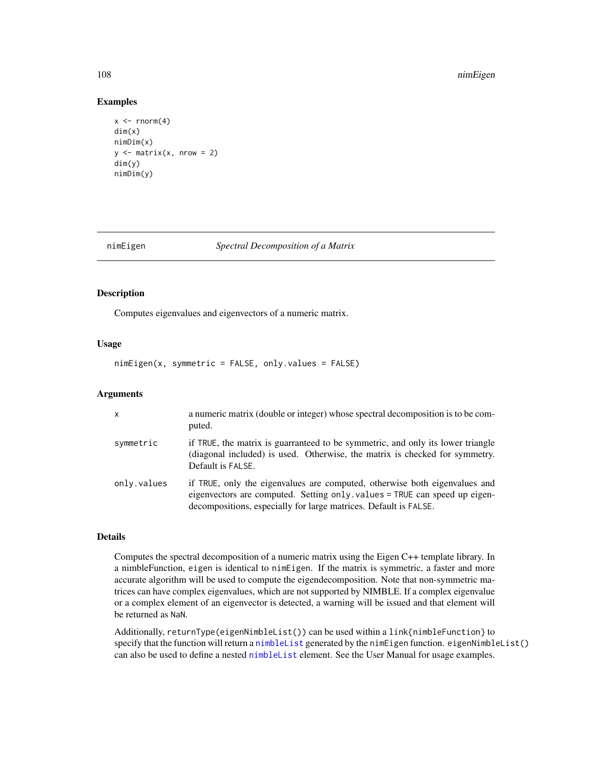## Examples

```
x <- rnorm(4)
dim(x)
nimDim(x)
y <- matrix(x, nrow = 2)
dim(y)
nimDim(y)
```

---

# nimEigen *Spectral Decomposition of a Matrix*

---

## Description

Computes eigenvalues and eigenvectors of a numeric matrix.

## Usage

```
nimEigen(x, symmetric = FALSE, only.values = FALSE)
```

## Arguments

| | |
|---|---|
| x | a numeric matrix (double or integer) whose spectral decomposition is to be computed. |
| symmetric | if TRUE, the matrix is guarranteed to be symmetric, and only its lower triangle (diagonal included) is used. Otherwise, the matrix is checked for symmetry. Default is FALSE. |
| only.values | if TRUE, only the eigenvalues are computed, otherwise both eigenvalues and eigenvectors are computed. Setting only.values = TRUE can speed up eigendecompositions, especially for large matrices. Default is FALSE. |

## Details

Computes the spectral decomposition of a numeric matrix using the Eigen C++ template library. In a nimbleFunction, `eigen` is identical to `nimEigen`. If the matrix is symmetric, a faster and more accurate algorithm will be used to compute the eigendecomposition. Note that non-symmetric matrices can have complex eigenvalues, which are not supported by NIMBLE. If a complex eigenvalue or a complex element of an eigenvector is detected, a warning will be issued and that element will be returned as `NaN`.

Additionally, `returnType(eigenNimbleList())` can be used within a `link{nimbleFunction}` to specify that the function will return a `nimbleList` generated by the `nimEigen` function. `eigenNimbleList()` can also be used to define a nested `nimbleList` element. See the User Manual for usage examples.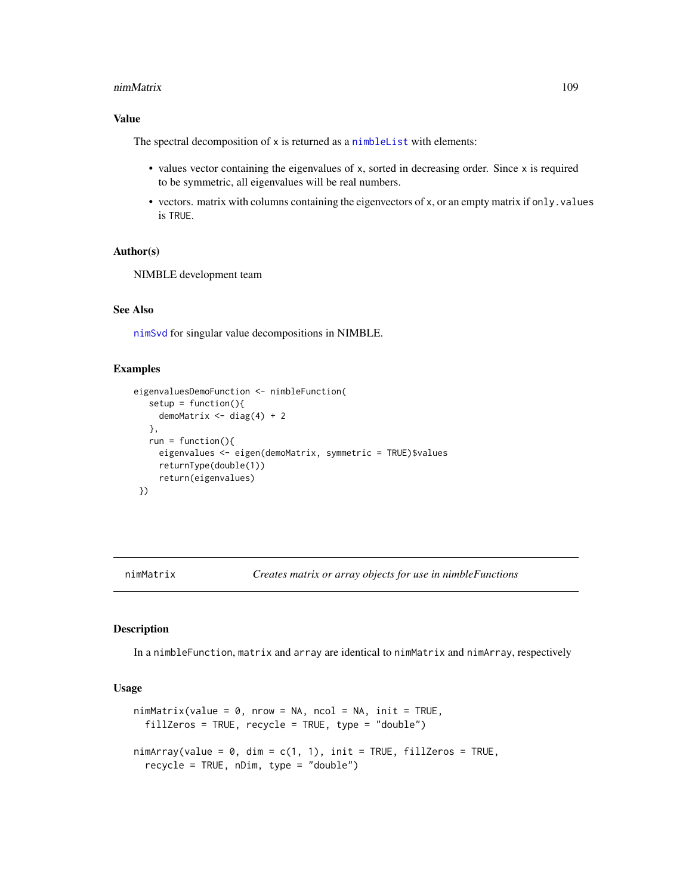### Value

The spectral decomposition of x is returned as a nimbleList with elements:

- values vector containing the eigenvalues of x, sorted in decreasing order. Since x is required to be symmetric, all eigenvalues will be real numbers.
- vectors. matrix with columns containing the eigenvectors of x, or an empty matrix if only.values is TRUE.

### Author(s)

NIMBLE development team

### See Also

nimSvd for singular value decompositions in NIMBLE.

### Examples

```
eigenvaluesDemoFunction <- nimbleFunction(
   setup = function(){
     demoMatrix <- diag(4) + 2
   },
   run = function(){
     eigenvalues <- eigen(demoMatrix, symmetric = TRUE)$values
     returnType(double(1))
     return(eigenvalues)
 })
```

---

## nimMatrix &nbsp;&nbsp;&nbsp; *Creates matrix or array objects for use in nimbleFunctions*

### Description

In a nimbleFunction, matrix and array are identical to nimMatrix and nimArray, respectively

### Usage

```
nimMatrix(value = 0, nrow = NA, ncol = NA, init = TRUE,
  fillZeros = TRUE, recycle = TRUE, type = "double")

nimArray(value = 0, dim = c(1, 1), init = TRUE, fillZeros = TRUE,
  recycle = TRUE, nDim, type = "double")
```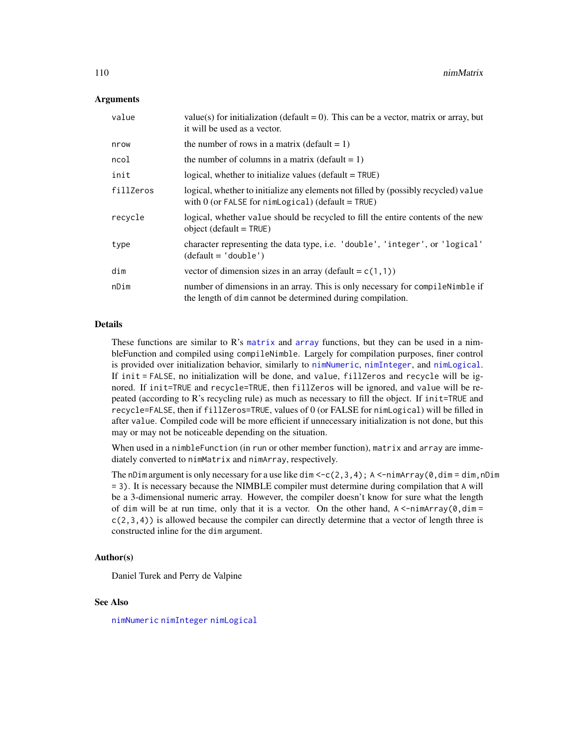### Arguments

| | |
|---|---|
| `value` | value(s) for initialization (default = 0). This can be a vector, matrix or array, but it will be used as a vector. |
| `nrow` | the number of rows in a matrix (default = 1) |
| `ncol` | the number of columns in a matrix (default = 1) |
| `init` | logical, whether to initialize values (default = `TRUE`) |
| `fillZeros` | logical, whether to initialize any elements not filled by (possibly recycled) `value` with 0 (or `FALSE` for `nimLogical`) (default = `TRUE`) |
| `recycle` | logical, whether `value` should be recycled to fill the entire contents of the new object (default = `TRUE`) |
| `type` | character representing the data type, i.e. `'double'`, `'integer'`, or `'logical'` (default = `'double'`) |
| `dim` | vector of dimension sizes in an array (default = `c(1,1)`) |
| `nDim` | number of dimensions in an array. This is only necessary for `compileNimble` if the length of `dim` cannot be determined during compilation. |

### Details

These functions are similar to R's `matrix` and `array` functions, but they can be used in a nimbleFunction and compiled using `compileNimble`. Largely for compilation purposes, finer control is provided over initialization behavior, similarly to `nimNumeric`, `nimInteger`, and `nimLogical`. If `init = FALSE`, no initialization will be done, and `value`, `fillZeros` and `recycle` will be ignored. If `init=TRUE` and `recycle=TRUE`, then `fillZeros` will be ignored, and `value` will be repeated (according to R's recycling rule) as much as necessary to fill the object. If `init=TRUE` and `recycle=FALSE`, then if `fillZeros=TRUE`, values of 0 (or FALSE for `nimLogical`) will be filled in after `value`. Compiled code will be more efficient if unnecessary initialization is not done, but this may or may not be noticeable depending on the situation.

When used in a `nimbleFunction` (in `run` or other member function), `matrix` and `array` are immediately converted to `nimMatrix` and `nimArray`, respectively.

The `nDim` argument is only necessary for a use like `dim <-c(2,3,4); A <-nimArray(0,dim = dim,nDim = 3)`. It is necessary because the NIMBLE compiler must determine during compilation that `A` will be a 3-dimensional numeric array. However, the compiler doesn't know for sure what the length of `dim` will be at run time, only that it is a vector. On the other hand, `A <-nimArray(0,dim = c(2,3,4))` is allowed because the compiler can directly determine that a vector of length three is constructed inline for the `dim` argument.

### Author(s)

Daniel Turek and Perry de Valpine

### See Also

`nimNumeric` `nimInteger` `nimLogical`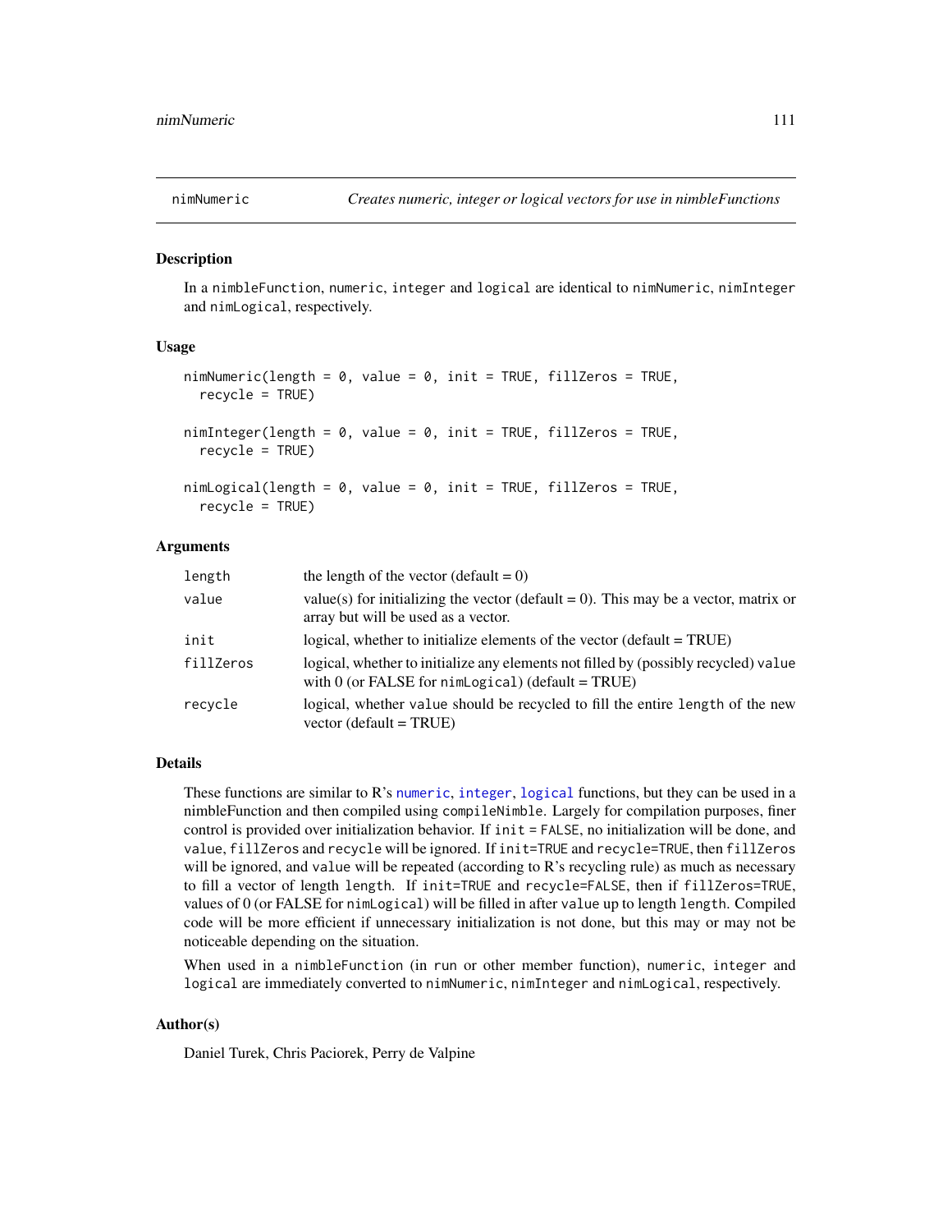## nimNumeric — *Creates numeric, integer or logical vectors for use in nimbleFunctions*

### Description

In a nimbleFunction, numeric, integer and logical are identical to nimNumeric, nimInteger and nimLogical, respectively.

### Usage

```
nimNumeric(length = 0, value = 0, init = TRUE, fillZeros = TRUE,
  recycle = TRUE)

nimInteger(length = 0, value = 0, init = TRUE, fillZeros = TRUE,
  recycle = TRUE)

nimLogical(length = 0, value = 0, init = TRUE, fillZeros = TRUE,
  recycle = TRUE)
```

### Arguments

| | |
|---|---|
| length | the length of the vector (default = 0) |
| value | value(s) for initializing the vector (default = 0). This may be a vector, matrix or array but will be used as a vector. |
| init | logical, whether to initialize elements of the vector (default = TRUE) |
| fillZeros | logical, whether to initialize any elements not filled by (possibly recycled) value with 0 (or FALSE for nimLogical) (default = TRUE) |
| recycle | logical, whether value should be recycled to fill the entire length of the new vector (default = TRUE) |

### Details

These functions are similar to R's numeric, integer, logical functions, but they can be used in a nimbleFunction and then compiled using compileNimble. Largely for compilation purposes, finer control is provided over initialization behavior. If init = FALSE, no initialization will be done, and value, fillZeros and recycle will be ignored. If init=TRUE and recycle=TRUE, then fillZeros will be ignored, and value will be repeated (according to R's recycling rule) as much as necessary to fill a vector of length length. If init=TRUE and recycle=FALSE, then if fillZeros=TRUE, values of 0 (or FALSE for nimLogical) will be filled in after value up to length length. Compiled code will be more efficient if unnecessary initialization is not done, but this may or may not be noticeable depending on the situation.

When used in a nimbleFunction (in run or other member function), numeric, integer and logical are immediately converted to nimNumeric, nimInteger and nimLogical, respectively.

### Author(s)

Daniel Turek, Chris Paciorek, Perry de Valpine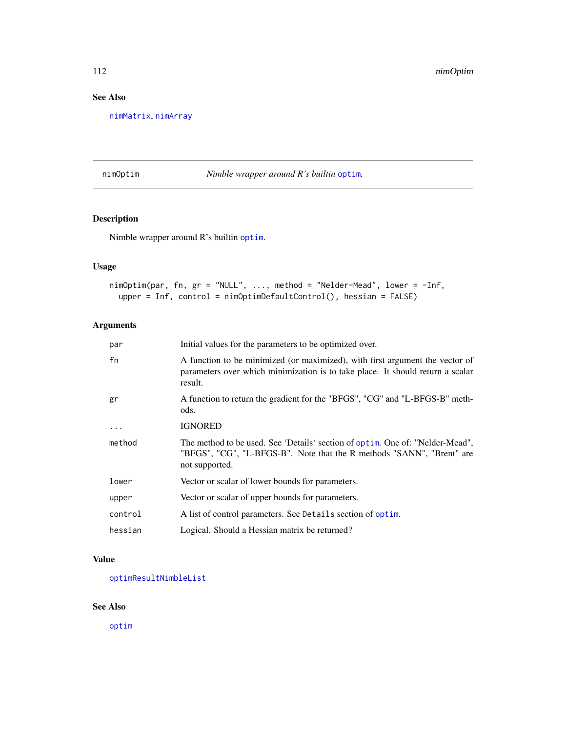## See Also

nimMatrix, nimArray

---

## nimOptim — *Nimble wrapper around R's builtin* optim.

### Description

Nimble wrapper around R's builtin optim.

### Usage

```
nimOptim(par, fn, gr = "NULL", ..., method = "Nelder-Mead", lower = -Inf,
  upper = Inf, control = nimOptimDefaultControl(), hessian = FALSE)
```

### Arguments

| | |
|---|---|
| par | Initial values for the parameters to be optimized over. |
| fn | A function to be minimized (or maximized), with first argument the vector of parameters over which minimization is to take place. It should return a scalar result. |
| gr | A function to return the gradient for the "BFGS", "CG" and "L-BFGS-B" methods. |
| ... | IGNORED |
| method | The method to be used. See 'Details' section of optim. One of: "Nelder-Mead", "BFGS", "CG", "L-BFGS-B". Note that the R methods "SANN", "Brent" are not supported. |
| lower | Vector or scalar of lower bounds for parameters. |
| upper | Vector or scalar of upper bounds for parameters. |
| control | A list of control parameters. See Details section of optim. |
| hessian | Logical. Should a Hessian matrix be returned? |

### Value

optimResultNimbleList

### See Also

optim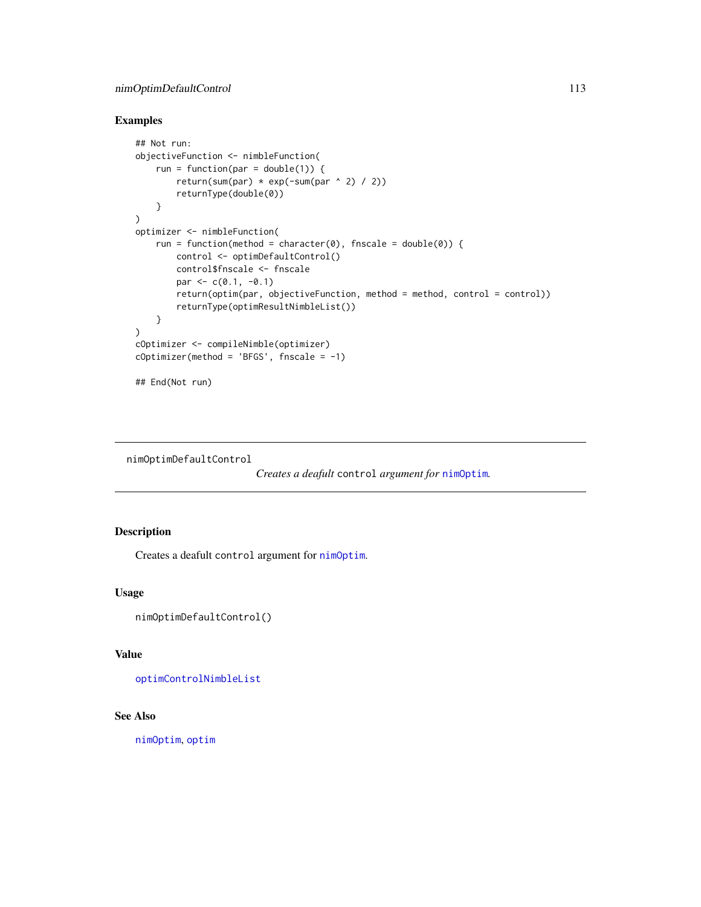## Examples

```
## Not run:
objectiveFunction <- nimbleFunction(
    run = function(par = double(1)) {
        return(sum(par) * exp(-sum(par ^ 2) / 2))
        returnType(double(0))
    }
)
optimizer <- nimbleFunction(
    run = function(method = character(0), fnscale = double(0)) {
        control <- optimDefaultControl()
        control$fnscale <- fnscale
        par <- c(0.1, -0.1)
        return(optim(par, objectiveFunction, method = method, control = control))
        returnType(optimResultNimbleList())
    }
)
cOptimizer <- compileNimble(optimizer)
cOptimizer(method = 'BFGS', fnscale = -1)

## End(Not run)
```

---

# nimOptimDefaultControl

*Creates a deafult* `control` *argument for* `nimOptim`*.*

---

## Description

Creates a deafult `control` argument for `nimOptim`.

## Usage

```
nimOptimDefaultControl()
```

## Value

`optimControlNimbleList`

## See Also

`nimOptim`, `optim`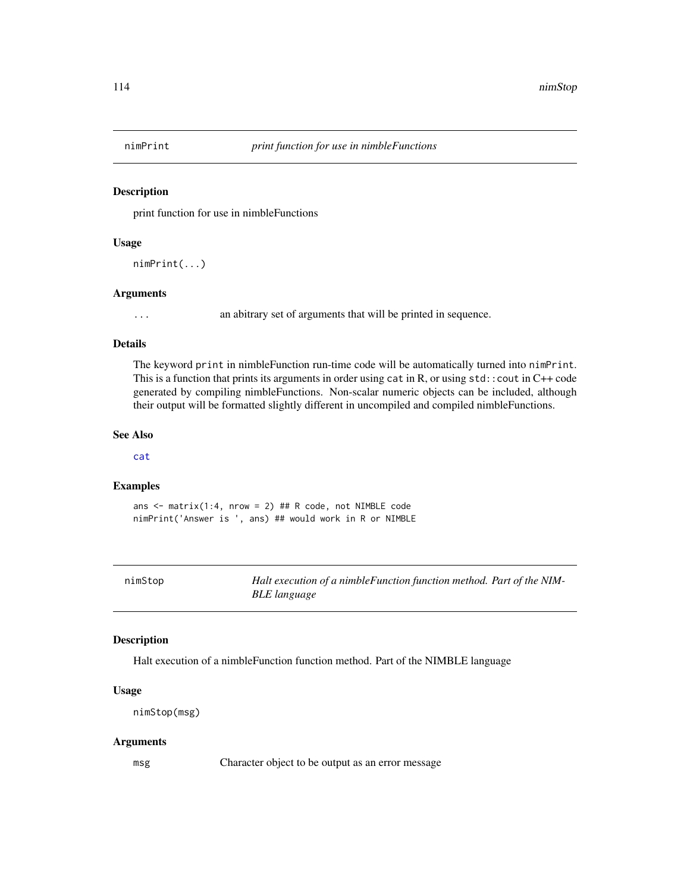## nimPrint *print function for use in nimbleFunctions*

### Description

print function for use in nimbleFunctions

### Usage

```
nimPrint(...)
```

### Arguments

| | |
|---|---|
| ... | an abitrary set of arguments that will be printed in sequence. |

### Details

The keyword `print` in nimbleFunction run-time code will be automatically turned into `nimPrint`. This is a function that prints its arguments in order using `cat` in R, or using `std::cout` in C++ code generated by compiling nimbleFunctions. Non-scalar numeric objects can be included, although their output will be formatted slightly different in uncompiled and compiled nimbleFunctions.

### See Also

cat

### Examples

```
ans <- matrix(1:4, nrow = 2) ## R code, not NIMBLE code
nimPrint('Answer is ', ans) ## would work in R or NIMBLE
```

## nimStop *Halt execution of a nimbleFunction function method. Part of the NIMBLE language*

### Description

Halt execution of a nimbleFunction function method. Part of the NIMBLE language

### Usage

```
nimStop(msg)
```

### Arguments

| | |
|---|---|
| msg | Character object to be output as an error message |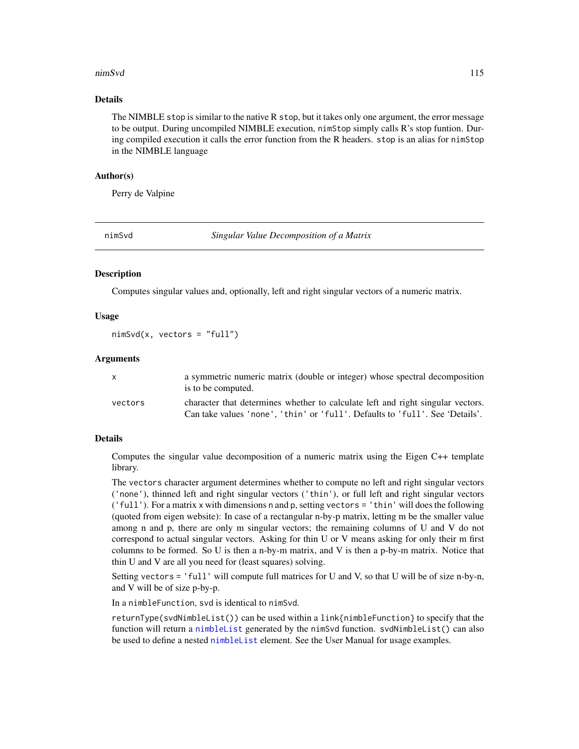### Details

The NIMBLE `stop` is similar to the native R `stop`, but it takes only one argument, the error message to be output. During uncompiled NIMBLE execution, `nimStop` simply calls R's stop funtion. During compiled execution it calls the error function from the R headers. `stop` is an alias for `nimStop` in the NIMBLE language

### Author(s)

Perry de Valpine

---

## nimSvd — *Singular Value Decomposition of a Matrix*

### Description

Computes singular values and, optionally, left and right singular vectors of a numeric matrix.

### Usage

```
nimSvd(x, vectors = "full")
```

### Arguments

| | |
|---|---|
| `x` | a symmetric numeric matrix (double or integer) whose spectral decomposition is to be computed. |
| `vectors` | character that determines whether to calculate left and right singular vectors. Can take values `'none'`, `'thin'` or `'full'`. Defaults to `'full'`. See 'Details'. |

### Details

Computes the singular value decomposition of a numeric matrix using the Eigen C++ template library.

The `vectors` character argument determines whether to compute no left and right singular vectors (`'none'`), thinned left and right singular vectors (`'thin'`), or full left and right singular vectors (`'full'`). For a matrix `x` with dimensions `n` and `p`, setting `vectors = 'thin'` will does the following (quoted from eigen website): In case of a rectangular n-by-p matrix, letting m be the smaller value among n and p, there are only m singular vectors; the remaining columns of U and V do not correspond to actual singular vectors. Asking for thin U or V means asking for only their m first columns to be formed. So U is then a n-by-m matrix, and V is then a p-by-m matrix. Notice that thin U and V are all you need for (least squares) solving.

Setting `vectors = 'full'` will compute full matrices for U and V, so that U will be of size n-by-n, and V will be of size p-by-p.

In a `nimbleFunction`, `svd` is identical to `nimSvd`.

`returnType(svdNimbleList())` can be used within a `link{nimbleFunction}` to specify that the function will return a `nimbleList` generated by the `nimSvd` function. `svdNimbleList()` can also be used to define a nested `nimbleList` element. See the User Manual for usage examples.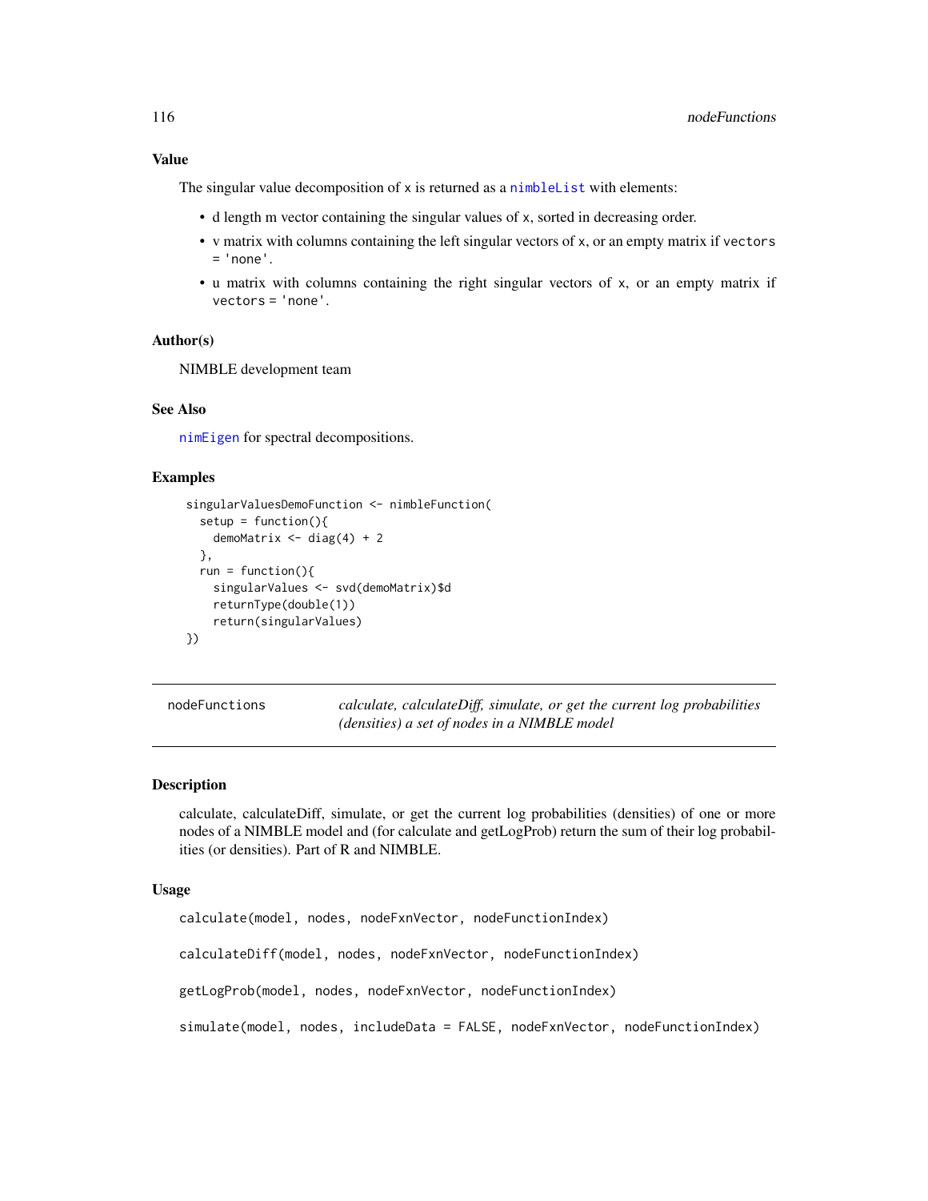### Value

The singular value decomposition of `x` is returned as a `nimbleList` with elements:

- d length m vector containing the singular values of `x`, sorted in decreasing order.
- v matrix with columns containing the left singular vectors of `x`, or an empty matrix if `vectors = 'none'`.
- u matrix with columns containing the right singular vectors of `x`, or an empty matrix if `vectors = 'none'`.

### Author(s)

NIMBLE development team

### See Also

`nimEigen` for spectral decompositions.

### Examples

```
singularValuesDemoFunction <- nimbleFunction(
  setup = function(){
    demoMatrix <- diag(4) + 2
  },
  run = function(){
    singularValues <- svd(demoMatrix)$d
    returnType(double(1))
    return(singularValues)
})
```

---

## nodeFunctions

*calculate, calculateDiff, simulate, or get the current log probabilities (densities) a set of nodes in a NIMBLE model*

---

### Description

calculate, calculateDiff, simulate, or get the current log probabilities (densities) of one or more nodes of a NIMBLE model and (for calculate and getLogProb) return the sum of their log probabilities (or densities). Part of R and NIMBLE.

### Usage

```
calculate(model, nodes, nodeFxnVector, nodeFunctionIndex)

calculateDiff(model, nodes, nodeFxnVector, nodeFunctionIndex)

getLogProb(model, nodes, nodeFxnVector, nodeFunctionIndex)

simulate(model, nodes, includeData = FALSE, nodeFxnVector, nodeFunctionIndex)
```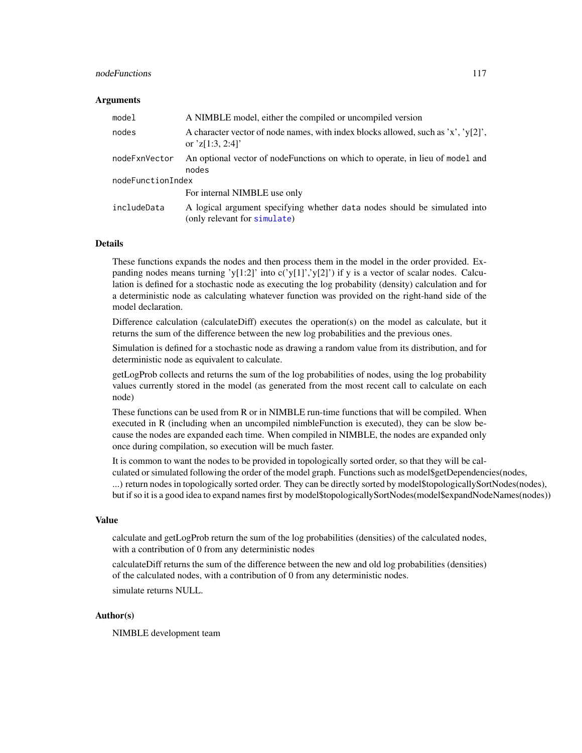### Arguments

| | |
|---|---|
| `model` | A NIMBLE model, either the compiled or uncompiled version |
| `nodes` | A character vector of node names, with index blocks allowed, such as 'x', 'y[2]', or 'z[1:3, 2:4]' |
| `nodeFxnVector` | An optional vector of nodeFunctions on which to operate, in lieu of `model` and `nodes` |
| `nodeFunctionIndex` | For internal NIMBLE use only |
| `includeData` | A logical argument specifying whether `data` nodes should be simulated into (only relevant for `simulate`) |

### Details

These functions expands the nodes and then process them in the model in the order provided. Expanding nodes means turning 'y[1:2]' into c('y[1]','y[2]') if y is a vector of scalar nodes. Calculation is defined for a stochastic node as executing the log probability (density) calculation and for a deterministic node as calculating whatever function was provided on the right-hand side of the model declaration.

Difference calculation (calculateDiff) executes the operation(s) on the model as calculate, but it returns the sum of the difference between the new log probabilities and the previous ones.

Simulation is defined for a stochastic node as drawing a random value from its distribution, and for deterministic node as equivalent to calculate.

getLogProb collects and returns the sum of the log probabilities of nodes, using the log probability values currently stored in the model (as generated from the most recent call to calculate on each node)

These functions can be used from R or in NIMBLE run-time functions that will be compiled. When executed in R (including when an uncompiled nimbleFunction is executed), they can be slow because the nodes are expanded each time. When compiled in NIMBLE, the nodes are expanded only once during compilation, so execution will be much faster.

It is common to want the nodes to be provided in topologically sorted order, so that they will be calculated or simulated following the order of the model graph. Functions such as model$getDependencies(nodes, ...) return nodes in topologically sorted order. They can be directly sorted by model$topologicallySortNodes(nodes), but if so it is a good idea to expand names first by model$topologicallySortNodes(model$expandNodeNames(nodes))

### Value

calculate and getLogProb return the sum of the log probabilities (densities) of the calculated nodes, with a contribution of 0 from any deterministic nodes

calculateDiff returns the sum of the difference between the new and old log probabilities (densities) of the calculated nodes, with a contribution of 0 from any deterministic nodes.

simulate returns NULL.

### Author(s)

NIMBLE development team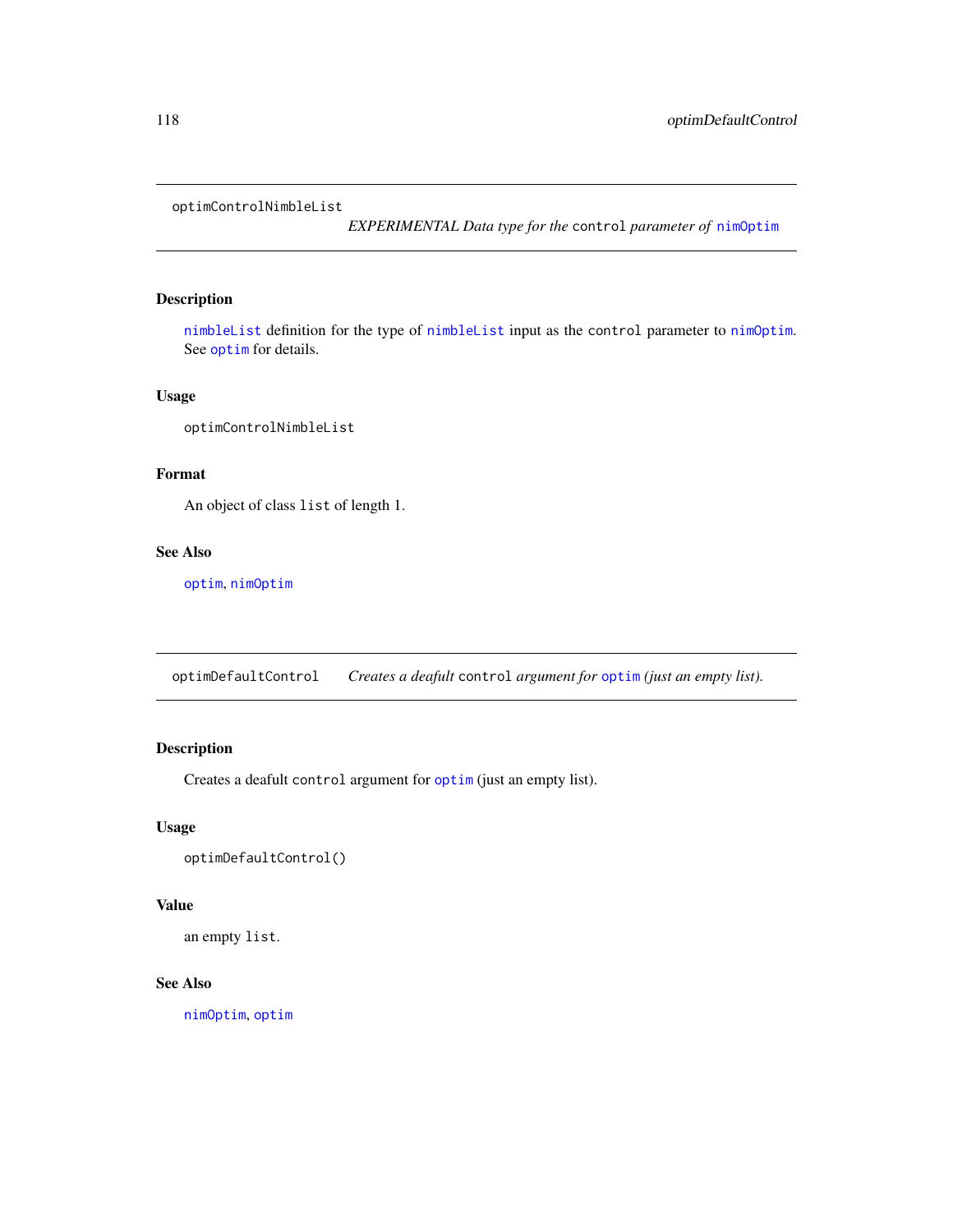## optimControlNimbleList — *EXPERIMENTAL Data type for the* `control` *parameter of* `nimOptim`

### Description

`nimbleList` definition for the type of `nimbleList` input as the `control` parameter to `nimOptim`. See `optim` for details.

### Usage

```
optimControlNimbleList
```

### Format

An object of class `list` of length 1.

### See Also

`optim`, `nimOptim`

## optimDefaultControl — *Creates a deafult* `control` *argument for* `optim` *(just an empty list).*

### Description

Creates a deafult `control` argument for `optim` (just an empty list).

### Usage

```
optimDefaultControl()
```

### Value

an empty `list`.

### See Also

`nimOptim`, `optim`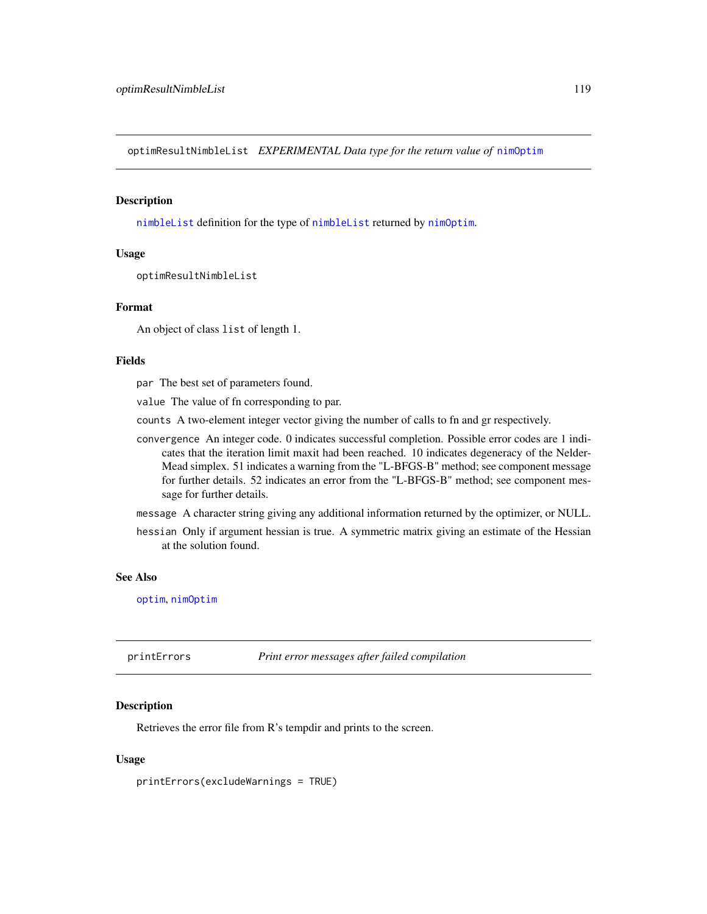## optimResultNimbleList *EXPERIMENTAL Data type for the return value of* nimOptim

### Description

nimbleList definition for the type of nimbleList returned by nimOptim.

### Usage

```
optimResultNimbleList
```

### Format

An object of class list of length 1.

### Fields

- `par` The best set of parameters found.
- `value` The value of fn corresponding to par.
- `counts` A two-element integer vector giving the number of calls to fn and gr respectively.
- `convergence` An integer code. 0 indicates successful completion. Possible error codes are 1 indicates that the iteration limit maxit had been reached. 10 indicates degeneracy of the Nelder-Mead simplex. 51 indicates a warning from the "L-BFGS-B" method; see component message for further details. 52 indicates an error from the "L-BFGS-B" method; see component message for further details.
- `message` A character string giving any additional information returned by the optimizer, or NULL.
- `hessian` Only if argument hessian is true. A symmetric matrix giving an estimate of the Hessian at the solution found.

### See Also

optim, nimOptim

## printErrors *Print error messages after failed compilation*

### Description

Retrieves the error file from R's tempdir and prints to the screen.

### Usage

```
printErrors(excludeWarnings = TRUE)
```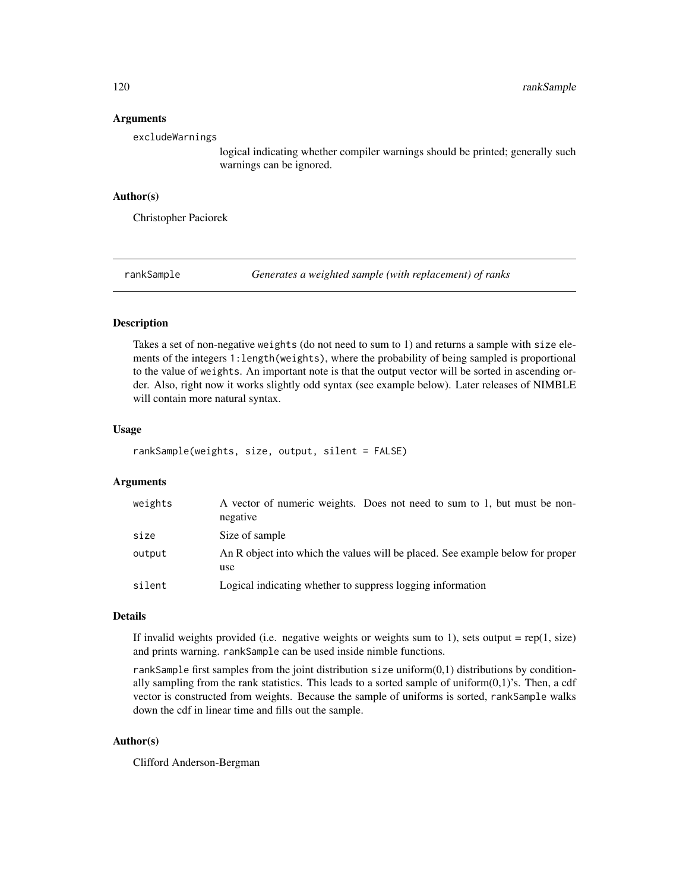### Arguments

excludeWarnings
: logical indicating whether compiler warnings should be printed; generally such warnings can be ignored.

### Author(s)

Christopher Paciorek

---

## rankSample — *Generates a weighted sample (with replacement) of ranks*

---

### Description

Takes a set of non-negative `weights` (do not need to sum to 1) and returns a sample with `size` elements of the integers `1:length(weights)`, where the probability of being sampled is proportional to the value of `weights`. An important note is that the output vector will be sorted in ascending order. Also, right now it works slightly odd syntax (see example below). Later releases of NIMBLE will contain more natural syntax.

### Usage

```
rankSample(weights, size, output, silent = FALSE)
```

### Arguments

| | |
|---|---|
| weights | A vector of numeric weights. Does not need to sum to 1, but must be non-negative |
| size | Size of sample |
| output | An R object into which the values will be placed. See example below for proper use |
| silent | Logical indicating whether to suppress logging information |

### Details

If invalid weights provided (i.e. negative weights or weights sum to 1), sets output = rep(1, size) and prints warning. `rankSample` can be used inside nimble functions.

`rankSample` first samples from the joint distribution `size` uniform(0,1) distributions by conditionally sampling from the rank statistics. This leads to a sorted sample of uniform(0,1)'s. Then, a cdf vector is constructed from weights. Because the sample of uniforms is sorted, `rankSample` walks down the cdf in linear time and fills out the sample.

### Author(s)

Clifford Anderson-Bergman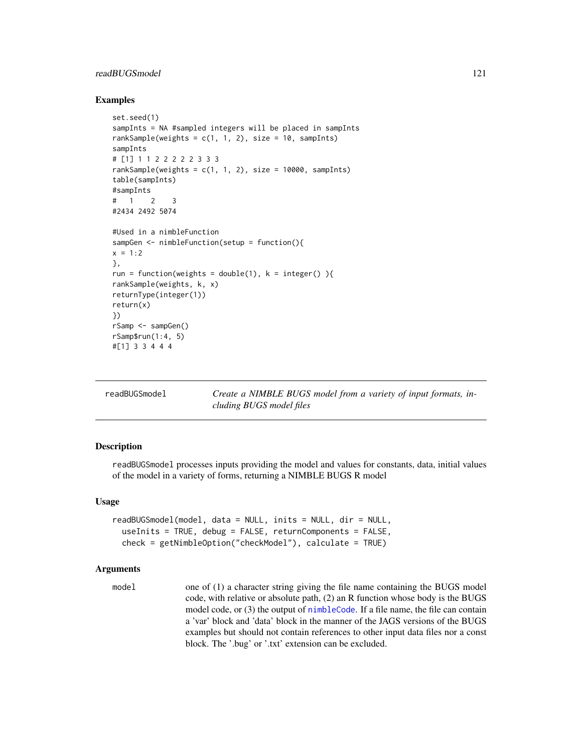### Examples

```
set.seed(1)
sampInts = NA #sampled integers will be placed in sampInts
rankSample(weights = c(1, 1, 2), size = 10, sampInts)
sampInts
# [1] 1 1 2 2 2 2 2 3 3 3
rankSample(weights = c(1, 1, 2), size = 10000, sampInts)
table(sampInts)
#sampInts
#   1    2    3
#2434 2492 5074

#Used in a nimbleFunction
sampGen <- nimbleFunction(setup = function(){
x = 1:2
},
run = function(weights = double(1), k = integer() ){
rankSample(weights, k, x)
returnType(integer(1))
return(x)
})
rSamp <- sampGen()
rSamp$run(1:4, 5)
#[1] 3 3 4 4 4
```

---

## readBUGSmodel — *Create a NIMBLE BUGS model from a variety of input formats, including BUGS model files*

### Description

readBUGSmodel processes inputs providing the model and values for constants, data, initial values of the model in a variety of forms, returning a NIMBLE BUGS R model

### Usage

```
readBUGSmodel(model, data = NULL, inits = NULL, dir = NULL,
  useInits = TRUE, debug = FALSE, returnComponents = FALSE,
  check = getNimbleOption("checkModel"), calculate = TRUE)
```

### Arguments

| | |
|---|---|
| model | one of (1) a character string giving the file name containing the BUGS model code, with relative or absolute path, (2) an R function whose body is the BUGS model code, or (3) the output of nimbleCode. If a file name, the file can contain a 'var' block and 'data' block in the manner of the JAGS versions of the BUGS examples but should not contain references to other input data files nor a const block. The '.bug' or '.txt' extension can be excluded. |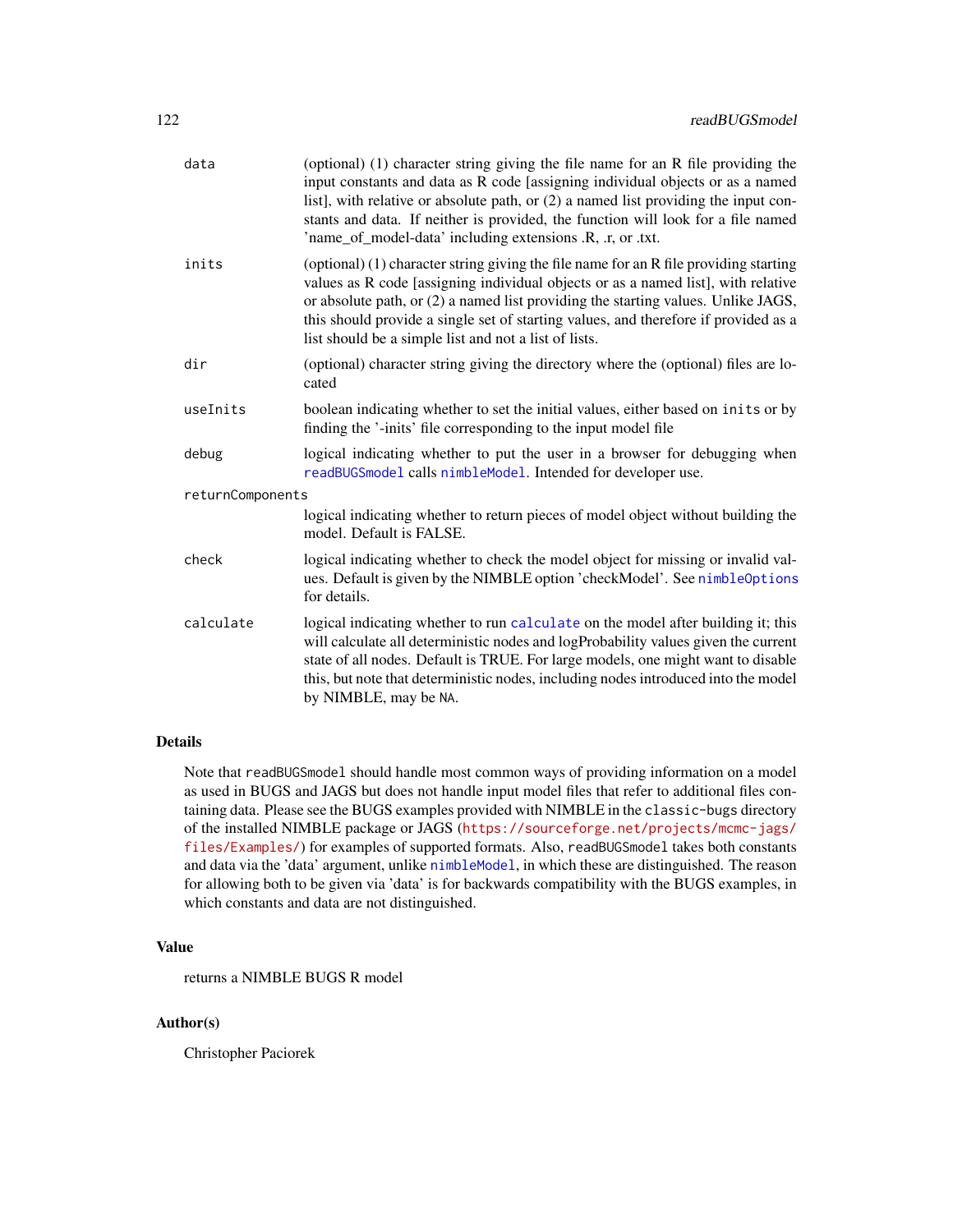| | |
|---|---|
| `data` | (optional) (1) character string giving the file name for an R file providing the input constants and data as R code [assigning individual objects or as a named list], with relative or absolute path, or (2) a named list providing the input constants and data. If neither is provided, the function will look for a file named 'name_of_model-data' including extensions .R, .r, or .txt. |
| `inits` | (optional) (1) character string giving the file name for an R file providing starting values as R code [assigning individual objects or as a named list], with relative or absolute path, or (2) a named list providing the starting values. Unlike JAGS, this should provide a single set of starting values, and therefore if provided as a list should be a simple list and not a list of lists. |
| `dir` | (optional) character string giving the directory where the (optional) files are located |
| `useInits` | boolean indicating whether to set the initial values, either based on `inits` or by finding the '-inits' file corresponding to the input model file |
| `debug` | logical indicating whether to put the user in a browser for debugging when `readBUGSmodel` calls `nimbleModel`. Intended for developer use. |
| `returnComponents` | logical indicating whether to return pieces of model object without building the model. Default is FALSE. |
| `check` | logical indicating whether to check the model object for missing or invalid values. Default is given by the NIMBLE option 'checkModel'. See `nimbleOptions` for details. |
| `calculate` | logical indicating whether to run `calculate` on the model after building it; this will calculate all deterministic nodes and logProbability values given the current state of all nodes. Default is TRUE. For large models, one might want to disable this, but note that deterministic nodes, including nodes introduced into the model by NIMBLE, may be `NA`. |

## Details

Note that `readBUGSmodel` should handle most common ways of providing information on a model as used in BUGS and JAGS but does not handle input model files that refer to additional files containing data. Please see the BUGS examples provided with NIMBLE in the `classic-bugs` directory of the installed NIMBLE package or JAGS (`https://sourceforge.net/projects/mcmc-jags/files/Examples/`) for examples of supported formats. Also, `readBUGSmodel` takes both constants and data via the 'data' argument, unlike `nimbleModel`, in which these are distinguished. The reason for allowing both to be given via 'data' is for backwards compatibility with the BUGS examples, in which constants and data are not distinguished.

## Value

returns a NIMBLE BUGS R model

## Author(s)

Christopher Paciorek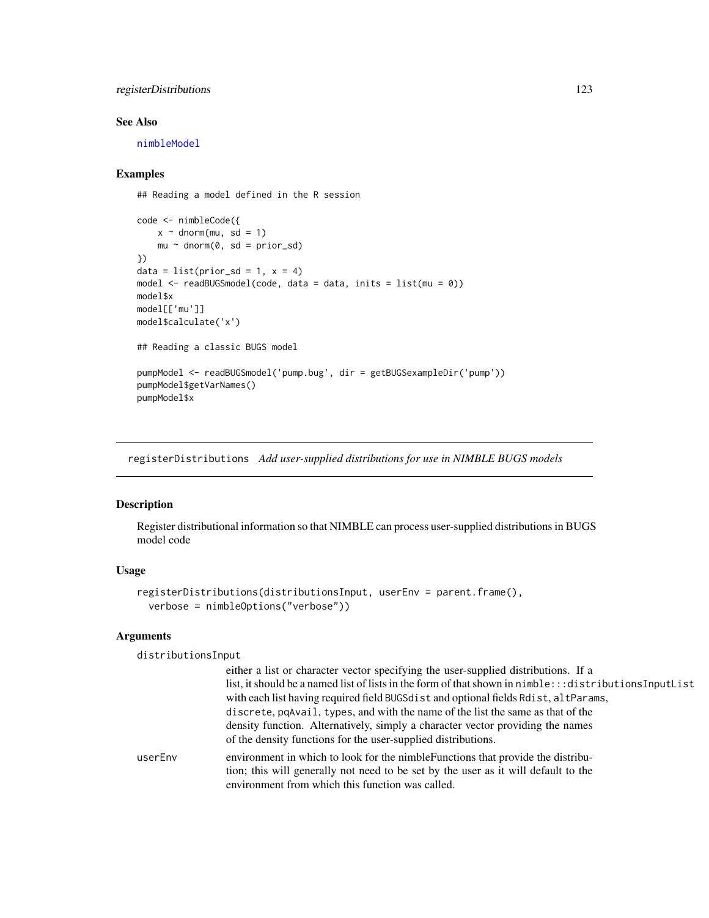## See Also

nimbleModel

## Examples

```
## Reading a model defined in the R session

code <- nimbleCode({
    x ~ dnorm(mu, sd = 1)
    mu ~ dnorm(0, sd = prior_sd)
})
data = list(prior_sd = 1, x = 4)
model <- readBUGSmodel(code, data = data, inits = list(mu = 0))
model$x
model[['mu']]
model$calculate('x')

## Reading a classic BUGS model

pumpModel <- readBUGSmodel('pump.bug', dir = getBUGSexampleDir('pump'))
pumpModel$getVarNames()
pumpModel$x
```

---

# registerDistributions *Add user-supplied distributions for use in NIMBLE BUGS models*

## Description

Register distributional information so that NIMBLE can process user-supplied distributions in BUGS model code

## Usage

```
registerDistributions(distributionsInput, userEnv = parent.frame(),
  verbose = nimbleOptions("verbose"))
```

## Arguments

| | |
|---|---|
| distributionsInput | either a list or character vector specifying the user-supplied distributions. If a list, it should be a named list of lists in the form of that shown in `nimble:::distributionsInputList` with each list having required field `BUGSdist` and optional fields `Rdist`, `altParams`, `discrete`, `pqAvail`, `types`, and with the name of the list the same as that of the density function. Alternatively, simply a character vector providing the names of the density functions for the user-supplied distributions. |
| userEnv | environment in which to look for the nimbleFunctions that provide the distribution; this will generally not need to be set by the user as it will default to the environment from which this function was called. |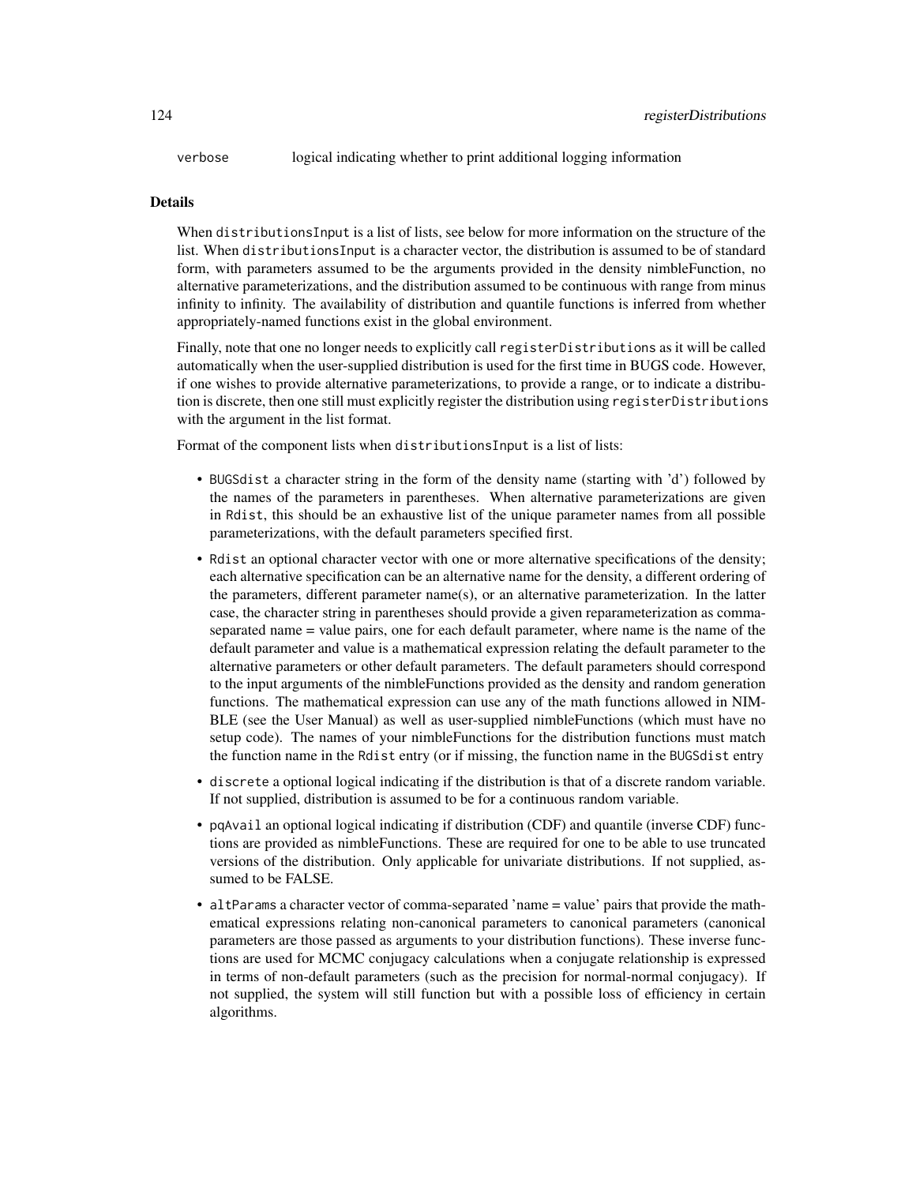verbose logical indicating whether to print additional logging information

## Details

When distributionsInput is a list of lists, see below for more information on the structure of the list. When distributionsInput is a character vector, the distribution is assumed to be of standard form, with parameters assumed to be the arguments provided in the density nimbleFunction, no alternative parameterizations, and the distribution assumed to be continuous with range from minus infinity to infinity. The availability of distribution and quantile functions is inferred from whether appropriately-named functions exist in the global environment.

Finally, note that one no longer needs to explicitly call registerDistributions as it will be called automatically when the user-supplied distribution is used for the first time in BUGS code. However, if one wishes to provide alternative parameterizations, to provide a range, or to indicate a distribution is discrete, then one still must explicitly register the distribution using registerDistributions with the argument in the list format.

Format of the component lists when distributionsInput is a list of lists:

- BUGSdist a character string in the form of the density name (starting with 'd') followed by the names of the parameters in parentheses. When alternative parameterizations are given in Rdist, this should be an exhaustive list of the unique parameter names from all possible parameterizations, with the default parameters specified first.
- Rdist an optional character vector with one or more alternative specifications of the density; each alternative specification can be an alternative name for the density, a different ordering of the parameters, different parameter name(s), or an alternative parameterization. In the latter case, the character string in parentheses should provide a given reparameterization as comma-separated name = value pairs, one for each default parameter, where name is the name of the default parameter and value is a mathematical expression relating the default parameter to the alternative parameters or other default parameters. The default parameters should correspond to the input arguments of the nimbleFunctions provided as the density and random generation functions. The mathematical expression can use any of the math functions allowed in NIMBLE (see the User Manual) as well as user-supplied nimbleFunctions (which must have no setup code). The names of your nimbleFunctions for the distribution functions must match the function name in the Rdist entry (or if missing, the function name in the BUGSdist entry
- discrete a optional logical indicating if the distribution is that of a discrete random variable. If not supplied, distribution is assumed to be for a continuous random variable.
- pqAvail an optional logical indicating if distribution (CDF) and quantile (inverse CDF) functions are provided as nimbleFunctions. These are required for one to be able to use truncated versions of the distribution. Only applicable for univariate distributions. If not supplied, assumed to be FALSE.
- altParams a character vector of comma-separated 'name = value' pairs that provide the mathematical expressions relating non-canonical parameters to canonical parameters (canonical parameters are those passed as arguments to your distribution functions). These inverse functions are used for MCMC conjugacy calculations when a conjugate relationship is expressed in terms of non-default parameters (such as the precision for normal-normal conjugacy). If not supplied, the system will still function but with a possible loss of efficiency in certain algorithms.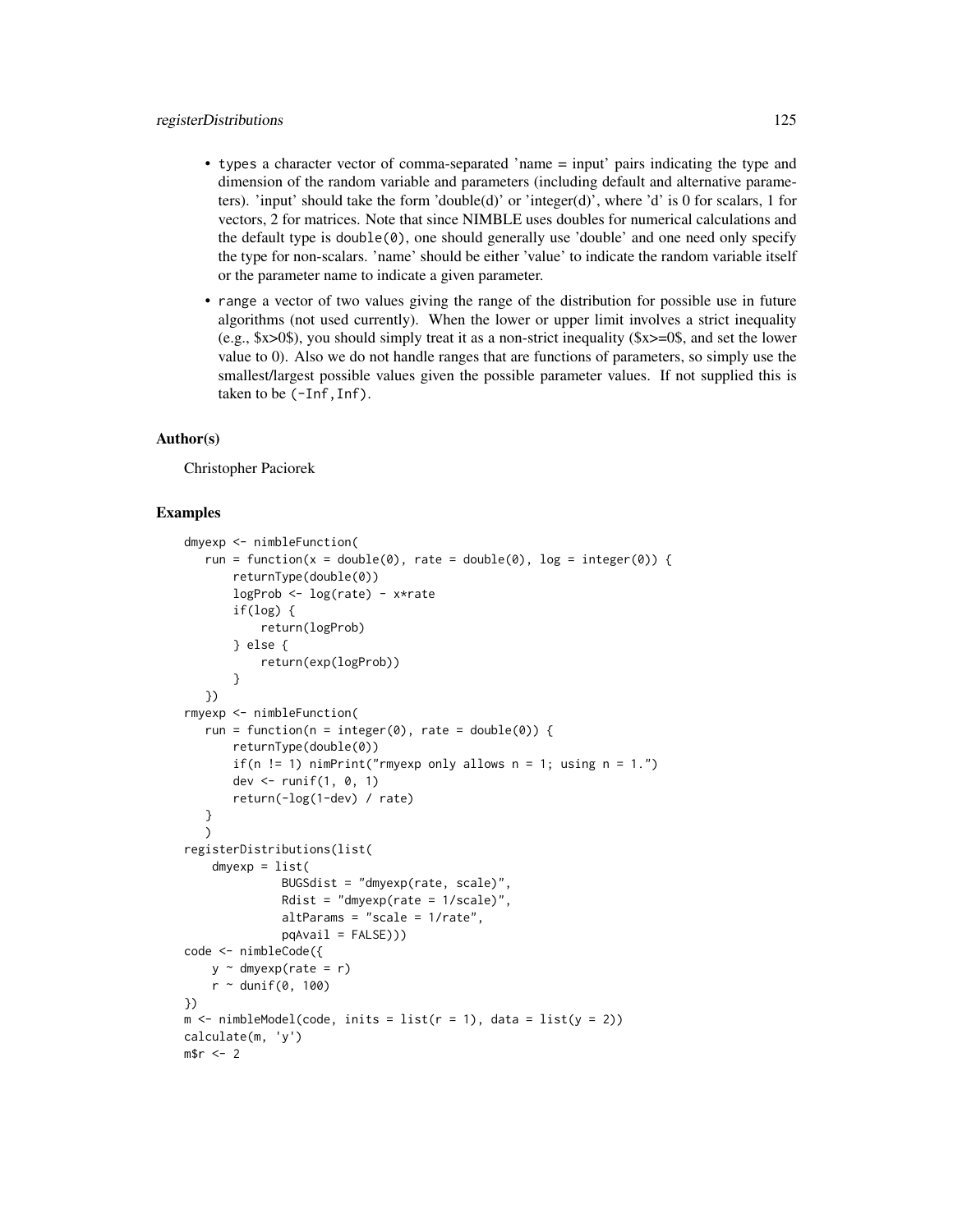- `types` a character vector of comma-separated 'name = input' pairs indicating the type and dimension of the random variable and parameters (including default and alternative parameters). 'input' should take the form 'double(d)' or 'integer(d)', where 'd' is 0 for scalars, 1 for vectors, 2 for matrices. Note that since NIMBLE uses doubles for numerical calculations and the default type is `double(0)`, one should generally use 'double' and one need only specify the type for non-scalars. 'name' should be either 'value' to indicate the random variable itself or the parameter name to indicate a given parameter.
- `range` a vector of two values giving the range of the distribution for possible use in future algorithms (not used currently). When the lower or upper limit involves a strict inequality (e.g., $x>0$), you should simply treat it as a non-strict inequality ($x>=0$, and set the lower value to 0). Also we do not handle ranges that are functions of parameters, so simply use the smallest/largest possible values given the possible parameter values. If not supplied this is taken to be `(-Inf,Inf)`.

### Author(s)

Christopher Paciorek

### Examples

```
dmyexp <- nimbleFunction(
   run = function(x = double(0), rate = double(0), log = integer(0)) {
       returnType(double(0))
       logProb <- log(rate) - x*rate
       if(log) {
           return(logProb)
       } else {
           return(exp(logProb))
       }
   })
rmyexp <- nimbleFunction(
   run = function(n = integer(0), rate = double(0)) {
       returnType(double(0))
       if(n != 1) nimPrint("rmyexp only allows n = 1; using n = 1.")
       dev <- runif(1, 0, 1)
       return(-log(1-dev) / rate)
   }
   )
registerDistributions(list(
    dmyexp = list(
              BUGSdist = "dmyexp(rate, scale)",
              Rdist = "dmyexp(rate = 1/scale)",
              altParams = "scale = 1/rate",
              pqAvail = FALSE)))
code <- nimbleCode({
    y ~ dmyexp(rate = r)
    r ~ dunif(0, 100)
})
m <- nimbleModel(code, inits = list(r = 1), data = list(y = 2))
calculate(m, 'y')
m$r <- 2
```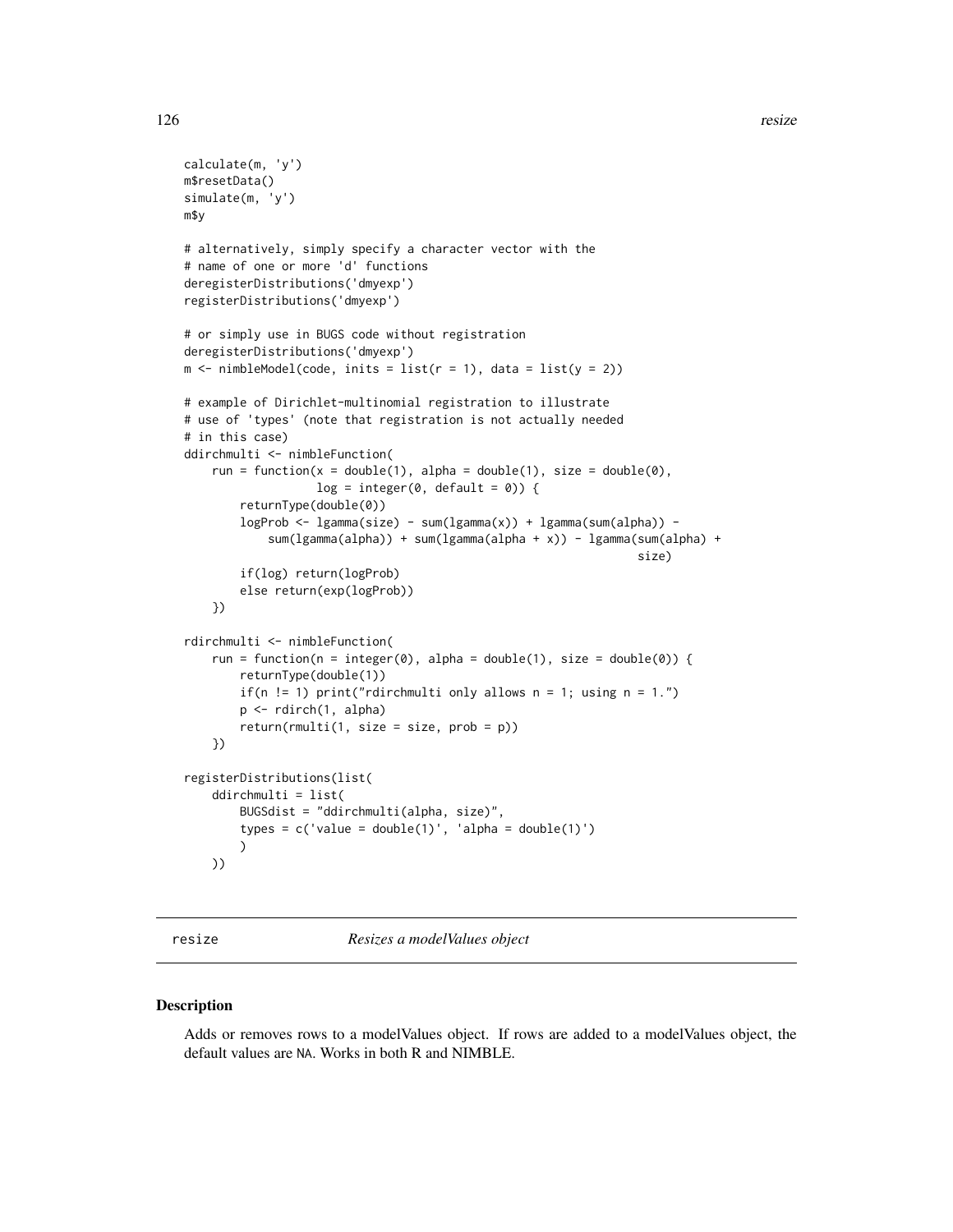```
calculate(m, 'y')
m$resetData()
simulate(m, 'y')
m$y

# alternatively, simply specify a character vector with the
# name of one or more 'd' functions
deregisterDistributions('dmyexp')
registerDistributions('dmyexp')

# or simply use in BUGS code without registration
deregisterDistributions('dmyexp')
m <- nimbleModel(code, inits = list(r = 1), data = list(y = 2))

# example of Dirichlet-multinomial registration to illustrate
# use of 'types' (note that registration is not actually needed
# in this case)
ddirchmulti <- nimbleFunction(
    run = function(x = double(1), alpha = double(1), size = double(0),
                   log = integer(0, default = 0)) {
        returnType(double(0))
        logProb <- lgamma(size) - sum(lgamma(x)) + lgamma(sum(alpha)) -
            sum(lgamma(alpha)) + sum(lgamma(alpha + x)) - lgamma(sum(alpha) +
                                                                   size)
        if(log) return(logProb)
        else return(exp(logProb))
    })

rdirchmulti <- nimbleFunction(
    run = function(n = integer(0), alpha = double(1), size = double(0)) {
        returnType(double(1))
        if(n != 1) print("rdirchmulti only allows n = 1; using n = 1.")
        p <- rdirch(1, alpha)
        return(rmulti(1, size = size, prob = p))
    })

registerDistributions(list(
    ddirchmulti = list(
        BUGSdist = "ddirchmulti(alpha, size)",
        types = c('value = double(1)', 'alpha = double(1)')
        )
    ))
```

## resize — *Resizes a modelValues object*

### Description

Adds or removes rows to a modelValues object. If rows are added to a modelValues object, the default values are NA. Works in both R and NIMBLE.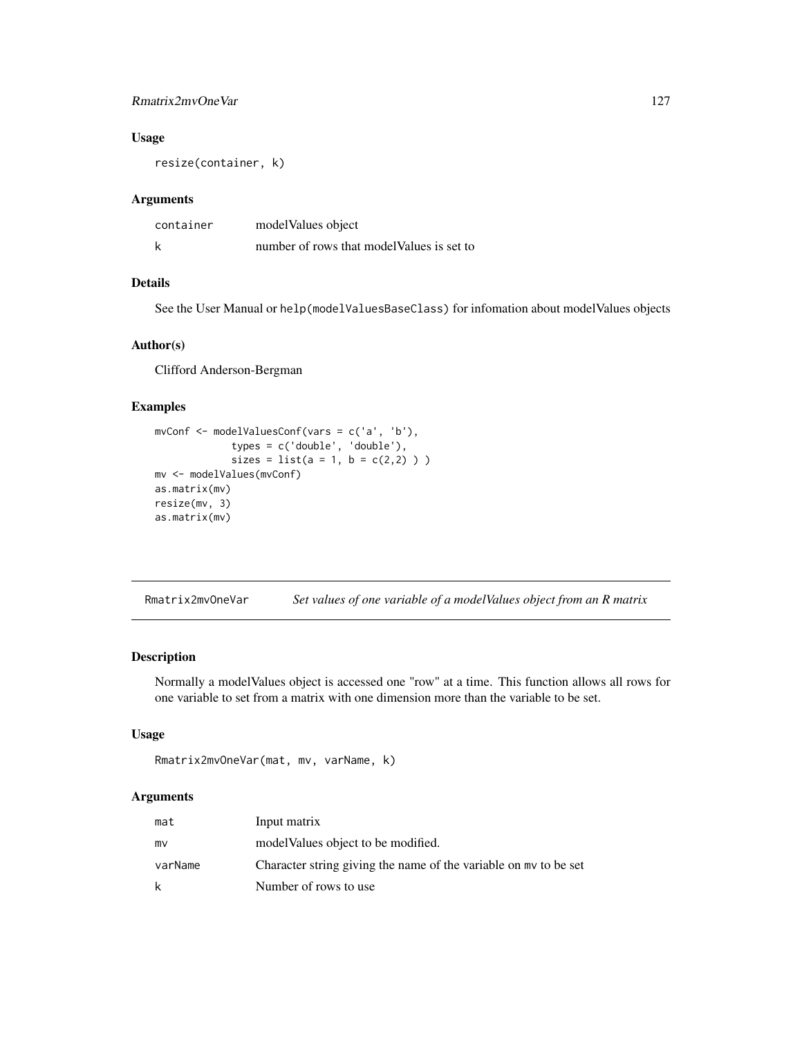### Usage

```
resize(container, k)
```

### Arguments

| | |
|---|---|
| container | modelValues object |
| k | number of rows that modelValues is set to |

### Details

See the User Manual or `help(modelValuesBaseClass)` for infomation about modelValues objects

### Author(s)

Clifford Anderson-Bergman

### Examples

```
mvConf <- modelValuesConf(vars = c('a', 'b'),
            types = c('double', 'double'),
            sizes = list(a = 1, b = c(2,2) ) )
mv <- modelValues(mvConf)
as.matrix(mv)
resize(mv, 3)
as.matrix(mv)
```

---

## Rmatrix2mvOneVar    *Set values of one variable of a modelValues object from an R matrix*

---

### Description

Normally a modelValues object is accessed one "row" at a time. This function allows all rows for one variable to set from a matrix with one dimension more than the variable to be set.

### Usage

```
Rmatrix2mvOneVar(mat, mv, varName, k)
```

### Arguments

| | |
|---|---|
| mat | Input matrix |
| mv | modelValues object to be modified. |
| varName | Character string giving the name of the variable on `mv` to be set |
| k | Number of rows to use |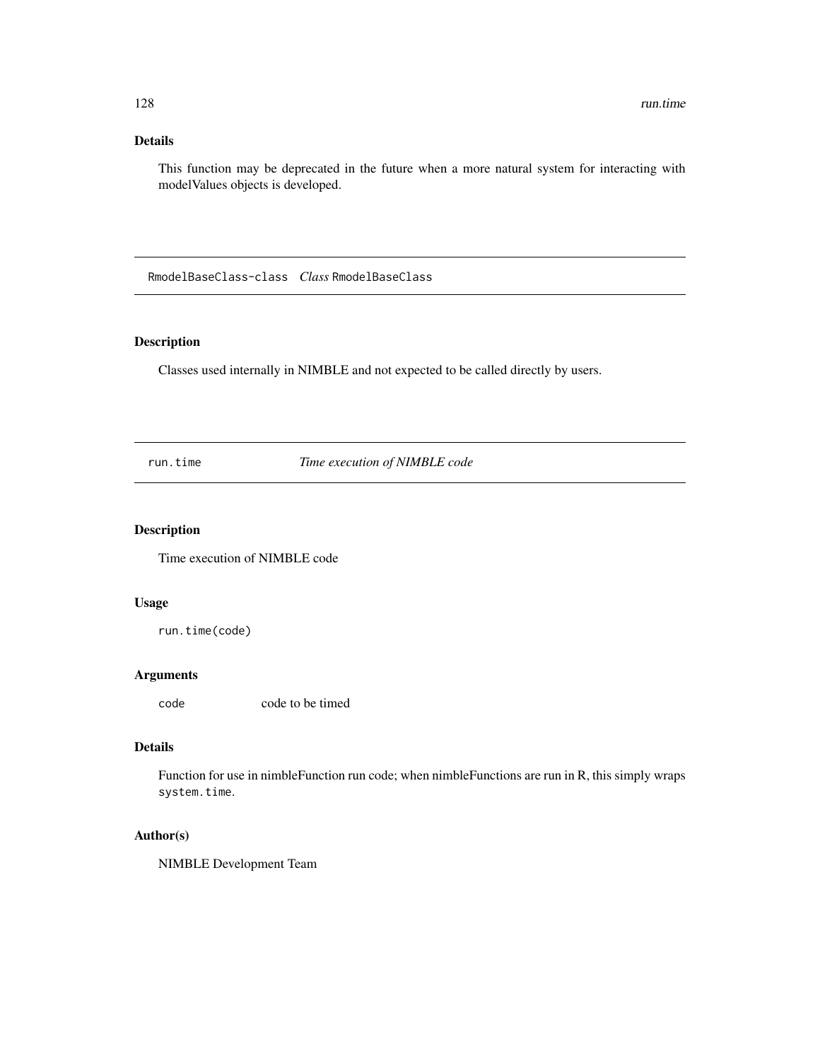### Details

This function may be deprecated in the future when a more natural system for interacting with modelValues objects is developed.

---

## RmodelBaseClass-class    *Class* `RmodelBaseClass`

### Description

Classes used internally in NIMBLE and not expected to be called directly by users.

---

## run.time    *Time execution of NIMBLE code*

### Description

Time execution of NIMBLE code

### Usage

```
run.time(code)
```

### Arguments

| | |
|---|---|
| `code` | code to be timed |

### Details

Function for use in nimbleFunction run code; when nimbleFunctions are run in R, this simply wraps `system.time`.

### Author(s)

NIMBLE Development Team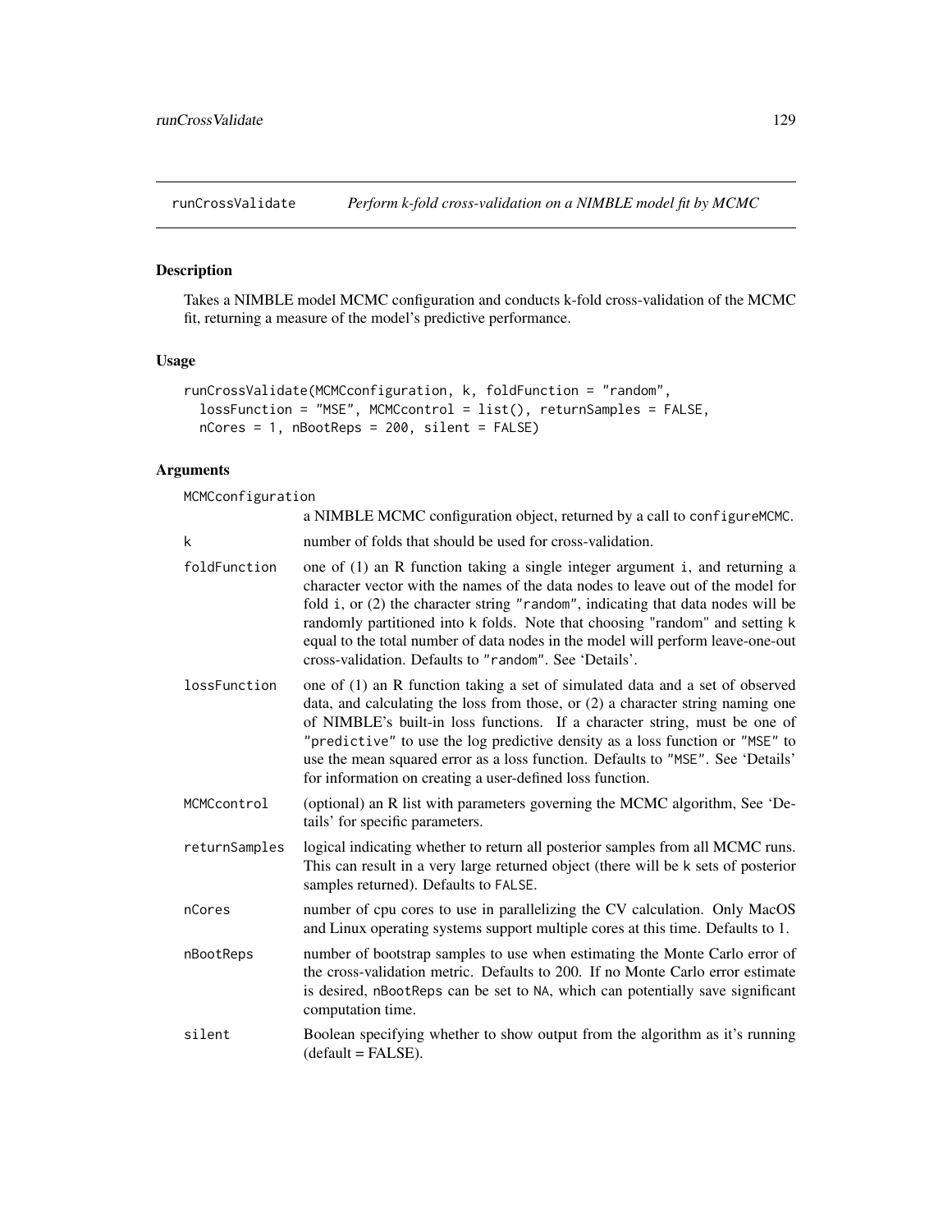## runCrossValidate *Perform k-fold cross-validation on a NIMBLE model fit by MCMC*

### Description

Takes a NIMBLE model MCMC configuration and conducts k-fold cross-validation of the MCMC fit, returning a measure of the model's predictive performance.

### Usage

```
runCrossValidate(MCMCconfiguration, k, foldFunction = "random",
  lossFunction = "MSE", MCMCcontrol = list(), returnSamples = FALSE,
  nCores = 1, nBootReps = 200, silent = FALSE)
```

### Arguments

| | |
|---|---|
| MCMCconfiguration | a NIMBLE MCMC configuration object, returned by a call to `configureMCMC`. |
| k | number of folds that should be used for cross-validation. |
| foldFunction | one of (1) an R function taking a single integer argument `i`, and returning a character vector with the names of the data nodes to leave out of the model for fold `i`, or (2) the character string `"random"`, indicating that data nodes will be randomly partitioned into `k` folds. Note that choosing "random" and setting `k` equal to the total number of data nodes in the model will perform leave-one-out cross-validation. Defaults to `"random"`. See 'Details'. |
| lossFunction | one of (1) an R function taking a set of simulated data and a set of observed data, and calculating the loss from those, or (2) a character string naming one of NIMBLE's built-in loss functions. If a character string, must be one of `"predictive"` to use the log predictive density as a loss function or `"MSE"` to use the mean squared error as a loss function. Defaults to `"MSE"`. See 'Details' for information on creating a user-defined loss function. |
| MCMCcontrol | (optional) an R list with parameters governing the MCMC algorithm, See 'Details' for specific parameters. |
| returnSamples | logical indicating whether to return all posterior samples from all MCMC runs. This can result in a very large returned object (there will be `k` sets of posterior samples returned). Defaults to `FALSE`. |
| nCores | number of cpu cores to use in parallelizing the CV calculation. Only MacOS and Linux operating systems support multiple cores at this time. Defaults to 1. |
| nBootReps | number of bootstrap samples to use when estimating the Monte Carlo error of the cross-validation metric. Defaults to 200. If no Monte Carlo error estimate is desired, `nBootReps` can be set to `NA`, which can potentially save significant computation time. |
| silent | Boolean specifying whether to show output from the algorithm as it's running (default = FALSE). |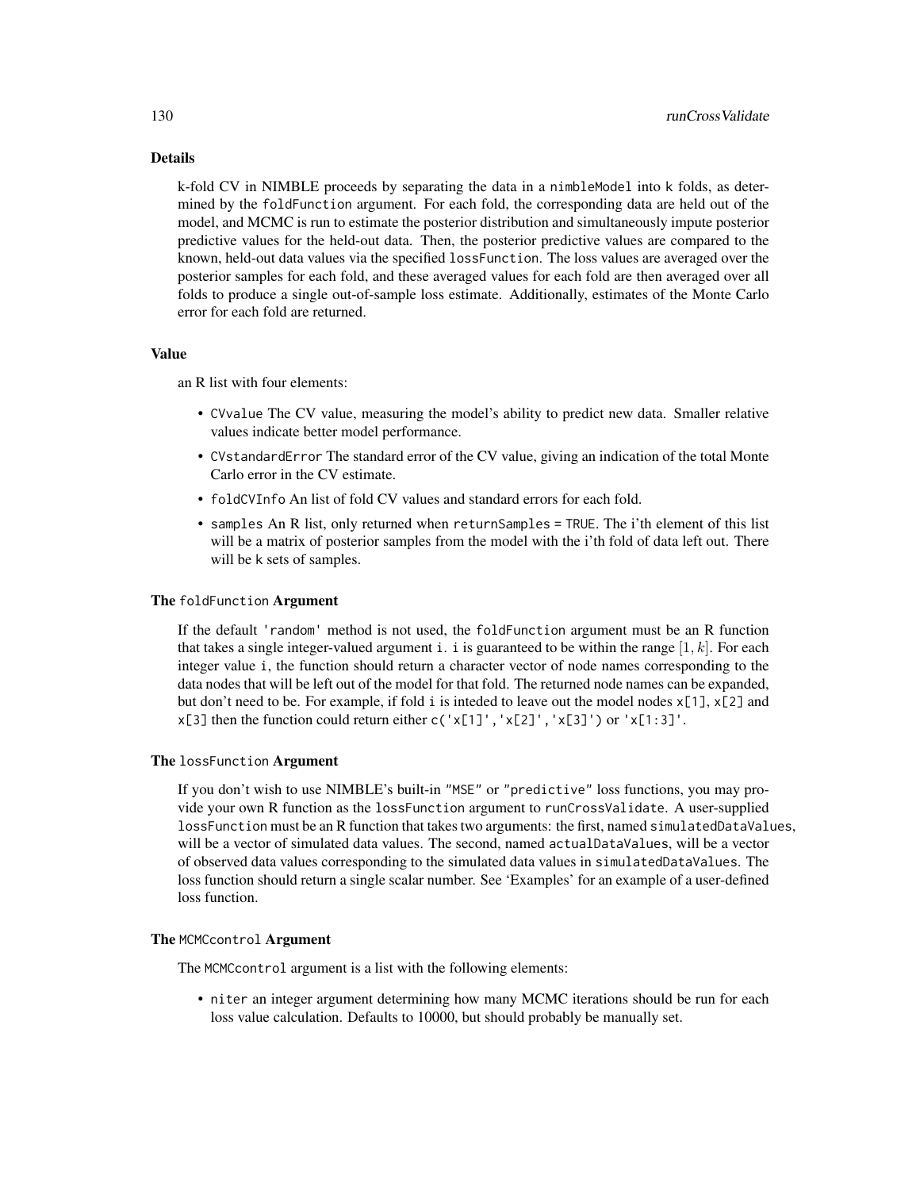## Details

k-fold CV in NIMBLE proceeds by separating the data in a `nimbleModel` into `k` folds, as determined by the `foldFunction` argument. For each fold, the corresponding data are held out of the model, and MCMC is run to estimate the posterior distribution and simultaneously impute posterior predictive values for the held-out data. Then, the posterior predictive values are compared to the known, held-out data values via the specified `lossFunction`. The loss values are averaged over the posterior samples for each fold, and these averaged values for each fold are then averaged over all folds to produce a single out-of-sample loss estimate. Additionally, estimates of the Monte Carlo error for each fold are returned.

## Value

an R list with four elements:

- `CVvalue` The CV value, measuring the model's ability to predict new data. Smaller relative values indicate better model performance.
- `CVstandardError` The standard error of the CV value, giving an indication of the total Monte Carlo error in the CV estimate.
- `foldCVInfo` An list of fold CV values and standard errors for each fold.
- `samples` An R list, only returned when `returnSamples = TRUE`. The i'th element of this list will be a matrix of posterior samples from the model with the i'th fold of data left out. There will be `k` sets of samples.

## The `foldFunction` Argument

If the default `'random'` method is not used, the `foldFunction` argument must be an R function that takes a single integer-valued argument `i`. `i` is guaranteed to be within the range $[1, k]$. For each integer value `i`, the function should return a character vector of node names corresponding to the data nodes that will be left out of the model for that fold. The returned node names can be expanded, but don't need to be. For example, if fold `i` is inteded to leave out the model nodes `x[1]`, `x[2]` and `x[3]` then the function could return either `c('x[1]','x[2]','x[3]')` or `'x[1:3]'`.

## The `lossFunction` Argument

If you don't wish to use NIMBLE's built-in `"MSE"` or `"predictive"` loss functions, you may provide your own R function as the `lossFunction` argument to `runCrossValidate`. A user-supplied `lossFunction` must be an R function that takes two arguments: the first, named `simulatedDataValues`, will be a vector of simulated data values. The second, named `actualDataValues`, will be a vector of observed data values corresponding to the simulated data values in `simulatedDataValues`. The loss function should return a single scalar number. See 'Examples' for an example of a user-defined loss function.

## The `MCMCcontrol` Argument

The `MCMCcontrol` argument is a list with the following elements:

- `niter` an integer argument determining how many MCMC iterations should be run for each loss value calculation. Defaults to 10000, but should probably be manually set.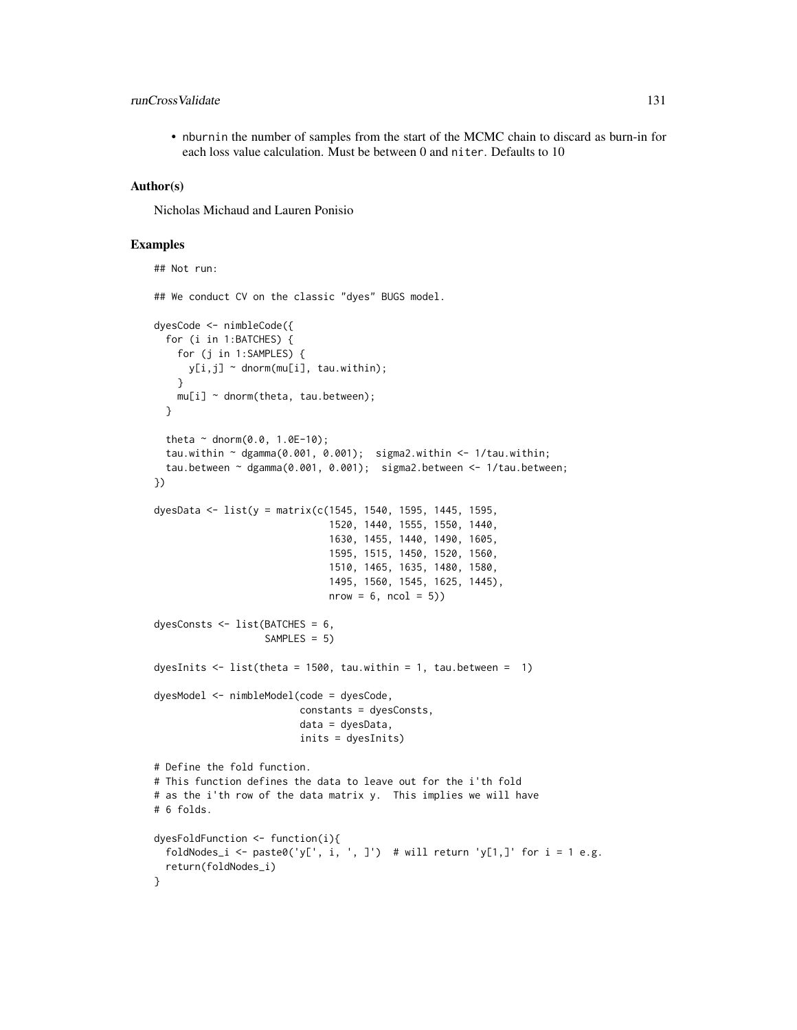- nburnin the number of samples from the start of the MCMC chain to discard as burn-in for each loss value calculation. Must be between 0 and niter. Defaults to 10

### Author(s)

Nicholas Michaud and Lauren Ponisio

### Examples

```
## Not run:

## We conduct CV on the classic "dyes" BUGS model.

dyesCode <- nimbleCode({
  for (i in 1:BATCHES) {
    for (j in 1:SAMPLES) {
      y[i,j] ~ dnorm(mu[i], tau.within);
    }
    mu[i] ~ dnorm(theta, tau.between);
  }

  theta ~ dnorm(0.0, 1.0E-10);
  tau.within ~ dgamma(0.001, 0.001);  sigma2.within <- 1/tau.within;
  tau.between ~ dgamma(0.001, 0.001);  sigma2.between <- 1/tau.between;
})

dyesData <- list(y = matrix(c(1545, 1540, 1595, 1445, 1595,
                              1520, 1440, 1555, 1550, 1440,
                              1630, 1455, 1440, 1490, 1605,
                              1595, 1515, 1450, 1520, 1560,
                              1510, 1465, 1635, 1480, 1580,
                              1495, 1560, 1545, 1625, 1445),
                              nrow = 6, ncol = 5))

dyesConsts <- list(BATCHES = 6,
                   SAMPLES = 5)

dyesInits <- list(theta = 1500, tau.within = 1, tau.between =  1)

dyesModel <- nimbleModel(code = dyesCode,
                         constants = dyesConsts,
                         data = dyesData,
                         inits = dyesInits)

# Define the fold function.
# This function defines the data to leave out for the i'th fold
# as the i'th row of the data matrix y.  This implies we will have
# 6 folds.

dyesFoldFunction <- function(i){
  foldNodes_i <- paste0('y[', i, ', ]')  # will return 'y[1,]' for i = 1 e.g.
  return(foldNodes_i)
}
```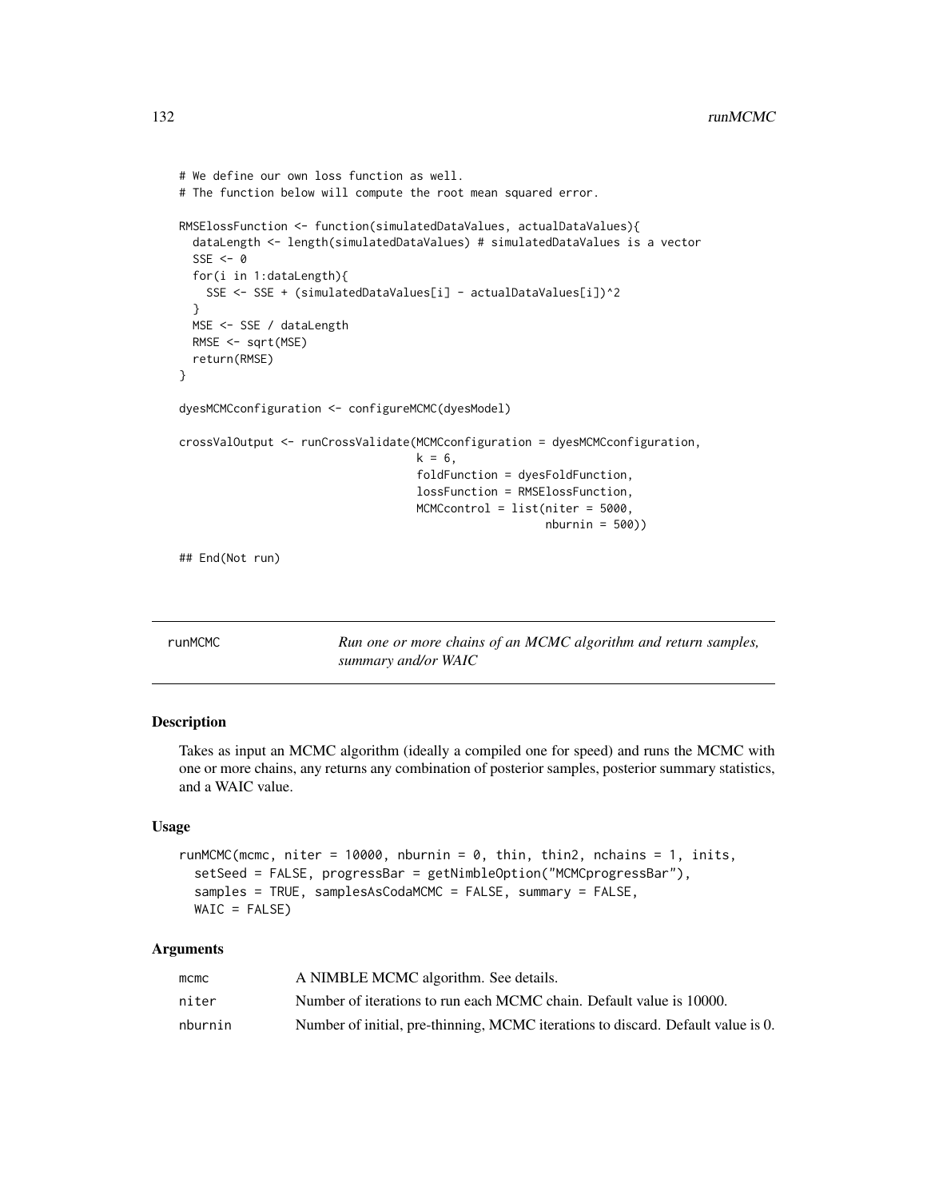```
# We define our own loss function as well.
# The function below will compute the root mean squared error.

RMSElossFunction <- function(simulatedDataValues, actualDataValues){
  dataLength <- length(simulatedDataValues) # simulatedDataValues is a vector
  SSE <- 0
  for(i in 1:dataLength){
    SSE <- SSE + (simulatedDataValues[i] - actualDataValues[i])^2
  }
  MSE <- SSE / dataLength
  RMSE <- sqrt(MSE)
  return(RMSE)
}

dyesMCMCconfiguration <- configureMCMC(dyesModel)

crossValOutput <- runCrossValidate(MCMCconfiguration = dyesMCMCconfiguration,
                                   k = 6,
                                   foldFunction = dyesFoldFunction,
                                   lossFunction = RMSElossFunction,
                                   MCMCcontrol = list(niter = 5000,
                                                      nburnin = 500))

## End(Not run)
```

---

## runMCMC — *Run one or more chains of an MCMC algorithm and return samples, summary and/or WAIC*

### Description

Takes as input an MCMC algorithm (ideally a compiled one for speed) and runs the MCMC with one or more chains, any returns any combination of posterior samples, posterior summary statistics, and a WAIC value.

### Usage

```
runMCMC(mcmc, niter = 10000, nburnin = 0, thin, thin2, nchains = 1, inits,
  setSeed = FALSE, progressBar = getNimbleOption("MCMCprogressBar"),
  samples = TRUE, samplesAsCodaMCMC = FALSE, summary = FALSE,
  WAIC = FALSE)
```

### Arguments

| | |
|---|---|
| mcmc | A NIMBLE MCMC algorithm. See details. |
| niter | Number of iterations to run each MCMC chain. Default value is 10000. |
| nburnin | Number of initial, pre-thinning, MCMC iterations to discard. Default value is 0. |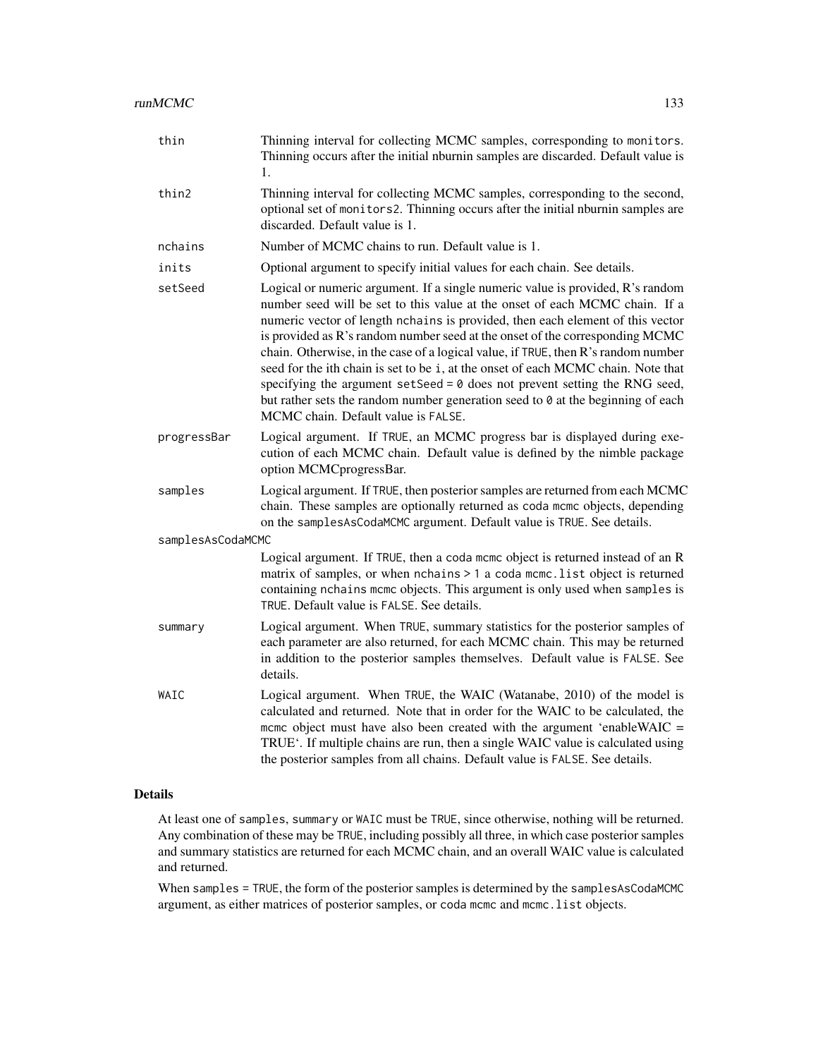| | |
|---|---|
| `thin` | Thinning interval for collecting MCMC samples, corresponding to `monitors`. Thinning occurs after the initial nburnin samples are discarded. Default value is 1. |
| `thin2` | Thinning interval for collecting MCMC samples, corresponding to the second, optional set of `monitors2`. Thinning occurs after the initial nburnin samples are discarded. Default value is 1. |
| `nchains` | Number of MCMC chains to run. Default value is 1. |
| `inits` | Optional argument to specify initial values for each chain. See details. |
| `setSeed` | Logical or numeric argument. If a single numeric value is provided, R's random number seed will be set to this value at the onset of each MCMC chain. If a numeric vector of length `nchains` is provided, then each element of this vector is provided as R's random number seed at the onset of the corresponding MCMC chain. Otherwise, in the case of a logical value, if `TRUE`, then R's random number seed for the ith chain is set to be `i`, at the onset of each MCMC chain. Note that specifying the argument `setSeed = 0` does not prevent setting the RNG seed, but rather sets the random number generation seed to `0` at the beginning of each MCMC chain. Default value is `FALSE`. |
| `progressBar` | Logical argument. If `TRUE`, an MCMC progress bar is displayed during execution of each MCMC chain. Default value is defined by the nimble package option MCMCprogressBar. |
| `samples` | Logical argument. If `TRUE`, then posterior samples are returned from each MCMC chain. These samples are optionally returned as `coda` `mcmc` objects, depending on the `samplesAsCodaMCMC` argument. Default value is `TRUE`. See details. |
| `samplesAsCodaMCMC` | Logical argument. If `TRUE`, then a `coda` `mcmc` object is returned instead of an R matrix of samples, or when `nchains > 1` a `coda` `mcmc.list` object is returned containing `nchains` `mcmc` objects. This argument is only used when `samples` is `TRUE`. Default value is `FALSE`. See details. |
| `summary` | Logical argument. When `TRUE`, summary statistics for the posterior samples of each parameter are also returned, for each MCMC chain. This may be returned in addition to the posterior samples themselves. Default value is `FALSE`. See details. |
| `WAIC` | Logical argument. When `TRUE`, the WAIC (Watanabe, 2010) of the model is calculated and returned. Note that in order for the WAIC to be calculated, the `mcmc` object must have also been created with the argument 'enableWAIC = TRUE'. If multiple chains are run, then a single WAIC value is calculated using the posterior samples from all chains. Default value is `FALSE`. See details. |

## Details

At least one of `samples`, `summary` or `WAIC` must be `TRUE`, since otherwise, nothing will be returned. Any combination of these may be `TRUE`, including possibly all three, in which case posterior samples and summary statistics are returned for each MCMC chain, and an overall WAIC value is calculated and returned.

When `samples = TRUE`, the form of the posterior samples is determined by the `samplesAsCodaMCMC` argument, as either matrices of posterior samples, or `coda` `mcmc` and `mcmc.list` objects.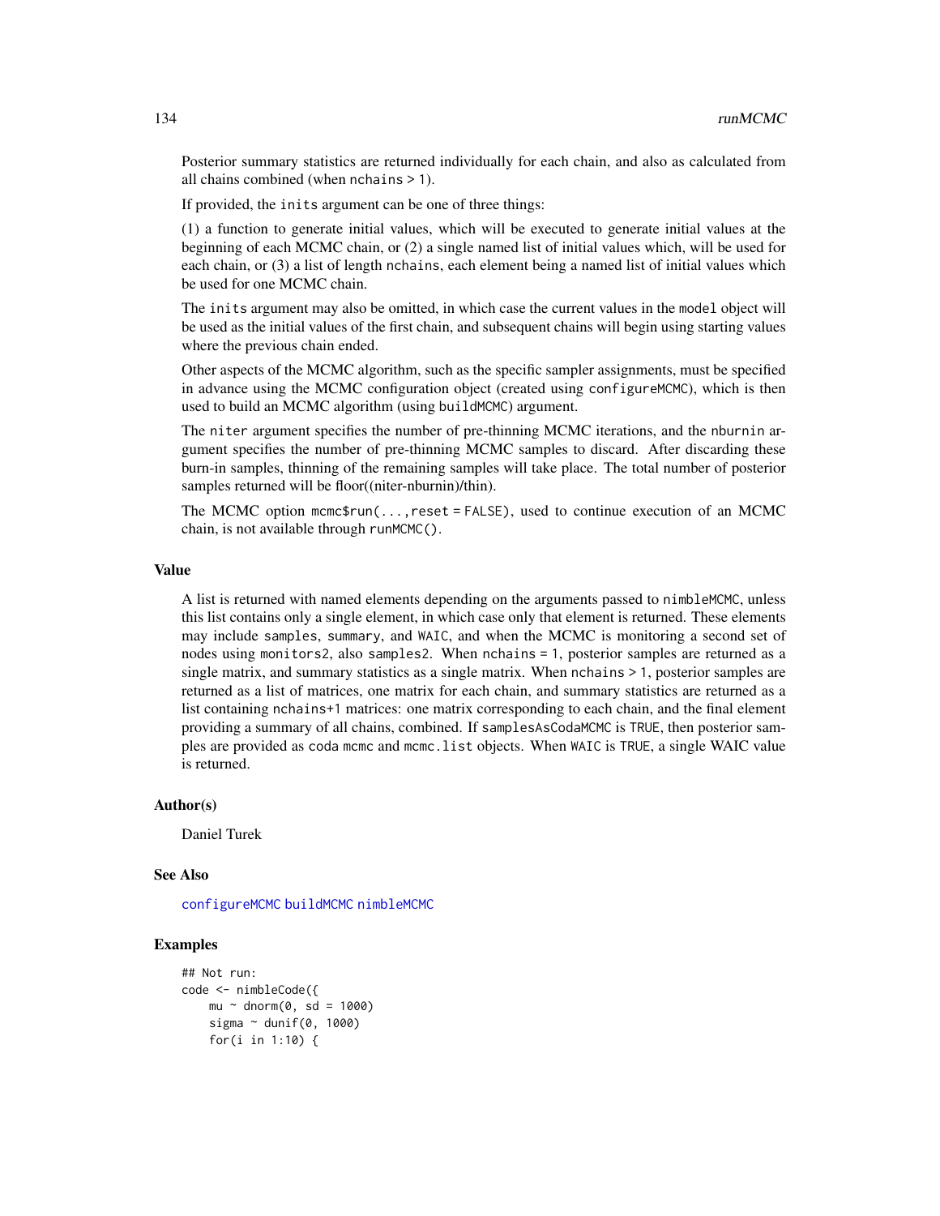Posterior summary statistics are returned individually for each chain, and also as calculated from all chains combined (when `nchains > 1`).

If provided, the `inits` argument can be one of three things:

(1) a function to generate initial values, which will be executed to generate initial values at the beginning of each MCMC chain, or (2) a single named list of initial values which, will be used for each chain, or (3) a list of length `nchains`, each element being a named list of initial values which be used for one MCMC chain.

The `inits` argument may also be omitted, in which case the current values in the `model` object will be used as the initial values of the first chain, and subsequent chains will begin using starting values where the previous chain ended.

Other aspects of the MCMC algorithm, such as the specific sampler assignments, must be specified in advance using the MCMC configuration object (created using `configureMCMC`), which is then used to build an MCMC algorithm (using `buildMCMC`) argument.

The `niter` argument specifies the number of pre-thinning MCMC iterations, and the `nburnin` argument specifies the number of pre-thinning MCMC samples to discard. After discarding these burn-in samples, thinning of the remaining samples will take place. The total number of posterior samples returned will be floor((niter-nburnin)/thin).

The MCMC option `mcmc$run(...,reset = FALSE)`, used to continue execution of an MCMC chain, is not available through `runMCMC()`.

### Value

A list is returned with named elements depending on the arguments passed to `nimbleMCMC`, unless this list contains only a single element, in which case only that element is returned. These elements may include `samples`, `summary`, and `WAIC`, and when the MCMC is monitoring a second set of nodes using `monitors2`, also `samples2`. When `nchains = 1`, posterior samples are returned as a single matrix, and summary statistics as a single matrix. When `nchains > 1`, posterior samples are returned as a list of matrices, one matrix for each chain, and summary statistics are returned as a list containing `nchains+1` matrices: one matrix corresponding to each chain, and the final element providing a summary of all chains, combined. If `samplesAsCodaMCMC` is `TRUE`, then posterior samples are provided as `coda` `mcmc` and `mcmc.list` objects. When `WAIC` is `TRUE`, a single WAIC value is returned.

### Author(s)

Daniel Turek

### See Also

configureMCMC buildMCMC nimbleMCMC

### Examples

```
## Not run:
code <- nimbleCode({
    mu ~ dnorm(0, sd = 1000)
    sigma ~ dunif(0, 1000)
    for(i in 1:10) {
```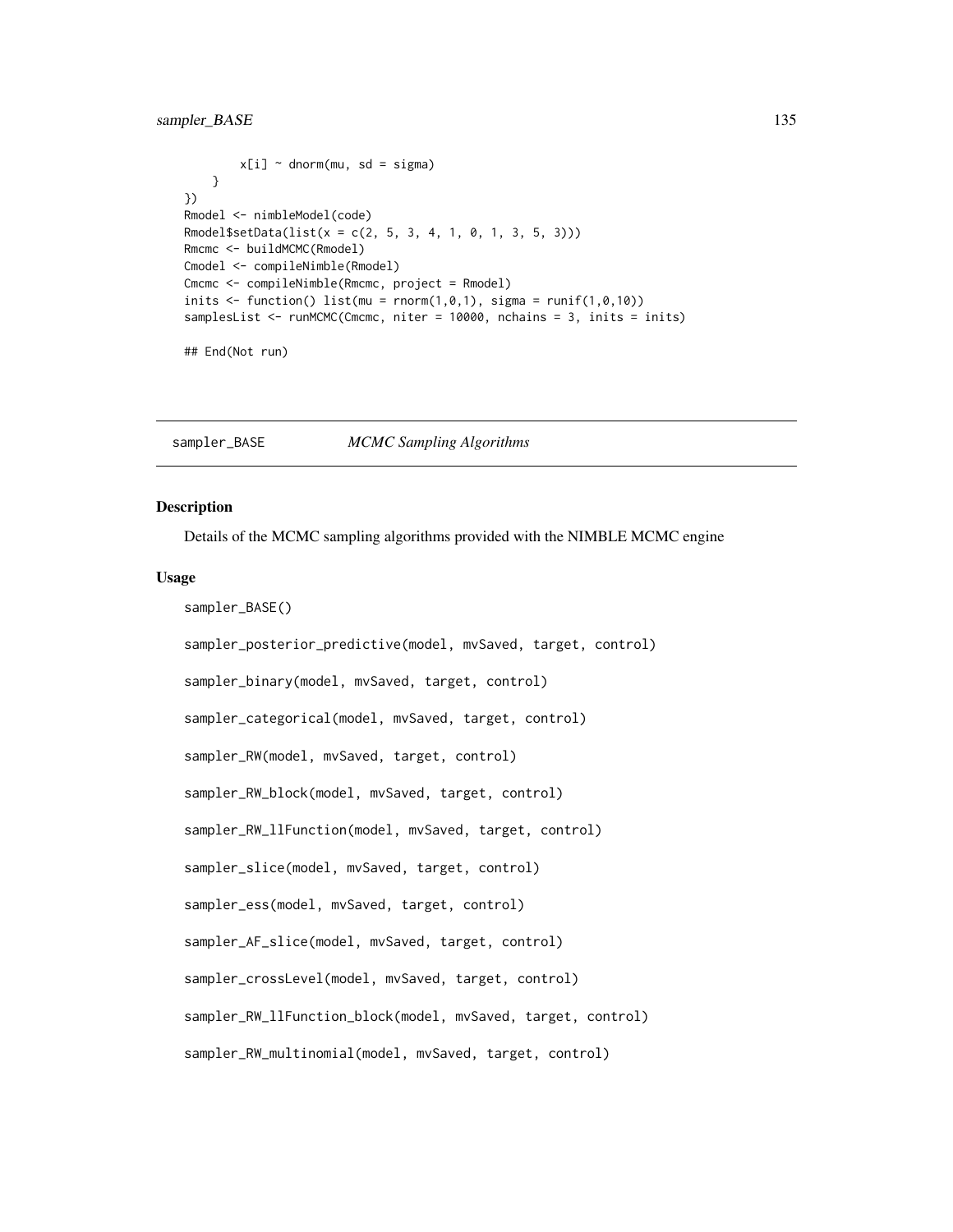```
        x[i] ~ dnorm(mu, sd = sigma)
    }
})
Rmodel <- nimbleModel(code)
Rmodel$setData(list(x = c(2, 5, 3, 4, 1, 0, 1, 3, 5, 3)))
Rmcmc <- buildMCMC(Rmodel)
Cmodel <- compileNimble(Rmodel)
Cmcmc <- compileNimble(Rmcmc, project = Rmodel)
inits <- function() list(mu = rnorm(1,0,1), sigma = runif(1,0,10))
samplesList <- runMCMC(Cmcmc, niter = 10000, nchains = 3, inits = inits)

## End(Not run)
```

## sampler_BASE *MCMC Sampling Algorithms*

### Description

Details of the MCMC sampling algorithms provided with the NIMBLE MCMC engine

### Usage

```
sampler_BASE()

sampler_posterior_predictive(model, mvSaved, target, control)

sampler_binary(model, mvSaved, target, control)

sampler_categorical(model, mvSaved, target, control)

sampler_RW(model, mvSaved, target, control)

sampler_RW_block(model, mvSaved, target, control)

sampler_RW_llFunction(model, mvSaved, target, control)

sampler_slice(model, mvSaved, target, control)

sampler_ess(model, mvSaved, target, control)

sampler_AF_slice(model, mvSaved, target, control)

sampler_crossLevel(model, mvSaved, target, control)

sampler_RW_llFunction_block(model, mvSaved, target, control)

sampler_RW_multinomial(model, mvSaved, target, control)
```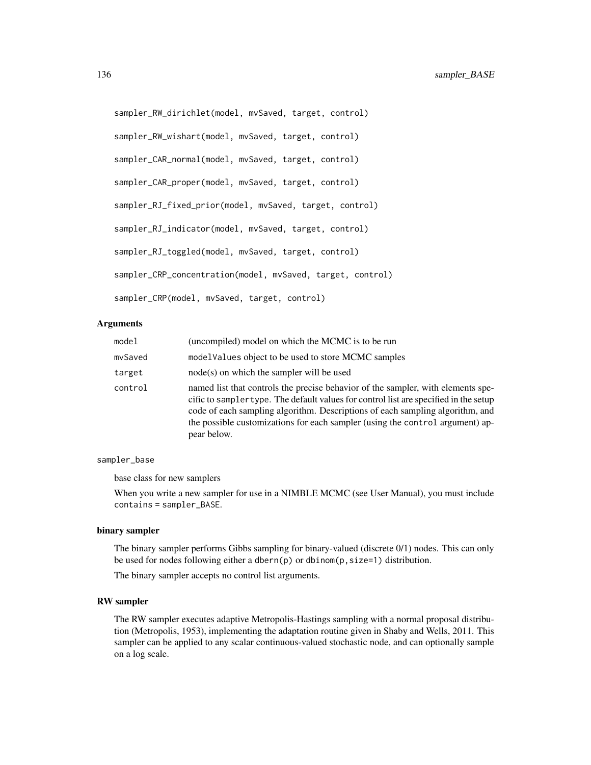```
sampler_RW_dirichlet(model, mvSaved, target, control)

sampler_RW_wishart(model, mvSaved, target, control)

sampler_CAR_normal(model, mvSaved, target, control)

sampler_CAR_proper(model, mvSaved, target, control)

sampler_RJ_fixed_prior(model, mvSaved, target, control)

sampler_RJ_indicator(model, mvSaved, target, control)

sampler_RJ_toggled(model, mvSaved, target, control)

sampler_CRP_concentration(model, mvSaved, target, control)

sampler_CRP(model, mvSaved, target, control)
```

## Arguments

| | |
|---|---|
| `model` | (uncompiled) model on which the MCMC is to be run |
| `mvSaved` | `modelValues` object to be used to store MCMC samples |
| `target` | node(s) on which the sampler will be used |
| `control` | named list that controls the precise behavior of the sampler, with elements specific to `samplertype`. The default values for control list are specified in the setup code of each sampling algorithm. Descriptions of each sampling algorithm, and the possible customizations for each sampler (using the `control` argument) appear below. |

`sampler_base`

base class for new samplers

When you write a new sampler for use in a NIMBLE MCMC (see User Manual), you must include `contains = sampler_BASE`.

### binary sampler

The binary sampler performs Gibbs sampling for binary-valued (discrete 0/1) nodes. This can only be used for nodes following either a `dbern(p)` or `dbinom(p,size=1)` distribution.

The binary sampler accepts no control list arguments.

### RW sampler

The RW sampler executes adaptive Metropolis-Hastings sampling with a normal proposal distribution (Metropolis, 1953), implementing the adaptation routine given in Shaby and Wells, 2011. This sampler can be applied to any scalar continuous-valued stochastic node, and can optionally sample on a log scale.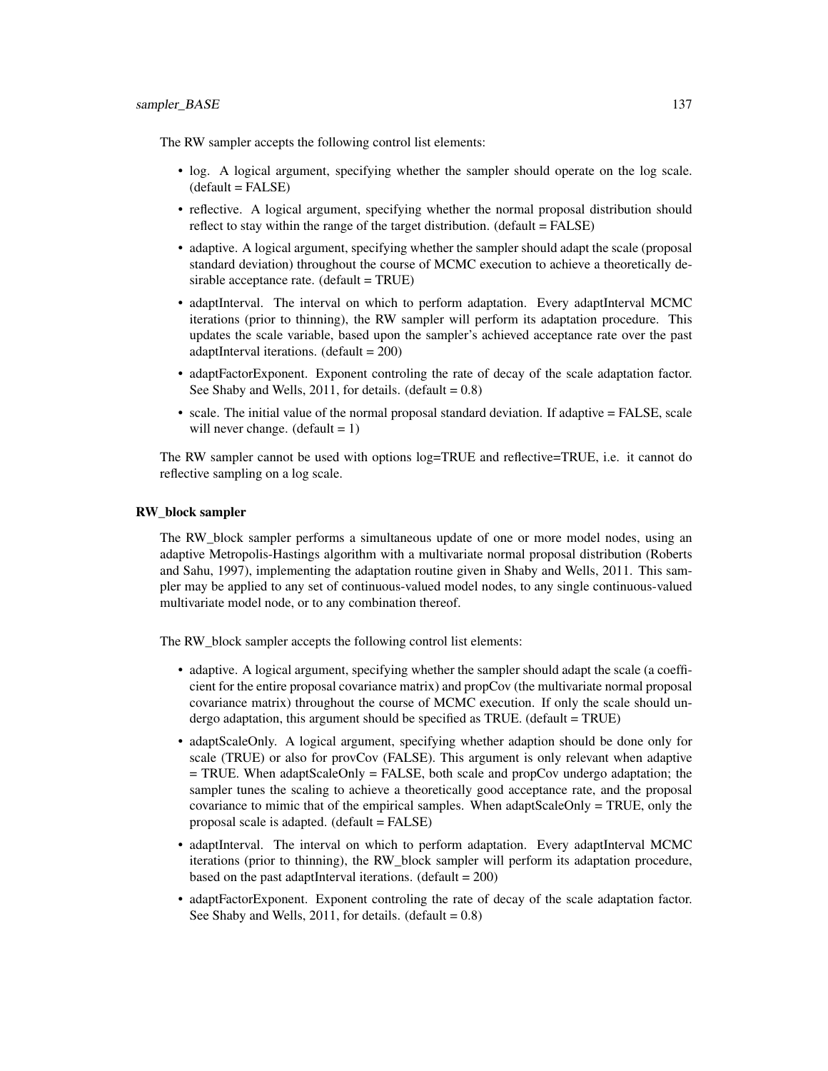The RW sampler accepts the following control list elements:

- log. A logical argument, specifying whether the sampler should operate on the log scale. (default = FALSE)
- reflective. A logical argument, specifying whether the normal proposal distribution should reflect to stay within the range of the target distribution. (default = FALSE)
- adaptive. A logical argument, specifying whether the sampler should adapt the scale (proposal standard deviation) throughout the course of MCMC execution to achieve a theoretically desirable acceptance rate. (default = TRUE)
- adaptInterval. The interval on which to perform adaptation. Every adaptInterval MCMC iterations (prior to thinning), the RW sampler will perform its adaptation procedure. This updates the scale variable, based upon the sampler's achieved acceptance rate over the past adaptInterval iterations. (default = 200)
- adaptFactorExponent. Exponent controling the rate of decay of the scale adaptation factor. See Shaby and Wells, 2011, for details. (default = 0.8)
- scale. The initial value of the normal proposal standard deviation. If adaptive = FALSE, scale will never change. (default = 1)

The RW sampler cannot be used with options log=TRUE and reflective=TRUE, i.e. it cannot do reflective sampling on a log scale.

### RW_block sampler

The RW_block sampler performs a simultaneous update of one or more model nodes, using an adaptive Metropolis-Hastings algorithm with a multivariate normal proposal distribution (Roberts and Sahu, 1997), implementing the adaptation routine given in Shaby and Wells, 2011. This sampler may be applied to any set of continuous-valued model nodes, to any single continuous-valued multivariate model node, or to any combination thereof.

The RW_block sampler accepts the following control list elements:

- adaptive. A logical argument, specifying whether the sampler should adapt the scale (a coefficient for the entire proposal covariance matrix) and propCov (the multivariate normal proposal covariance matrix) throughout the course of MCMC execution. If only the scale should undergo adaptation, this argument should be specified as TRUE. (default = TRUE)
- adaptScaleOnly. A logical argument, specifying whether adaption should be done only for scale (TRUE) or also for provCov (FALSE). This argument is only relevant when adaptive = TRUE. When adaptScaleOnly = FALSE, both scale and propCov undergo adaptation; the sampler tunes the scaling to achieve a theoretically good acceptance rate, and the proposal covariance to mimic that of the empirical samples. When adaptScaleOnly = TRUE, only the proposal scale is adapted. (default = FALSE)
- adaptInterval. The interval on which to perform adaptation. Every adaptInterval MCMC iterations (prior to thinning), the RW_block sampler will perform its adaptation procedure, based on the past adaptInterval iterations. (default = 200)
- adaptFactorExponent. Exponent controling the rate of decay of the scale adaptation factor. See Shaby and Wells, 2011, for details. (default = 0.8)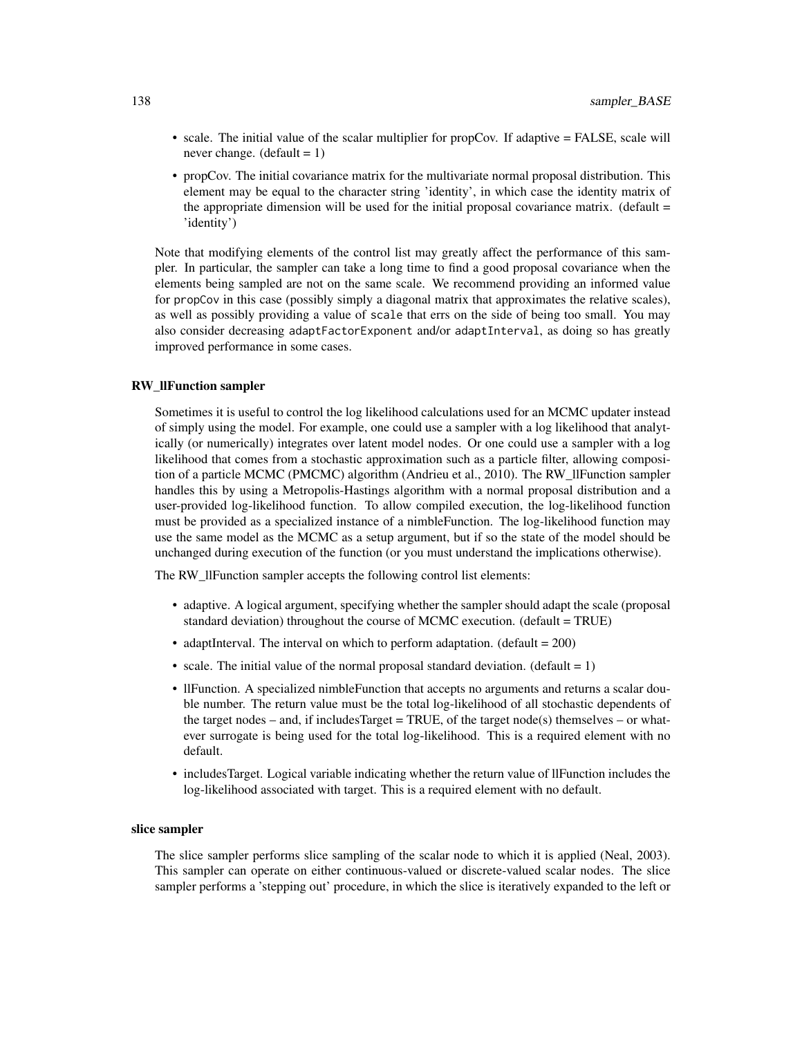- scale. The initial value of the scalar multiplier for propCov. If adaptive = FALSE, scale will never change. (default = 1)
- propCov. The initial covariance matrix for the multivariate normal proposal distribution. This element may be equal to the character string 'identity', in which case the identity matrix of the appropriate dimension will be used for the initial proposal covariance matrix. (default = 'identity')

Note that modifying elements of the control list may greatly affect the performance of this sampler. In particular, the sampler can take a long time to find a good proposal covariance when the elements being sampled are not on the same scale. We recommend providing an informed value for `propCov` in this case (possibly simply a diagonal matrix that approximates the relative scales), as well as possibly providing a value of `scale` that errs on the side of being too small. You may also consider decreasing `adaptFactorExponent` and/or `adaptInterval`, as doing so has greatly improved performance in some cases.

**RW_llFunction sampler**

Sometimes it is useful to control the log likelihood calculations used for an MCMC updater instead of simply using the model. For example, one could use a sampler with a log likelihood that analytically (or numerically) integrates over latent model nodes. Or one could use a sampler with a log likelihood that comes from a stochastic approximation such as a particle filter, allowing composition of a particle MCMC (PMCMC) algorithm (Andrieu et al., 2010). The RW_llFunction sampler handles this by using a Metropolis-Hastings algorithm with a normal proposal distribution and a user-provided log-likelihood function. To allow compiled execution, the log-likelihood function must be provided as a specialized instance of a nimbleFunction. The log-likelihood function may use the same model as the MCMC as a setup argument, but if so the state of the model should be unchanged during execution of the function (or you must understand the implications otherwise).

The RW_llFunction sampler accepts the following control list elements:

- adaptive. A logical argument, specifying whether the sampler should adapt the scale (proposal standard deviation) throughout the course of MCMC execution. (default = TRUE)
- adaptInterval. The interval on which to perform adaptation. (default = 200)
- scale. The initial value of the normal proposal standard deviation. (default = 1)
- llFunction. A specialized nimbleFunction that accepts no arguments and returns a scalar double number. The return value must be the total log-likelihood of all stochastic dependents of the target nodes – and, if includesTarget = TRUE, of the target node(s) themselves – or whatever surrogate is being used for the total log-likelihood. This is a required element with no default.
- includesTarget. Logical variable indicating whether the return value of llFunction includes the log-likelihood associated with target. This is a required element with no default.

**slice sampler**

The slice sampler performs slice sampling of the scalar node to which it is applied (Neal, 2003). This sampler can operate on either continuous-valued or discrete-valued scalar nodes. The slice sampler performs a 'stepping out' procedure, in which the slice is iteratively expanded to the left or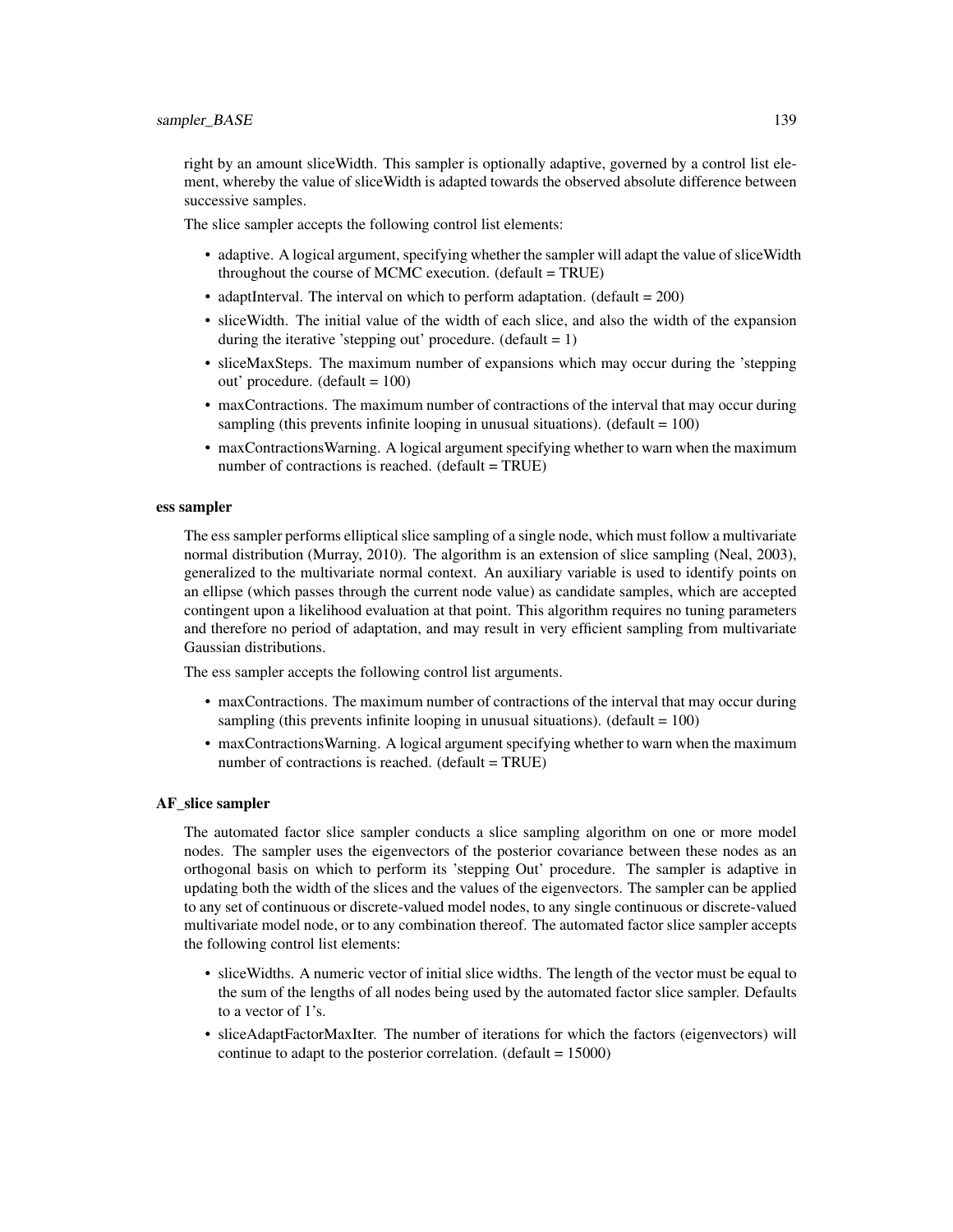right by an amount sliceWidth. This sampler is optionally adaptive, governed by a control list element, whereby the value of sliceWidth is adapted towards the observed absolute difference between successive samples.

The slice sampler accepts the following control list elements:

- adaptive. A logical argument, specifying whether the sampler will adapt the value of sliceWidth throughout the course of MCMC execution. (default = TRUE)
- adaptInterval. The interval on which to perform adaptation. (default = 200)
- sliceWidth. The initial value of the width of each slice, and also the width of the expansion during the iterative 'stepping out' procedure. (default = 1)
- sliceMaxSteps. The maximum number of expansions which may occur during the 'stepping out' procedure. (default = 100)
- maxContractions. The maximum number of contractions of the interval that may occur during sampling (this prevents infinite looping in unusual situations). (default = 100)
- maxContractionsWarning. A logical argument specifying whether to warn when the maximum number of contractions is reached. (default = TRUE)

### ess sampler

The ess sampler performs elliptical slice sampling of a single node, which must follow a multivariate normal distribution (Murray, 2010). The algorithm is an extension of slice sampling (Neal, 2003), generalized to the multivariate normal context. An auxiliary variable is used to identify points on an ellipse (which passes through the current node value) as candidate samples, which are accepted contingent upon a likelihood evaluation at that point. This algorithm requires no tuning parameters and therefore no period of adaptation, and may result in very efficient sampling from multivariate Gaussian distributions.

The ess sampler accepts the following control list arguments.

- maxContractions. The maximum number of contractions of the interval that may occur during sampling (this prevents infinite looping in unusual situations). (default = 100)
- maxContractionsWarning. A logical argument specifying whether to warn when the maximum number of contractions is reached. (default = TRUE)

### AF_slice sampler

The automated factor slice sampler conducts a slice sampling algorithm on one or more model nodes. The sampler uses the eigenvectors of the posterior covariance between these nodes as an orthogonal basis on which to perform its 'stepping Out' procedure. The sampler is adaptive in updating both the width of the slices and the values of the eigenvectors. The sampler can be applied to any set of continuous or discrete-valued model nodes, to any single continuous or discrete-valued multivariate model node, or to any combination thereof. The automated factor slice sampler accepts the following control list elements:

- sliceWidths. A numeric vector of initial slice widths. The length of the vector must be equal to the sum of the lengths of all nodes being used by the automated factor slice sampler. Defaults to a vector of 1's.
- sliceAdaptFactorMaxIter. The number of iterations for which the factors (eigenvectors) will continue to adapt to the posterior correlation. (default = 15000)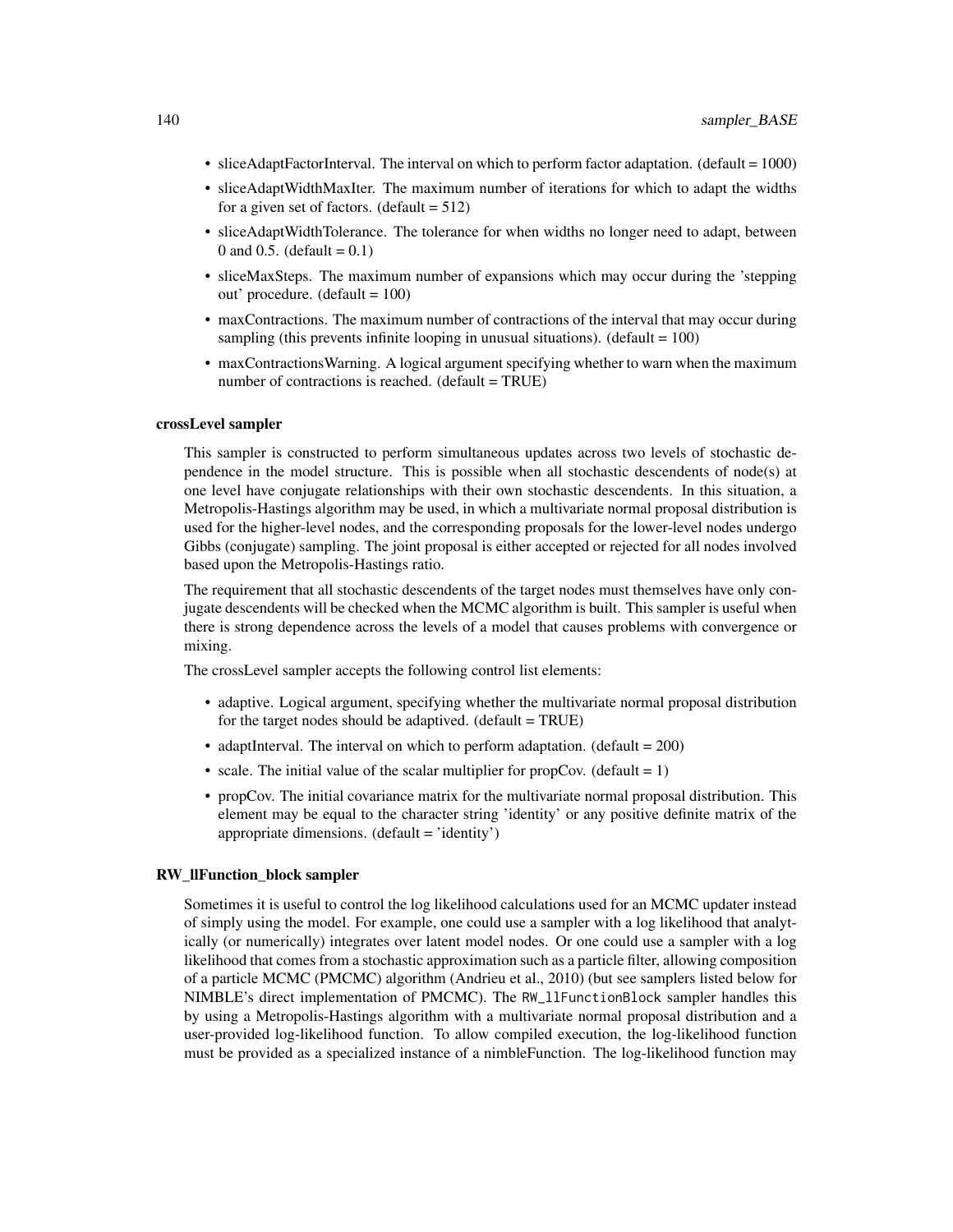- sliceAdaptFactorInterval. The interval on which to perform factor adaptation. (default = 1000)
- sliceAdaptWidthMaxIter. The maximum number of iterations for which to adapt the widths for a given set of factors. (default = 512)
- sliceAdaptWidthTolerance. The tolerance for when widths no longer need to adapt, between 0 and 0.5. (default = 0.1)
- sliceMaxSteps. The maximum number of expansions which may occur during the 'stepping out' procedure. (default = 100)
- maxContractions. The maximum number of contractions of the interval that may occur during sampling (this prevents infinite looping in unusual situations). (default = 100)
- maxContractionsWarning. A logical argument specifying whether to warn when the maximum number of contractions is reached. (default = TRUE)

### crossLevel sampler

This sampler is constructed to perform simultaneous updates across two levels of stochastic dependence in the model structure. This is possible when all stochastic descendents of node(s) at one level have conjugate relationships with their own stochastic descendents. In this situation, a Metropolis-Hastings algorithm may be used, in which a multivariate normal proposal distribution is used for the higher-level nodes, and the corresponding proposals for the lower-level nodes undergo Gibbs (conjugate) sampling. The joint proposal is either accepted or rejected for all nodes involved based upon the Metropolis-Hastings ratio.

The requirement that all stochastic descendents of the target nodes must themselves have only conjugate descendents will be checked when the MCMC algorithm is built. This sampler is useful when there is strong dependence across the levels of a model that causes problems with convergence or mixing.

The crossLevel sampler accepts the following control list elements:

- adaptive. Logical argument, specifying whether the multivariate normal proposal distribution for the target nodes should be adaptived. (default = TRUE)
- adaptInterval. The interval on which to perform adaptation. (default = 200)
- scale. The initial value of the scalar multiplier for propCov. (default = 1)
- propCov. The initial covariance matrix for the multivariate normal proposal distribution. This element may be equal to the character string 'identity' or any positive definite matrix of the appropriate dimensions. (default = 'identity')

### RW_llFunction_block sampler

Sometimes it is useful to control the log likelihood calculations used for an MCMC updater instead of simply using the model. For example, one could use a sampler with a log likelihood that analytically (or numerically) integrates over latent model nodes. Or one could use a sampler with a log likelihood that comes from a stochastic approximation such as a particle filter, allowing composition of a particle MCMC (PMCMC) algorithm (Andrieu et al., 2010) (but see samplers listed below for NIMBLE's direct implementation of PMCMC). The `RW_llFunctionBlock` sampler handles this by using a Metropolis-Hastings algorithm with a multivariate normal proposal distribution and a user-provided log-likelihood function. To allow compiled execution, the log-likelihood function must be provided as a specialized instance of a nimbleFunction. The log-likelihood function may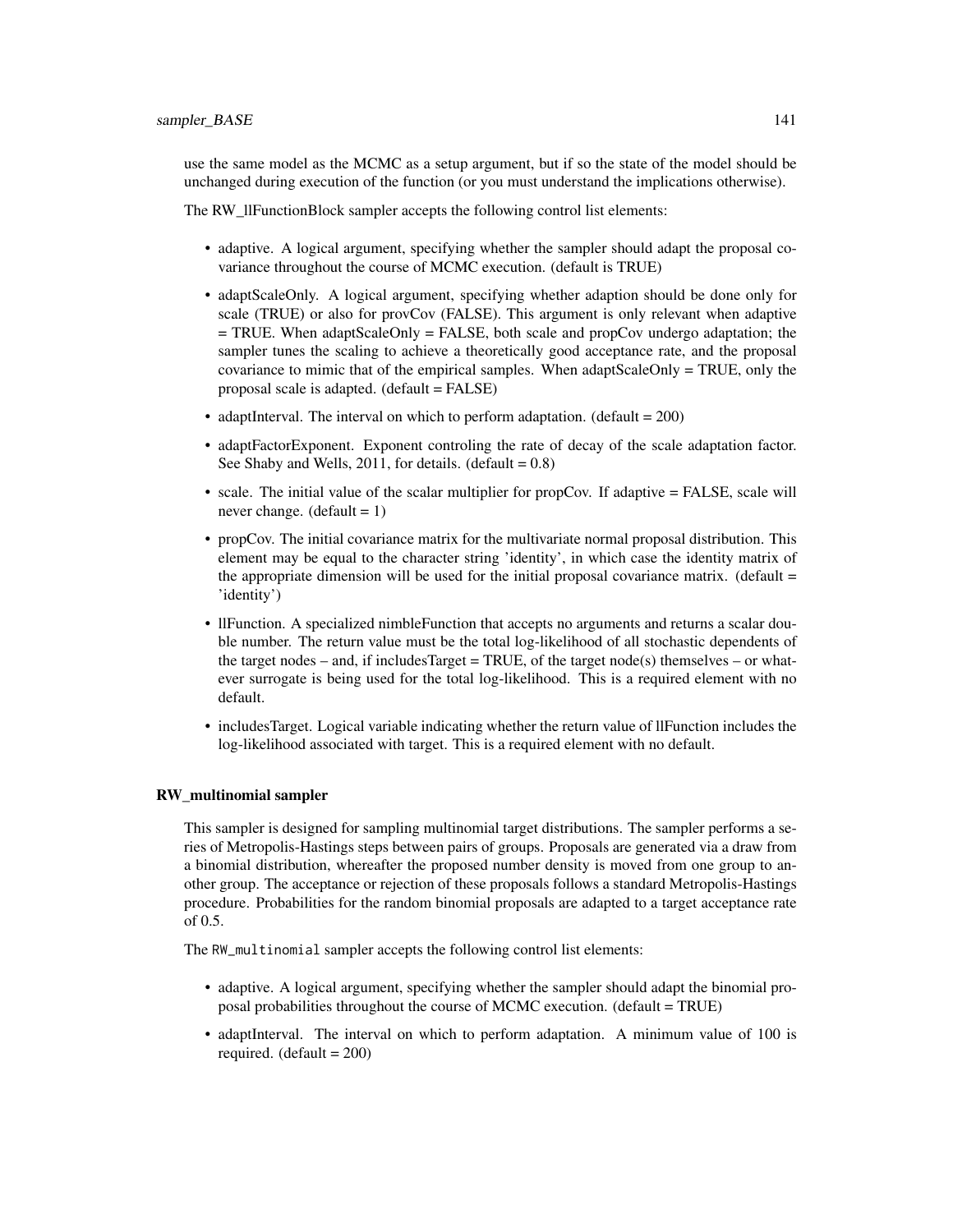use the same model as the MCMC as a setup argument, but if so the state of the model should be unchanged during execution of the function (or you must understand the implications otherwise).

The RW_llFunctionBlock sampler accepts the following control list elements:

- adaptive. A logical argument, specifying whether the sampler should adapt the proposal covariance throughout the course of MCMC execution. (default is TRUE)
- adaptScaleOnly. A logical argument, specifying whether adaption should be done only for scale (TRUE) or also for provCov (FALSE). This argument is only relevant when adaptive = TRUE. When adaptScaleOnly = FALSE, both scale and propCov undergo adaptation; the sampler tunes the scaling to achieve a theoretically good acceptance rate, and the proposal covariance to mimic that of the empirical samples. When adaptScaleOnly = TRUE, only the proposal scale is adapted. (default = FALSE)
- adaptInterval. The interval on which to perform adaptation. (default = 200)
- adaptFactorExponent. Exponent controling the rate of decay of the scale adaptation factor. See Shaby and Wells, 2011, for details. (default = 0.8)
- scale. The initial value of the scalar multiplier for propCov. If adaptive = FALSE, scale will never change. (default = 1)
- propCov. The initial covariance matrix for the multivariate normal proposal distribution. This element may be equal to the character string 'identity', in which case the identity matrix of the appropriate dimension will be used for the initial proposal covariance matrix. (default = 'identity')
- llFunction. A specialized nimbleFunction that accepts no arguments and returns a scalar double number. The return value must be the total log-likelihood of all stochastic dependents of the target nodes – and, if includesTarget = TRUE, of the target node(s) themselves – or whatever surrogate is being used for the total log-likelihood. This is a required element with no default.
- includesTarget. Logical variable indicating whether the return value of llFunction includes the log-likelihood associated with target. This is a required element with no default.

### RW_multinomial sampler

This sampler is designed for sampling multinomial target distributions. The sampler performs a series of Metropolis-Hastings steps between pairs of groups. Proposals are generated via a draw from a binomial distribution, whereafter the proposed number density is moved from one group to another group. The acceptance or rejection of these proposals follows a standard Metropolis-Hastings procedure. Probabilities for the random binomial proposals are adapted to a target acceptance rate of 0.5.

The `RW_multinomial` sampler accepts the following control list elements:

- adaptive. A logical argument, specifying whether the sampler should adapt the binomial proposal probabilities throughout the course of MCMC execution. (default = TRUE)
- adaptInterval. The interval on which to perform adaptation. A minimum value of 100 is required. (default = 200)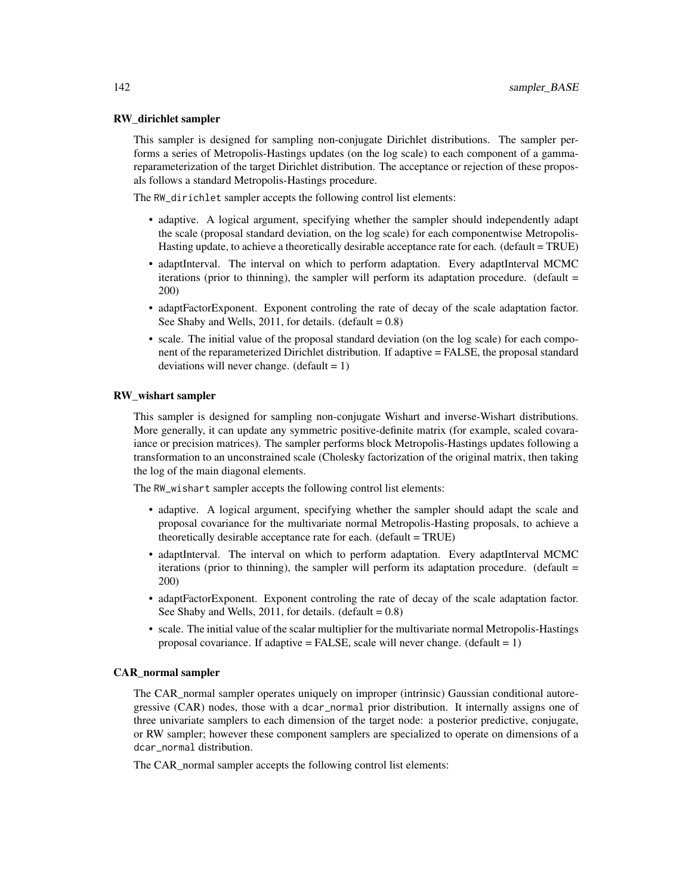### RW_dirichlet sampler

This sampler is designed for sampling non-conjugate Dirichlet distributions. The sampler performs a series of Metropolis-Hastings updates (on the log scale) to each component of a gamma-reparameterization of the target Dirichlet distribution. The acceptance or rejection of these proposals follows a standard Metropolis-Hastings procedure.

The `RW_dirichlet` sampler accepts the following control list elements:

- adaptive. A logical argument, specifying whether the sampler should independently adapt the scale (proposal standard deviation, on the log scale) for each componentwise Metropolis-Hasting update, to achieve a theoretically desirable acceptance rate for each. (default = TRUE)
- adaptInterval. The interval on which to perform adaptation. Every adaptInterval MCMC iterations (prior to thinning), the sampler will perform its adaptation procedure. (default = 200)
- adaptFactorExponent. Exponent controling the rate of decay of the scale adaptation factor. See Shaby and Wells, 2011, for details. (default = 0.8)
- scale. The initial value of the proposal standard deviation (on the log scale) for each component of the reparameterized Dirichlet distribution. If adaptive = FALSE, the proposal standard deviations will never change. (default = 1)

### RW_wishart sampler

This sampler is designed for sampling non-conjugate Wishart and inverse-Wishart distributions. More generally, it can update any symmetric positive-definite matrix (for example, scaled covaraiance or precision matrices). The sampler performs block Metropolis-Hastings updates following a transformation to an unconstrained scale (Cholesky factorization of the original matrix, then taking the log of the main diagonal elements.

The `RW_wishart` sampler accepts the following control list elements:

- adaptive. A logical argument, specifying whether the sampler should adapt the scale and proposal covariance for the multivariate normal Metropolis-Hasting proposals, to achieve a theoretically desirable acceptance rate for each. (default = TRUE)
- adaptInterval. The interval on which to perform adaptation. Every adaptInterval MCMC iterations (prior to thinning), the sampler will perform its adaptation procedure. (default = 200)
- adaptFactorExponent. Exponent controling the rate of decay of the scale adaptation factor. See Shaby and Wells, 2011, for details. (default = 0.8)
- scale. The initial value of the scalar multiplier for the multivariate normal Metropolis-Hastings proposal covariance. If adaptive = FALSE, scale will never change. (default = 1)

### CAR_normal sampler

The CAR_normal sampler operates uniquely on improper (intrinsic) Gaussian conditional autoregressive (CAR) nodes, those with a `dcar_normal` prior distribution. It internally assigns one of three univariate samplers to each dimension of the target node: a posterior predictive, conjugate, or RW sampler; however these component samplers are specialized to operate on dimensions of a `dcar_normal` distribution.

The CAR_normal sampler accepts the following control list elements: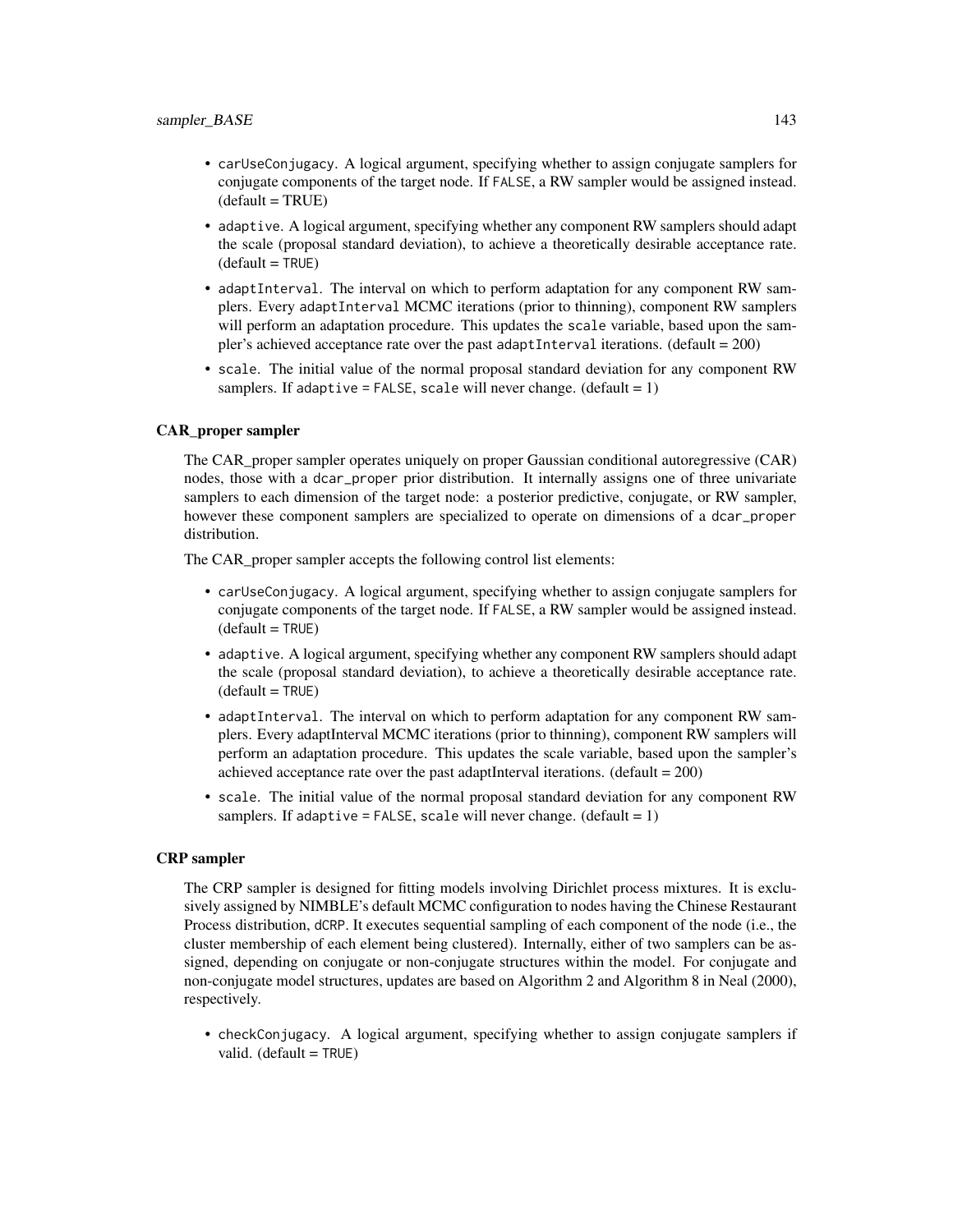- carUseConjugacy. A logical argument, specifying whether to assign conjugate samplers for conjugate components of the target node. If FALSE, a RW sampler would be assigned instead. (default = TRUE)
- adaptive. A logical argument, specifying whether any component RW samplers should adapt the scale (proposal standard deviation), to achieve a theoretically desirable acceptance rate. (default = TRUE)
- adaptInterval. The interval on which to perform adaptation for any component RW samplers. Every adaptInterval MCMC iterations (prior to thinning), component RW samplers will perform an adaptation procedure. This updates the scale variable, based upon the sampler's achieved acceptance rate over the past adaptInterval iterations. (default = 200)
- scale. The initial value of the normal proposal standard deviation for any component RW samplers. If adaptive = FALSE, scale will never change. (default = 1)

### CAR_proper sampler

The CAR_proper sampler operates uniquely on proper Gaussian conditional autoregressive (CAR) nodes, those with a dcar_proper prior distribution. It internally assigns one of three univariate samplers to each dimension of the target node: a posterior predictive, conjugate, or RW sampler, however these component samplers are specialized to operate on dimensions of a dcar_proper distribution.

The CAR_proper sampler accepts the following control list elements:

- carUseConjugacy. A logical argument, specifying whether to assign conjugate samplers for conjugate components of the target node. If FALSE, a RW sampler would be assigned instead. (default = TRUE)
- adaptive. A logical argument, specifying whether any component RW samplers should adapt the scale (proposal standard deviation), to achieve a theoretically desirable acceptance rate. (default = TRUE)
- adaptInterval. The interval on which to perform adaptation for any component RW samplers. Every adaptInterval MCMC iterations (prior to thinning), component RW samplers will perform an adaptation procedure. This updates the scale variable, based upon the sampler's achieved acceptance rate over the past adaptInterval iterations. (default = 200)
- scale. The initial value of the normal proposal standard deviation for any component RW samplers. If adaptive = FALSE, scale will never change. (default = 1)

### CRP sampler

The CRP sampler is designed for fitting models involving Dirichlet process mixtures. It is exclusively assigned by NIMBLE's default MCMC configuration to nodes having the Chinese Restaurant Process distribution, dCRP. It executes sequential sampling of each component of the node (i.e., the cluster membership of each element being clustered). Internally, either of two samplers can be assigned, depending on conjugate or non-conjugate structures within the model. For conjugate and non-conjugate model structures, updates are based on Algorithm 2 and Algorithm 8 in Neal (2000), respectively.

- checkConjugacy. A logical argument, specifying whether to assign conjugate samplers if valid. (default = TRUE)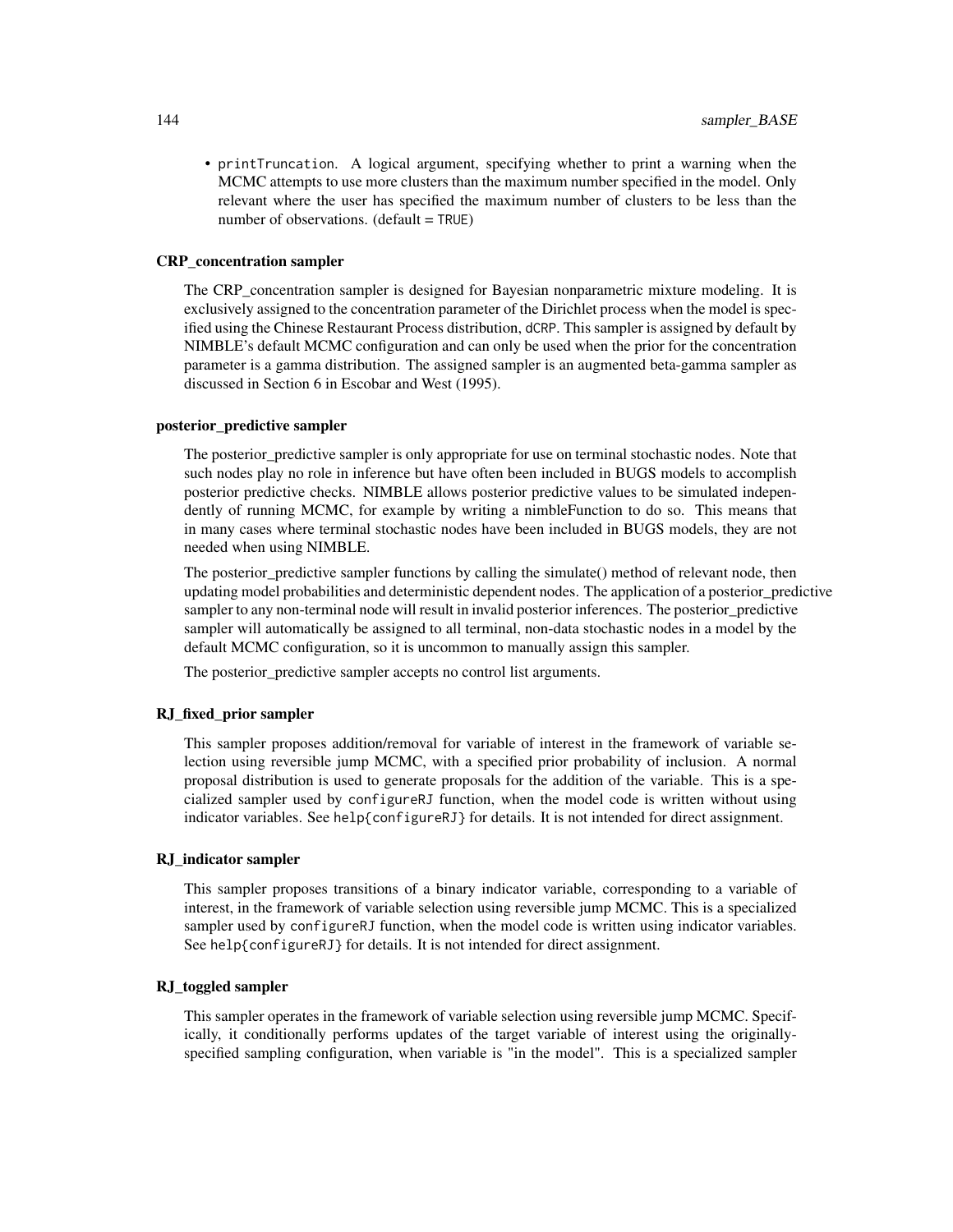- `printTruncation`. A logical argument, specifying whether to print a warning when the MCMC attempts to use more clusters than the maximum number specified in the model. Only relevant where the user has specified the maximum number of clusters to be less than the number of observations. (default = `TRUE`)

### CRP_concentration sampler

The CRP_concentration sampler is designed for Bayesian nonparametric mixture modeling. It is exclusively assigned to the concentration parameter of the Dirichlet process when the model is specified using the Chinese Restaurant Process distribution, `dCRP`. This sampler is assigned by default by NIMBLE's default MCMC configuration and can only be used when the prior for the concentration parameter is a gamma distribution. The assigned sampler is an augmented beta-gamma sampler as discussed in Section 6 in Escobar and West (1995).

### posterior_predictive sampler

The posterior_predictive sampler is only appropriate for use on terminal stochastic nodes. Note that such nodes play no role in inference but have often been included in BUGS models to accomplish posterior predictive checks. NIMBLE allows posterior predictive values to be simulated independently of running MCMC, for example by writing a nimbleFunction to do so. This means that in many cases where terminal stochastic nodes have been included in BUGS models, they are not needed when using NIMBLE.

The posterior_predictive sampler functions by calling the simulate() method of relevant node, then updating model probabilities and deterministic dependent nodes. The application of a posterior_predictive sampler to any non-terminal node will result in invalid posterior inferences. The posterior_predictive sampler will automatically be assigned to all terminal, non-data stochastic nodes in a model by the default MCMC configuration, so it is uncommon to manually assign this sampler.

The posterior_predictive sampler accepts no control list arguments.

### RJ_fixed_prior sampler

This sampler proposes addition/removal for variable of interest in the framework of variable selection using reversible jump MCMC, with a specified prior probability of inclusion. A normal proposal distribution is used to generate proposals for the addition of the variable. This is a specialized sampler used by `configureRJ` function, when the model code is written without using indicator variables. See `help{configureRJ}` for details. It is not intended for direct assignment.

### RJ_indicator sampler

This sampler proposes transitions of a binary indicator variable, corresponding to a variable of interest, in the framework of variable selection using reversible jump MCMC. This is a specialized sampler used by `configureRJ` function, when the model code is written using indicator variables. See `help{configureRJ}` for details. It is not intended for direct assignment.

### RJ_toggled sampler

This sampler operates in the framework of variable selection using reversible jump MCMC. Specifically, it conditionally performs updates of the target variable of interest using the originally-specified sampling configuration, when variable is "in the model". This is a specialized sampler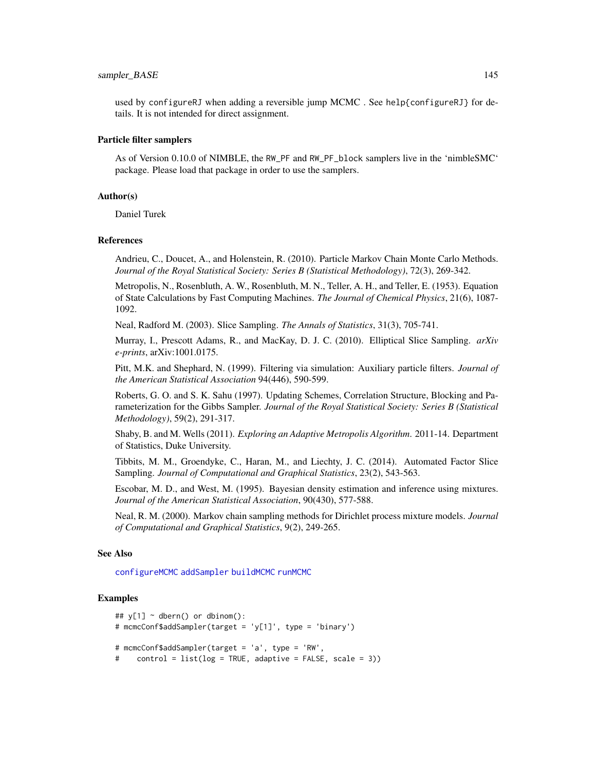used by configureRJ when adding a reversible jump MCMC . See help{configureRJ} for details. It is not intended for direct assignment.

### Particle filter samplers

As of Version 0.10.0 of NIMBLE, the RW_PF and RW_PF_block samplers live in the 'nimbleSMC' package. Please load that package in order to use the samplers.

## Author(s)

Daniel Turek

## References

Andrieu, C., Doucet, A., and Holenstein, R. (2010). Particle Markov Chain Monte Carlo Methods. *Journal of the Royal Statistical Society: Series B (Statistical Methodology)*, 72(3), 269-342.

Metropolis, N., Rosenbluth, A. W., Rosenbluth, M. N., Teller, A. H., and Teller, E. (1953). Equation of State Calculations by Fast Computing Machines. *The Journal of Chemical Physics*, 21(6), 1087-1092.

Neal, Radford M. (2003). Slice Sampling. *The Annals of Statistics*, 31(3), 705-741.

Murray, I., Prescott Adams, R., and MacKay, D. J. C. (2010). Elliptical Slice Sampling. *arXiv e-prints*, arXiv:1001.0175.

Pitt, M.K. and Shephard, N. (1999). Filtering via simulation: Auxiliary particle filters. *Journal of the American Statistical Association* 94(446), 590-599.

Roberts, G. O. and S. K. Sahu (1997). Updating Schemes, Correlation Structure, Blocking and Parameterization for the Gibbs Sampler. *Journal of the Royal Statistical Society: Series B (Statistical Methodology)*, 59(2), 291-317.

Shaby, B. and M. Wells (2011). *Exploring an Adaptive Metropolis Algorithm*. 2011-14. Department of Statistics, Duke University.

Tibbits, M. M., Groendyke, C., Haran, M., and Liechty, J. C. (2014). Automated Factor Slice Sampling. *Journal of Computational and Graphical Statistics*, 23(2), 543-563.

Escobar, M. D., and West, M. (1995). Bayesian density estimation and inference using mixtures. *Journal of the American Statistical Association*, 90(430), 577-588.

Neal, R. M. (2000). Markov chain sampling methods for Dirichlet process mixture models. *Journal of Computational and Graphical Statistics*, 9(2), 249-265.

## See Also

configureMCMC addSampler buildMCMC runMCMC

## Examples

```
## y[1] ~ dbern() or dbinom():
# mcmcConf$addSampler(target = 'y[1]', type = 'binary')

# mcmcConf$addSampler(target = 'a', type = 'RW',
#    control = list(log = TRUE, adaptive = FALSE, scale = 3))
```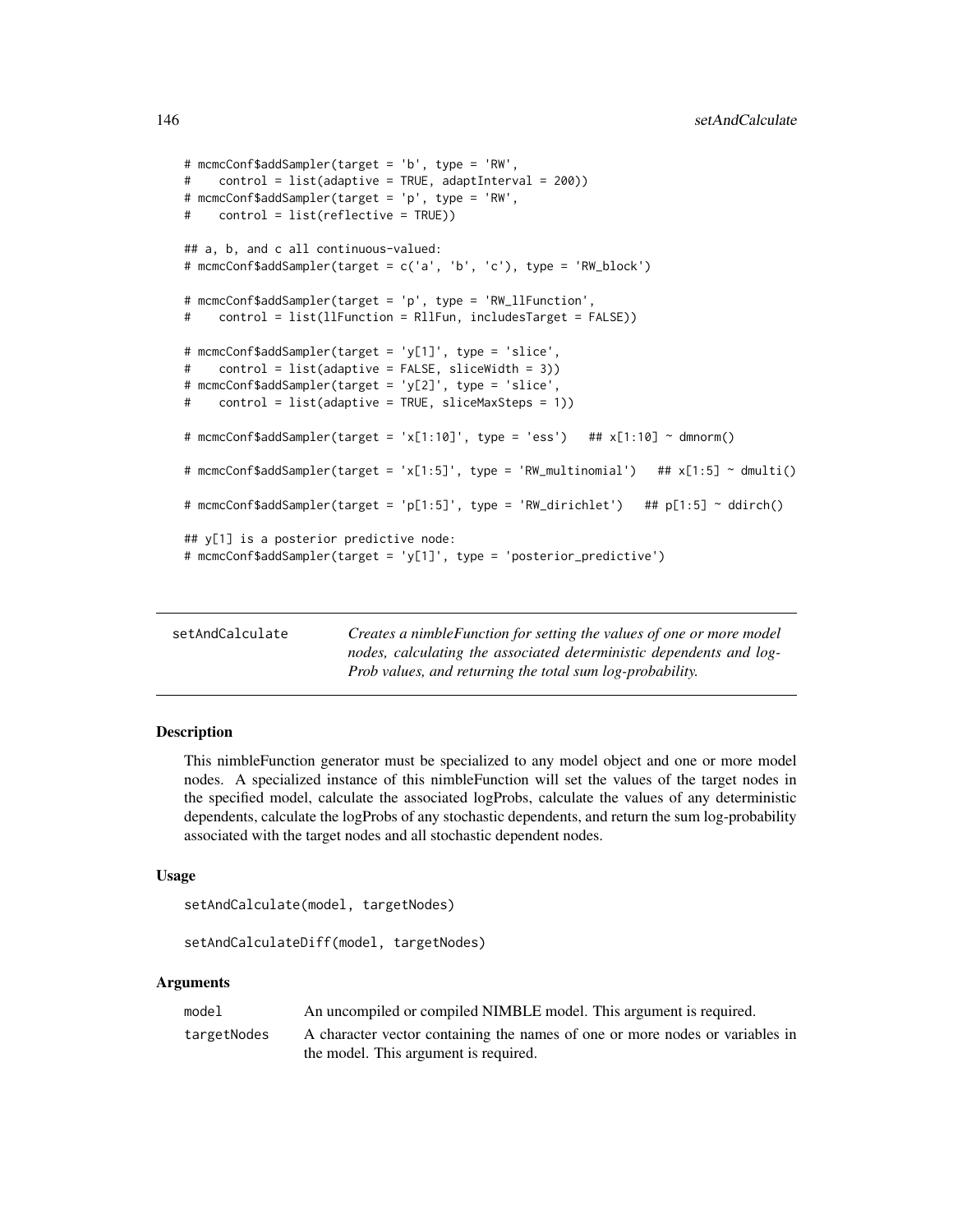```
# mcmcConf$addSampler(target = 'b', type = 'RW',
#    control = list(adaptive = TRUE, adaptInterval = 200))
# mcmcConf$addSampler(target = 'p', type = 'RW',
#    control = list(reflective = TRUE))

## a, b, and c all continuous-valued:
# mcmcConf$addSampler(target = c('a', 'b', 'c'), type = 'RW_block')

# mcmcConf$addSampler(target = 'p', type = 'RW_llFunction',
#    control = list(llFunction = RllFun, includesTarget = FALSE))

# mcmcConf$addSampler(target = 'y[1]', type = 'slice',
#    control = list(adaptive = FALSE, sliceWidth = 3))
# mcmcConf$addSampler(target = 'y[2]', type = 'slice',
#    control = list(adaptive = TRUE, sliceMaxSteps = 1))

# mcmcConf$addSampler(target = 'x[1:10]', type = 'ess')   ## x[1:10] ~ dmnorm()

# mcmcConf$addSampler(target = 'x[1:5]', type = 'RW_multinomial')   ## x[1:5] ~ dmulti()

# mcmcConf$addSampler(target = 'p[1:5]', type = 'RW_dirichlet')   ## p[1:5] ~ ddirch()

## y[1] is a posterior predictive node:
# mcmcConf$addSampler(target = 'y[1]', type = 'posterior_predictive')
```

---

`setAndCalculate` — *Creates a nimbleFunction for setting the values of one or more model nodes, calculating the associated deterministic dependents and logProb values, and returning the total sum log-probability.*

---

### Description

This nimbleFunction generator must be specialized to any model object and one or more model nodes. A specialized instance of this nimbleFunction will set the values of the target nodes in the specified model, calculate the associated logProbs, calculate the values of any deterministic dependents, calculate the logProbs of any stochastic dependents, and return the sum log-probability associated with the target nodes and all stochastic dependent nodes.

### Usage

```
setAndCalculate(model, targetNodes)

setAndCalculateDiff(model, targetNodes)
```

### Arguments

| | |
|---|---|
| `model` | An uncompiled or compiled NIMBLE model. This argument is required. |
| `targetNodes` | A character vector containing the names of one or more nodes or variables in the model. This argument is required. |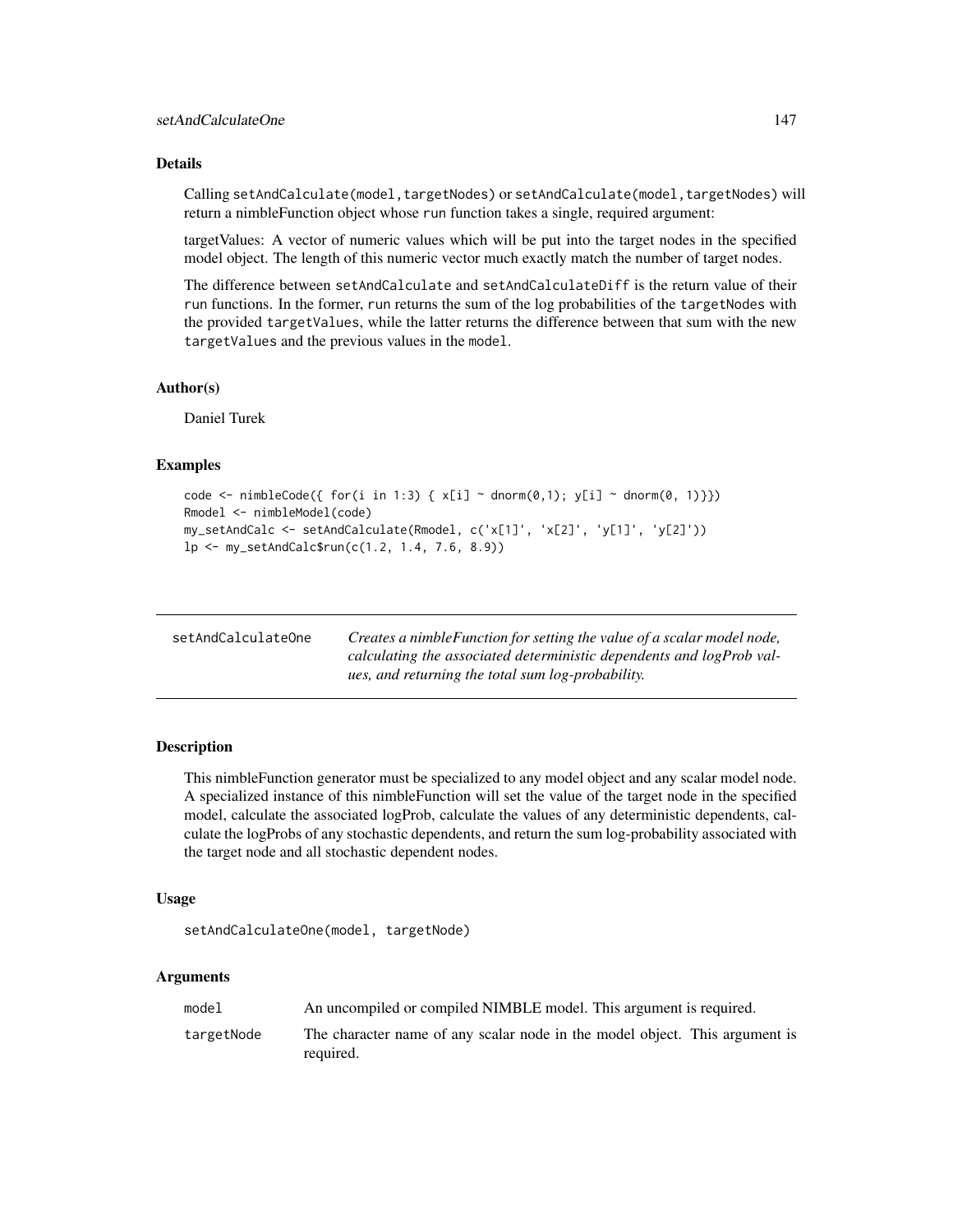### Details

Calling `setAndCalculate(model,targetNodes)` or `setAndCalculate(model,targetNodes)` will return a nimbleFunction object whose `run` function takes a single, required argument:

targetValues: A vector of numeric values which will be put into the target nodes in the specified model object. The length of this numeric vector much exactly match the number of target nodes.

The difference between `setAndCalculate` and `setAndCalculateDiff` is the return value of their `run` functions. In the former, `run` returns the sum of the log probabilities of the `targetNodes` with the provided `targetValues`, while the latter returns the difference between that sum with the new `targetValues` and the previous values in the `model`.

### Author(s)

Daniel Turek

### Examples

```
code <- nimbleCode({ for(i in 1:3) { x[i] ~ dnorm(0,1); y[i] ~ dnorm(0, 1)}})
Rmodel <- nimbleModel(code)
my_setAndCalc <- setAndCalculate(Rmodel, c('x[1]', 'x[2]', 'y[1]', 'y[2]'))
lp <- my_setAndCalc$run(c(1.2, 1.4, 7.6, 8.9))
```

---

## setAndCalculateOne

*Creates a nimbleFunction for setting the value of a scalar model node, calculating the associated deterministic dependents and logProb values, and returning the total sum log-probability.*

---

### Description

This nimbleFunction generator must be specialized to any model object and any scalar model node. A specialized instance of this nimbleFunction will set the value of the target node in the specified model, calculate the associated logProb, calculate the values of any deterministic dependents, calculate the logProbs of any stochastic dependents, and return the sum log-probability associated with the target node and all stochastic dependent nodes.

### Usage

```
setAndCalculateOne(model, targetNode)
```

### Arguments

| | |
|---|---|
| `model` | An uncompiled or compiled NIMBLE model. This argument is required. |
| `targetNode` | The character name of any scalar node in the model object. This argument is required. |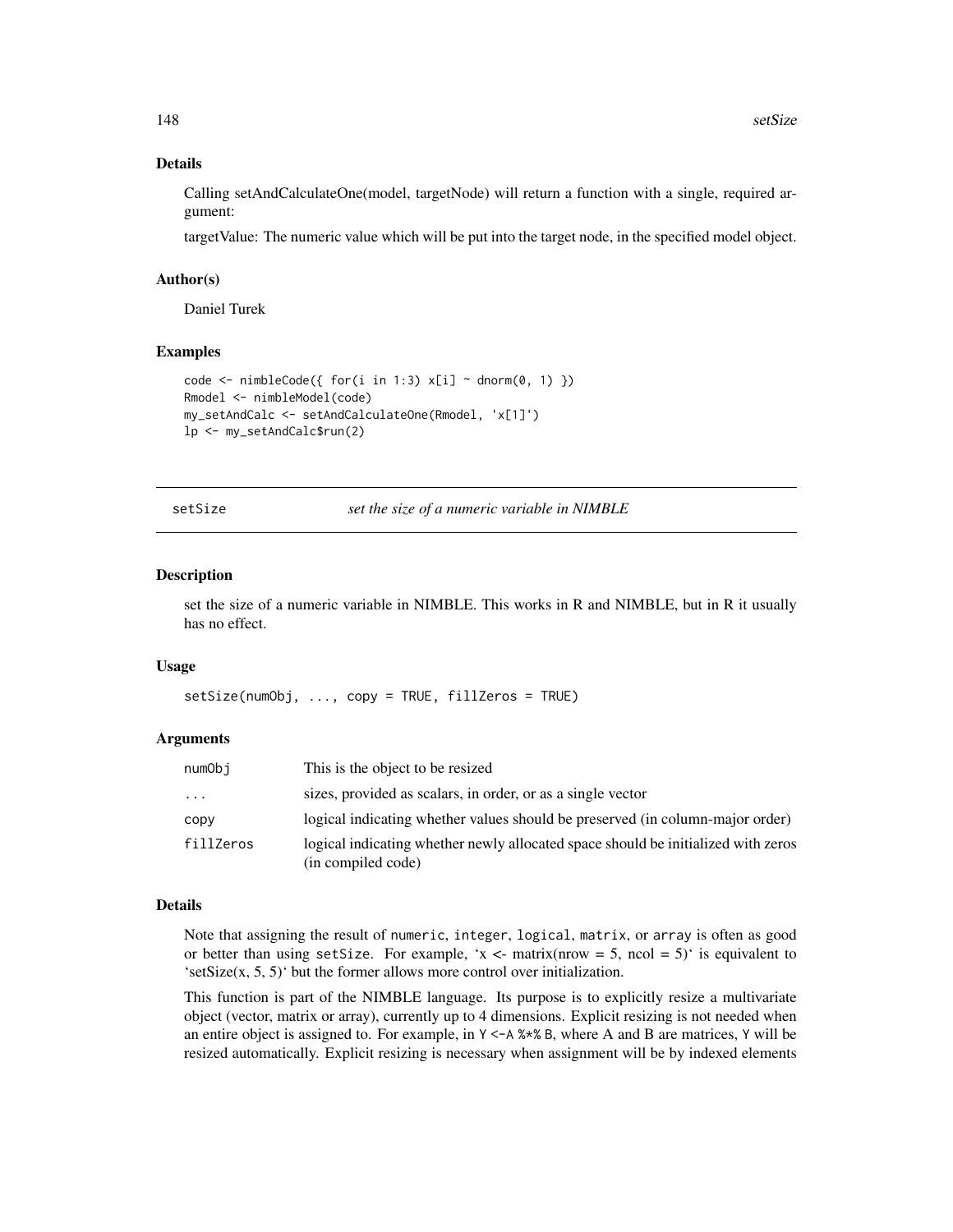### Details

Calling setAndCalculateOne(model, targetNode) will return a function with a single, required argument:

targetValue: The numeric value which will be put into the target node, in the specified model object.

### Author(s)

Daniel Turek

### Examples

```
code <- nimbleCode({ for(i in 1:3) x[i] ~ dnorm(0, 1) })
Rmodel <- nimbleModel(code)
my_setAndCalc <- setAndCalculateOne(Rmodel, 'x[1]')
lp <- my_setAndCalc$run(2)
```

---

## setSize — *set the size of a numeric variable in NIMBLE*

---

### Description

set the size of a numeric variable in NIMBLE. This works in R and NIMBLE, but in R it usually has no effect.

### Usage

```
setSize(numObj, ..., copy = TRUE, fillZeros = TRUE)
```

### Arguments

| | |
|---|---|
| `numObj` | This is the object to be resized |
| `...` | sizes, provided as scalars, in order, or as a single vector |
| `copy` | logical indicating whether values should be preserved (in column-major order) |
| `fillZeros` | logical indicating whether newly allocated space should be initialized with zeros (in compiled code) |

### Details

Note that assigning the result of `numeric`, `integer`, `logical`, `matrix`, or `array` is often as good or better than using `setSize`. For example, 'x <- matrix(nrow = 5, ncol = 5)' is equivalent to 'setSize(x, 5, 5)' but the former allows more control over initialization.

This function is part of the NIMBLE language. Its purpose is to explicitly resize a multivariate object (vector, matrix or array), currently up to 4 dimensions. Explicit resizing is not needed when an entire object is assigned to. For example, in `Y <-A %*% B`, where A and B are matrices, `Y` will be resized automatically. Explicit resizing is necessary when assignment will be by indexed elements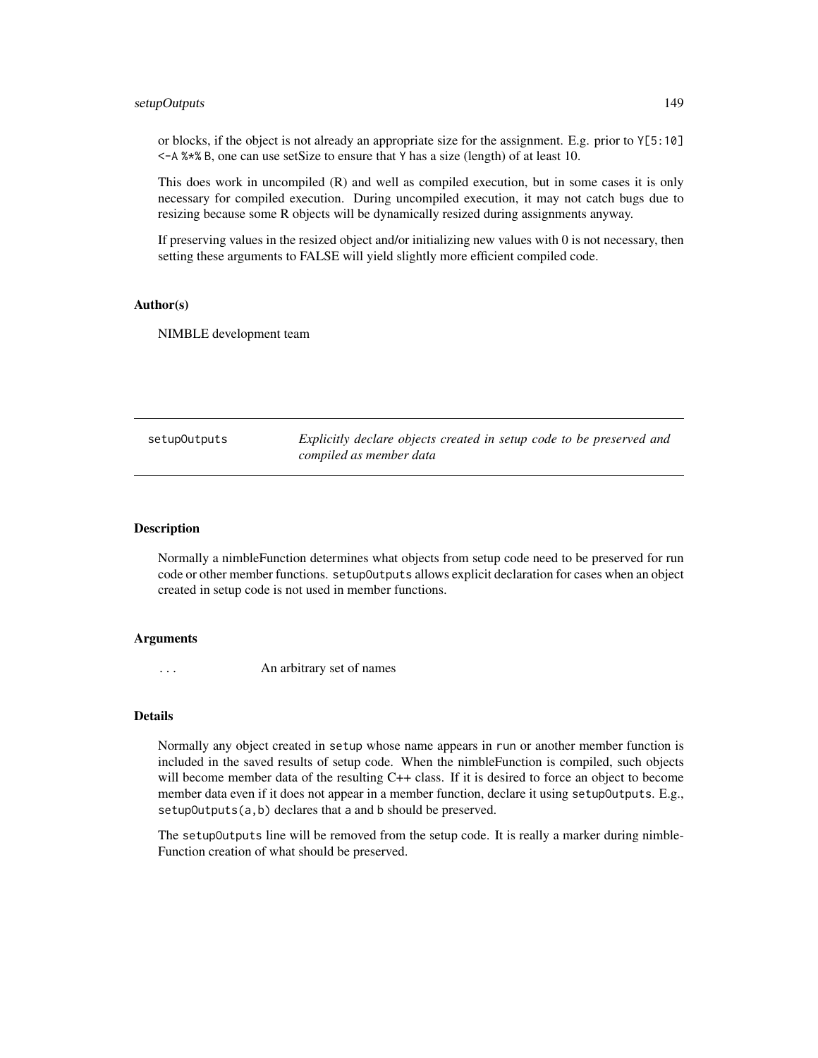or blocks, if the object is not already an appropriate size for the assignment. E.g. prior to `Y[5:10] <-A %*% B`, one can use setSize to ensure that `Y` has a size (length) of at least 10.

This does work in uncompiled (R) and well as compiled execution, but in some cases it is only necessary for compiled execution. During uncompiled execution, it may not catch bugs due to resizing because some R objects will be dynamically resized during assignments anyway.

If preserving values in the resized object and/or initializing new values with 0 is not necessary, then setting these arguments to FALSE will yield slightly more efficient compiled code.

### Author(s)

NIMBLE development team

---

## setupOutputs — *Explicitly declare objects created in setup code to be preserved and compiled as member data*

---

### Description

Normally a nimbleFunction determines what objects from setup code need to be preserved for run code or other member functions. `setupOutputs` allows explicit declaration for cases when an object created in setup code is not used in member functions.

### Arguments

| | |
|---|---|
| ... | An arbitrary set of names |

### Details

Normally any object created in `setup` whose name appears in `run` or another member function is included in the saved results of setup code. When the nimbleFunction is compiled, such objects will become member data of the resulting C++ class. If it is desired to force an object to become member data even if it does not appear in a member function, declare it using `setupOutputs`. E.g., `setupOutputs(a,b)` declares that `a` and `b` should be preserved.

The `setupOutputs` line will be removed from the setup code. It is really a marker during nimbleFunction creation of what should be preserved.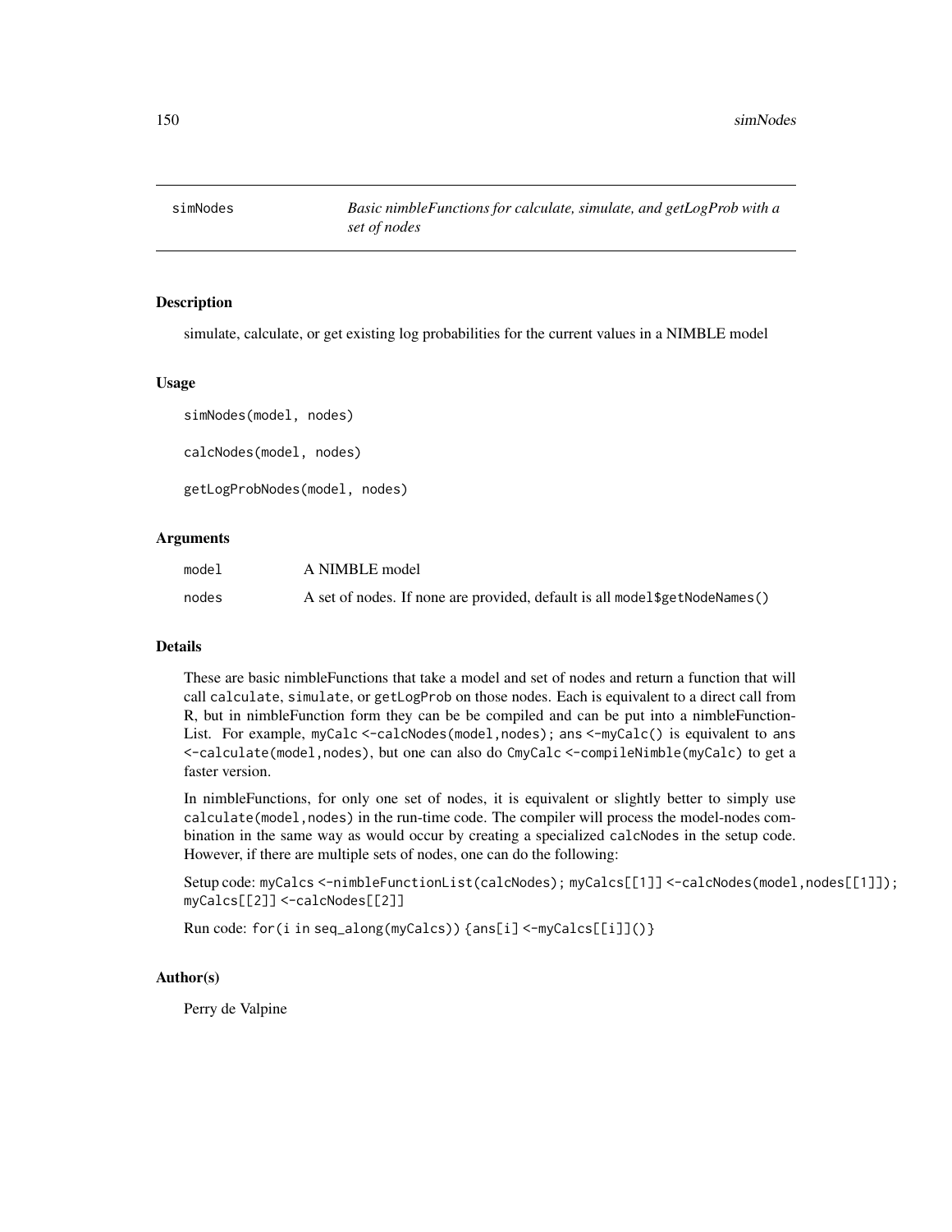simNodes — *Basic nimbleFunctions for calculate, simulate, and getLogProb with a set of nodes*

## Description

simulate, calculate, or get existing log probabilities for the current values in a NIMBLE model

## Usage

```
simNodes(model, nodes)

calcNodes(model, nodes)

getLogProbNodes(model, nodes)
```

## Arguments

| | |
|---|---|
| `model` | A NIMBLE model |
| `nodes` | A set of nodes. If none are provided, default is all `model$getNodeNames()` |

## Details

These are basic nimbleFunctions that take a model and set of nodes and return a function that will call `calculate`, `simulate`, or `getLogProb` on those nodes. Each is equivalent to a direct call from R, but in nimbleFunction form they can be be compiled and can be put into a nimbleFunctionList. For example, `myCalc <-calcNodes(model,nodes)`; `ans <-myCalc()` is equivalent to `ans <-calculate(model,nodes)`, but one can also do `CmyCalc <-compileNimble(myCalc)` to get a faster version.

In nimbleFunctions, for only one set of nodes, it is equivalent or slightly better to simply use `calculate(model,nodes)` in the run-time code. The compiler will process the model-nodes combination in the same way as would occur by creating a specialized `calcNodes` in the setup code. However, if there are multiple sets of nodes, one can do the following:

Setup code: `myCalcs <-nimbleFunctionList(calcNodes); myCalcs[[1]] <-calcNodes(model,nodes[[1]]); myCalcs[[2]] <-calcNodes[[2]]`

Run code: `for(i in seq_along(myCalcs)) {ans[i] <-myCalcs[[i]]()}`

## Author(s)

Perry de Valpine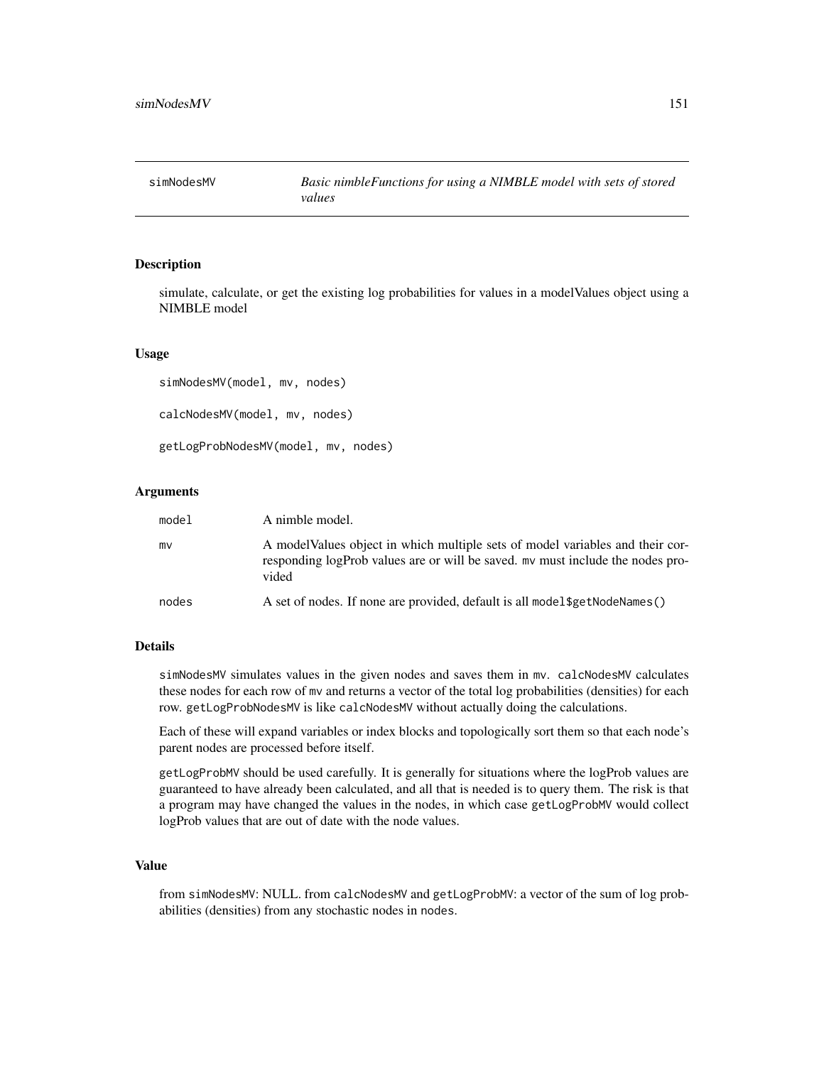simNodesMV    *Basic nimbleFunctions for using a NIMBLE model with sets of stored values*

## Description

simulate, calculate, or get the existing log probabilities for values in a modelValues object using a NIMBLE model

## Usage

```
simNodesMV(model, mv, nodes)

calcNodesMV(model, mv, nodes)

getLogProbNodesMV(model, mv, nodes)
```

## Arguments

| | |
|---|---|
| model | A nimble model. |
| mv | A modelValues object in which multiple sets of model variables and their corresponding logProb values are or will be saved. mv must include the nodes provided |
| nodes | A set of nodes. If none are provided, default is all model$getNodeNames() |

## Details

simNodesMV simulates values in the given nodes and saves them in mv. calcNodesMV calculates these nodes for each row of mv and returns a vector of the total log probabilities (densities) for each row. getLogProbNodesMV is like calcNodesMV without actually doing the calculations.

Each of these will expand variables or index blocks and topologically sort them so that each node's parent nodes are processed before itself.

getLogProbMV should be used carefully. It is generally for situations where the logProb values are guaranteed to have already been calculated, and all that is needed is to query them. The risk is that a program may have changed the values in the nodes, in which case getLogProbMV would collect logProb values that are out of date with the node values.

## Value

from simNodesMV: NULL. from calcNodesMV and getLogProbMV: a vector of the sum of log probabilities (densities) from any stochastic nodes in nodes.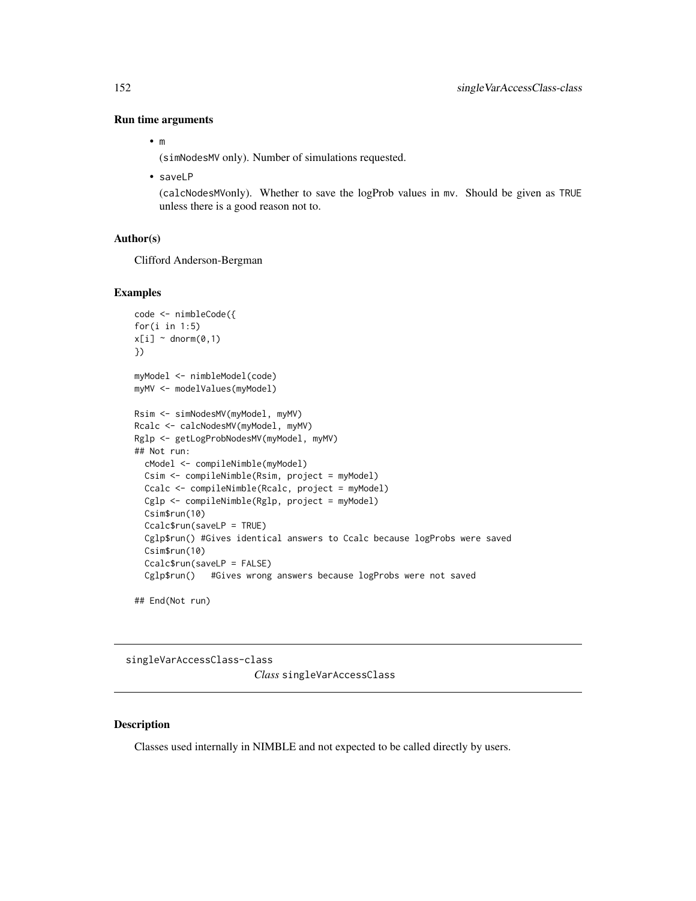### Run time arguments

- m

  (simNodesMV only). Number of simulations requested.

- saveLP

  (calcNodesMVonly). Whether to save the logProb values in mv. Should be given as TRUE unless there is a good reason not to.

### Author(s)

Clifford Anderson-Bergman

### Examples

```
code <- nimbleCode({
for(i in 1:5)
x[i] ~ dnorm(0,1)
})

myModel <- nimbleModel(code)
myMV <- modelValues(myModel)

Rsim <- simNodesMV(myModel, myMV)
Rcalc <- calcNodesMV(myModel, myMV)
Rglp <- getLogProbNodesMV(myModel, myMV)
## Not run:
  cModel <- compileNimble(myModel)
  Csim <- compileNimble(Rsim, project = myModel)
  Ccalc <- compileNimble(Rcalc, project = myModel)
  Cglp <- compileNimble(Rglp, project = myModel)
  Csim$run(10)
  Ccalc$run(saveLP = TRUE)
  Cglp$run() #Gives identical answers to Ccalc because logProbs were saved
  Csim$run(10)
  Ccalc$run(saveLP = FALSE)
  Cglp$run()   #Gives wrong answers because logProbs were not saved

## End(Not run)
```

---

## singleVarAccessClass-class    *Class* singleVarAccessClass

### Description

Classes used internally in NIMBLE and not expected to be called directly by users.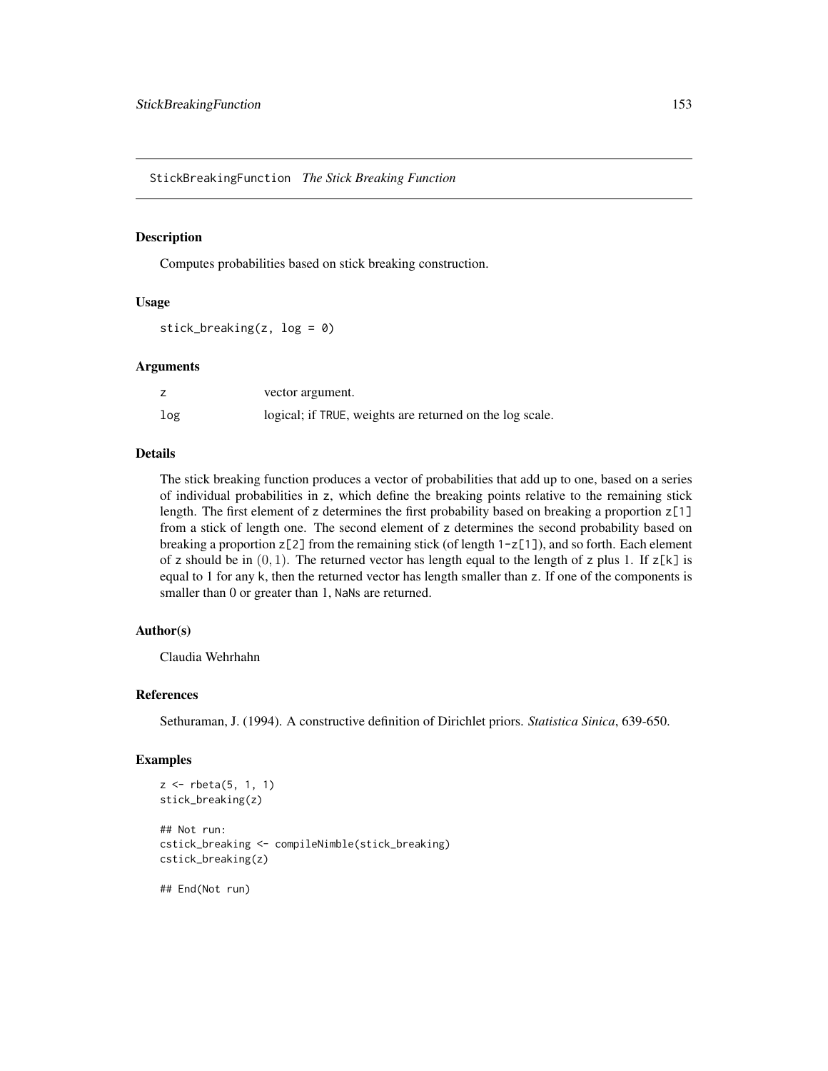StickBreakingFunction *The Stick Breaking Function*

## Description

Computes probabilities based on stick breaking construction.

## Usage

```
stick_breaking(z, log = 0)
```

## Arguments

| | |
|---|---|
| z | vector argument. |
| log | logical; if TRUE, weights are returned on the log scale. |

## Details

The stick breaking function produces a vector of probabilities that add up to one, based on a series of individual probabilities in z, which define the breaking points relative to the remaining stick length. The first element of z determines the first probability based on breaking a proportion z[1] from a stick of length one. The second element of z determines the second probability based on breaking a proportion z[2] from the remaining stick (of length 1-z[1]), and so forth. Each element of z should be in $(0, 1)$. The returned vector has length equal to the length of z plus 1. If z[k] is equal to 1 for any k, then the returned vector has length smaller than z. If one of the components is smaller than 0 or greater than 1, NaNs are returned.

## Author(s)

Claudia Wehrhahn

## References

Sethuraman, J. (1994). A constructive definition of Dirichlet priors. *Statistica Sinica*, 639-650.

## Examples

```
z <- rbeta(5, 1, 1)
stick_breaking(z)

## Not run:
cstick_breaking <- compileNimble(stick_breaking)
cstick_breaking(z)

## End(Not run)
```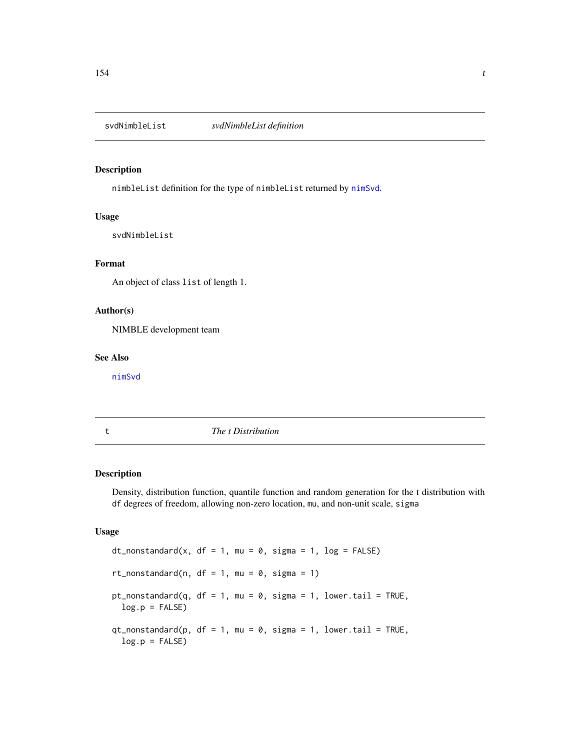## svdNimbleList — *svdNimbleList definition*

### Description

`nimbleList` definition for the type of `nimbleList` returned by `nimSvd`.

### Usage

```
svdNimbleList
```

### Format

An object of class `list` of length 1.

### Author(s)

NIMBLE development team

### See Also

`nimSvd`

## t — *The t Distribution*

### Description

Density, distribution function, quantile function and random generation for the t distribution with `df` degrees of freedom, allowing non-zero location, `mu`, and non-unit scale, `sigma`

### Usage

```
dt_nonstandard(x, df = 1, mu = 0, sigma = 1, log = FALSE)

rt_nonstandard(n, df = 1, mu = 0, sigma = 1)

pt_nonstandard(q, df = 1, mu = 0, sigma = 1, lower.tail = TRUE,
  log.p = FALSE)

qt_nonstandard(p, df = 1, mu = 0, sigma = 1, lower.tail = TRUE,
  log.p = FALSE)
```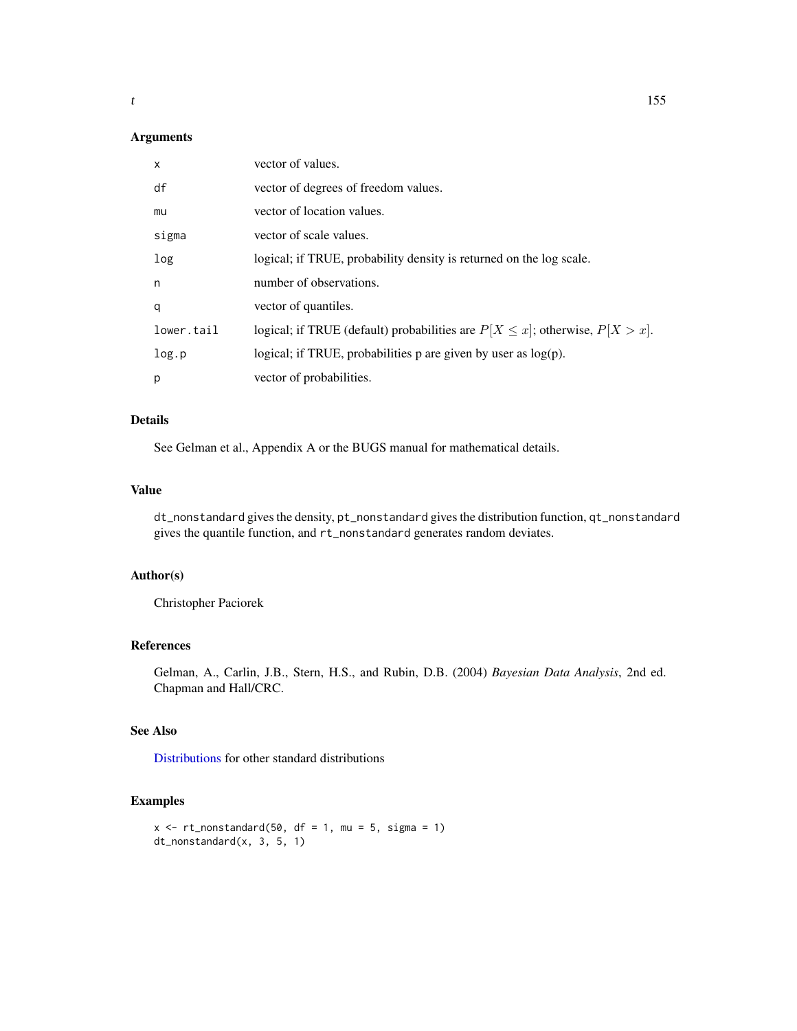## Arguments

| | |
|---|---|
| x | vector of values. |
| df | vector of degrees of freedom values. |
| mu | vector of location values. |
| sigma | vector of scale values. |
| log | logical; if TRUE, probability density is returned on the log scale. |
| n | number of observations. |
| q | vector of quantiles. |
| lower.tail | logical; if TRUE (default) probabilities are $P[X \leq x]$; otherwise, $P[X > x]$. |
| log.p | logical; if TRUE, probabilities p are given by user as log(p). |
| p | vector of probabilities. |

## Details

See Gelman et al., Appendix A or the BUGS manual for mathematical details.

## Value

`dt_nonstandard` gives the density, `pt_nonstandard` gives the distribution function, `qt_nonstandard` gives the quantile function, and `rt_nonstandard` generates random deviates.

## Author(s)

Christopher Paciorek

## References

Gelman, A., Carlin, J.B., Stern, H.S., and Rubin, D.B. (2004) *Bayesian Data Analysis*, 2nd ed. Chapman and Hall/CRC.

## See Also

Distributions for other standard distributions

## Examples

```
x <- rt_nonstandard(50, df = 1, mu = 5, sigma = 1)
dt_nonstandard(x, 3, 5, 1)
```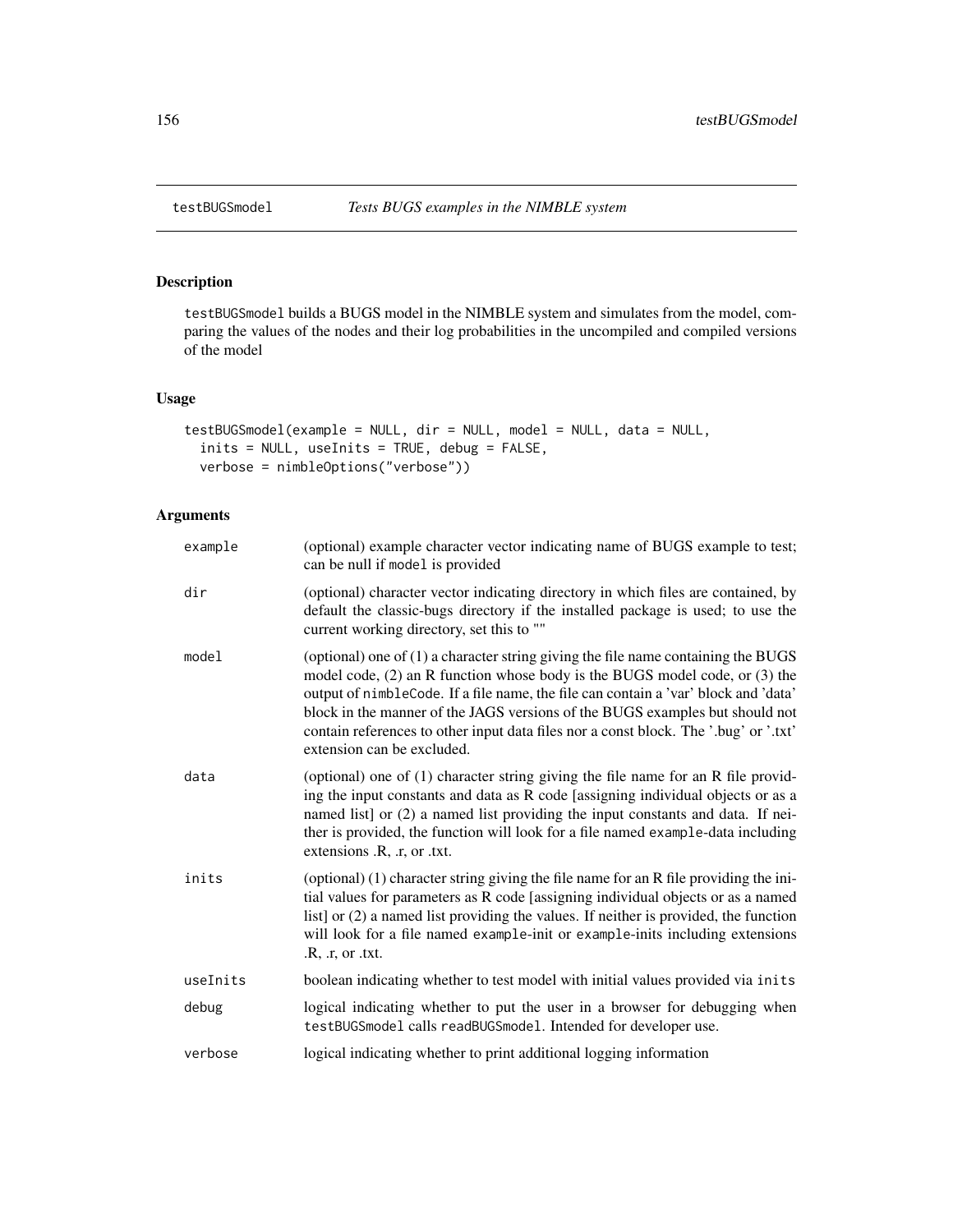# testBUGSmodel *Tests BUGS examples in the NIMBLE system*

## Description

testBUGSmodel builds a BUGS model in the NIMBLE system and simulates from the model, comparing the values of the nodes and their log probabilities in the uncompiled and compiled versions of the model

## Usage

```
testBUGSmodel(example = NULL, dir = NULL, model = NULL, data = NULL,
  inits = NULL, useInits = TRUE, debug = FALSE,
  verbose = nimbleOptions("verbose"))
```

## Arguments

| | |
|---|---|
| example | (optional) example character vector indicating name of BUGS example to test; can be null if model is provided |
| dir | (optional) character vector indicating directory in which files are contained, by default the classic-bugs directory if the installed package is used; to use the current working directory, set this to "" |
| model | (optional) one of (1) a character string giving the file name containing the BUGS model code, (2) an R function whose body is the BUGS model code, or (3) the output of nimbleCode. If a file name, the file can contain a 'var' block and 'data' block in the manner of the JAGS versions of the BUGS examples but should not contain references to other input data files nor a const block. The '.bug' or '.txt' extension can be excluded. |
| data | (optional) one of (1) character string giving the file name for an R file providing the input constants and data as R code [assigning individual objects or as a named list] or (2) a named list providing the input constants and data. If neither is provided, the function will look for a file named example-data including extensions .R, .r, or .txt. |
| inits | (optional) (1) character string giving the file name for an R file providing the initial values for parameters as R code [assigning individual objects or as a named list] or (2) a named list providing the values. If neither is provided, the function will look for a file named example-init or example-inits including extensions .R, .r, or .txt. |
| useInits | boolean indicating whether to test model with initial values provided via inits |
| debug | logical indicating whether to put the user in a browser for debugging when testBUGSmodel calls readBUGSmodel. Intended for developer use. |
| verbose | logical indicating whether to print additional logging information |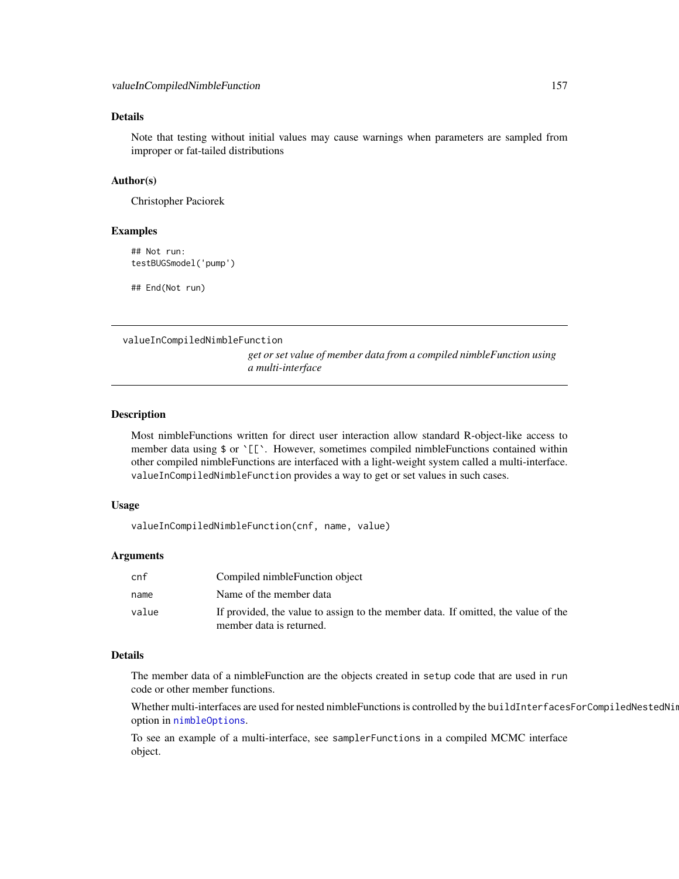### Details

Note that testing without initial values may cause warnings when parameters are sampled from improper or fat-tailed distributions

### Author(s)

Christopher Paciorek

### Examples

```
## Not run:
testBUGSmodel('pump')

## End(Not run)
```

---

## valueInCompiledNimbleFunction

*get or set value of member data from a compiled nimbleFunction using a multi-interface*

---

### Description

Most nimbleFunctions written for direct user interaction allow standard R-object-like access to member data using $ or `[[`. However, sometimes compiled nimbleFunctions contained within other compiled nimbleFunctions are interfaced with a light-weight system called a multi-interface. `valueInCompiledNimbleFunction` provides a way to get or set values in such cases.

### Usage

```
valueInCompiledNimbleFunction(cnf, name, value)
```

### Arguments

| | |
|---|---|
| `cnf` | Compiled nimbleFunction object |
| `name` | Name of the member data |
| `value` | If provided, the value to assign to the member data. If omitted, the value of the member data is returned. |

### Details

The member data of a nimbleFunction are the objects created in `setup` code that are used in `run` code or other member functions.

Whether multi-interfaces are used for nested nimbleFunctions is controlled by the `buildInterfacesForCompiledNestedNim` option in `nimbleOptions`.

To see an example of a multi-interface, see `samplerFunctions` in a compiled MCMC interface object.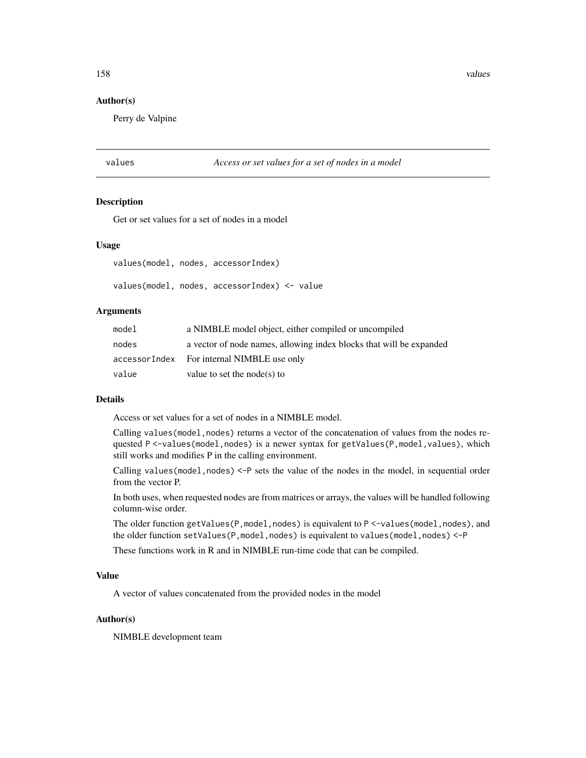### Author(s)

Perry de Valpine

---

## values — *Access or set values for a set of nodes in a model*

---

### Description

Get or set values for a set of nodes in a model

### Usage

```
values(model, nodes, accessorIndex)

values(model, nodes, accessorIndex) <- value
```

### Arguments

| | |
|---|---|
| `model` | a NIMBLE model object, either compiled or uncompiled |
| `nodes` | a vector of node names, allowing index blocks that will be expanded |
| `accessorIndex` | For internal NIMBLE use only |
| `value` | value to set the node(s) to |

### Details

Access or set values for a set of nodes in a NIMBLE model.

Calling `values(model,nodes)` returns a vector of the concatenation of values from the nodes requested `P <-values(model,nodes)` is a newer syntax for `getValues(P,model,values)`, which still works and modifies P in the calling environment.

Calling `values(model,nodes) <-P` sets the value of the nodes in the model, in sequential order from the vector P.

In both uses, when requested nodes are from matrices or arrays, the values will be handled following column-wise order.

The older function `getValues(P,model,nodes)` is equivalent to `P <-values(model,nodes)`, and the older function `setValues(P,model,nodes)` is equivalent to `values(model,nodes) <-P`

These functions work in R and in NIMBLE run-time code that can be compiled.

### Value

A vector of values concatenated from the provided nodes in the model

### Author(s)

NIMBLE development team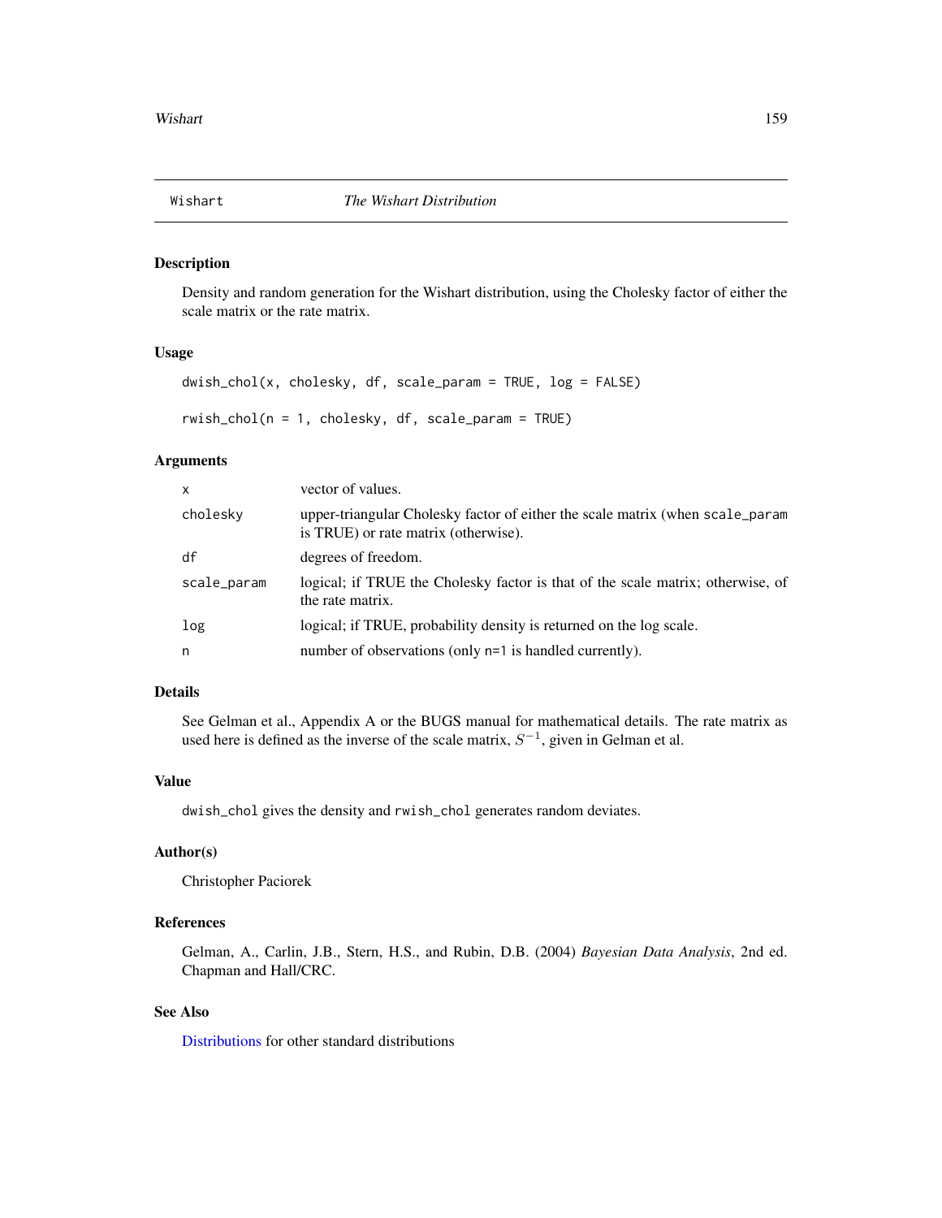## Wishart — *The Wishart Distribution*

### Description

Density and random generation for the Wishart distribution, using the Cholesky factor of either the scale matrix or the rate matrix.

### Usage

```
dwish_chol(x, cholesky, df, scale_param = TRUE, log = FALSE)

rwish_chol(n = 1, cholesky, df, scale_param = TRUE)
```

### Arguments

| | |
|---|---|
| `x` | vector of values. |
| `cholesky` | upper-triangular Cholesky factor of either the scale matrix (when `scale_param` is TRUE) or rate matrix (otherwise). |
| `df` | degrees of freedom. |
| `scale_param` | logical; if TRUE the Cholesky factor is that of the scale matrix; otherwise, of the rate matrix. |
| `log` | logical; if TRUE, probability density is returned on the log scale. |
| `n` | number of observations (only `n=1` is handled currently). |

### Details

See Gelman et al., Appendix A or the BUGS manual for mathematical details. The rate matrix as used here is defined as the inverse of the scale matrix, $S^{-1}$, given in Gelman et al.

### Value

`dwish_chol` gives the density and `rwish_chol` generates random deviates.

### Author(s)

Christopher Paciorek

### References

Gelman, A., Carlin, J.B., Stern, H.S., and Rubin, D.B. (2004) *Bayesian Data Analysis*, 2nd ed. Chapman and Hall/CRC.

### See Also

Distributions for other standard distributions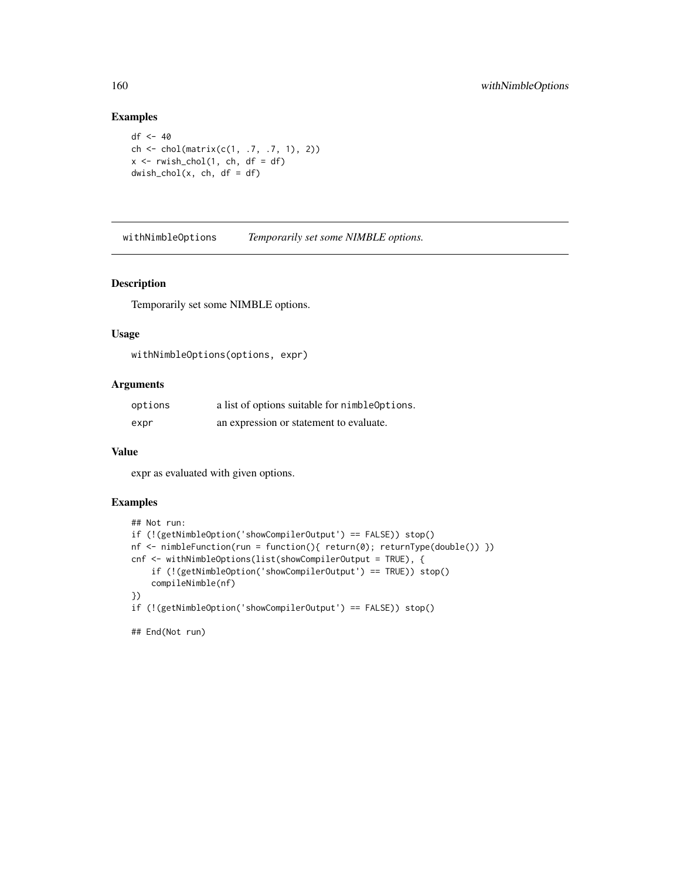### Examples

```
df <- 40
ch <- chol(matrix(c(1, .7, .7, 1), 2))
x <- rwish_chol(1, ch, df = df)
dwish_chol(x, ch, df = df)
```

---

## withNimbleOptions — *Temporarily set some NIMBLE options.*

---

### Description

Temporarily set some NIMBLE options.

### Usage

```
withNimbleOptions(options, expr)
```

### Arguments

| | |
|---|---|
| options | a list of options suitable for nimbleOptions. |
| expr | an expression or statement to evaluate. |

### Value

expr as evaluated with given options.

### Examples

```
## Not run:
if (!(getNimbleOption('showCompilerOutput') == FALSE)) stop()
nf <- nimbleFunction(run = function(){ return(0); returnType(double()) })
cnf <- withNimbleOptions(list(showCompilerOutput = TRUE), {
    if (!(getNimbleOption('showCompilerOutput') == TRUE)) stop()
    compileNimble(nf)
})
if (!(getNimbleOption('showCompilerOutput') == FALSE)) stop()

## End(Not run)
```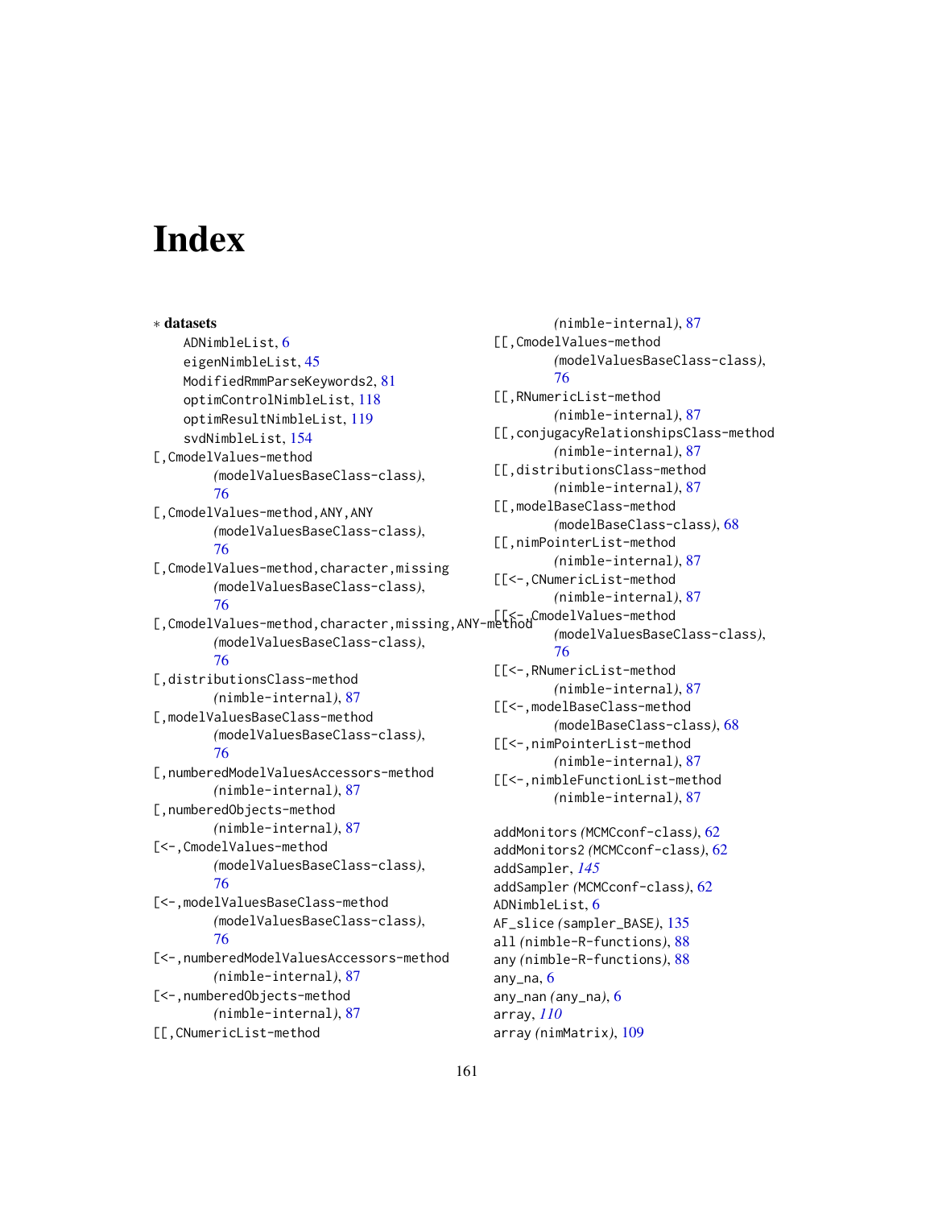# Index

∗ **datasets**
- ADNimbleList, 6
- eigenNimbleList, 45
- ModifiedRmmParseKeywords2, 81
- optimControlNimbleList, 118
- optimResultNimbleList, 119
- svdNimbleList, 154

[,CmodelValues-method *(*modelValuesBaseClass-class*)*, 76

[,CmodelValues-method,ANY,ANY *(*modelValuesBaseClass-class*)*, 76

[,CmodelValues-method,character,missing *(*modelValuesBaseClass-class*)*, 76

[,CmodelValues-method,character,missing,ANY-method *(*modelValuesBaseClass-class*)*, 76

[,distributionsClass-method *(*nimble-internal*)*, 87

[,modelValuesBaseClass-method *(*modelValuesBaseClass-class*)*, 76

[,numberedModelValuesAccessors-method *(*nimble-internal*)*, 87

[,numberedObjects-method *(*nimble-internal*)*, 87

[<-,CmodelValues-method *(*modelValuesBaseClass-class*)*, 76

[<-,modelValuesBaseClass-method *(*modelValuesBaseClass-class*)*, 76

[<-,numberedModelValuesAccessors-method *(*nimble-internal*)*, 87

[<-,numberedObjects-method *(*nimble-internal*)*, 87

[[,CNumericList-method *(*nimble-internal*)*, 87

[[,CmodelValues-method *(*modelValuesBaseClass-class*)*, 76

[[,RNumericList-method *(*nimble-internal*)*, 87

[[,conjugacyRelationshipsClass-method *(*nimble-internal*)*, 87

[[,distributionsClass-method *(*nimble-internal*)*, 87

[[,modelBaseClass-method *(*modelBaseClass-class*)*, 68

[[,nimPointerList-method *(*nimble-internal*)*, 87

[[<-,CNumericList-method *(*nimble-internal*)*, 87

[[<-,CmodelValues-method *(*modelValuesBaseClass-class*)*, 76

[[<-,RNumericList-method *(*nimble-internal*)*, 87

[[<-,modelBaseClass-method *(*modelBaseClass-class*)*, 68

[[<-,nimPointerList-method *(*nimble-internal*)*, 87

[[<-,nimbleFunctionList-method *(*nimble-internal*)*, 87

addMonitors *(*MCMCconf-class*)*, 62
addMonitors2 *(*MCMCconf-class*)*, 62
addSampler, *145*
addSampler *(*MCMCconf-class*)*, 62
ADNimbleList, 6
AF_slice *(*sampler_BASE*)*, 135
all *(*nimble-R-functions*)*, 88
any *(*nimble-R-functions*)*, 88
any_na, 6
any_nan *(*any_na*)*, 6
array, *110*
array *(*nimMatrix*)*, 109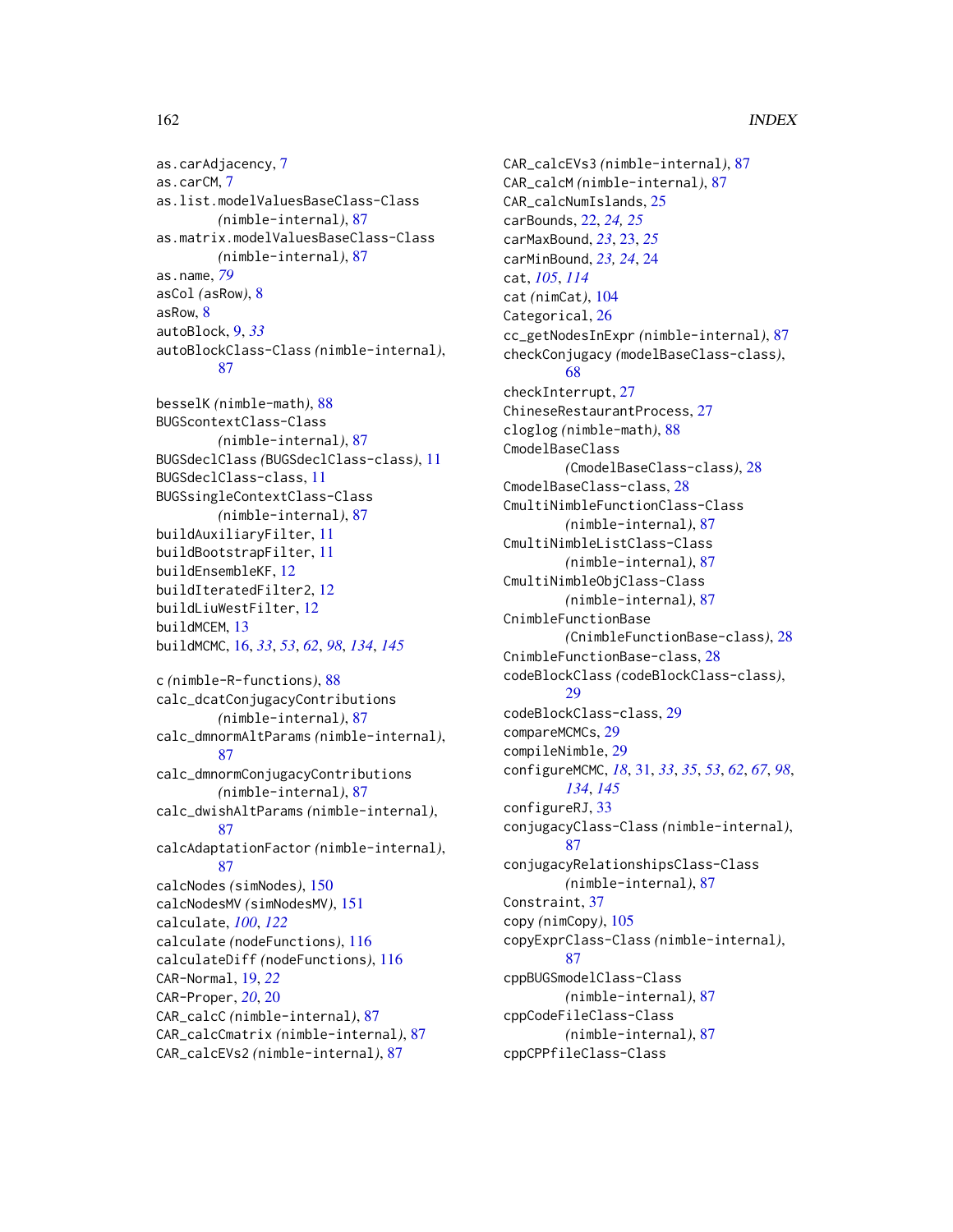as.carAdjacency, 7
as.carCM, 7
as.list.modelValuesBaseClass-Class *(nimble-internal)*, 87
as.matrix.modelValuesBaseClass-Class *(nimble-internal)*, 87
as.name, *79*
asCol *(asRow)*, 8
asRow, 8
autoBlock, 9, *33*
autoBlockClass-Class *(nimble-internal)*, 87

besselK *(nimble-math)*, 88
BUGScontextClass-Class *(nimble-internal)*, 87
BUGSdeclClass *(BUGSdeclClass-class)*, 11
BUGSdeclClass-class, 11
BUGSsingleContextClass-Class *(nimble-internal)*, 87
buildAuxiliaryFilter, 11
buildBootstrapFilter, 11
buildEnsembleKF, 12
buildIteratedFilter2, 12
buildLiuWestFilter, 12
buildMCEM, 13
buildMCMC, 16, *33*, *53*, *62*, *98*, *134*, *145*

c *(nimble-R-functions)*, 88
calc_dcatConjugacyContributions *(nimble-internal)*, 87
calc_dmnormAltParams *(nimble-internal)*, 87
calc_dmnormConjugacyContributions *(nimble-internal)*, 87
calc_dwishAltParams *(nimble-internal)*, 87
calcAdaptationFactor *(nimble-internal)*, 87
calcNodes *(simNodes)*, 150
calcNodesMV *(simNodesMV)*, 151
calculate, *100*, *122*
calculate *(nodeFunctions)*, 116
calculateDiff *(nodeFunctions)*, 116
CAR-Normal, 19, *22*
CAR-Proper, *20*, 20
CAR_calcC *(nimble-internal)*, 87
CAR_calcCmatrix *(nimble-internal)*, 87
CAR_calcEVs2 *(nimble-internal)*, 87
CAR_calcEVs3 *(nimble-internal)*, 87
CAR_calcM *(nimble-internal)*, 87
CAR_calcNumIslands, 25
carBounds, 22, *24*, *25*
carMaxBound, *23*, 23, *25*
carMinBound, *23*, *24*, 24
cat, *105*, *114*
cat *(nimCat)*, 104
Categorical, 26
cc_getNodesInExpr *(nimble-internal)*, 87
checkConjugacy *(modelBaseClass-class)*, 68
checkInterrupt, 27
ChineseRestaurantProcess, 27
cloglog *(nimble-math)*, 88
CmodelBaseClass *(CmodelBaseClass-class)*, 28
CmodelBaseClass-class, 28
CmultiNimbleFunctionClass-Class *(nimble-internal)*, 87
CmultiNimbleListClass-Class *(nimble-internal)*, 87
CmultiNimbleObjClass-Class *(nimble-internal)*, 87
CnimbleFunctionBase *(CnimbleFunctionBase-class)*, 28
CnimbleFunctionBase-class, 28
codeBlockClass *(codeBlockClass-class)*, 29
codeBlockClass-class, 29
compareMCMCs, 29
compileNimble, 29
configureMCMC, *18*, 31, *33*, *35*, *53*, *62*, *67*, *98*, *134*, *145*
configureRJ, 33
conjugacyClass-Class *(nimble-internal)*, 87
conjugacyRelationshipsClass-Class *(nimble-internal)*, 87
Constraint, 37
copy *(nimCopy)*, 105
copyExprClass-Class *(nimble-internal)*, 87
cppBUGSmodelClass-Class *(nimble-internal)*, 87
cppCodeFileClass-Class *(nimble-internal)*, 87
cppCPPfileClass-Class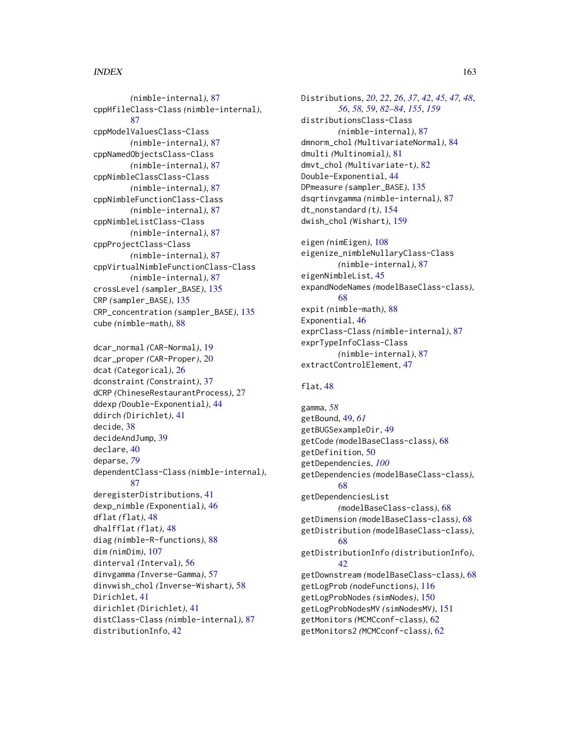(nimble-internal), 87
cppHfileClass-Class (nimble-internal), 87
cppModelValuesClass-Class (nimble-internal), 87
cppNamedObjectsClass-Class (nimble-internal), 87
cppNimbleClassClass-Class (nimble-internal), 87
cppNimbleFunctionClass-Class (nimble-internal), 87
cppNimbleListClass-Class (nimble-internal), 87
cppProjectClass-Class (nimble-internal), 87
cppVirtualNimbleFunctionClass-Class (nimble-internal), 87
crossLevel (sampler_BASE), 135
CRP (sampler_BASE), 135
CRP_concentration (sampler_BASE), 135
cube (nimble-math), 88

dcar_normal (CAR-Normal), 19
dcar_proper (CAR-Proper), 20
dcat (Categorical), 26
dconstraint (Constraint), 37
dCRP (ChineseRestaurantProcess), 27
ddexp (Double-Exponential), 44
ddirch (Dirichlet), 41
decide, 38
decideAndJump, 39
declare, 40
deparse, *79*
dependentClass-Class (nimble-internal), 87
deregisterDistributions, 41
dexp_nimble (Exponential), 46
dflat (flat), 48
dhalfflat (flat), 48
diag (nimble-R-functions), 88
dim (nimDim), 107
dinterval (Interval), 56
dinvgamma (Inverse-Gamma), 57
dinvwish_chol (Inverse-Wishart), 58
Dirichlet, 41
dirichlet (Dirichlet), 41
distClass-Class (nimble-internal), 87
distributionInfo, 42
Distributions, *20*, *22*, *26*, *37*, *42*, *45*, *47*, *48*, *56*, *58*, *59*, *82–84*, *155*, *159*
distributionsClass-Class (nimble-internal), 87
dmnorm_chol (MultivariateNormal), 84
dmulti (Multinomial), 81
dmvt_chol (Multivariate-t), 82
Double-Exponential, 44
DPmeasure (sampler_BASE), 135
dsqrtinvgamma (nimble-internal), 87
dt_nonstandard (t), 154
dwish_chol (Wishart), 159

eigen (nimEigen), 108
eigenize_nimbleNullaryClass-Class (nimble-internal), 87
eigenNimbleList, 45
expandNodeNames (modelBaseClass-class), 68
expit (nimble-math), 88
Exponential, 46
exprClass-Class (nimble-internal), 87
exprTypeInfoClass-Class (nimble-internal), 87
extractControlElement, 47

flat, 48

gamma, *58*
getBound, 49, *61*
getBUGSexampleDir, 49
getCode (modelBaseClass-class), 68
getDefinition, 50
getDependencies, *100*
getDependencies (modelBaseClass-class), 68
getDependenciesList (modelBaseClass-class), 68
getDimension (modelBaseClass-class), 68
getDistribution (modelBaseClass-class), 68
getDistributionInfo (distributionInfo), 42
getDownstream (modelBaseClass-class), 68
getLogProb (nodeFunctions), 116
getLogProbNodes (simNodes), 150
getLogProbNodesMV (simNodesMV), 151
getMonitors (MCMCconf-class), 62
getMonitors2 (MCMCconf-class), 62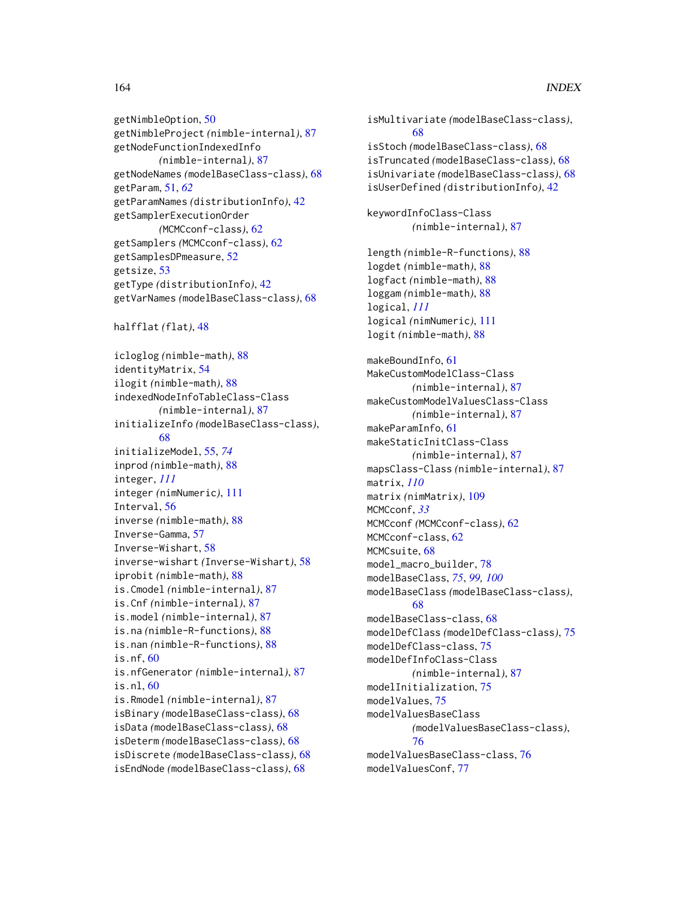getNimbleOption, 50
getNimbleProject (nimble-internal), 87
getNodeFunctionIndexedInfo (nimble-internal), 87
getNodeNames (modelBaseClass-class), 68
getParam, 51, *62*
getParamNames (distributionInfo), 42
getSamplerExecutionOrder (MCMCconf-class), 62
getSamplers (MCMCconf-class), 62
getSamplesDPmeasure, 52
getsize, 53
getType (distributionInfo), 42
getVarNames (modelBaseClass-class), 68

halfflat (flat), 48

icloglog (nimble-math), 88
identityMatrix, 54
ilogit (nimble-math), 88
indexedNodeInfoTableClass-Class (nimble-internal), 87
initializeInfo (modelBaseClass-class), 68
initializeModel, 55, *74*
inprod (nimble-math), 88
integer, *111*
integer (nimNumeric), 111
Interval, 56
inverse (nimble-math), 88
Inverse-Gamma, 57
Inverse-Wishart, 58
inverse-wishart (Inverse-Wishart), 58
iprobit (nimble-math), 88
is.Cmodel (nimble-internal), 87
is.Cnf (nimble-internal), 87
is.model (nimble-internal), 87
is.na (nimble-R-functions), 88
is.nan (nimble-R-functions), 88
is.nf, 60
is.nfGenerator (nimble-internal), 87
is.nl, 60
is.Rmodel (nimble-internal), 87
isBinary (modelBaseClass-class), 68
isData (modelBaseClass-class), 68
isDeterm (modelBaseClass-class), 68
isDiscrete (modelBaseClass-class), 68
isEndNode (modelBaseClass-class), 68
isMultivariate (modelBaseClass-class), 68
isStoch (modelBaseClass-class), 68
isTruncated (modelBaseClass-class), 68
isUnivariate (modelBaseClass-class), 68
isUserDefined (distributionInfo), 42

keywordInfoClass-Class (nimble-internal), 87

length (nimble-R-functions), 88
logdet (nimble-math), 88
logfact (nimble-math), 88
loggam (nimble-math), 88
logical, *111*
logical (nimNumeric), 111
logit (nimble-math), 88

makeBoundInfo, 61
MakeCustomModelClass-Class (nimble-internal), 87
makeCustomModelValuesClass-Class (nimble-internal), 87
makeParamInfo, 61
makeStaticInitClass-Class (nimble-internal), 87
mapsClass-Class (nimble-internal), 87
matrix, *110*
matrix (nimMatrix), 109
MCMCconf, *33*
MCMCconf (MCMCconf-class), 62
MCMCconf-class, 62
MCMCsuite, 68
model_macro_builder, 78
modelBaseClass, *75*, *99*, *100*
modelBaseClass (modelBaseClass-class), 68
modelBaseClass-class, 68
modelDefClass (modelDefClass-class), 75
modelDefClass-class, 75
modelDefInfoClass-Class (nimble-internal), 87
modelInitialization, 75
modelValues, 75
modelValuesBaseClass (modelValuesBaseClass-class), 76
modelValuesBaseClass-class, 76
modelValuesConf, 77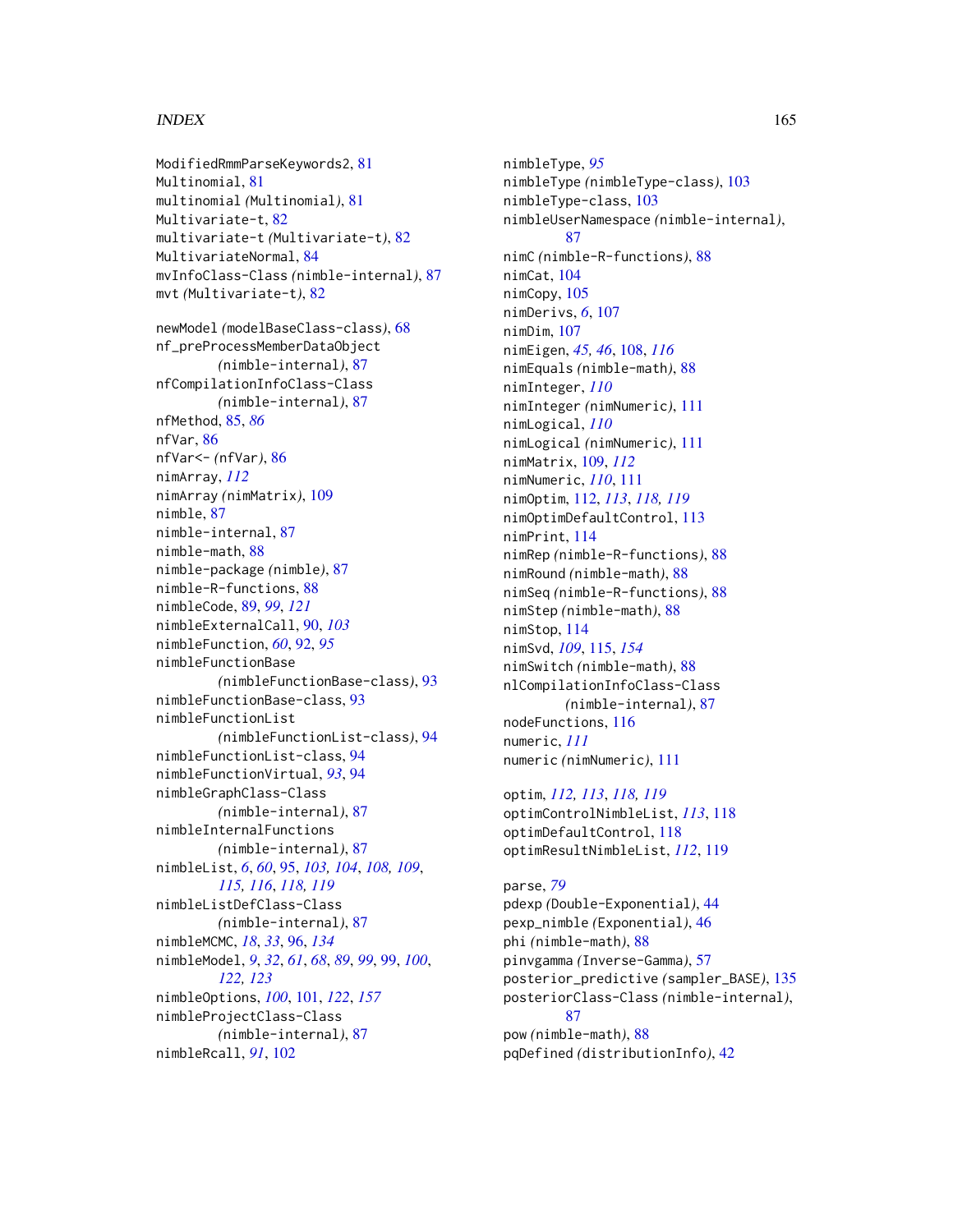ModifiedRmmParseKeywords2, 81
Multinomial, 81
multinomial *(*Multinomial*)*, 81
Multivariate-t, 82
multivariate-t *(*Multivariate-t*)*, 82
MultivariateNormal, 84
mvInfoClass-Class *(*nimble-internal*)*, 87
mvt *(*Multivariate-t*)*, 82

newModel *(*modelBaseClass-class*)*, 68
nf_preProcessMemberDataObject *(*nimble-internal*)*, 87
nfCompilationInfoClass-Class *(*nimble-internal*)*, 87
nfMethod, 85, *86*
nfVar, 86
nfVar<- *(*nfVar*)*, 86
nimArray, *112*
nimArray *(*nimMatrix*)*, 109
nimble, 87
nimble-internal, 87
nimble-math, 88
nimble-package *(*nimble*)*, 87
nimble-R-functions, 88
nimbleCode, 89, *99*, *121*
nimbleExternalCall, 90, *103*
nimbleFunction, *60*, 92, *95*
nimbleFunctionBase *(*nimbleFunctionBase-class*)*, 93
nimbleFunctionBase-class, 93
nimbleFunctionList *(*nimbleFunctionList-class*)*, 94
nimbleFunctionList-class, 94
nimbleFunctionVirtual, *93*, 94
nimbleGraphClass-Class *(*nimble-internal*)*, 87
nimbleInternalFunctions *(*nimble-internal*)*, 87
nimbleList, *6*, *60*, 95, *103, 104*, *108, 109*, *115, 116*, *118, 119*
nimbleListDefClass-Class *(*nimble-internal*)*, 87
nimbleMCMC, *18*, *33*, 96, *134*
nimbleModel, *9*, *32*, *61*, *68*, *89*, *99*, 99, *100*, *122, 123*
nimbleOptions, *100*, 101, *122*, *157*
nimbleProjectClass-Class *(*nimble-internal*)*, 87
nimbleRcall, *91*, 102
nimbleType, *95*
nimbleType *(*nimbleType-class*)*, 103
nimbleType-class, 103
nimbleUserNamespace *(*nimble-internal*)*, 87
nimC *(*nimble-R-functions*)*, 88
nimCat, 104
nimCopy, 105
nimDerivs, *6*, 107
nimDim, 107
nimEigen, *45, 46*, 108, *116*
nimEquals *(*nimble-math*)*, 88
nimInteger, *110*
nimInteger *(*nimNumeric*)*, 111
nimLogical, *110*
nimLogical *(*nimNumeric*)*, 111
nimMatrix, 109, *112*
nimNumeric, *110*, 111
nimOptim, 112, *113*, *118, 119*
nimOptimDefaultControl, 113
nimPrint, 114
nimRep *(*nimble-R-functions*)*, 88
nimRound *(*nimble-math*)*, 88
nimSeq *(*nimble-R-functions*)*, 88
nimStep *(*nimble-math*)*, 88
nimStop, 114
nimSvd, *109*, 115, *154*
nimSwitch *(*nimble-math*)*, 88
nlCompilationInfoClass-Class *(*nimble-internal*)*, 87
nodeFunctions, 116
numeric, *111*
numeric *(*nimNumeric*)*, 111

optim, *112, 113*, *118, 119*
optimControlNimbleList, *113*, 118
optimDefaultControl, 118
optimResultNimbleList, *112*, 119

parse, *79*
pdexp *(*Double-Exponential*)*, 44
pexp_nimble *(*Exponential*)*, 46
phi *(*nimble-math*)*, 88
pinvgamma *(*Inverse-Gamma*)*, 57
posterior_predictive *(*sampler_BASE*)*, 135
posteriorClass-Class *(*nimble-internal*)*, 87
pow *(*nimble-math*)*, 88
pqDefined *(*distributionInfo*)*, 42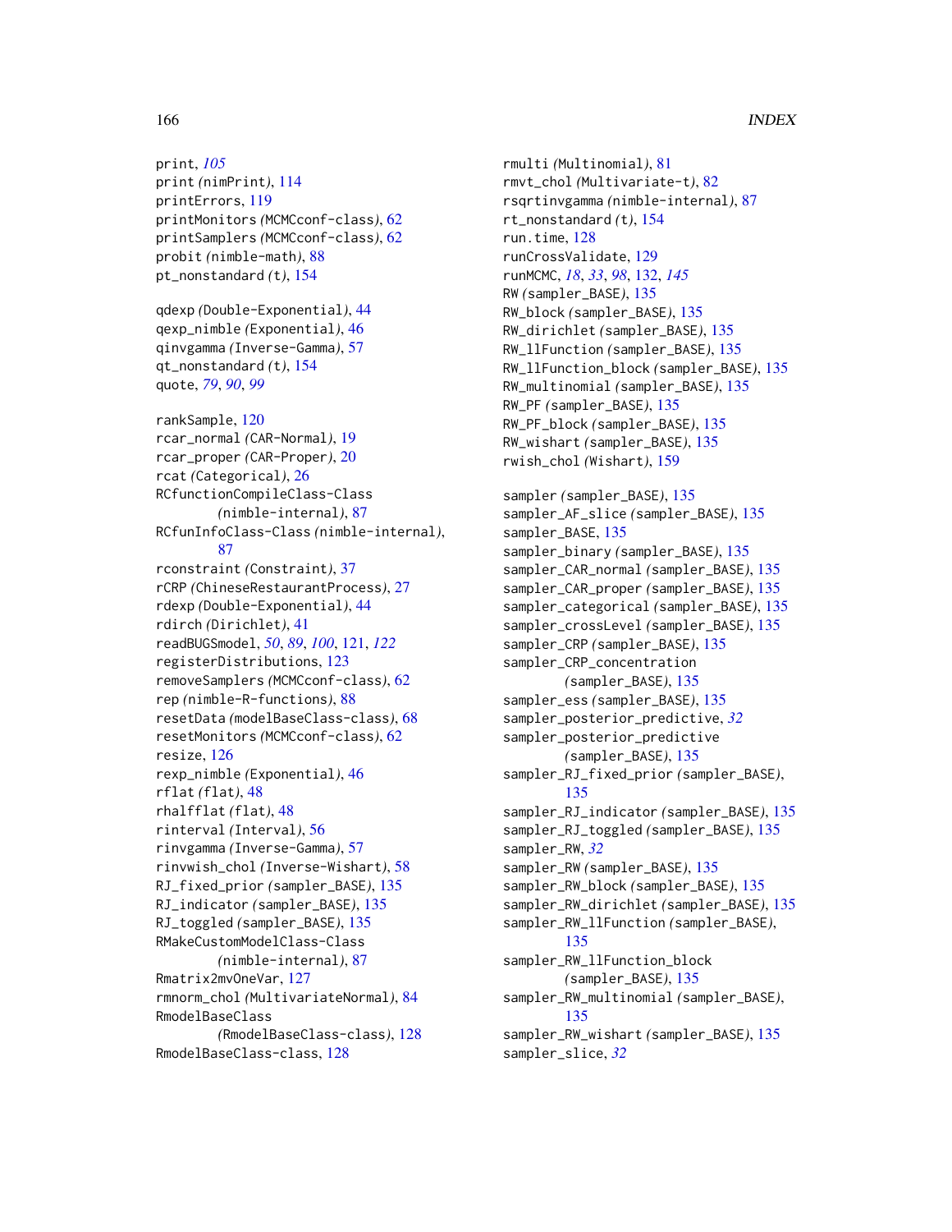print, *105*
print (nimPrint), 114
printErrors, 119
printMonitors (MCMCconf-class), 62
printSamplers (MCMCconf-class), 62
probit (nimble-math), 88
pt_nonstandard (t), 154

qdexp (Double-Exponential), 44
qexp_nimble (Exponential), 46
qinvgamma (Inverse-Gamma), 57
qt_nonstandard (t), 154
quote, *79*, *90*, *99*

rankSample, 120
rcar_normal (CAR-Normal), 19
rcar_proper (CAR-Proper), 20
rcat (Categorical), 26
RCfunctionCompileClass-Class (nimble-internal), 87
RCfunInfoClass-Class (nimble-internal), 87
rconstraint (Constraint), 37
rCRP (ChineseRestaurantProcess), 27
rdexp (Double-Exponential), 44
rdirch (Dirichlet), 41
readBUGSmodel, *50*, *89*, *100*, 121, *122*
registerDistributions, 123
removeSamplers (MCMCconf-class), 62
rep (nimble-R-functions), 88
resetData (modelBaseClass-class), 68
resetMonitors (MCMCconf-class), 62
resize, 126
rexp_nimble (Exponential), 46
rflat (flat), 48
rhalfflat (flat), 48
rinterval (Interval), 56
rinvgamma (Inverse-Gamma), 57
rinvwish_chol (Inverse-Wishart), 58
RJ_fixed_prior (sampler_BASE), 135
RJ_indicator (sampler_BASE), 135
RJ_toggled (sampler_BASE), 135
RMakeCustomModelClass-Class (nimble-internal), 87
Rmatrix2mvOneVar, 127
rmnorm_chol (MultivariateNormal), 84
RmodelBaseClass (RmodelBaseClass-class), 128
RmodelBaseClass-class, 128
rmulti (Multinomial), 81
rmvt_chol (Multivariate-t), 82
rsqrtinvgamma (nimble-internal), 87
rt_nonstandard (t), 154
run.time, 128
runCrossValidate, 129
runMCMC, *18*, *33*, *98*, 132, *145*
RW (sampler_BASE), 135
RW_block (sampler_BASE), 135
RW_dirichlet (sampler_BASE), 135
RW_llFunction (sampler_BASE), 135
RW_llFunction_block (sampler_BASE), 135
RW_multinomial (sampler_BASE), 135
RW_PF (sampler_BASE), 135
RW_PF_block (sampler_BASE), 135
RW_wishart (sampler_BASE), 135
rwish_chol (Wishart), 159

sampler (sampler_BASE), 135
sampler_AF_slice (sampler_BASE), 135
sampler_BASE, 135
sampler_binary (sampler_BASE), 135
sampler_CAR_normal (sampler_BASE), 135
sampler_CAR_proper (sampler_BASE), 135
sampler_categorical (sampler_BASE), 135
sampler_crossLevel (sampler_BASE), 135
sampler_CRP (sampler_BASE), 135
sampler_CRP_concentration (sampler_BASE), 135
sampler_ess (sampler_BASE), 135
sampler_posterior_predictive, *32*
sampler_posterior_predictive (sampler_BASE), 135
sampler_RJ_fixed_prior (sampler_BASE), 135
sampler_RJ_indicator (sampler_BASE), 135
sampler_RJ_toggled (sampler_BASE), 135
sampler_RW, *32*
sampler_RW (sampler_BASE), 135
sampler_RW_block (sampler_BASE), 135
sampler_RW_dirichlet (sampler_BASE), 135
sampler_RW_llFunction (sampler_BASE), 135
sampler_RW_llFunction_block (sampler_BASE), 135
sampler_RW_multinomial (sampler_BASE), 135
sampler_RW_wishart (sampler_BASE), 135
sampler_slice, *32*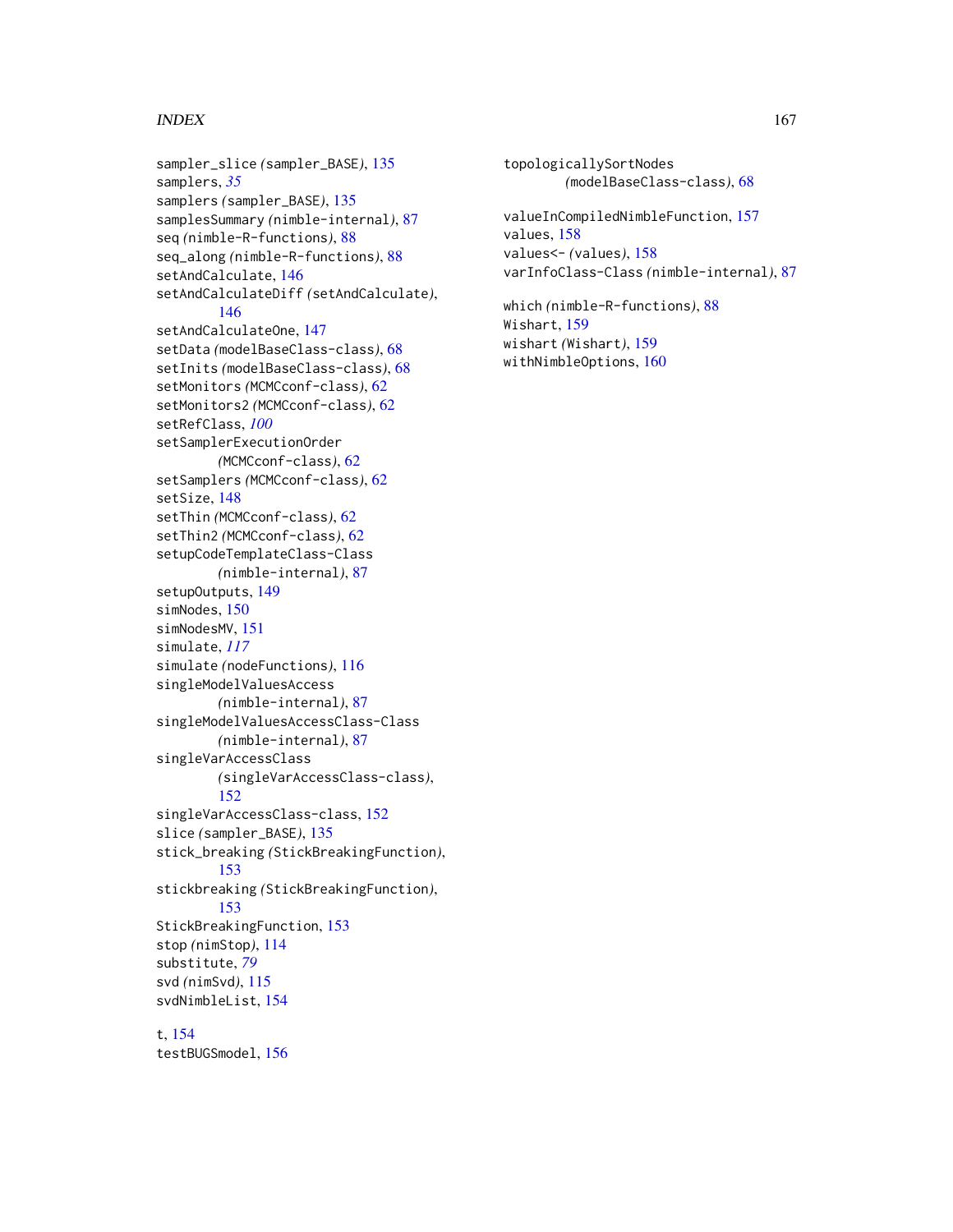sampler_slice *(*sampler_BASE*)*, 135
samplers, *35*
samplers *(*sampler_BASE*)*, 135
samplesSummary *(*nimble-internal*)*, 87
seq *(*nimble-R-functions*)*, 88
seq_along *(*nimble-R-functions*)*, 88
setAndCalculate, 146
setAndCalculateDiff *(*setAndCalculate*)*, 146
setAndCalculateOne, 147
setData *(*modelBaseClass-class*)*, 68
setInits *(*modelBaseClass-class*)*, 68
setMonitors *(*MCMCconf-class*)*, 62
setMonitors2 *(*MCMCconf-class*)*, 62
setRefClass, *100*
setSamplerExecutionOrder *(*MCMCconf-class*)*, 62
setSamplers *(*MCMCconf-class*)*, 62
setSize, 148
setThin *(*MCMCconf-class*)*, 62
setThin2 *(*MCMCconf-class*)*, 62
setupCodeTemplateClass-Class *(*nimble-internal*)*, 87
setupOutputs, 149
simNodes, 150
simNodesMV, 151
simulate, *117*
simulate *(*nodeFunctions*)*, 116
singleModelValuesAccess *(*nimble-internal*)*, 87
singleModelValuesAccessClass-Class *(*nimble-internal*)*, 87
singleVarAccessClass *(*singleVarAccessClass-class*)*, 152
singleVarAccessClass-class, 152
slice *(*sampler_BASE*)*, 135
stick_breaking *(*StickBreakingFunction*)*, 153
stickbreaking *(*StickBreakingFunction*)*, 153
StickBreakingFunction, 153
stop *(*nimStop*)*, 114
substitute, *79*
svd *(*nimSvd*)*, 115
svdNimbleList, 154

t, 154
testBUGSmodel, 156
topologicallySortNodes *(*modelBaseClass-class*)*, 68

valueInCompiledNimbleFunction, 157
values, 158
values<- *(*values*)*, 158
varInfoClass-Class *(*nimble-internal*)*, 87

which *(*nimble-R-functions*)*, 88
Wishart, 159
wishart *(*Wishart*)*, 159
withNimbleOptions, 160